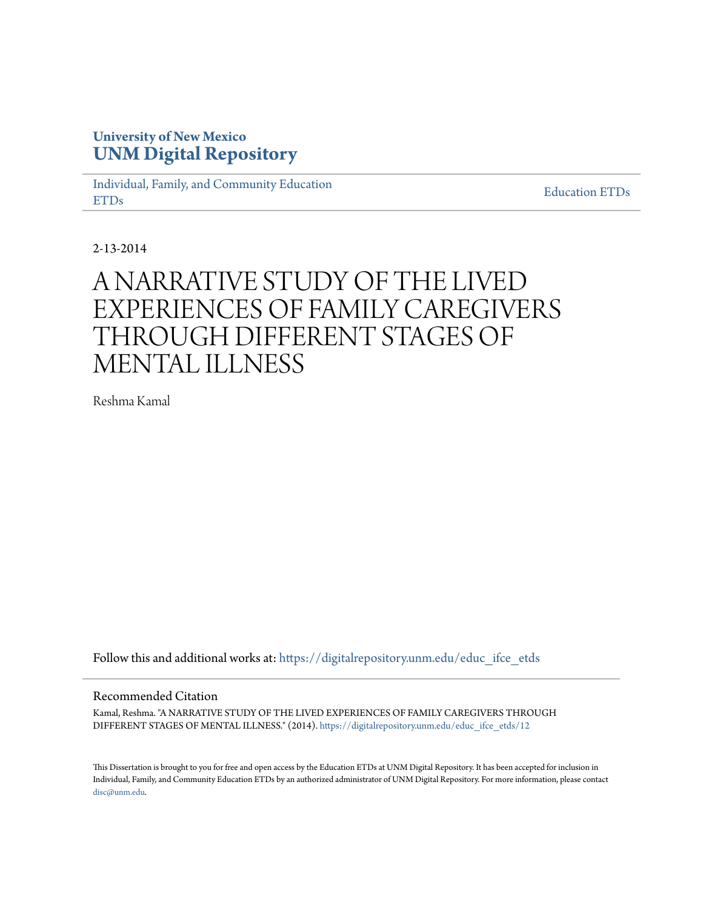**University of New Mexico**
**UNM Digital Repository**

Individual, Family, and Community Education ETDs

Education ETDs

2-13-2014

# A NARRATIVE STUDY OF THE LIVED EXPERIENCES OF FAMILY CAREGIVERS THROUGH DIFFERENT STAGES OF MENTAL ILLNESS

Reshma Kamal

Follow this and additional works at: https://digitalrepository.unm.edu/educ_ifce_etds

## Recommended Citation

Kamal, Reshma. "A NARRATIVE STUDY OF THE LIVED EXPERIENCES OF FAMILY CAREGIVERS THROUGH DIFFERENT STAGES OF MENTAL ILLNESS." (2014). https://digitalrepository.unm.edu/educ_ifce_etds/12

This Dissertation is brought to you for free and open access by the Education ETDs at UNM Digital Repository. It has been accepted for inclusion in Individual, Family, and Community Education ETDs by an authorized administrator of UNM Digital Repository. For more information, please contact disc@unm.edu.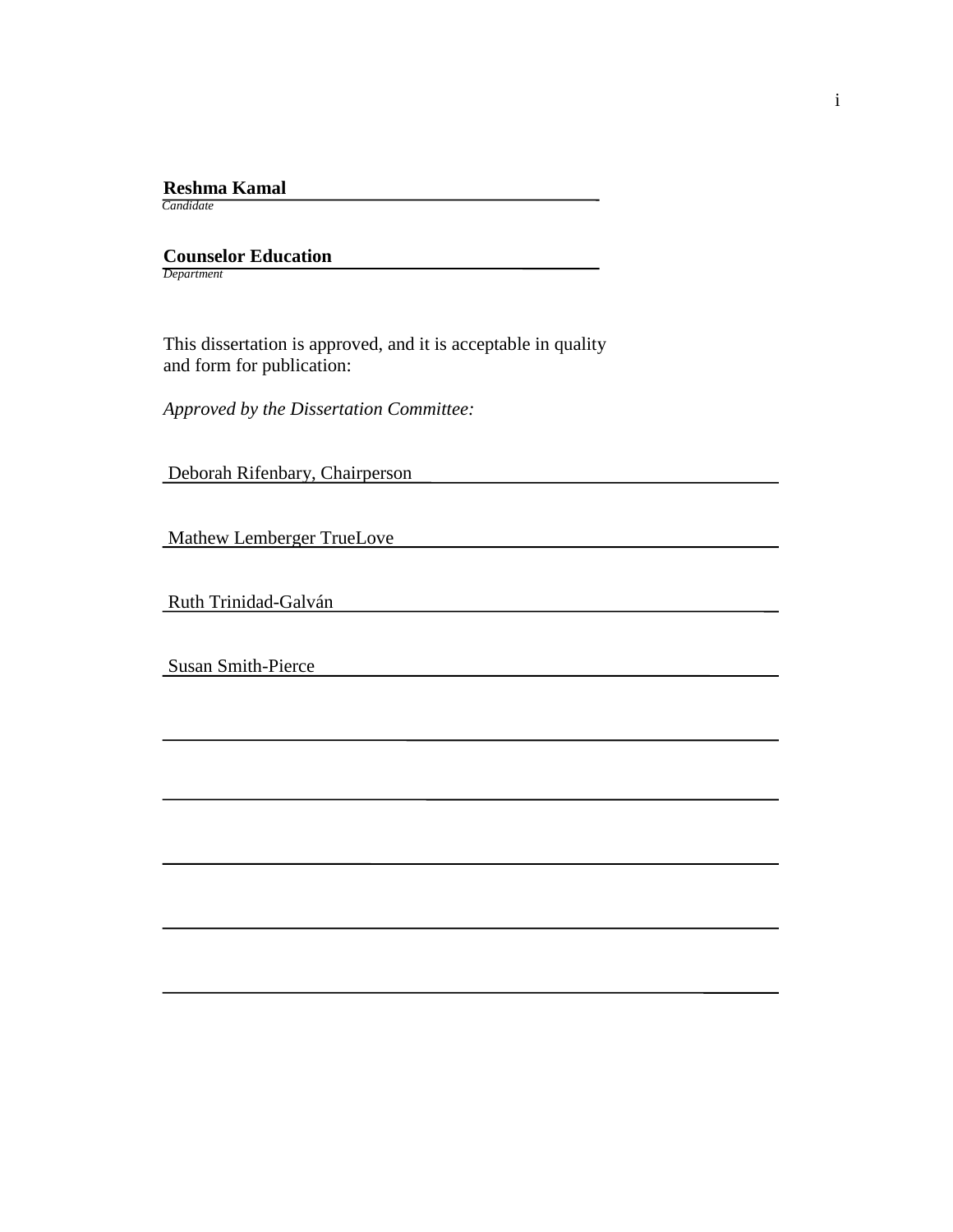**Reshma Kamal**
*Candidate*

**Counselor Education**
*Department*

This dissertation is approved, and it is acceptable in quality and form for publication:

*Approved by the Dissertation Committee:*

Deborah Rifenbary, Chairperson

Mathew Lemberger TrueLove

Ruth Trinidad-Galván

Susan Smith-Pierce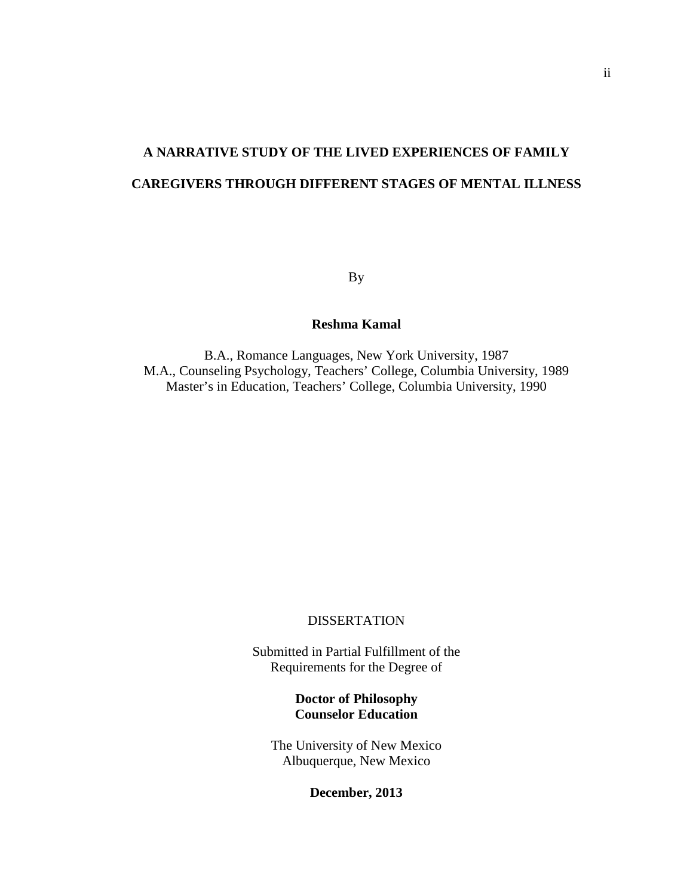# A NARRATIVE STUDY OF THE LIVED EXPERIENCES OF FAMILY CAREGIVERS THROUGH DIFFERENT STAGES OF MENTAL ILLNESS

By

**Reshma Kamal**

B.A., Romance Languages, New York University, 1987
M.A., Counseling Psychology, Teachers' College, Columbia University, 1989
Master's in Education, Teachers' College, Columbia University, 1990

DISSERTATION

Submitted in Partial Fulfillment of the
Requirements for the Degree of

**Doctor of Philosophy**
**Counselor Education**

The University of New Mexico
Albuquerque, New Mexico

**December, 2013**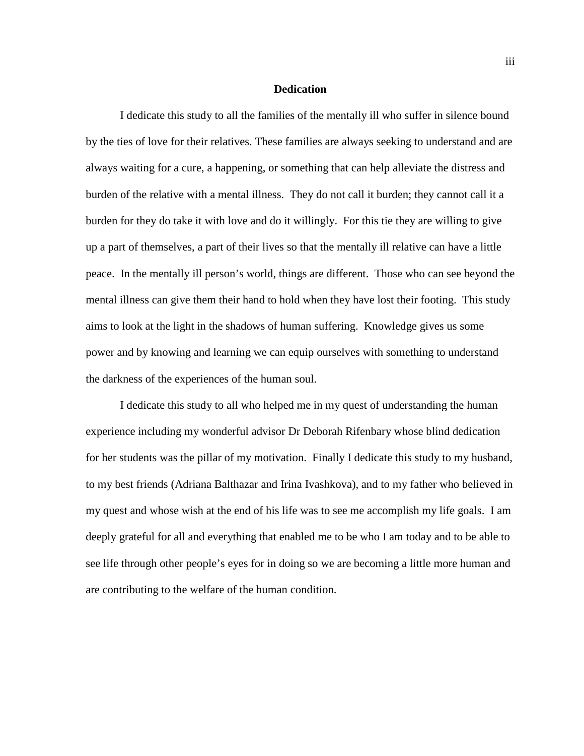## Dedication

I dedicate this study to all the families of the mentally ill who suffer in silence bound by the ties of love for their relatives. These families are always seeking to understand and are always waiting for a cure, a happening, or something that can help alleviate the distress and burden of the relative with a mental illness. They do not call it burden; they cannot call it a burden for they do take it with love and do it willingly. For this tie they are willing to give up a part of themselves, a part of their lives so that the mentally ill relative can have a little peace. In the mentally ill person's world, things are different. Those who can see beyond the mental illness can give them their hand to hold when they have lost their footing. This study aims to look at the light in the shadows of human suffering. Knowledge gives us some power and by knowing and learning we can equip ourselves with something to understand the darkness of the experiences of the human soul.

I dedicate this study to all who helped me in my quest of understanding the human experience including my wonderful advisor Dr Deborah Rifenbary whose blind dedication for her students was the pillar of my motivation. Finally I dedicate this study to my husband, to my best friends (Adriana Balthazar and Irina Ivashkova), and to my father who believed in my quest and whose wish at the end of his life was to see me accomplish my life goals. I am deeply grateful for all and everything that enabled me to be who I am today and to be able to see life through other people's eyes for in doing so we are becoming a little more human and are contributing to the welfare of the human condition.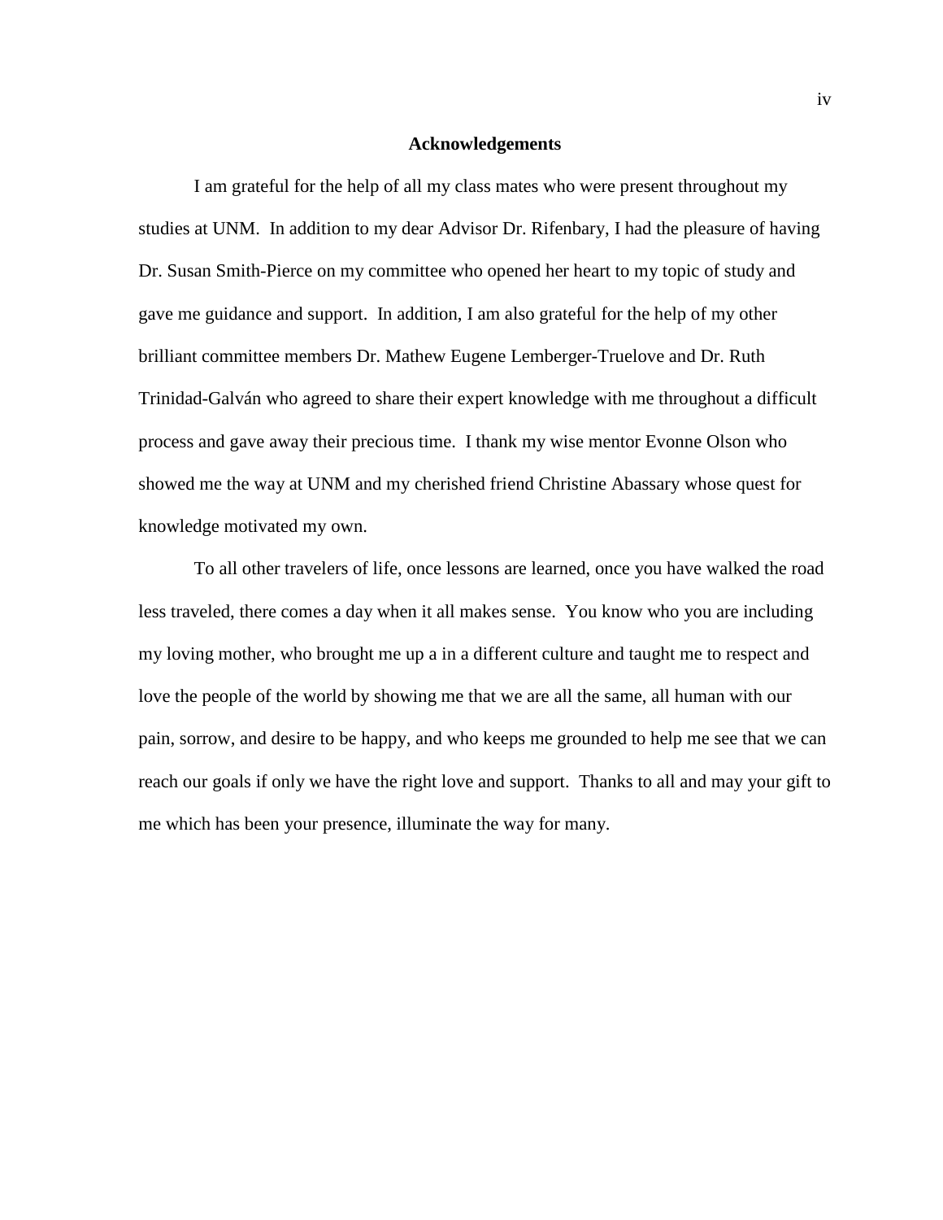# Acknowledgements

I am grateful for the help of all my class mates who were present throughout my studies at UNM. In addition to my dear Advisor Dr. Rifenbary, I had the pleasure of having Dr. Susan Smith-Pierce on my committee who opened her heart to my topic of study and gave me guidance and support. In addition, I am also grateful for the help of my other brilliant committee members Dr. Mathew Eugene Lemberger-Truelove and Dr. Ruth Trinidad-Galván who agreed to share their expert knowledge with me throughout a difficult process and gave away their precious time. I thank my wise mentor Evonne Olson who showed me the way at UNM and my cherished friend Christine Abassary whose quest for knowledge motivated my own.

To all other travelers of life, once lessons are learned, once you have walked the road less traveled, there comes a day when it all makes sense. You know who you are including my loving mother, who brought me up a in a different culture and taught me to respect and love the people of the world by showing me that we are all the same, all human with our pain, sorrow, and desire to be happy, and who keeps me grounded to help me see that we can reach our goals if only we have the right love and support. Thanks to all and may your gift to me which has been your presence, illuminate the way for many.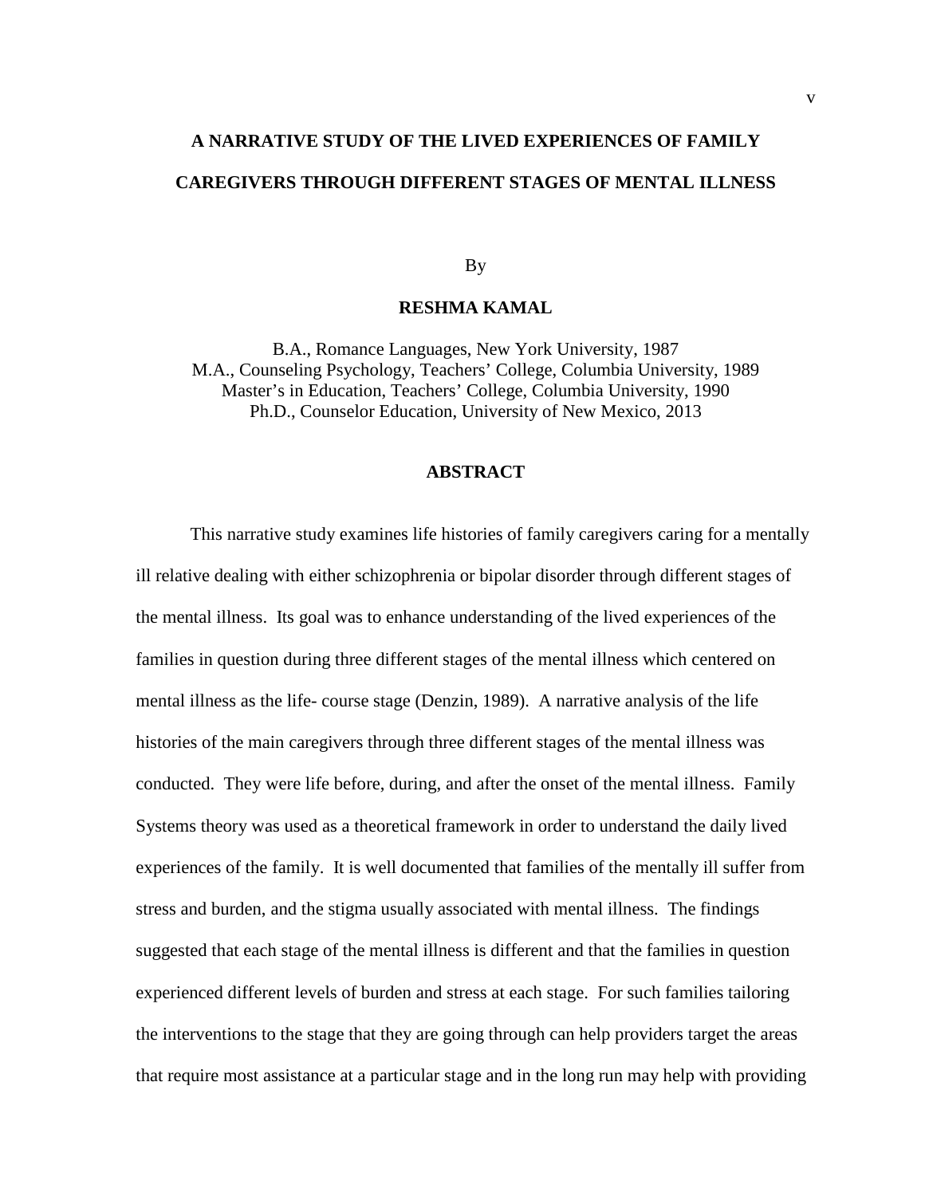# A NARRATIVE STUDY OF THE LIVED EXPERIENCES OF FAMILY CAREGIVERS THROUGH DIFFERENT STAGES OF MENTAL ILLNESS

By

**RESHMA KAMAL**

B.A., Romance Languages, New York University, 1987
M.A., Counseling Psychology, Teachers' College, Columbia University, 1989
Master's in Education, Teachers' College, Columbia University, 1990
Ph.D., Counselor Education, University of New Mexico, 2013

## ABSTRACT

This narrative study examines life histories of family caregivers caring for a mentally ill relative dealing with either schizophrenia or bipolar disorder through different stages of the mental illness. Its goal was to enhance understanding of the lived experiences of the families in question during three different stages of the mental illness which centered on mental illness as the life- course stage (Denzin, 1989). A narrative analysis of the life histories of the main caregivers through three different stages of the mental illness was conducted. They were life before, during, and after the onset of the mental illness. Family Systems theory was used as a theoretical framework in order to understand the daily lived experiences of the family. It is well documented that families of the mentally ill suffer from stress and burden, and the stigma usually associated with mental illness. The findings suggested that each stage of the mental illness is different and that the families in question experienced different levels of burden and stress at each stage. For such families tailoring the interventions to the stage that they are going through can help providers target the areas that require most assistance at a particular stage and in the long run may help with providing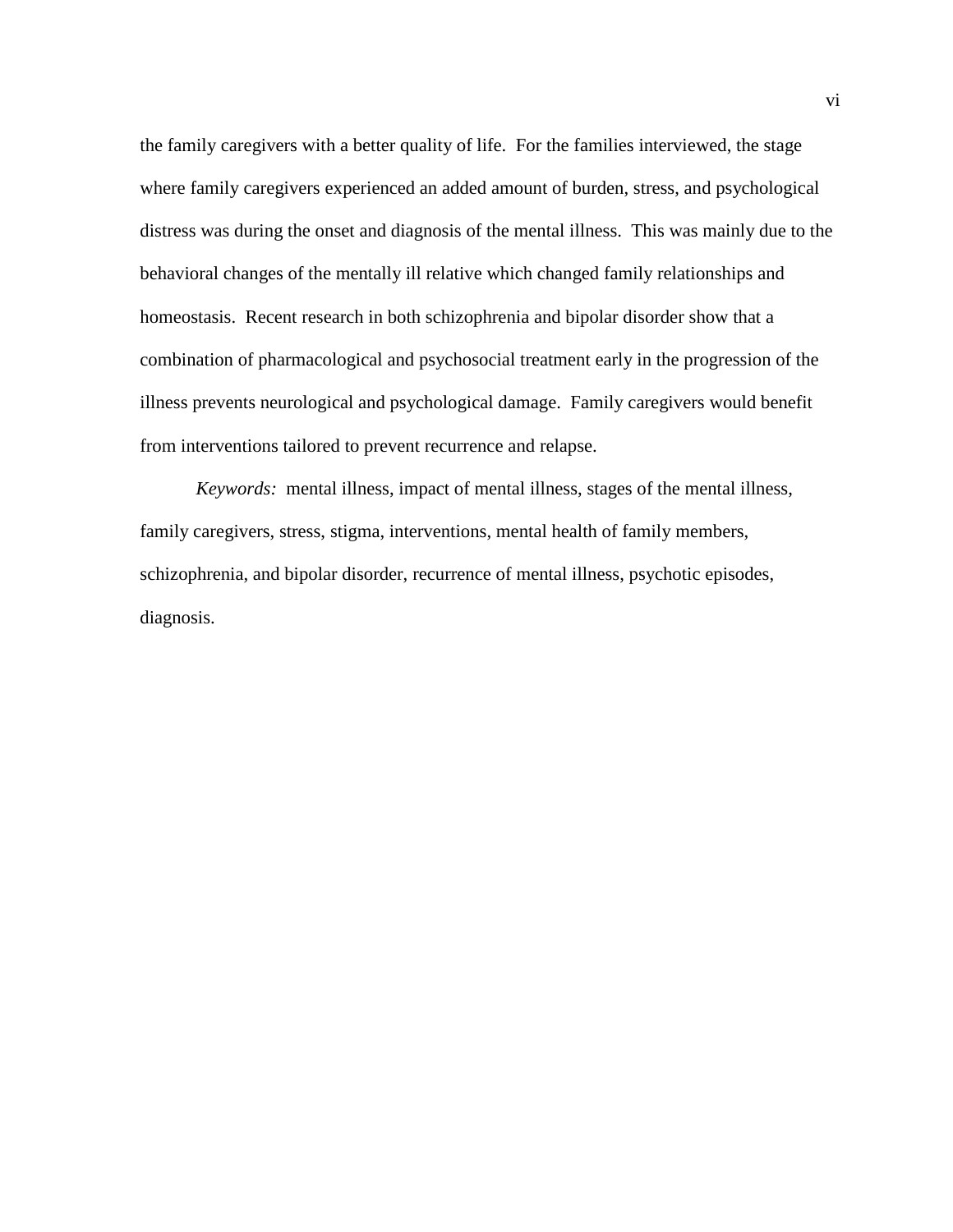the family caregivers with a better quality of life. For the families interviewed, the stage where family caregivers experienced an added amount of burden, stress, and psychological distress was during the onset and diagnosis of the mental illness. This was mainly due to the behavioral changes of the mentally ill relative which changed family relationships and homeostasis. Recent research in both schizophrenia and bipolar disorder show that a combination of pharmacological and psychosocial treatment early in the progression of the illness prevents neurological and psychological damage. Family caregivers would benefit from interventions tailored to prevent recurrence and relapse.

*Keywords:* mental illness, impact of mental illness, stages of the mental illness, family caregivers, stress, stigma, interventions, mental health of family members, schizophrenia, and bipolar disorder, recurrence of mental illness, psychotic episodes, diagnosis.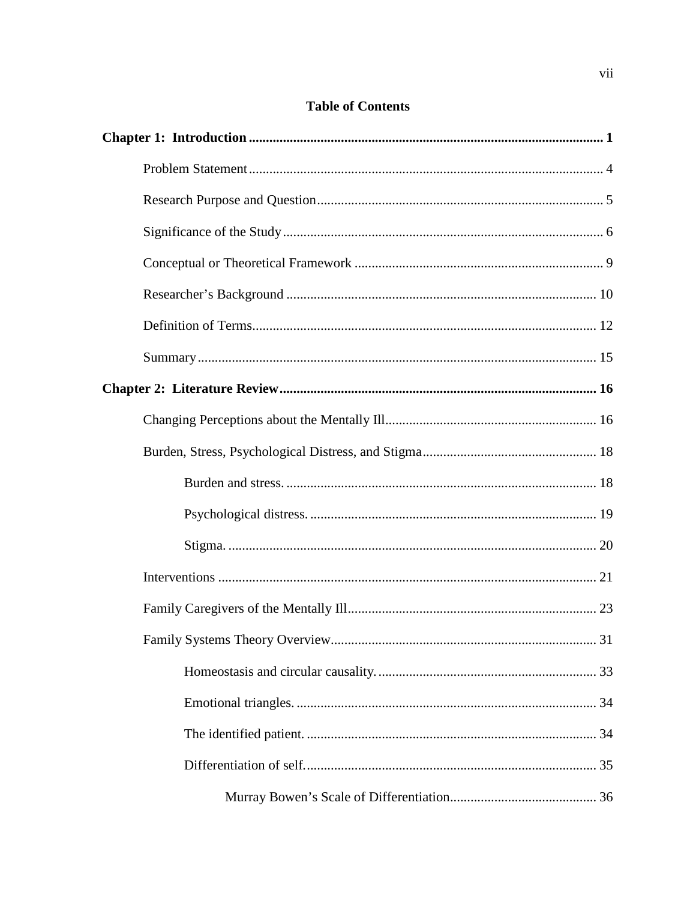# Table of Contents

**Chapter 1: Introduction** ........................................................................................................ **1**

Problem Statement ........................................................................................................ 4

Research Purpose and Question .................................................................................... 5

Significance of the Study .............................................................................................. 6

Conceptual or Theoretical Framework ......................................................................... 9

Researcher's Background ............................................................................................ 10

Definition of Terms ..................................................................................................... 12

Summary ..................................................................................................................... 15

**Chapter 2: Literature Review** ............................................................................................ **16**

Changing Perceptions about the Mentally Ill .............................................................. 16

Burden, Stress, Psychological Distress, and Stigma ................................................... 18

Burden and stress. ............................................................................................ 18

Psychological distress. ..................................................................................... 19

Stigma. ............................................................................................................. 20

Interventions ............................................................................................................... 21

Family Caregivers of the Mentally Ill ......................................................................... 23

Family Systems Theory Overview .............................................................................. 31

Homeostasis and circular causality. ................................................................. 33

Emotional triangles. ......................................................................................... 34

The identified patient. ...................................................................................... 34

Differentiation of self. ...................................................................................... 35

Murray Bowen's Scale of Differentiation ............................................ 36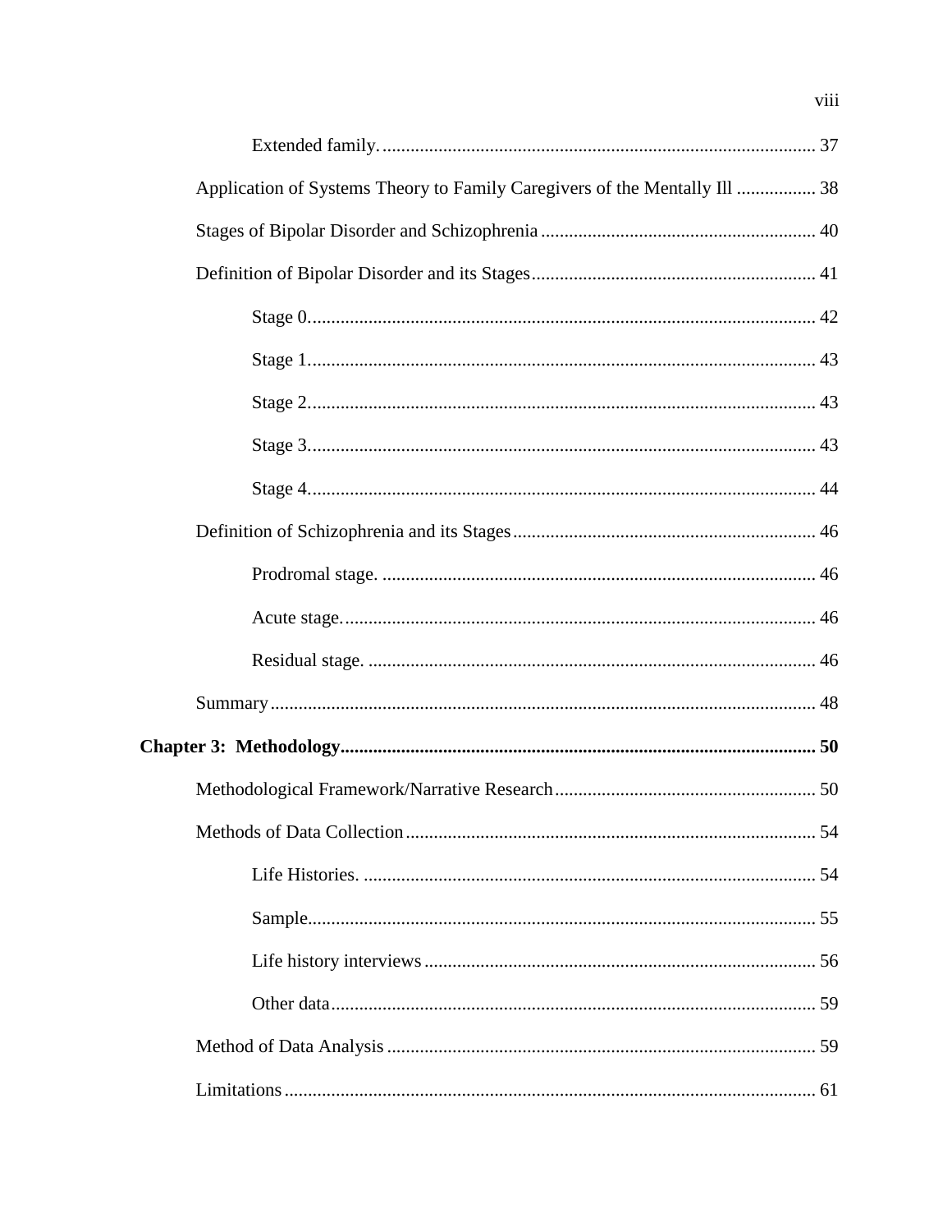Extended family. 37

Application of Systems Theory to Family Caregivers of the Mentally Ill 38

Stages of Bipolar Disorder and Schizophrenia 40

Definition of Bipolar Disorder and its Stages 41

Stage 0. 42

Stage 1. 43

Stage 2. 43

Stage 3. 43

Stage 4. 44

Definition of Schizophrenia and its Stages 46

Prodromal stage. 46

Acute stage. 46

Residual stage. 46

Summary 48

**Chapter 3: Methodology 50**

Methodological Framework/Narrative Research 50

Methods of Data Collection 54

Life Histories. 54

Sample. 55

Life history interviews 56

Other data 59

Method of Data Analysis 59

Limitations 61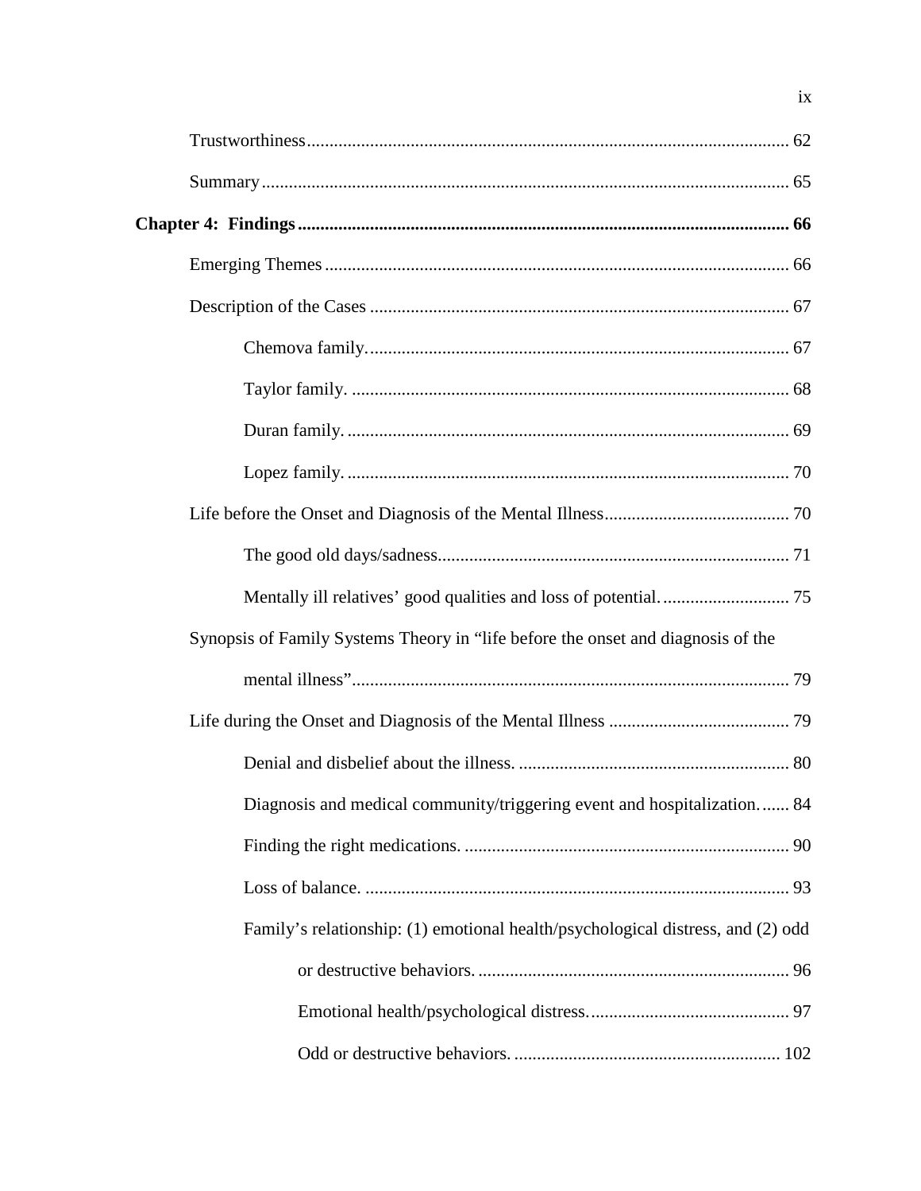Trustworthiness .......... 62

Summary .......... 65

**Chapter 4: Findings .......... 66**

Emerging Themes .......... 66

Description of the Cases .......... 67

Chemova family. .......... 67

Taylor family. .......... 68

Duran family. .......... 69

Lopez family. .......... 70

Life before the Onset and Diagnosis of the Mental Illness .......... 70

The good old days/sadness. .......... 71

Mentally ill relatives' good qualities and loss of potential. .......... 75

Synopsis of Family Systems Theory in "life before the onset and diagnosis of the mental illness" .......... 79

Life during the Onset and Diagnosis of the Mental Illness .......... 79

Denial and disbelief about the illness. .......... 80

Diagnosis and medical community/triggering event and hospitalization. .......... 84

Finding the right medications. .......... 90

Loss of balance. .......... 93

Family's relationship: (1) emotional health/psychological distress, and (2) odd or destructive behaviors. .......... 96

Emotional health/psychological distress. .......... 97

Odd or destructive behaviors. .......... 102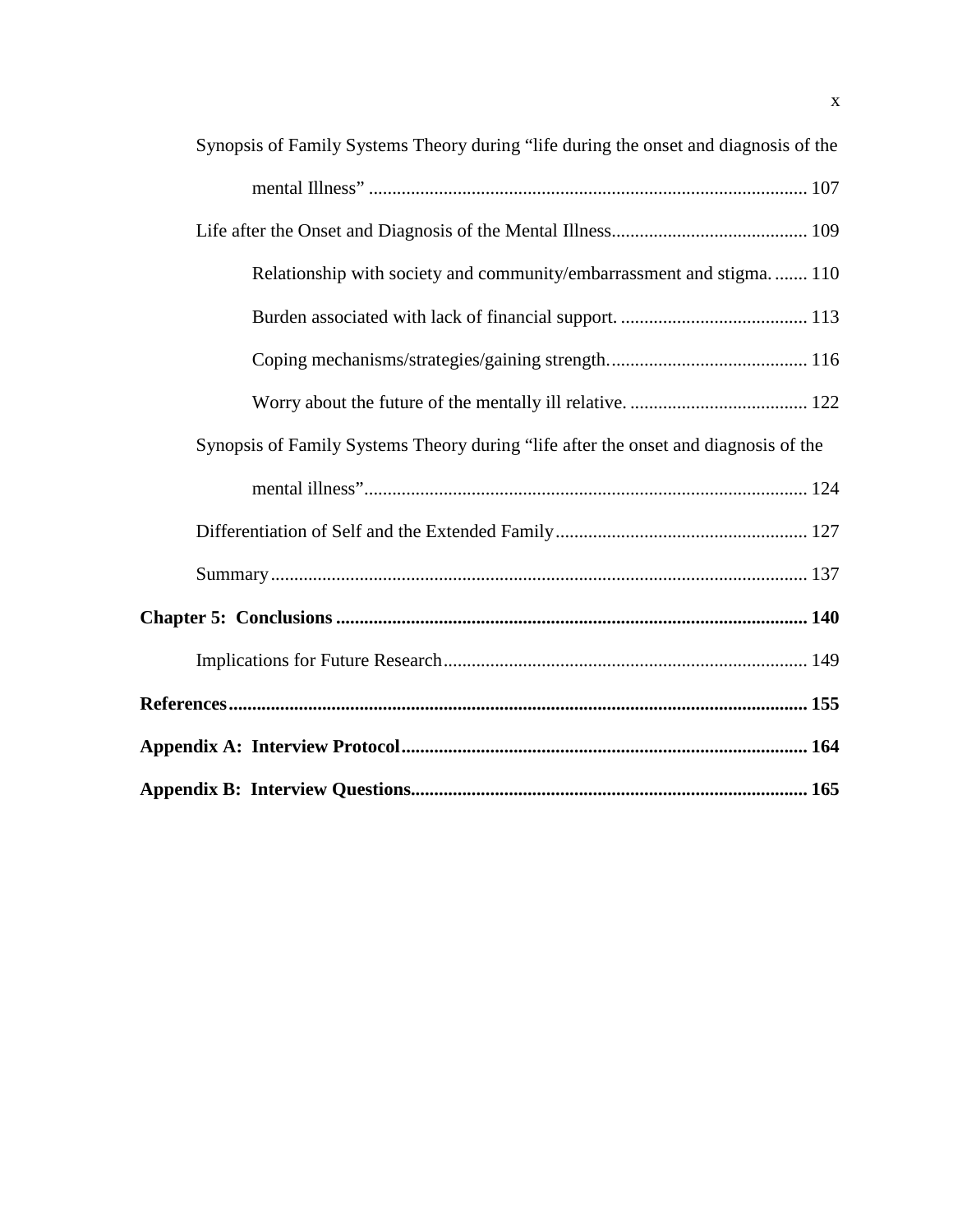Synopsis of Family Systems Theory during "life during the onset and diagnosis of the mental Illness" ........ 107

Life after the Onset and Diagnosis of the Mental Illness........ 109

Relationship with society and community/embarrassment and stigma. ........ 110

Burden associated with lack of financial support. ........ 113

Coping mechanisms/strategies/gaining strength. ........ 116

Worry about the future of the mentally ill relative. ........ 122

Synopsis of Family Systems Theory during "life after the onset and diagnosis of the mental illness" ........ 124

Differentiation of Self and the Extended Family ........ 127

Summary ........ 137

**Chapter 5: Conclusions ........ 140**

Implications for Future Research ........ 149

**References ........ 155**

**Appendix A: Interview Protocol ........ 164**

**Appendix B: Interview Questions ........ 165**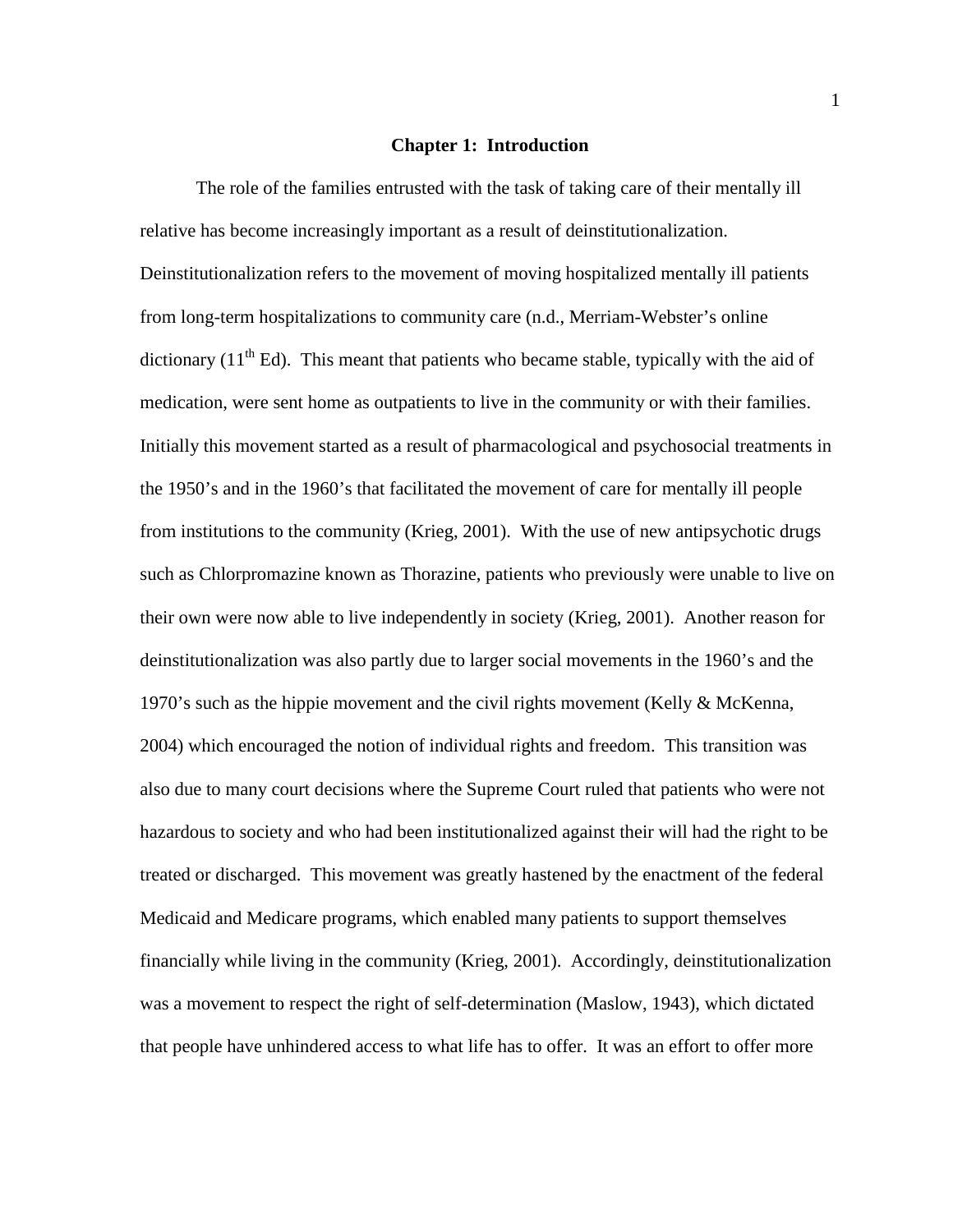# Chapter 1: Introduction

The role of the families entrusted with the task of taking care of their mentally ill relative has become increasingly important as a result of deinstitutionalization. Deinstitutionalization refers to the movement of moving hospitalized mentally ill patients from long-term hospitalizations to community care (n.d., Merriam-Webster's online dictionary (11th Ed). This meant that patients who became stable, typically with the aid of medication, were sent home as outpatients to live in the community or with their families. Initially this movement started as a result of pharmacological and psychosocial treatments in the 1950's and in the 1960's that facilitated the movement of care for mentally ill people from institutions to the community (Krieg, 2001). With the use of new antipsychotic drugs such as Chlorpromazine known as Thorazine, patients who previously were unable to live on their own were now able to live independently in society (Krieg, 2001). Another reason for deinstitutionalization was also partly due to larger social movements in the 1960's and the 1970's such as the hippie movement and the civil rights movement (Kelly & McKenna, 2004) which encouraged the notion of individual rights and freedom. This transition was also due to many court decisions where the Supreme Court ruled that patients who were not hazardous to society and who had been institutionalized against their will had the right to be treated or discharged. This movement was greatly hastened by the enactment of the federal Medicaid and Medicare programs, which enabled many patients to support themselves financially while living in the community (Krieg, 2001). Accordingly, deinstitutionalization was a movement to respect the right of self-determination (Maslow, 1943), which dictated that people have unhindered access to what life has to offer. It was an effort to offer more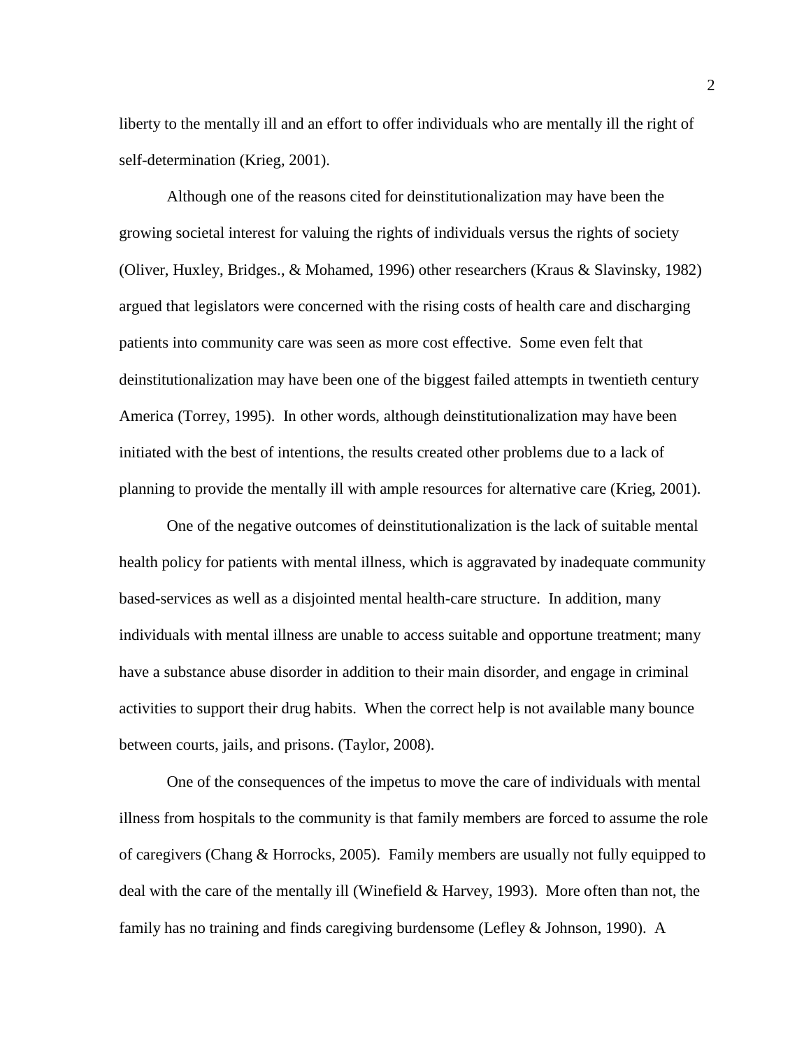liberty to the mentally ill and an effort to offer individuals who are mentally ill the right of self-determination (Krieg, 2001).

Although one of the reasons cited for deinstitutionalization may have been the growing societal interest for valuing the rights of individuals versus the rights of society (Oliver, Huxley, Bridges., & Mohamed, 1996) other researchers (Kraus & Slavinsky, 1982) argued that legislators were concerned with the rising costs of health care and discharging patients into community care was seen as more cost effective. Some even felt that deinstitutionalization may have been one of the biggest failed attempts in twentieth century America (Torrey, 1995). In other words, although deinstitutionalization may have been initiated with the best of intentions, the results created other problems due to a lack of planning to provide the mentally ill with ample resources for alternative care (Krieg, 2001).

One of the negative outcomes of deinstitutionalization is the lack of suitable mental health policy for patients with mental illness, which is aggravated by inadequate community based-services as well as a disjointed mental health-care structure. In addition, many individuals with mental illness are unable to access suitable and opportune treatment; many have a substance abuse disorder in addition to their main disorder, and engage in criminal activities to support their drug habits. When the correct help is not available many bounce between courts, jails, and prisons. (Taylor, 2008).

One of the consequences of the impetus to move the care of individuals with mental illness from hospitals to the community is that family members are forced to assume the role of caregivers (Chang & Horrocks, 2005). Family members are usually not fully equipped to deal with the care of the mentally ill (Winefield & Harvey, 1993). More often than not, the family has no training and finds caregiving burdensome (Lefley & Johnson, 1990). A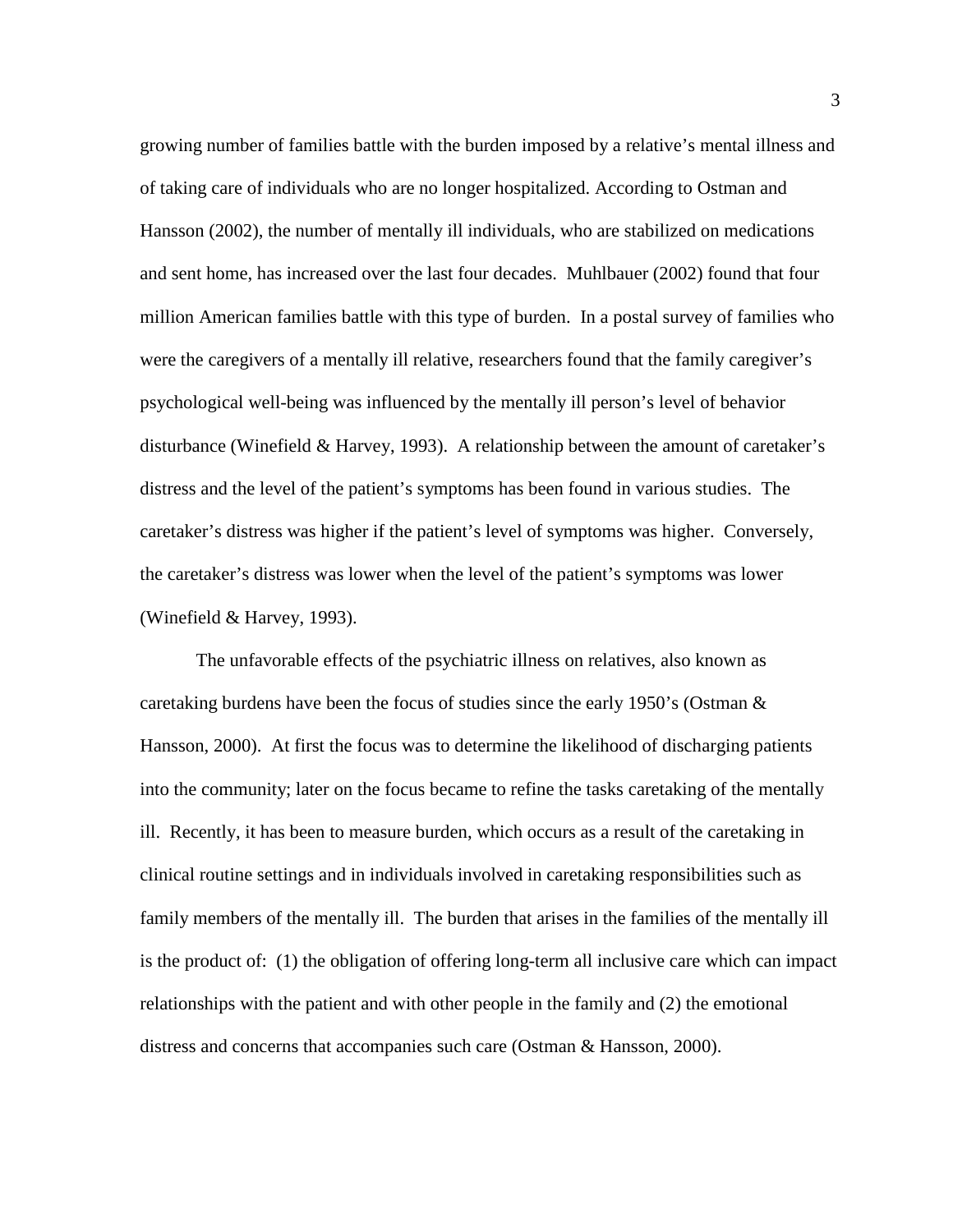growing number of families battle with the burden imposed by a relative's mental illness and of taking care of individuals who are no longer hospitalized. According to Ostman and Hansson (2002), the number of mentally ill individuals, who are stabilized on medications and sent home, has increased over the last four decades. Muhlbauer (2002) found that four million American families battle with this type of burden. In a postal survey of families who were the caregivers of a mentally ill relative, researchers found that the family caregiver's psychological well-being was influenced by the mentally ill person's level of behavior disturbance (Winefield & Harvey, 1993). A relationship between the amount of caretaker's distress and the level of the patient's symptoms has been found in various studies. The caretaker's distress was higher if the patient's level of symptoms was higher. Conversely, the caretaker's distress was lower when the level of the patient's symptoms was lower (Winefield & Harvey, 1993).

The unfavorable effects of the psychiatric illness on relatives, also known as caretaking burdens have been the focus of studies since the early 1950's (Ostman & Hansson, 2000). At first the focus was to determine the likelihood of discharging patients into the community; later on the focus became to refine the tasks caretaking of the mentally ill. Recently, it has been to measure burden, which occurs as a result of the caretaking in clinical routine settings and in individuals involved in caretaking responsibilities such as family members of the mentally ill. The burden that arises in the families of the mentally ill is the product of: (1) the obligation of offering long-term all inclusive care which can impact relationships with the patient and with other people in the family and (2) the emotional distress and concerns that accompanies such care (Ostman & Hansson, 2000).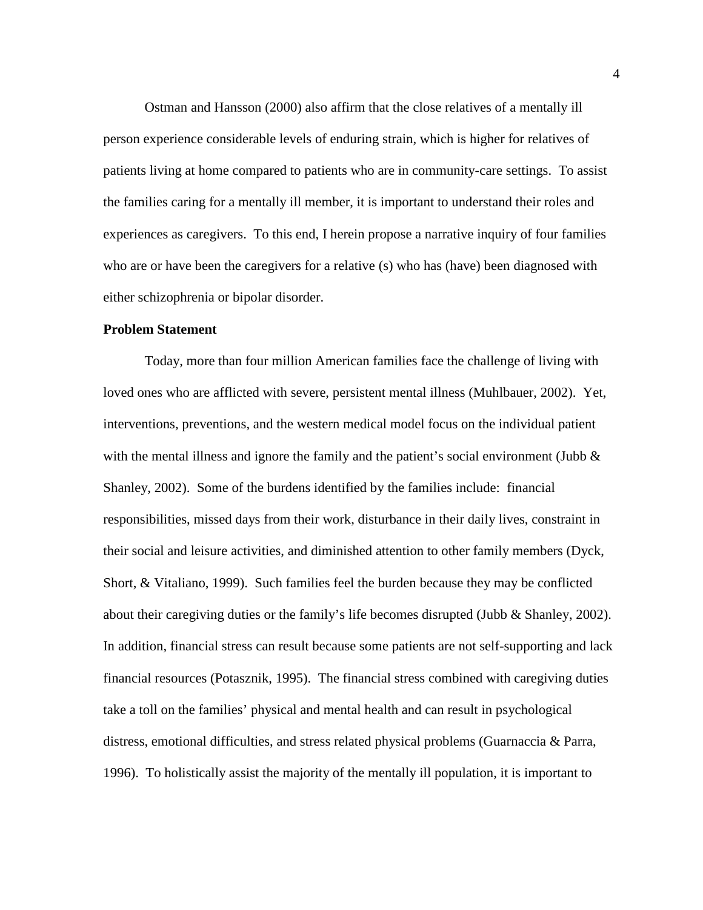Ostman and Hansson (2000) also affirm that the close relatives of a mentally ill person experience considerable levels of enduring strain, which is higher for relatives of patients living at home compared to patients who are in community-care settings. To assist the families caring for a mentally ill member, it is important to understand their roles and experiences as caregivers. To this end, I herein propose a narrative inquiry of four families who are or have been the caregivers for a relative (s) who has (have) been diagnosed with either schizophrenia or bipolar disorder.

**Problem Statement**

Today, more than four million American families face the challenge of living with loved ones who are afflicted with severe, persistent mental illness (Muhlbauer, 2002). Yet, interventions, preventions, and the western medical model focus on the individual patient with the mental illness and ignore the family and the patient's social environment (Jubb & Shanley, 2002). Some of the burdens identified by the families include: financial responsibilities, missed days from their work, disturbance in their daily lives, constraint in their social and leisure activities, and diminished attention to other family members (Dyck, Short, & Vitaliano, 1999). Such families feel the burden because they may be conflicted about their caregiving duties or the family's life becomes disrupted (Jubb & Shanley, 2002). In addition, financial stress can result because some patients are not self-supporting and lack financial resources (Potasznik, 1995). The financial stress combined with caregiving duties take a toll on the families' physical and mental health and can result in psychological distress, emotional difficulties, and stress related physical problems (Guarnaccia & Parra, 1996). To holistically assist the majority of the mentally ill population, it is important to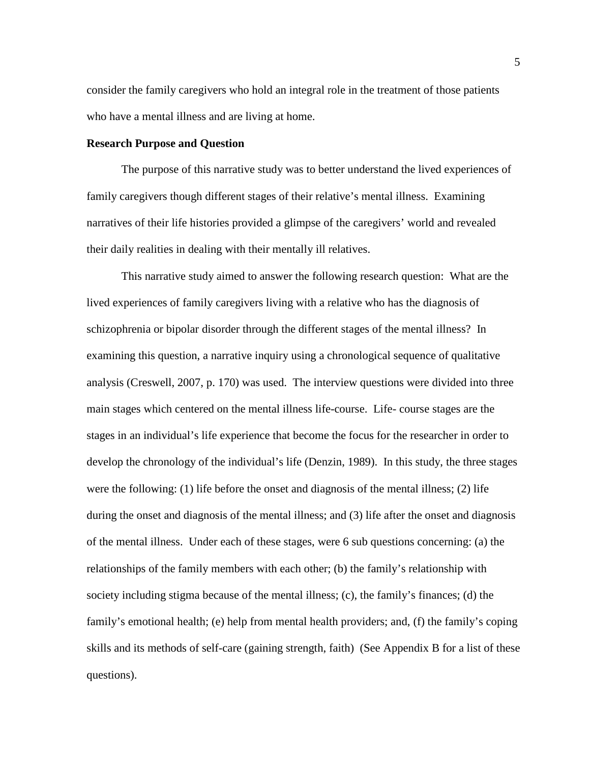consider the family caregivers who hold an integral role in the treatment of those patients who have a mental illness and are living at home.

**Research Purpose and Question**

The purpose of this narrative study was to better understand the lived experiences of family caregivers though different stages of their relative's mental illness. Examining narratives of their life histories provided a glimpse of the caregivers' world and revealed their daily realities in dealing with their mentally ill relatives.

This narrative study aimed to answer the following research question: What are the lived experiences of family caregivers living with a relative who has the diagnosis of schizophrenia or bipolar disorder through the different stages of the mental illness? In examining this question, a narrative inquiry using a chronological sequence of qualitative analysis (Creswell, 2007, p. 170) was used. The interview questions were divided into three main stages which centered on the mental illness life-course. Life- course stages are the stages in an individual's life experience that become the focus for the researcher in order to develop the chronology of the individual's life (Denzin, 1989). In this study, the three stages were the following: (1) life before the onset and diagnosis of the mental illness; (2) life during the onset and diagnosis of the mental illness; and (3) life after the onset and diagnosis of the mental illness. Under each of these stages, were 6 sub questions concerning: (a) the relationships of the family members with each other; (b) the family's relationship with society including stigma because of the mental illness; (c), the family's finances; (d) the family's emotional health; (e) help from mental health providers; and, (f) the family's coping skills and its methods of self-care (gaining strength, faith) (See Appendix B for a list of these questions).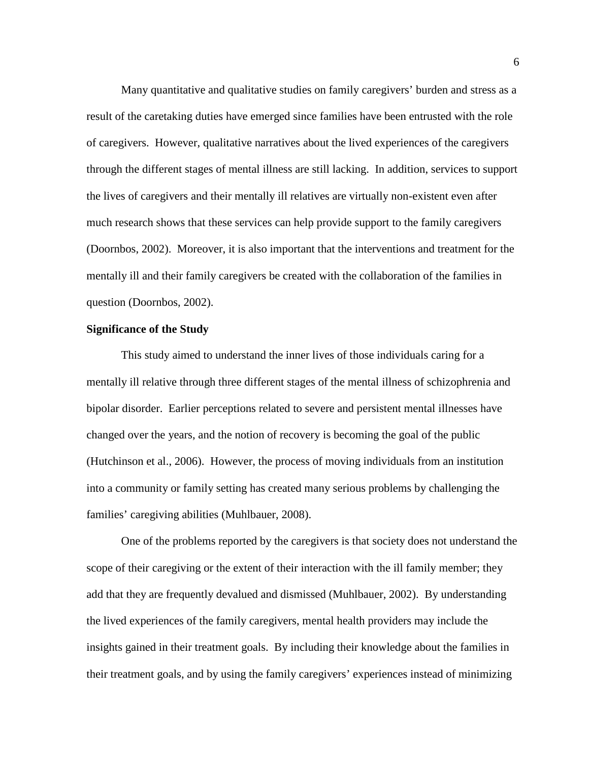Many quantitative and qualitative studies on family caregivers' burden and stress as a result of the caretaking duties have emerged since families have been entrusted with the role of caregivers. However, qualitative narratives about the lived experiences of the caregivers through the different stages of mental illness are still lacking. In addition, services to support the lives of caregivers and their mentally ill relatives are virtually non-existent even after much research shows that these services can help provide support to the family caregivers (Doornbos, 2002). Moreover, it is also important that the interventions and treatment for the mentally ill and their family caregivers be created with the collaboration of the families in question (Doornbos, 2002).

**Significance of the Study**

This study aimed to understand the inner lives of those individuals caring for a mentally ill relative through three different stages of the mental illness of schizophrenia and bipolar disorder. Earlier perceptions related to severe and persistent mental illnesses have changed over the years, and the notion of recovery is becoming the goal of the public (Hutchinson et al., 2006). However, the process of moving individuals from an institution into a community or family setting has created many serious problems by challenging the families' caregiving abilities (Muhlbauer, 2008).

One of the problems reported by the caregivers is that society does not understand the scope of their caregiving or the extent of their interaction with the ill family member; they add that they are frequently devalued and dismissed (Muhlbauer, 2002). By understanding the lived experiences of the family caregivers, mental health providers may include the insights gained in their treatment goals. By including their knowledge about the families in their treatment goals, and by using the family caregivers' experiences instead of minimizing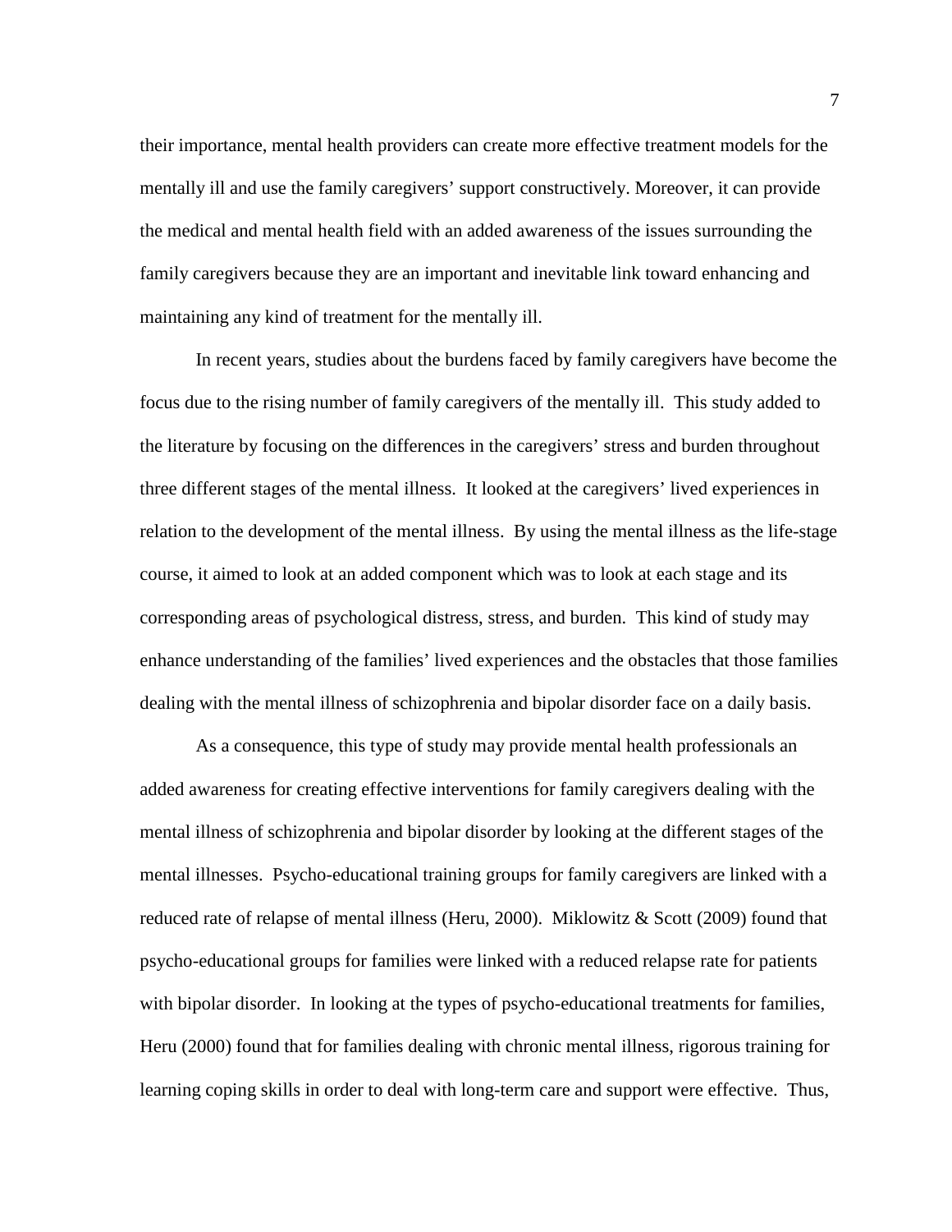their importance, mental health providers can create more effective treatment models for the mentally ill and use the family caregivers' support constructively. Moreover, it can provide the medical and mental health field with an added awareness of the issues surrounding the family caregivers because they are an important and inevitable link toward enhancing and maintaining any kind of treatment for the mentally ill.

In recent years, studies about the burdens faced by family caregivers have become the focus due to the rising number of family caregivers of the mentally ill. This study added to the literature by focusing on the differences in the caregivers' stress and burden throughout three different stages of the mental illness. It looked at the caregivers' lived experiences in relation to the development of the mental illness. By using the mental illness as the life-stage course, it aimed to look at an added component which was to look at each stage and its corresponding areas of psychological distress, stress, and burden. This kind of study may enhance understanding of the families' lived experiences and the obstacles that those families dealing with the mental illness of schizophrenia and bipolar disorder face on a daily basis.

As a consequence, this type of study may provide mental health professionals an added awareness for creating effective interventions for family caregivers dealing with the mental illness of schizophrenia and bipolar disorder by looking at the different stages of the mental illnesses. Psycho-educational training groups for family caregivers are linked with a reduced rate of relapse of mental illness (Heru, 2000). Miklowitz & Scott (2009) found that psycho-educational groups for families were linked with a reduced relapse rate for patients with bipolar disorder. In looking at the types of psycho-educational treatments for families, Heru (2000) found that for families dealing with chronic mental illness, rigorous training for learning coping skills in order to deal with long-term care and support were effective. Thus,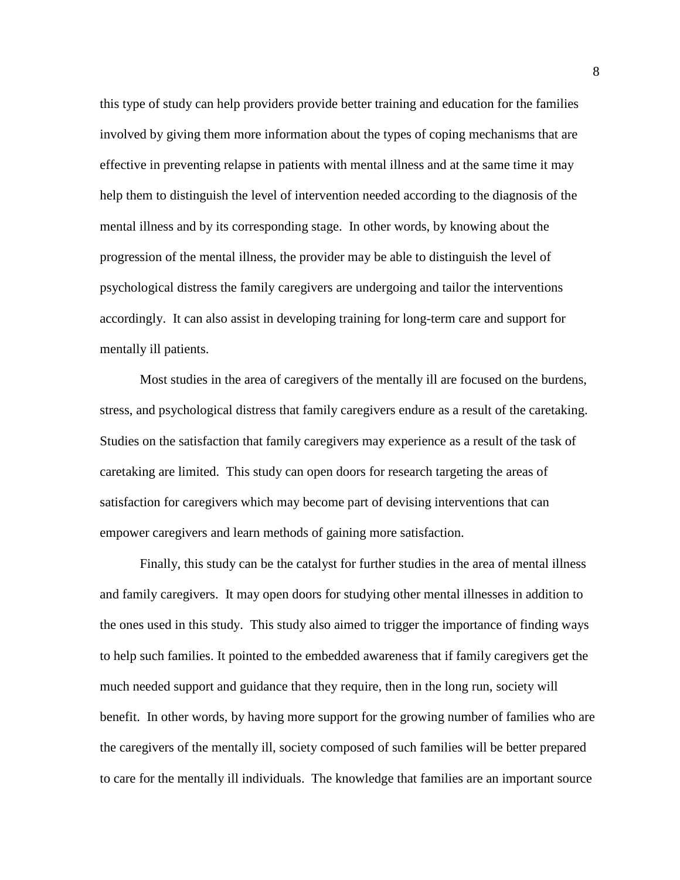this type of study can help providers provide better training and education for the families involved by giving them more information about the types of coping mechanisms that are effective in preventing relapse in patients with mental illness and at the same time it may help them to distinguish the level of intervention needed according to the diagnosis of the mental illness and by its corresponding stage. In other words, by knowing about the progression of the mental illness, the provider may be able to distinguish the level of psychological distress the family caregivers are undergoing and tailor the interventions accordingly. It can also assist in developing training for long-term care and support for mentally ill patients.

Most studies in the area of caregivers of the mentally ill are focused on the burdens, stress, and psychological distress that family caregivers endure as a result of the caretaking. Studies on the satisfaction that family caregivers may experience as a result of the task of caretaking are limited. This study can open doors for research targeting the areas of satisfaction for caregivers which may become part of devising interventions that can empower caregivers and learn methods of gaining more satisfaction.

Finally, this study can be the catalyst for further studies in the area of mental illness and family caregivers. It may open doors for studying other mental illnesses in addition to the ones used in this study. This study also aimed to trigger the importance of finding ways to help such families. It pointed to the embedded awareness that if family caregivers get the much needed support and guidance that they require, then in the long run, society will benefit. In other words, by having more support for the growing number of families who are the caregivers of the mentally ill, society composed of such families will be better prepared to care for the mentally ill individuals. The knowledge that families are an important source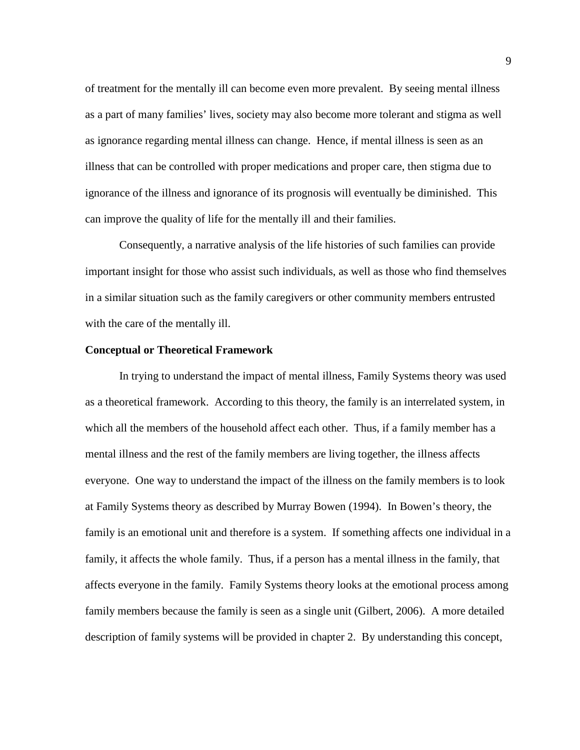of treatment for the mentally ill can become even more prevalent. By seeing mental illness as a part of many families' lives, society may also become more tolerant and stigma as well as ignorance regarding mental illness can change. Hence, if mental illness is seen as an illness that can be controlled with proper medications and proper care, then stigma due to ignorance of the illness and ignorance of its prognosis will eventually be diminished. This can improve the quality of life for the mentally ill and their families.

Consequently, a narrative analysis of the life histories of such families can provide important insight for those who assist such individuals, as well as those who find themselves in a similar situation such as the family caregivers or other community members entrusted with the care of the mentally ill.

**Conceptual or Theoretical Framework**

In trying to understand the impact of mental illness, Family Systems theory was used as a theoretical framework. According to this theory, the family is an interrelated system, in which all the members of the household affect each other. Thus, if a family member has a mental illness and the rest of the family members are living together, the illness affects everyone. One way to understand the impact of the illness on the family members is to look at Family Systems theory as described by Murray Bowen (1994). In Bowen's theory, the family is an emotional unit and therefore is a system. If something affects one individual in a family, it affects the whole family. Thus, if a person has a mental illness in the family, that affects everyone in the family. Family Systems theory looks at the emotional process among family members because the family is seen as a single unit (Gilbert, 2006). A more detailed description of family systems will be provided in chapter 2. By understanding this concept,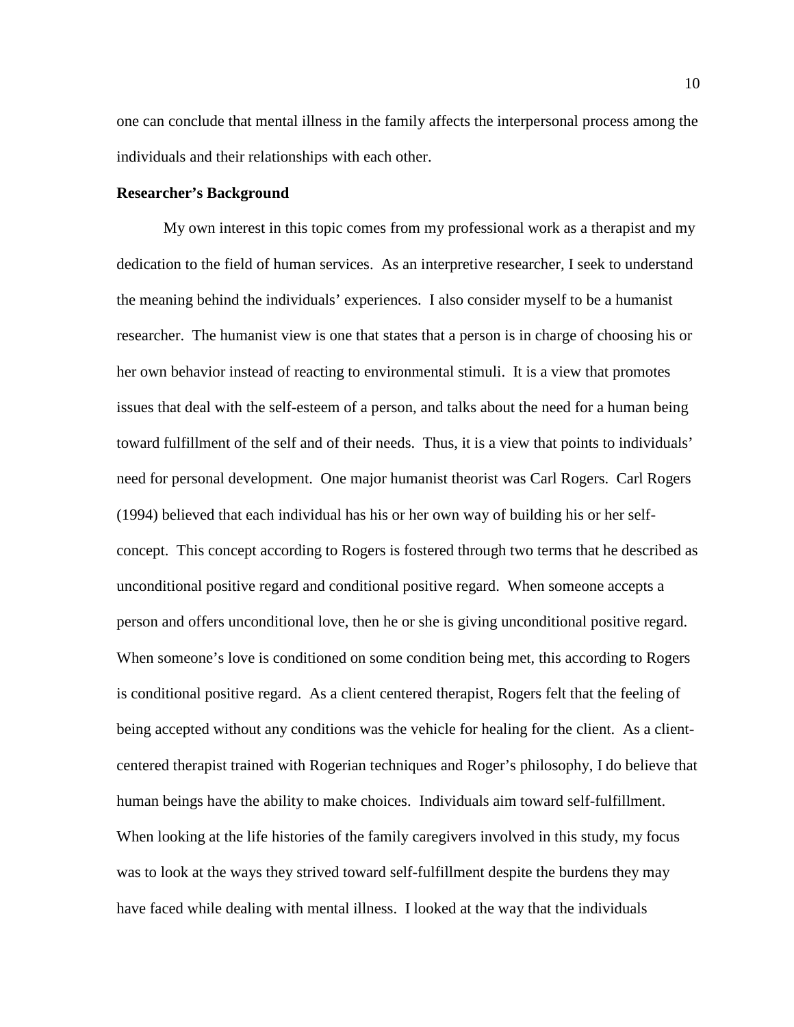one can conclude that mental illness in the family affects the interpersonal process among the individuals and their relationships with each other.

**Researcher's Background**

My own interest in this topic comes from my professional work as a therapist and my dedication to the field of human services. As an interpretive researcher, I seek to understand the meaning behind the individuals' experiences. I also consider myself to be a humanist researcher. The humanist view is one that states that a person is in charge of choosing his or her own behavior instead of reacting to environmental stimuli. It is a view that promotes issues that deal with the self-esteem of a person, and talks about the need for a human being toward fulfillment of the self and of their needs. Thus, it is a view that points to individuals' need for personal development. One major humanist theorist was Carl Rogers. Carl Rogers (1994) believed that each individual has his or her own way of building his or her self-concept. This concept according to Rogers is fostered through two terms that he described as unconditional positive regard and conditional positive regard. When someone accepts a person and offers unconditional love, then he or she is giving unconditional positive regard. When someone's love is conditioned on some condition being met, this according to Rogers is conditional positive regard. As a client centered therapist, Rogers felt that the feeling of being accepted without any conditions was the vehicle for healing for the client. As a client-centered therapist trained with Rogerian techniques and Roger's philosophy, I do believe that human beings have the ability to make choices. Individuals aim toward self-fulfillment. When looking at the life histories of the family caregivers involved in this study, my focus was to look at the ways they strived toward self-fulfillment despite the burdens they may have faced while dealing with mental illness. I looked at the way that the individuals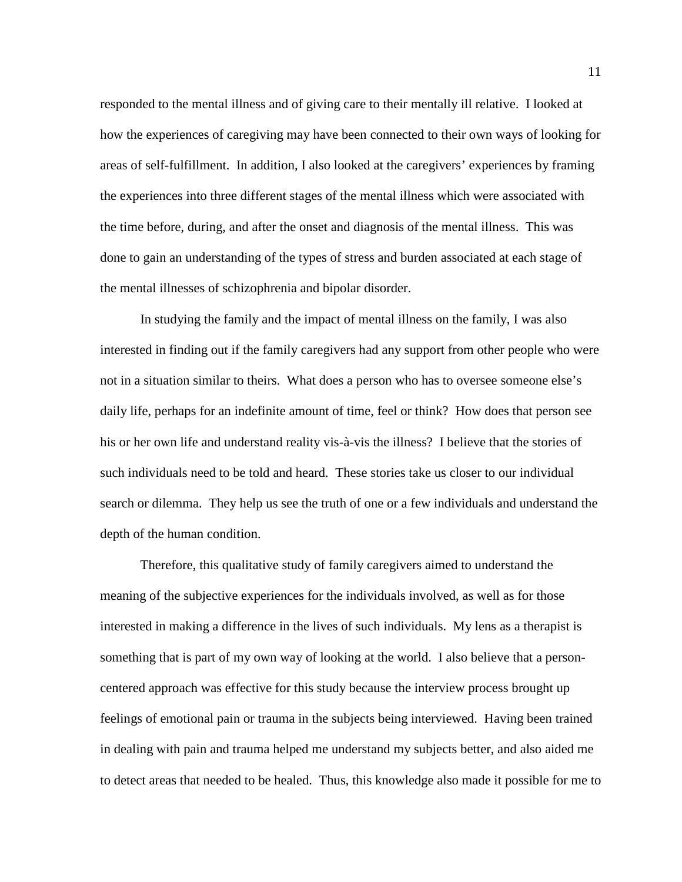responded to the mental illness and of giving care to their mentally ill relative. I looked at how the experiences of caregiving may have been connected to their own ways of looking for areas of self-fulfillment. In addition, I also looked at the caregivers' experiences by framing the experiences into three different stages of the mental illness which were associated with the time before, during, and after the onset and diagnosis of the mental illness. This was done to gain an understanding of the types of stress and burden associated at each stage of the mental illnesses of schizophrenia and bipolar disorder.

In studying the family and the impact of mental illness on the family, I was also interested in finding out if the family caregivers had any support from other people who were not in a situation similar to theirs. What does a person who has to oversee someone else's daily life, perhaps for an indefinite amount of time, feel or think? How does that person see his or her own life and understand reality vis-à-vis the illness? I believe that the stories of such individuals need to be told and heard. These stories take us closer to our individual search or dilemma. They help us see the truth of one or a few individuals and understand the depth of the human condition.

Therefore, this qualitative study of family caregivers aimed to understand the meaning of the subjective experiences for the individuals involved, as well as for those interested in making a difference in the lives of such individuals. My lens as a therapist is something that is part of my own way of looking at the world. I also believe that a person-centered approach was effective for this study because the interview process brought up feelings of emotional pain or trauma in the subjects being interviewed. Having been trained in dealing with pain and trauma helped me understand my subjects better, and also aided me to detect areas that needed to be healed. Thus, this knowledge also made it possible for me to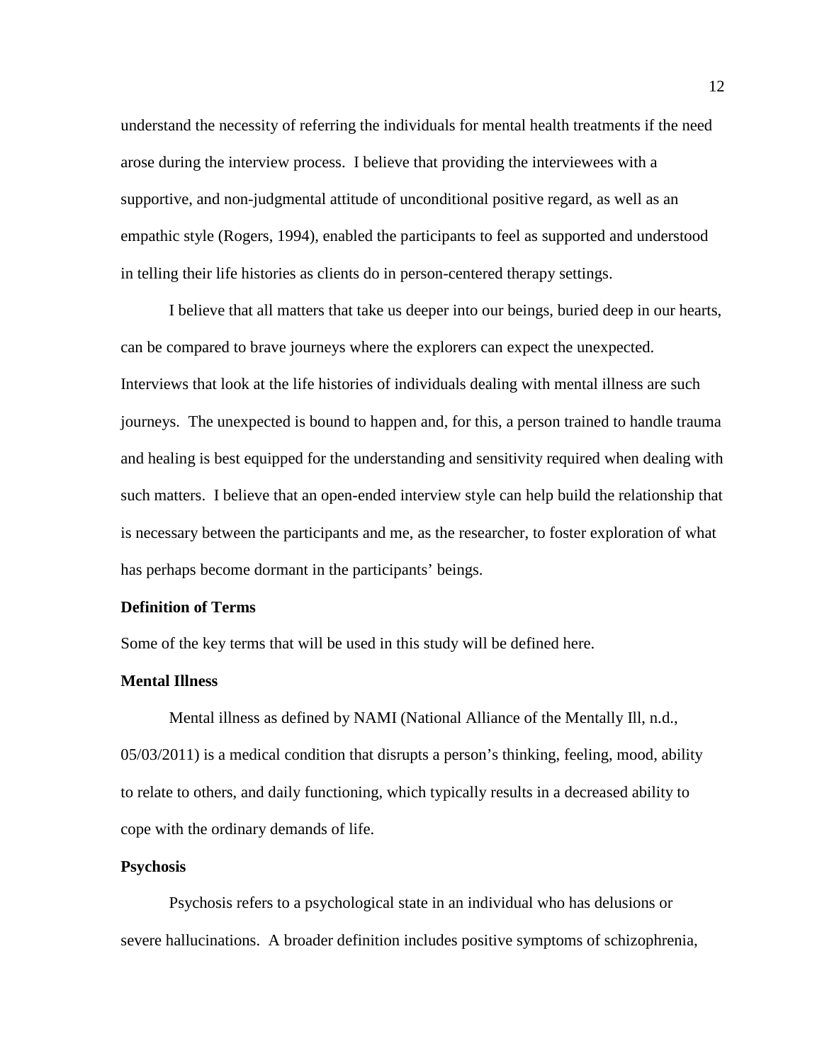understand the necessity of referring the individuals for mental health treatments if the need arose during the interview process. I believe that providing the interviewees with a supportive, and non-judgmental attitude of unconditional positive regard, as well as an empathic style (Rogers, 1994), enabled the participants to feel as supported and understood in telling their life histories as clients do in person-centered therapy settings.

I believe that all matters that take us deeper into our beings, buried deep in our hearts, can be compared to brave journeys where the explorers can expect the unexpected. Interviews that look at the life histories of individuals dealing with mental illness are such journeys. The unexpected is bound to happen and, for this, a person trained to handle trauma and healing is best equipped for the understanding and sensitivity required when dealing with such matters. I believe that an open-ended interview style can help build the relationship that is necessary between the participants and me, as the researcher, to foster exploration of what has perhaps become dormant in the participants' beings.

## Definition of Terms

Some of the key terms that will be used in this study will be defined here.

### Mental Illness

Mental illness as defined by NAMI (National Alliance of the Mentally Ill, n.d., 05/03/2011) is a medical condition that disrupts a person's thinking, feeling, mood, ability to relate to others, and daily functioning, which typically results in a decreased ability to cope with the ordinary demands of life.

### Psychosis

Psychosis refers to a psychological state in an individual who has delusions or severe hallucinations. A broader definition includes positive symptoms of schizophrenia,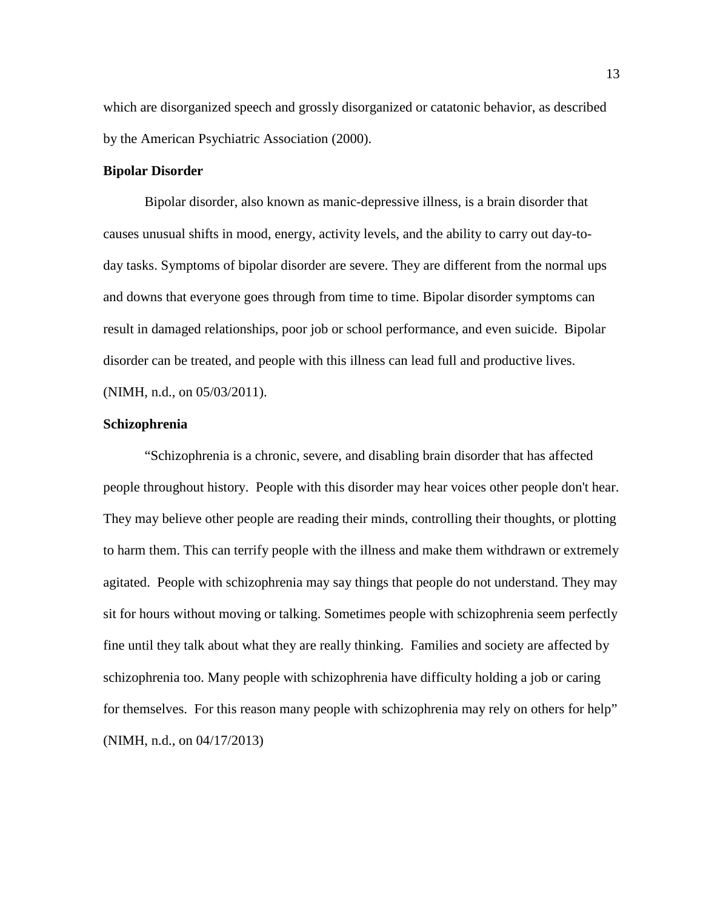which are disorganized speech and grossly disorganized or catatonic behavior, as described by the American Psychiatric Association (2000).

**Bipolar Disorder**

Bipolar disorder, also known as manic-depressive illness, is a brain disorder that causes unusual shifts in mood, energy, activity levels, and the ability to carry out day-to-day tasks. Symptoms of bipolar disorder are severe. They are different from the normal ups and downs that everyone goes through from time to time. Bipolar disorder symptoms can result in damaged relationships, poor job or school performance, and even suicide. Bipolar disorder can be treated, and people with this illness can lead full and productive lives. (NIMH, n.d., on 05/03/2011).

**Schizophrenia**

"Schizophrenia is a chronic, severe, and disabling brain disorder that has affected people throughout history. People with this disorder may hear voices other people don't hear. They may believe other people are reading their minds, controlling their thoughts, or plotting to harm them. This can terrify people with the illness and make them withdrawn or extremely agitated. People with schizophrenia may say things that people do not understand. They may sit for hours without moving or talking. Sometimes people with schizophrenia seem perfectly fine until they talk about what they are really thinking. Families and society are affected by schizophrenia too. Many people with schizophrenia have difficulty holding a job or caring for themselves. For this reason many people with schizophrenia may rely on others for help" (NIMH, n.d., on 04/17/2013)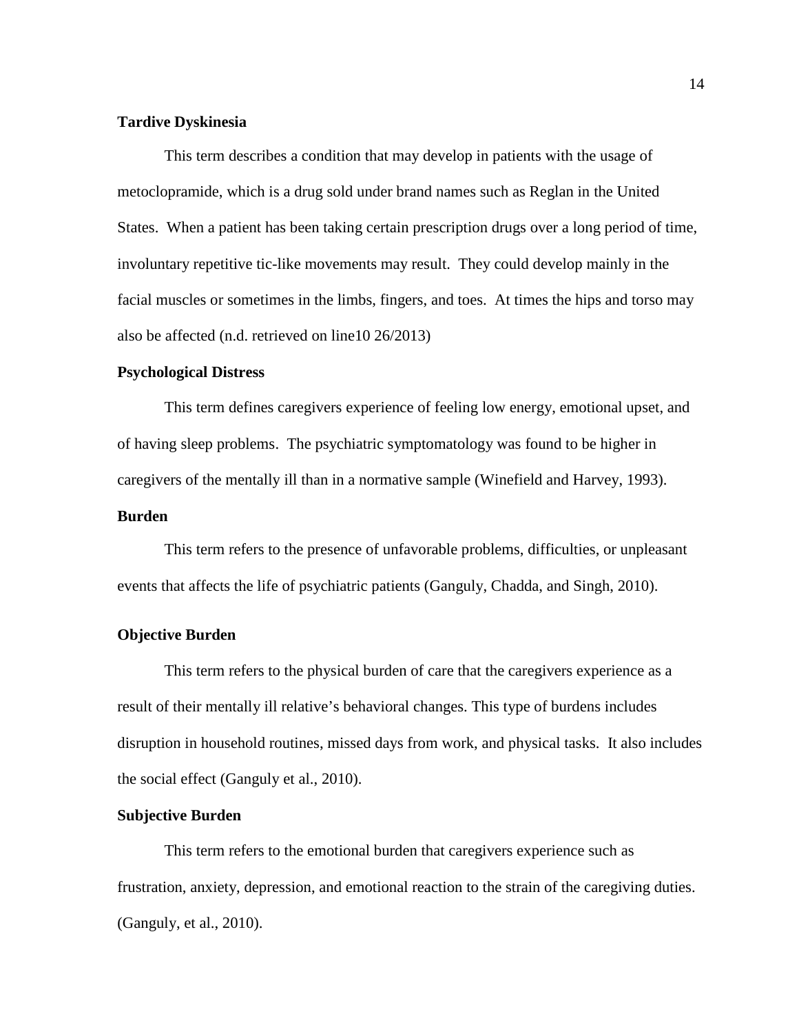**Tardive Dyskinesia**

This term describes a condition that may develop in patients with the usage of metoclopramide, which is a drug sold under brand names such as Reglan in the United States. When a patient has been taking certain prescription drugs over a long period of time, involuntary repetitive tic-like movements may result. They could develop mainly in the facial muscles or sometimes in the limbs, fingers, and toes. At times the hips and torso may also be affected (n.d. retrieved on line10 26/2013)

**Psychological Distress**

This term defines caregivers experience of feeling low energy, emotional upset, and of having sleep problems. The psychiatric symptomatology was found to be higher in caregivers of the mentally ill than in a normative sample (Winefield and Harvey, 1993).

**Burden**

This term refers to the presence of unfavorable problems, difficulties, or unpleasant events that affects the life of psychiatric patients (Ganguly, Chadda, and Singh, 2010).

**Objective Burden**

This term refers to the physical burden of care that the caregivers experience as a result of their mentally ill relative's behavioral changes. This type of burdens includes disruption in household routines, missed days from work, and physical tasks. It also includes the social effect (Ganguly et al., 2010).

**Subjective Burden**

This term refers to the emotional burden that caregivers experience such as frustration, anxiety, depression, and emotional reaction to the strain of the caregiving duties. (Ganguly, et al., 2010).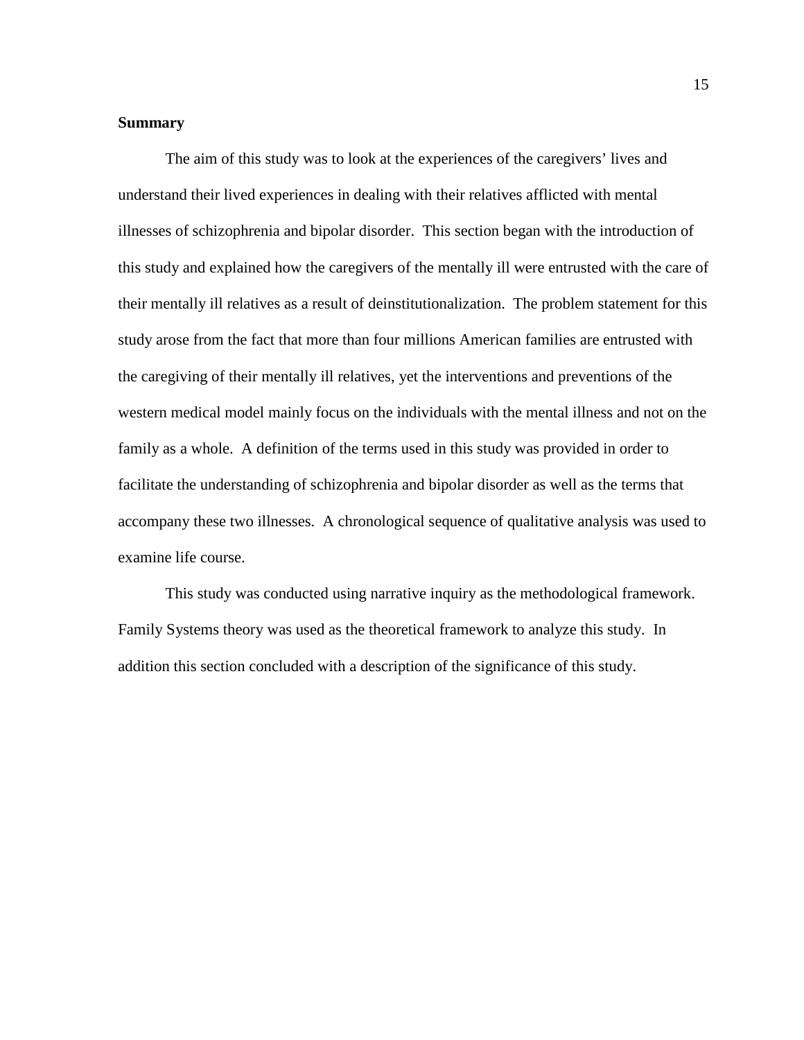**Summary**

The aim of this study was to look at the experiences of the caregivers' lives and understand their lived experiences in dealing with their relatives afflicted with mental illnesses of schizophrenia and bipolar disorder. This section began with the introduction of this study and explained how the caregivers of the mentally ill were entrusted with the care of their mentally ill relatives as a result of deinstitutionalization. The problem statement for this study arose from the fact that more than four millions American families are entrusted with the caregiving of their mentally ill relatives, yet the interventions and preventions of the western medical model mainly focus on the individuals with the mental illness and not on the family as a whole. A definition of the terms used in this study was provided in order to facilitate the understanding of schizophrenia and bipolar disorder as well as the terms that accompany these two illnesses. A chronological sequence of qualitative analysis was used to examine life course.

This study was conducted using narrative inquiry as the methodological framework. Family Systems theory was used as the theoretical framework to analyze this study. In addition this section concluded with a description of the significance of this study.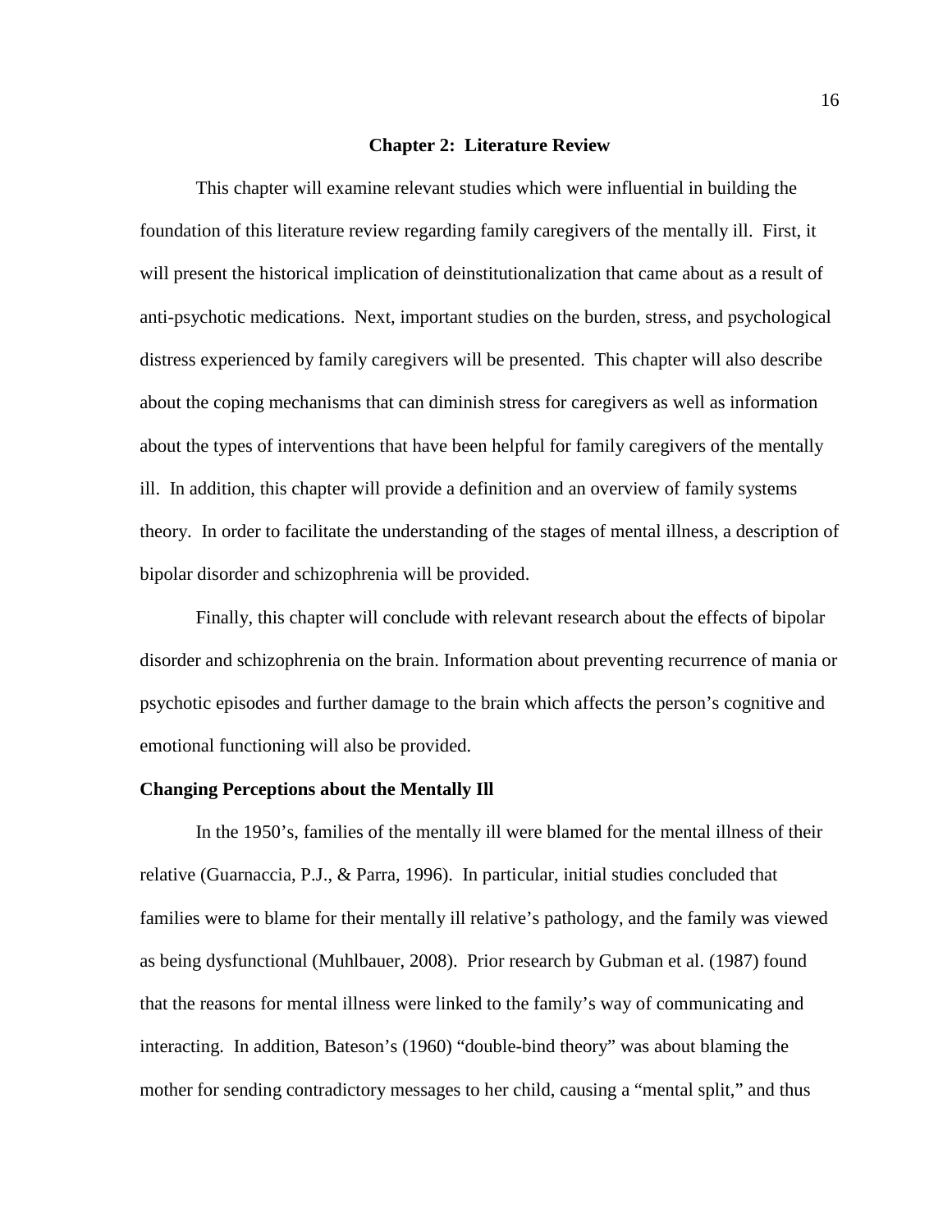## Chapter 2: Literature Review

This chapter will examine relevant studies which were influential in building the foundation of this literature review regarding family caregivers of the mentally ill. First, it will present the historical implication of deinstitutionalization that came about as a result of anti-psychotic medications. Next, important studies on the burden, stress, and psychological distress experienced by family caregivers will be presented. This chapter will also describe about the coping mechanisms that can diminish stress for caregivers as well as information about the types of interventions that have been helpful for family caregivers of the mentally ill. In addition, this chapter will provide a definition and an overview of family systems theory. In order to facilitate the understanding of the stages of mental illness, a description of bipolar disorder and schizophrenia will be provided.

Finally, this chapter will conclude with relevant research about the effects of bipolar disorder and schizophrenia on the brain. Information about preventing recurrence of mania or psychotic episodes and further damage to the brain which affects the person's cognitive and emotional functioning will also be provided.

### Changing Perceptions about the Mentally Ill

In the 1950's, families of the mentally ill were blamed for the mental illness of their relative (Guarnaccia, P.J., & Parra, 1996). In particular, initial studies concluded that families were to blame for their mentally ill relative's pathology, and the family was viewed as being dysfunctional (Muhlbauer, 2008). Prior research by Gubman et al. (1987) found that the reasons for mental illness were linked to the family's way of communicating and interacting. In addition, Bateson's (1960) "double-bind theory" was about blaming the mother for sending contradictory messages to her child, causing a "mental split," and thus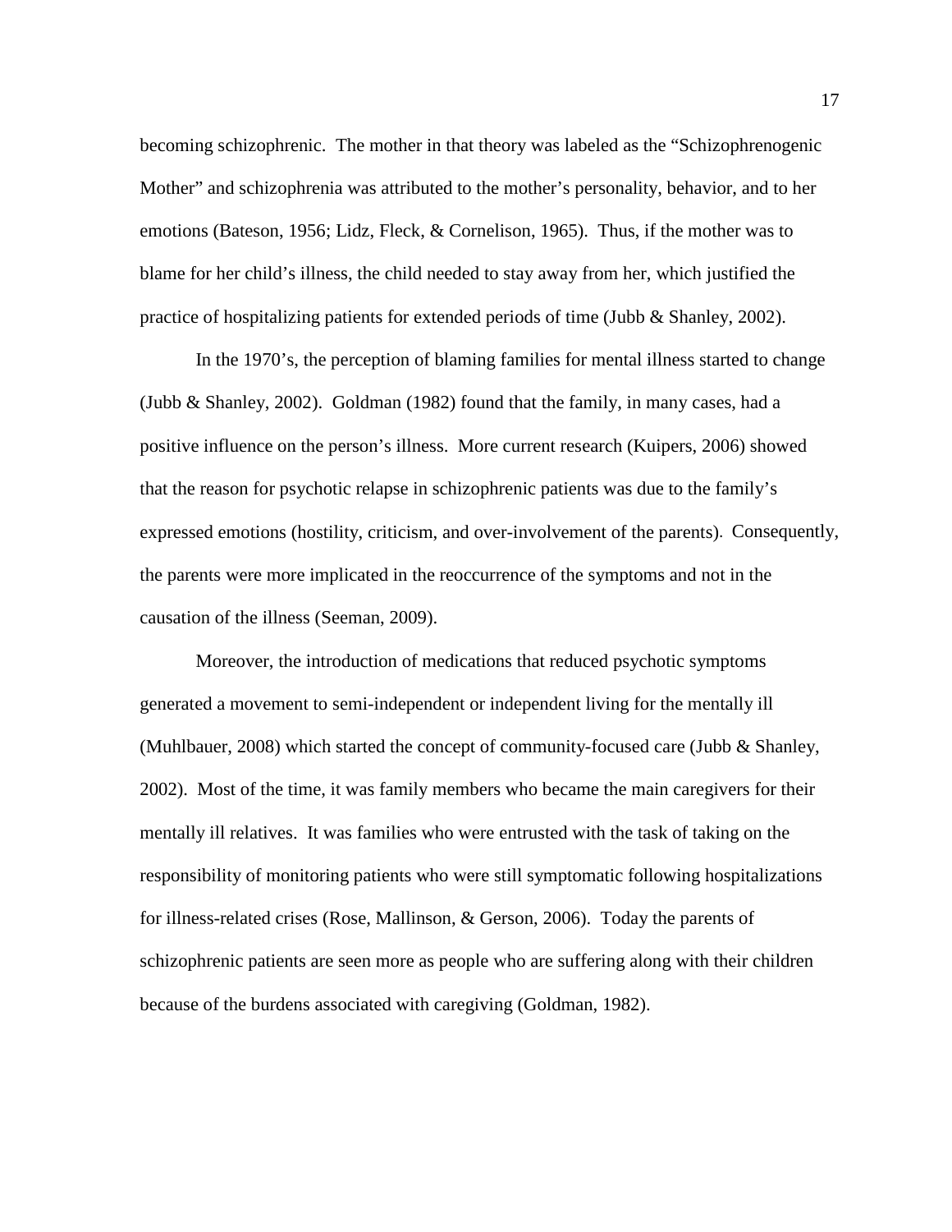becoming schizophrenic. The mother in that theory was labeled as the "Schizophrenogenic Mother" and schizophrenia was attributed to the mother's personality, behavior, and to her emotions (Bateson, 1956; Lidz, Fleck, & Cornelison, 1965). Thus, if the mother was to blame for her child's illness, the child needed to stay away from her, which justified the practice of hospitalizing patients for extended periods of time (Jubb & Shanley, 2002).

In the 1970's, the perception of blaming families for mental illness started to change (Jubb & Shanley, 2002). Goldman (1982) found that the family, in many cases, had a positive influence on the person's illness. More current research (Kuipers, 2006) showed that the reason for psychotic relapse in schizophrenic patients was due to the family's expressed emotions (hostility, criticism, and over-involvement of the parents). Consequently, the parents were more implicated in the reoccurrence of the symptoms and not in the causation of the illness (Seeman, 2009).

Moreover, the introduction of medications that reduced psychotic symptoms generated a movement to semi-independent or independent living for the mentally ill (Muhlbauer, 2008) which started the concept of community-focused care (Jubb & Shanley, 2002). Most of the time, it was family members who became the main caregivers for their mentally ill relatives. It was families who were entrusted with the task of taking on the responsibility of monitoring patients who were still symptomatic following hospitalizations for illness-related crises (Rose, Mallinson, & Gerson, 2006). Today the parents of schizophrenic patients are seen more as people who are suffering along with their children because of the burdens associated with caregiving (Goldman, 1982).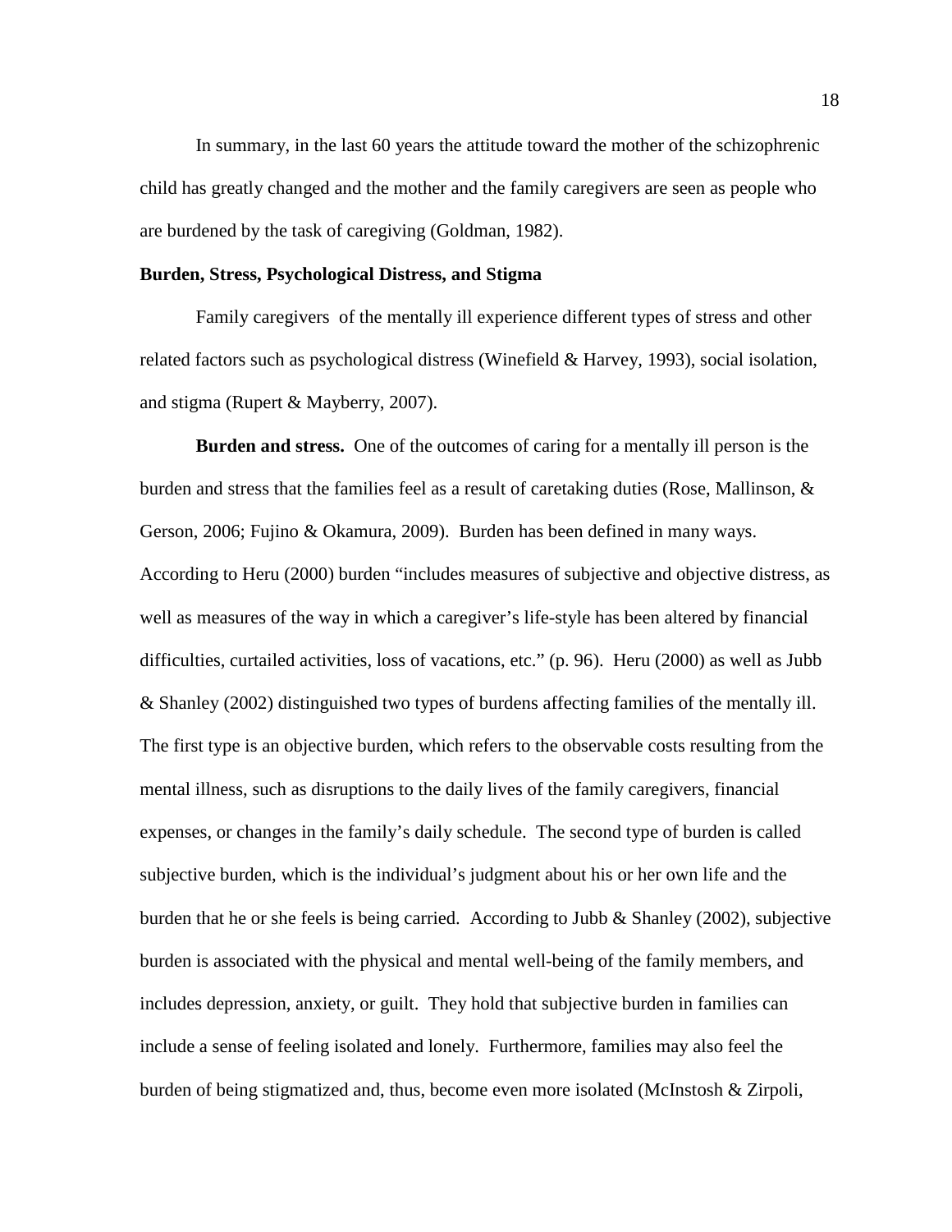In summary, in the last 60 years the attitude toward the mother of the schizophrenic child has greatly changed and the mother and the family caregivers are seen as people who are burdened by the task of caregiving (Goldman, 1982).

## Burden, Stress, Psychological Distress, and Stigma

Family caregivers of the mentally ill experience different types of stress and other related factors such as psychological distress (Winefield & Harvey, 1993), social isolation, and stigma (Rupert & Mayberry, 2007).

**Burden and stress.** One of the outcomes of caring for a mentally ill person is the burden and stress that the families feel as a result of caretaking duties (Rose, Mallinson, & Gerson, 2006; Fujino & Okamura, 2009). Burden has been defined in many ways. According to Heru (2000) burden "includes measures of subjective and objective distress, as well as measures of the way in which a caregiver's life-style has been altered by financial difficulties, curtailed activities, loss of vacations, etc." (p. 96). Heru (2000) as well as Jubb & Shanley (2002) distinguished two types of burdens affecting families of the mentally ill. The first type is an objective burden, which refers to the observable costs resulting from the mental illness, such as disruptions to the daily lives of the family caregivers, financial expenses, or changes in the family's daily schedule. The second type of burden is called subjective burden, which is the individual's judgment about his or her own life and the burden that he or she feels is being carried. According to Jubb & Shanley (2002), subjective burden is associated with the physical and mental well-being of the family members, and includes depression, anxiety, or guilt. They hold that subjective burden in families can include a sense of feeling isolated and lonely. Furthermore, families may also feel the burden of being stigmatized and, thus, become even more isolated (McInstosh & Zirpoli,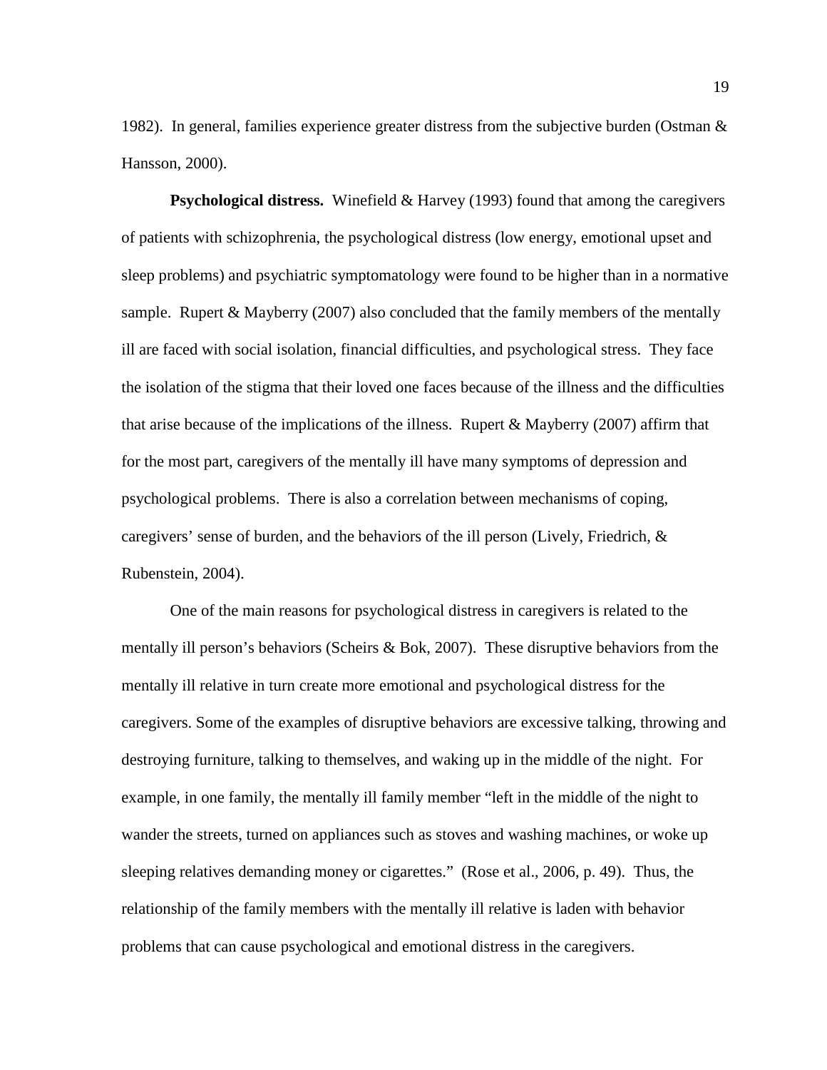1982). In general, families experience greater distress from the subjective burden (Ostman & Hansson, 2000).

**Psychological distress.** Winefield & Harvey (1993) found that among the caregivers of patients with schizophrenia, the psychological distress (low energy, emotional upset and sleep problems) and psychiatric symptomatology were found to be higher than in a normative sample. Rupert & Mayberry (2007) also concluded that the family members of the mentally ill are faced with social isolation, financial difficulties, and psychological stress. They face the isolation of the stigma that their loved one faces because of the illness and the difficulties that arise because of the implications of the illness. Rupert & Mayberry (2007) affirm that for the most part, caregivers of the mentally ill have many symptoms of depression and psychological problems. There is also a correlation between mechanisms of coping, caregivers' sense of burden, and the behaviors of the ill person (Lively, Friedrich, & Rubenstein, 2004).

One of the main reasons for psychological distress in caregivers is related to the mentally ill person's behaviors (Scheirs & Bok, 2007). These disruptive behaviors from the mentally ill relative in turn create more emotional and psychological distress for the caregivers. Some of the examples of disruptive behaviors are excessive talking, throwing and destroying furniture, talking to themselves, and waking up in the middle of the night. For example, in one family, the mentally ill family member "left in the middle of the night to wander the streets, turned on appliances such as stoves and washing machines, or woke up sleeping relatives demanding money or cigarettes." (Rose et al., 2006, p. 49). Thus, the relationship of the family members with the mentally ill relative is laden with behavior problems that can cause psychological and emotional distress in the caregivers.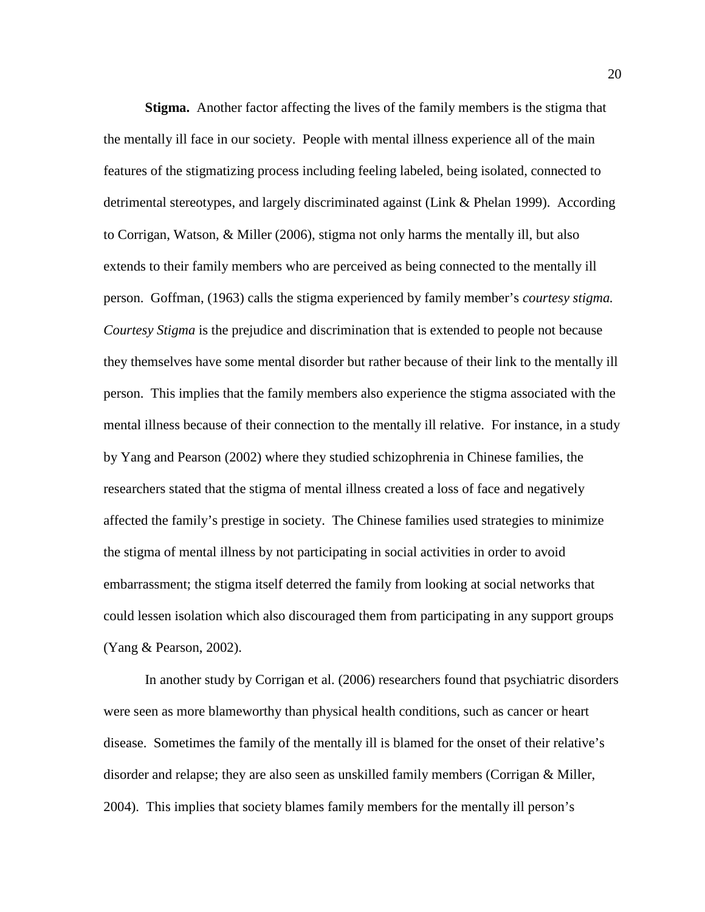**Stigma.** Another factor affecting the lives of the family members is the stigma that the mentally ill face in our society. People with mental illness experience all of the main features of the stigmatizing process including feeling labeled, being isolated, connected to detrimental stereotypes, and largely discriminated against (Link & Phelan 1999). According to Corrigan, Watson, & Miller (2006), stigma not only harms the mentally ill, but also extends to their family members who are perceived as being connected to the mentally ill person. Goffman, (1963) calls the stigma experienced by family member's *courtesy stigma. Courtesy Stigma* is the prejudice and discrimination that is extended to people not because they themselves have some mental disorder but rather because of their link to the mentally ill person. This implies that the family members also experience the stigma associated with the mental illness because of their connection to the mentally ill relative. For instance, in a study by Yang and Pearson (2002) where they studied schizophrenia in Chinese families, the researchers stated that the stigma of mental illness created a loss of face and negatively affected the family's prestige in society. The Chinese families used strategies to minimize the stigma of mental illness by not participating in social activities in order to avoid embarrassment; the stigma itself deterred the family from looking at social networks that could lessen isolation which also discouraged them from participating in any support groups (Yang & Pearson, 2002).

In another study by Corrigan et al. (2006) researchers found that psychiatric disorders were seen as more blameworthy than physical health conditions, such as cancer or heart disease. Sometimes the family of the mentally ill is blamed for the onset of their relative's disorder and relapse; they are also seen as unskilled family members (Corrigan & Miller, 2004). This implies that society blames family members for the mentally ill person's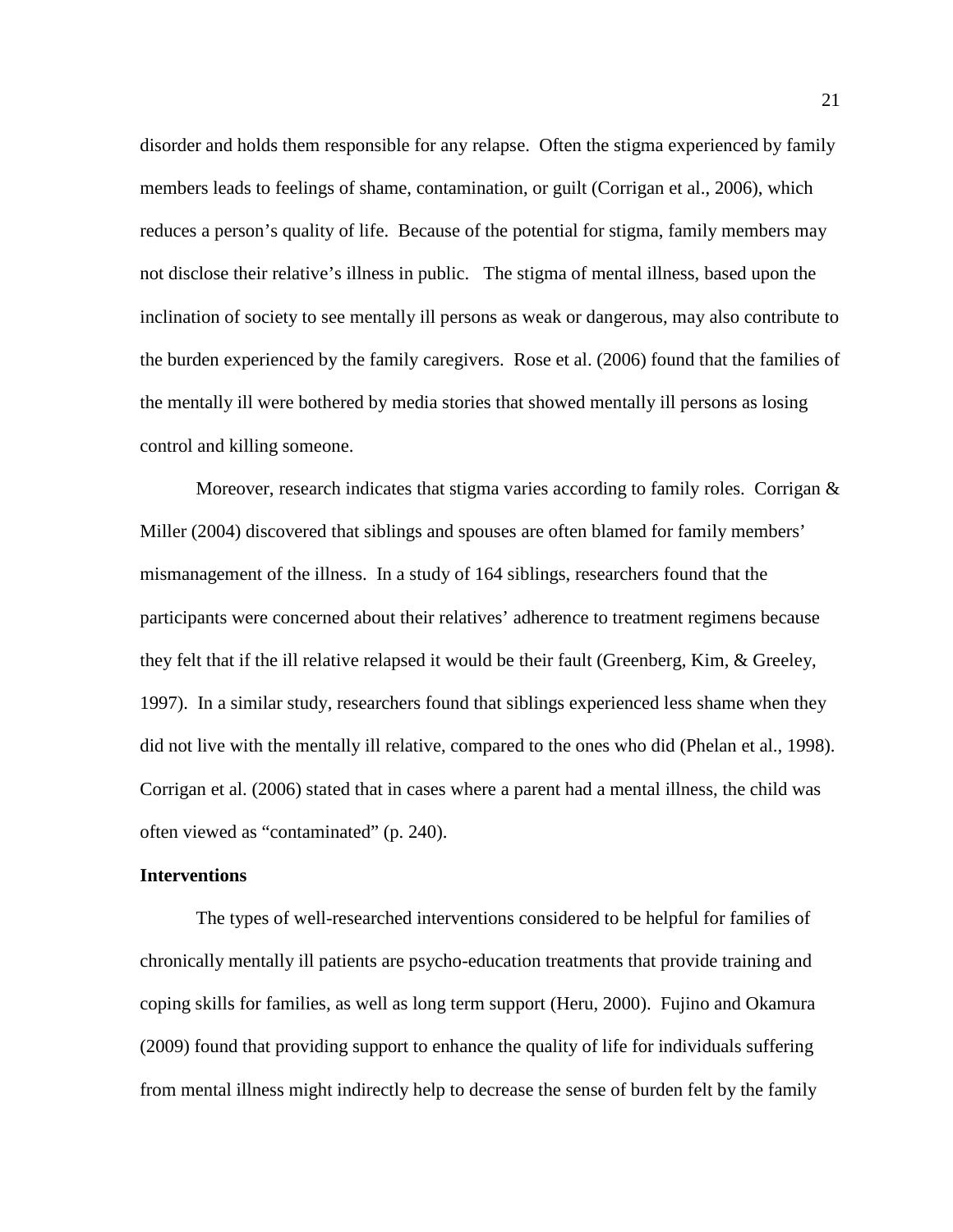disorder and holds them responsible for any relapse. Often the stigma experienced by family members leads to feelings of shame, contamination, or guilt (Corrigan et al., 2006), which reduces a person's quality of life. Because of the potential for stigma, family members may not disclose their relative's illness in public. The stigma of mental illness, based upon the inclination of society to see mentally ill persons as weak or dangerous, may also contribute to the burden experienced by the family caregivers. Rose et al. (2006) found that the families of the mentally ill were bothered by media stories that showed mentally ill persons as losing control and killing someone.

Moreover, research indicates that stigma varies according to family roles. Corrigan & Miller (2004) discovered that siblings and spouses are often blamed for family members' mismanagement of the illness. In a study of 164 siblings, researchers found that the participants were concerned about their relatives' adherence to treatment regimens because they felt that if the ill relative relapsed it would be their fault (Greenberg, Kim, & Greeley, 1997). In a similar study, researchers found that siblings experienced less shame when they did not live with the mentally ill relative, compared to the ones who did (Phelan et al., 1998). Corrigan et al. (2006) stated that in cases where a parent had a mental illness, the child was often viewed as "contaminated" (p. 240).

**Interventions**

The types of well-researched interventions considered to be helpful for families of chronically mentally ill patients are psycho-education treatments that provide training and coping skills for families, as well as long term support (Heru, 2000). Fujino and Okamura (2009) found that providing support to enhance the quality of life for individuals suffering from mental illness might indirectly help to decrease the sense of burden felt by the family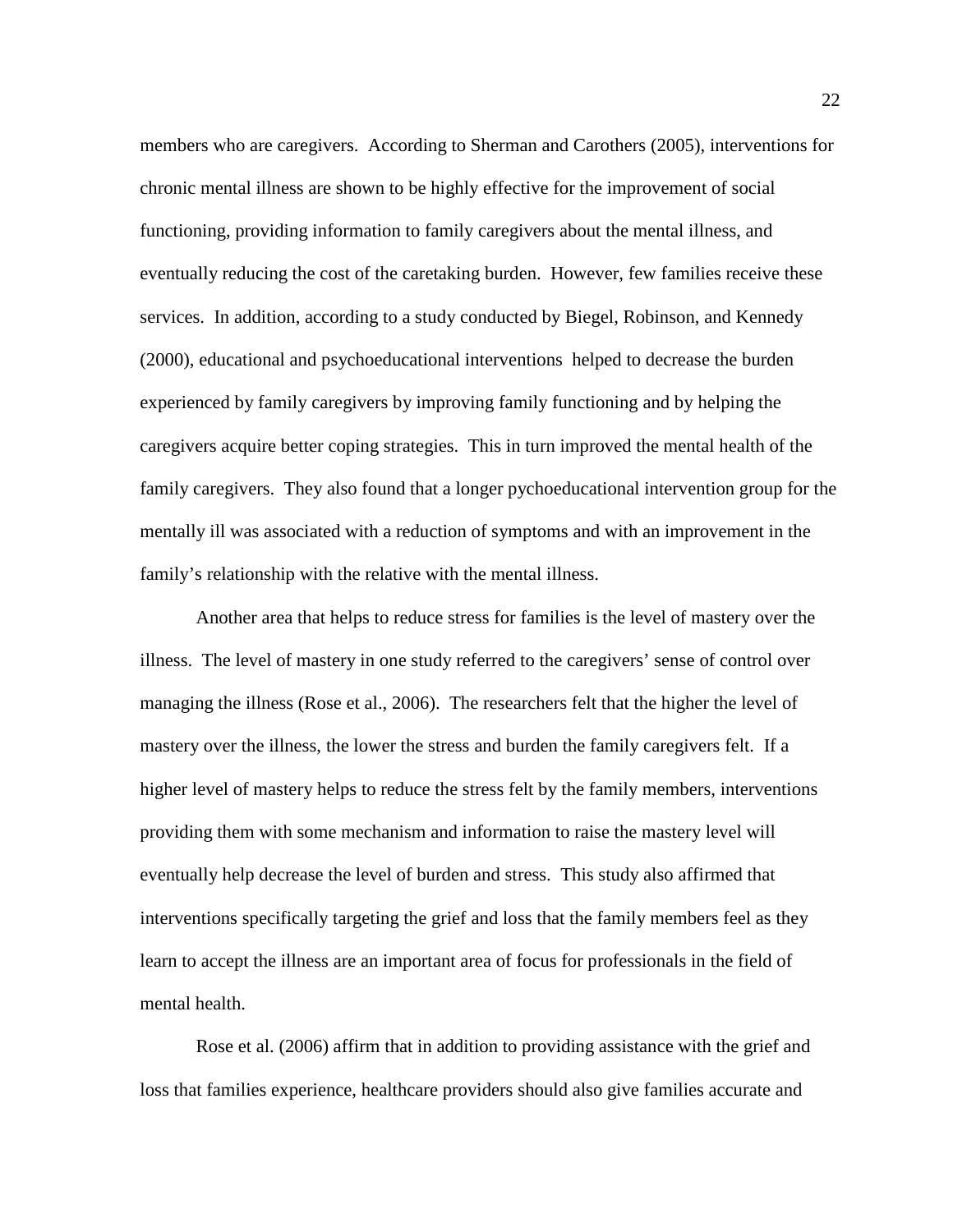members who are caregivers. According to Sherman and Carothers (2005), interventions for chronic mental illness are shown to be highly effective for the improvement of social functioning, providing information to family caregivers about the mental illness, and eventually reducing the cost of the caretaking burden. However, few families receive these services. In addition, according to a study conducted by Biegel, Robinson, and Kennedy (2000), educational and psychoeducational interventions helped to decrease the burden experienced by family caregivers by improving family functioning and by helping the caregivers acquire better coping strategies. This in turn improved the mental health of the family caregivers. They also found that a longer pychoeducational intervention group for the mentally ill was associated with a reduction of symptoms and with an improvement in the family's relationship with the relative with the mental illness.

Another area that helps to reduce stress for families is the level of mastery over the illness. The level of mastery in one study referred to the caregivers' sense of control over managing the illness (Rose et al., 2006). The researchers felt that the higher the level of mastery over the illness, the lower the stress and burden the family caregivers felt. If a higher level of mastery helps to reduce the stress felt by the family members, interventions providing them with some mechanism and information to raise the mastery level will eventually help decrease the level of burden and stress. This study also affirmed that interventions specifically targeting the grief and loss that the family members feel as they learn to accept the illness are an important area of focus for professionals in the field of mental health.

Rose et al. (2006) affirm that in addition to providing assistance with the grief and loss that families experience, healthcare providers should also give families accurate and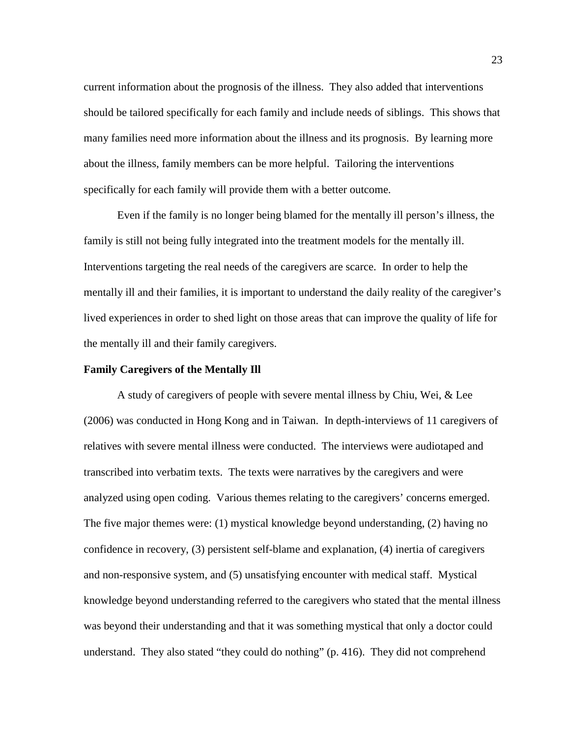current information about the prognosis of the illness. They also added that interventions should be tailored specifically for each family and include needs of siblings. This shows that many families need more information about the illness and its prognosis. By learning more about the illness, family members can be more helpful. Tailoring the interventions specifically for each family will provide them with a better outcome.

Even if the family is no longer being blamed for the mentally ill person's illness, the family is still not being fully integrated into the treatment models for the mentally ill. Interventions targeting the real needs of the caregivers are scarce. In order to help the mentally ill and their families, it is important to understand the daily reality of the caregiver's lived experiences in order to shed light on those areas that can improve the quality of life for the mentally ill and their family caregivers.

**Family Caregivers of the Mentally Ill**

A study of caregivers of people with severe mental illness by Chiu, Wei, & Lee (2006) was conducted in Hong Kong and in Taiwan. In depth-interviews of 11 caregivers of relatives with severe mental illness were conducted. The interviews were audiotaped and transcribed into verbatim texts. The texts were narratives by the caregivers and were analyzed using open coding. Various themes relating to the caregivers' concerns emerged. The five major themes were: (1) mystical knowledge beyond understanding, (2) having no confidence in recovery, (3) persistent self-blame and explanation, (4) inertia of caregivers and non-responsive system, and (5) unsatisfying encounter with medical staff. Mystical knowledge beyond understanding referred to the caregivers who stated that the mental illness was beyond their understanding and that it was something mystical that only a doctor could understand. They also stated "they could do nothing" (p. 416). They did not comprehend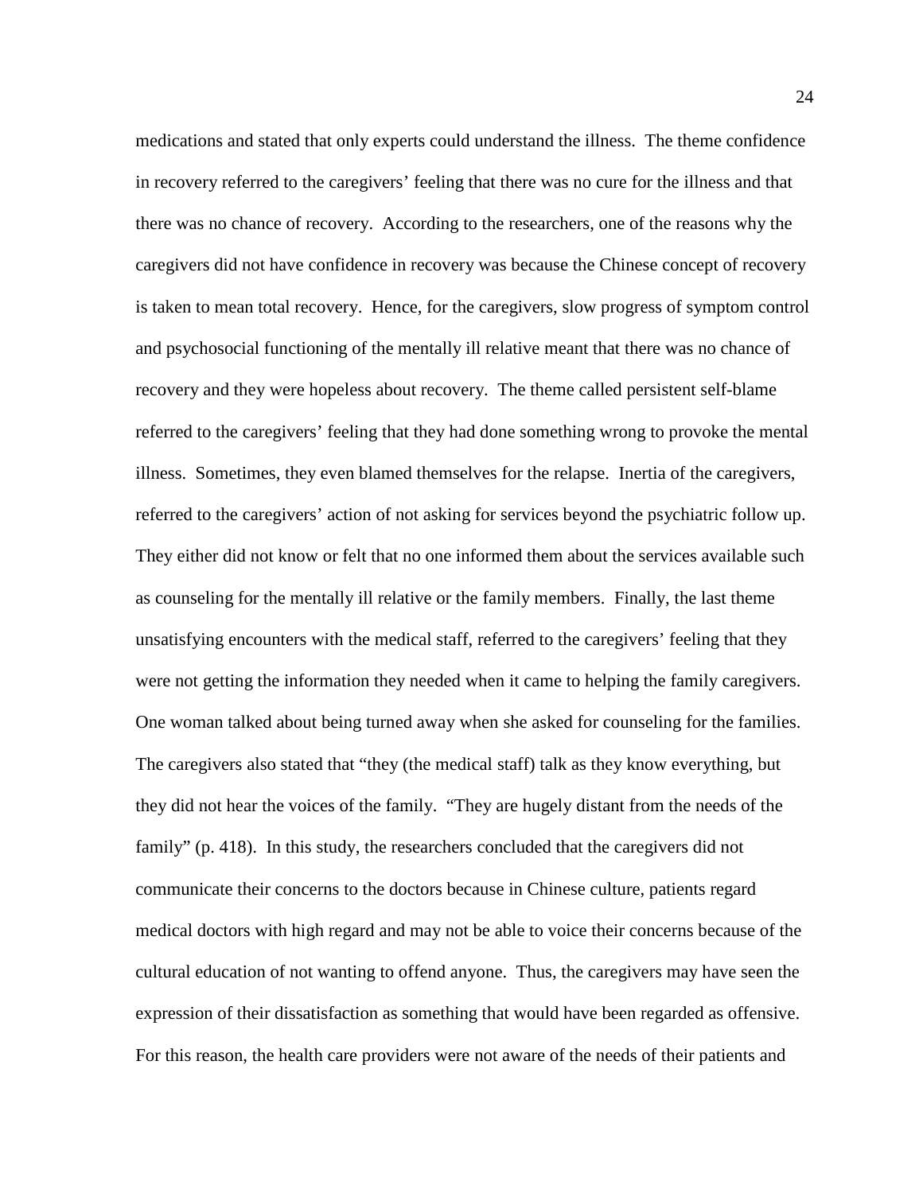medications and stated that only experts could understand the illness. The theme confidence in recovery referred to the caregivers' feeling that there was no cure for the illness and that there was no chance of recovery. According to the researchers, one of the reasons why the caregivers did not have confidence in recovery was because the Chinese concept of recovery is taken to mean total recovery. Hence, for the caregivers, slow progress of symptom control and psychosocial functioning of the mentally ill relative meant that there was no chance of recovery and they were hopeless about recovery. The theme called persistent self-blame referred to the caregivers' feeling that they had done something wrong to provoke the mental illness. Sometimes, they even blamed themselves for the relapse. Inertia of the caregivers, referred to the caregivers' action of not asking for services beyond the psychiatric follow up. They either did not know or felt that no one informed them about the services available such as counseling for the mentally ill relative or the family members. Finally, the last theme unsatisfying encounters with the medical staff, referred to the caregivers' feeling that they were not getting the information they needed when it came to helping the family caregivers. One woman talked about being turned away when she asked for counseling for the families. The caregivers also stated that "they (the medical staff) talk as they know everything, but they did not hear the voices of the family. "They are hugely distant from the needs of the family" (p. 418). In this study, the researchers concluded that the caregivers did not communicate their concerns to the doctors because in Chinese culture, patients regard medical doctors with high regard and may not be able to voice their concerns because of the cultural education of not wanting to offend anyone. Thus, the caregivers may have seen the expression of their dissatisfaction as something that would have been regarded as offensive. For this reason, the health care providers were not aware of the needs of their patients and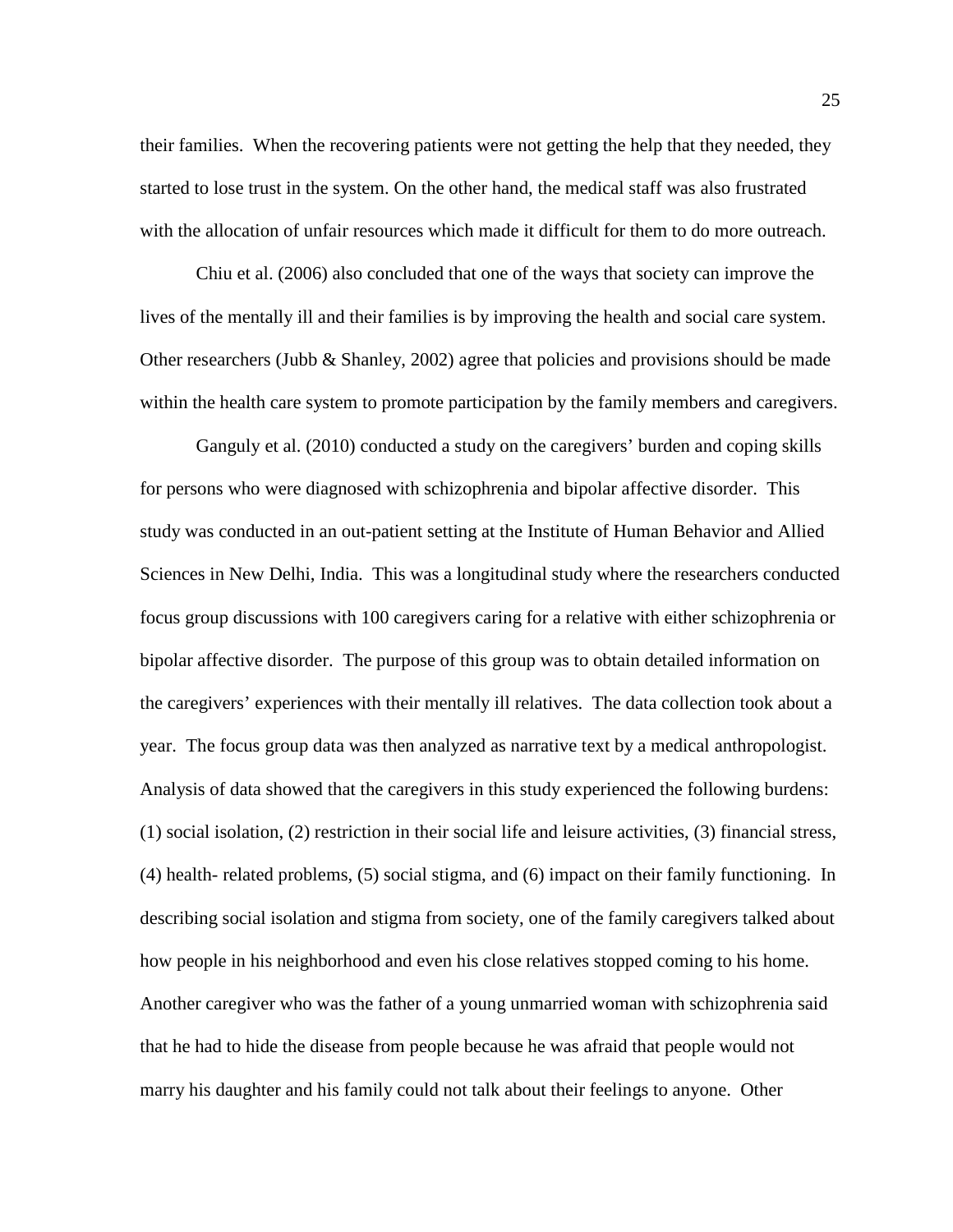their families. When the recovering patients were not getting the help that they needed, they started to lose trust in the system. On the other hand, the medical staff was also frustrated with the allocation of unfair resources which made it difficult for them to do more outreach.

Chiu et al. (2006) also concluded that one of the ways that society can improve the lives of the mentally ill and their families is by improving the health and social care system. Other researchers (Jubb & Shanley, 2002) agree that policies and provisions should be made within the health care system to promote participation by the family members and caregivers.

Ganguly et al. (2010) conducted a study on the caregivers' burden and coping skills for persons who were diagnosed with schizophrenia and bipolar affective disorder. This study was conducted in an out-patient setting at the Institute of Human Behavior and Allied Sciences in New Delhi, India. This was a longitudinal study where the researchers conducted focus group discussions with 100 caregivers caring for a relative with either schizophrenia or bipolar affective disorder. The purpose of this group was to obtain detailed information on the caregivers' experiences with their mentally ill relatives. The data collection took about a year. The focus group data was then analyzed as narrative text by a medical anthropologist. Analysis of data showed that the caregivers in this study experienced the following burdens: (1) social isolation, (2) restriction in their social life and leisure activities, (3) financial stress, (4) health- related problems, (5) social stigma, and (6) impact on their family functioning. In describing social isolation and stigma from society, one of the family caregivers talked about how people in his neighborhood and even his close relatives stopped coming to his home. Another caregiver who was the father of a young unmarried woman with schizophrenia said that he had to hide the disease from people because he was afraid that people would not marry his daughter and his family could not talk about their feelings to anyone. Other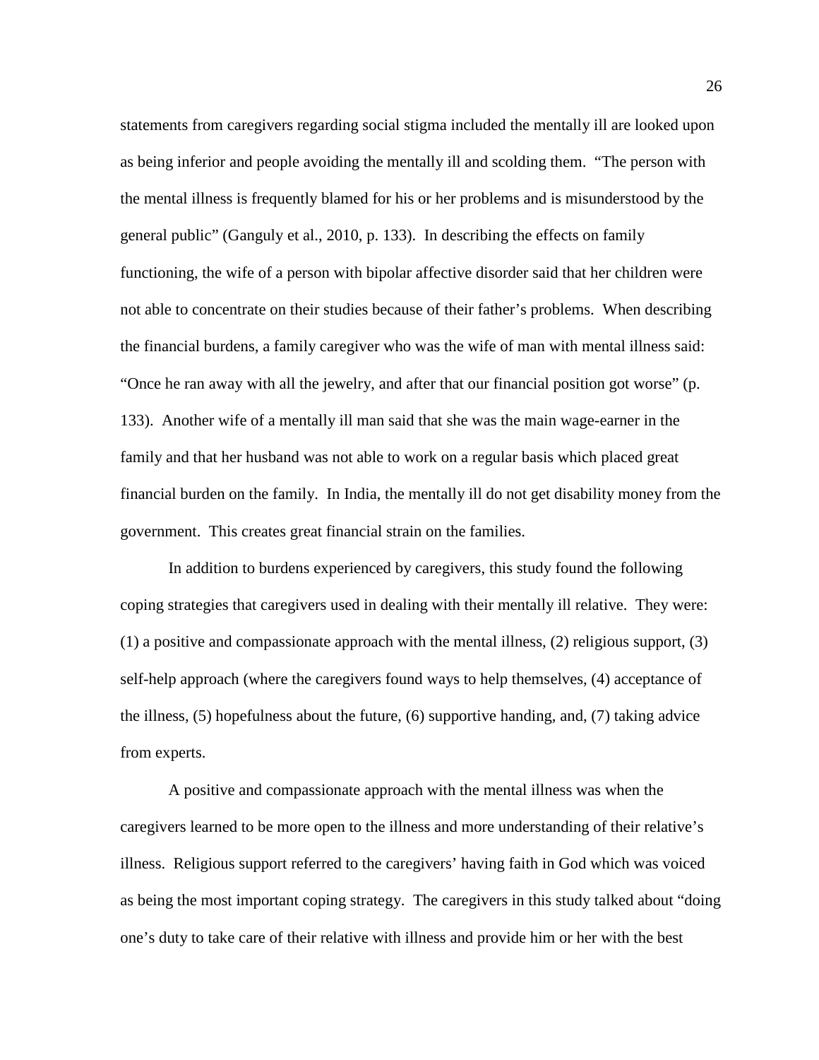statements from caregivers regarding social stigma included the mentally ill are looked upon as being inferior and people avoiding the mentally ill and scolding them. "The person with the mental illness is frequently blamed for his or her problems and is misunderstood by the general public" (Ganguly et al., 2010, p. 133). In describing the effects on family functioning, the wife of a person with bipolar affective disorder said that her children were not able to concentrate on their studies because of their father's problems. When describing the financial burdens, a family caregiver who was the wife of man with mental illness said: "Once he ran away with all the jewelry, and after that our financial position got worse" (p. 133). Another wife of a mentally ill man said that she was the main wage-earner in the family and that her husband was not able to work on a regular basis which placed great financial burden on the family. In India, the mentally ill do not get disability money from the government. This creates great financial strain on the families.

In addition to burdens experienced by caregivers, this study found the following coping strategies that caregivers used in dealing with their mentally ill relative. They were: (1) a positive and compassionate approach with the mental illness, (2) religious support, (3) self-help approach (where the caregivers found ways to help themselves, (4) acceptance of the illness, (5) hopefulness about the future, (6) supportive handing, and, (7) taking advice from experts.

A positive and compassionate approach with the mental illness was when the caregivers learned to be more open to the illness and more understanding of their relative's illness. Religious support referred to the caregivers' having faith in God which was voiced as being the most important coping strategy. The caregivers in this study talked about "doing one's duty to take care of their relative with illness and provide him or her with the best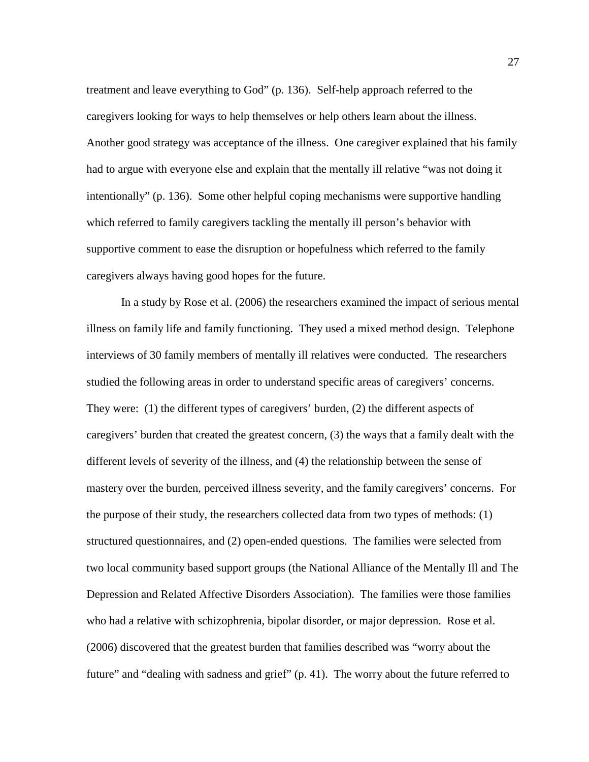treatment and leave everything to God" (p. 136). Self-help approach referred to the caregivers looking for ways to help themselves or help others learn about the illness. Another good strategy was acceptance of the illness. One caregiver explained that his family had to argue with everyone else and explain that the mentally ill relative "was not doing it intentionally" (p. 136). Some other helpful coping mechanisms were supportive handling which referred to family caregivers tackling the mentally ill person's behavior with supportive comment to ease the disruption or hopefulness which referred to the family caregivers always having good hopes for the future.

In a study by Rose et al. (2006) the researchers examined the impact of serious mental illness on family life and family functioning. They used a mixed method design. Telephone interviews of 30 family members of mentally ill relatives were conducted. The researchers studied the following areas in order to understand specific areas of caregivers' concerns. They were: (1) the different types of caregivers' burden, (2) the different aspects of caregivers' burden that created the greatest concern, (3) the ways that a family dealt with the different levels of severity of the illness, and (4) the relationship between the sense of mastery over the burden, perceived illness severity, and the family caregivers' concerns. For the purpose of their study, the researchers collected data from two types of methods: (1) structured questionnaires, and (2) open-ended questions. The families were selected from two local community based support groups (the National Alliance of the Mentally Ill and The Depression and Related Affective Disorders Association). The families were those families who had a relative with schizophrenia, bipolar disorder, or major depression. Rose et al. (2006) discovered that the greatest burden that families described was "worry about the future" and "dealing with sadness and grief" (p. 41). The worry about the future referred to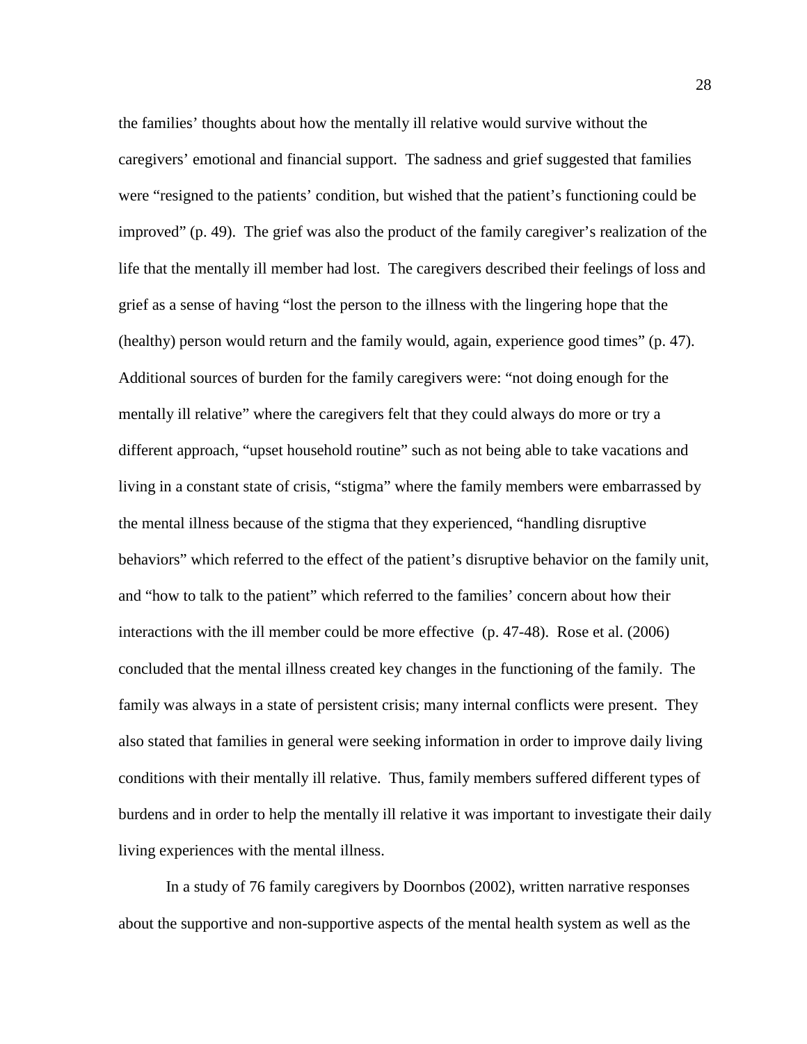the families' thoughts about how the mentally ill relative would survive without the caregivers' emotional and financial support. The sadness and grief suggested that families were "resigned to the patients' condition, but wished that the patient's functioning could be improved" (p. 49). The grief was also the product of the family caregiver's realization of the life that the mentally ill member had lost. The caregivers described their feelings of loss and grief as a sense of having "lost the person to the illness with the lingering hope that the (healthy) person would return and the family would, again, experience good times" (p. 47). Additional sources of burden for the family caregivers were: "not doing enough for the mentally ill relative" where the caregivers felt that they could always do more or try a different approach, "upset household routine" such as not being able to take vacations and living in a constant state of crisis, "stigma" where the family members were embarrassed by the mental illness because of the stigma that they experienced, "handling disruptive behaviors" which referred to the effect of the patient's disruptive behavior on the family unit, and "how to talk to the patient" which referred to the families' concern about how their interactions with the ill member could be more effective (p. 47-48). Rose et al. (2006) concluded that the mental illness created key changes in the functioning of the family. The family was always in a state of persistent crisis; many internal conflicts were present. They also stated that families in general were seeking information in order to improve daily living conditions with their mentally ill relative. Thus, family members suffered different types of burdens and in order to help the mentally ill relative it was important to investigate their daily living experiences with the mental illness.

In a study of 76 family caregivers by Doornbos (2002), written narrative responses about the supportive and non-supportive aspects of the mental health system as well as the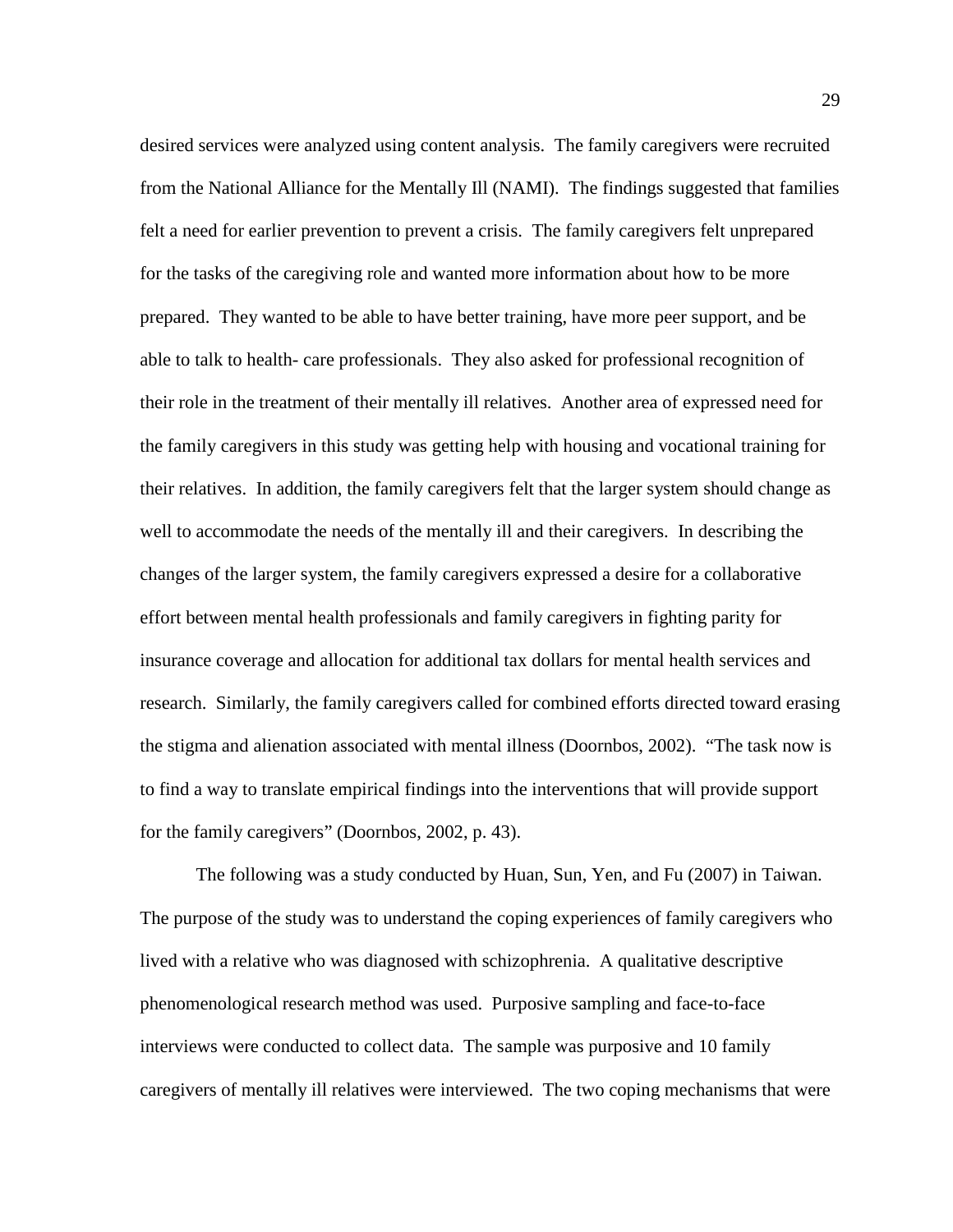desired services were analyzed using content analysis. The family caregivers were recruited from the National Alliance for the Mentally Ill (NAMI). The findings suggested that families felt a need for earlier prevention to prevent a crisis. The family caregivers felt unprepared for the tasks of the caregiving role and wanted more information about how to be more prepared. They wanted to be able to have better training, have more peer support, and be able to talk to health- care professionals. They also asked for professional recognition of their role in the treatment of their mentally ill relatives. Another area of expressed need for the family caregivers in this study was getting help with housing and vocational training for their relatives. In addition, the family caregivers felt that the larger system should change as well to accommodate the needs of the mentally ill and their caregivers. In describing the changes of the larger system, the family caregivers expressed a desire for a collaborative effort between mental health professionals and family caregivers in fighting parity for insurance coverage and allocation for additional tax dollars for mental health services and research. Similarly, the family caregivers called for combined efforts directed toward erasing the stigma and alienation associated with mental illness (Doornbos, 2002). "The task now is to find a way to translate empirical findings into the interventions that will provide support for the family caregivers" (Doornbos, 2002, p. 43).

The following was a study conducted by Huan, Sun, Yen, and Fu (2007) in Taiwan. The purpose of the study was to understand the coping experiences of family caregivers who lived with a relative who was diagnosed with schizophrenia. A qualitative descriptive phenomenological research method was used. Purposive sampling and face-to-face interviews were conducted to collect data. The sample was purposive and 10 family caregivers of mentally ill relatives were interviewed. The two coping mechanisms that were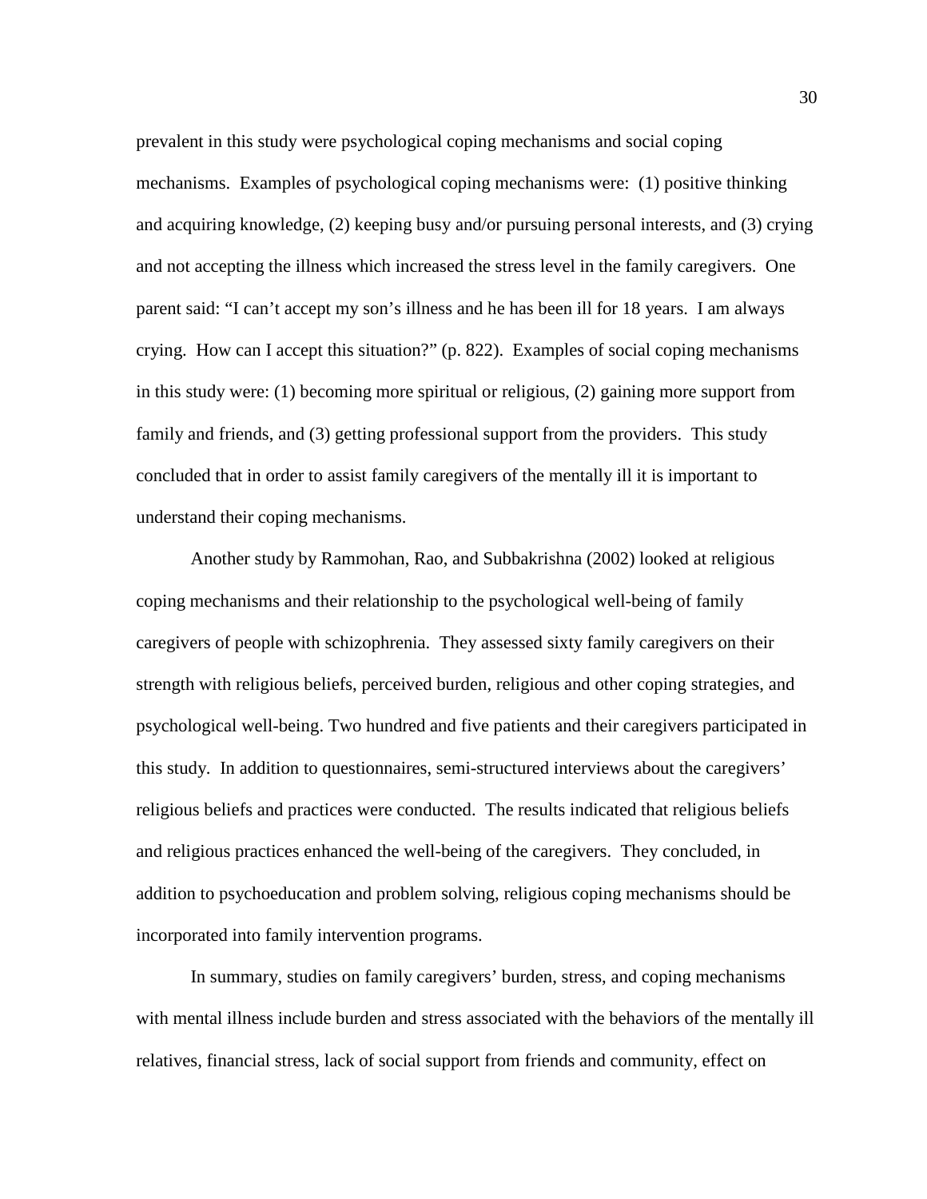prevalent in this study were psychological coping mechanisms and social coping mechanisms. Examples of psychological coping mechanisms were: (1) positive thinking and acquiring knowledge, (2) keeping busy and/or pursuing personal interests, and (3) crying and not accepting the illness which increased the stress level in the family caregivers. One parent said: "I can't accept my son's illness and he has been ill for 18 years. I am always crying. How can I accept this situation?" (p. 822). Examples of social coping mechanisms in this study were: (1) becoming more spiritual or religious, (2) gaining more support from family and friends, and (3) getting professional support from the providers. This study concluded that in order to assist family caregivers of the mentally ill it is important to understand their coping mechanisms.

Another study by Rammohan, Rao, and Subbakrishna (2002) looked at religious coping mechanisms and their relationship to the psychological well-being of family caregivers of people with schizophrenia. They assessed sixty family caregivers on their strength with religious beliefs, perceived burden, religious and other coping strategies, and psychological well-being. Two hundred and five patients and their caregivers participated in this study. In addition to questionnaires, semi-structured interviews about the caregivers' religious beliefs and practices were conducted. The results indicated that religious beliefs and religious practices enhanced the well-being of the caregivers. They concluded, in addition to psychoeducation and problem solving, religious coping mechanisms should be incorporated into family intervention programs.

In summary, studies on family caregivers' burden, stress, and coping mechanisms with mental illness include burden and stress associated with the behaviors of the mentally ill relatives, financial stress, lack of social support from friends and community, effect on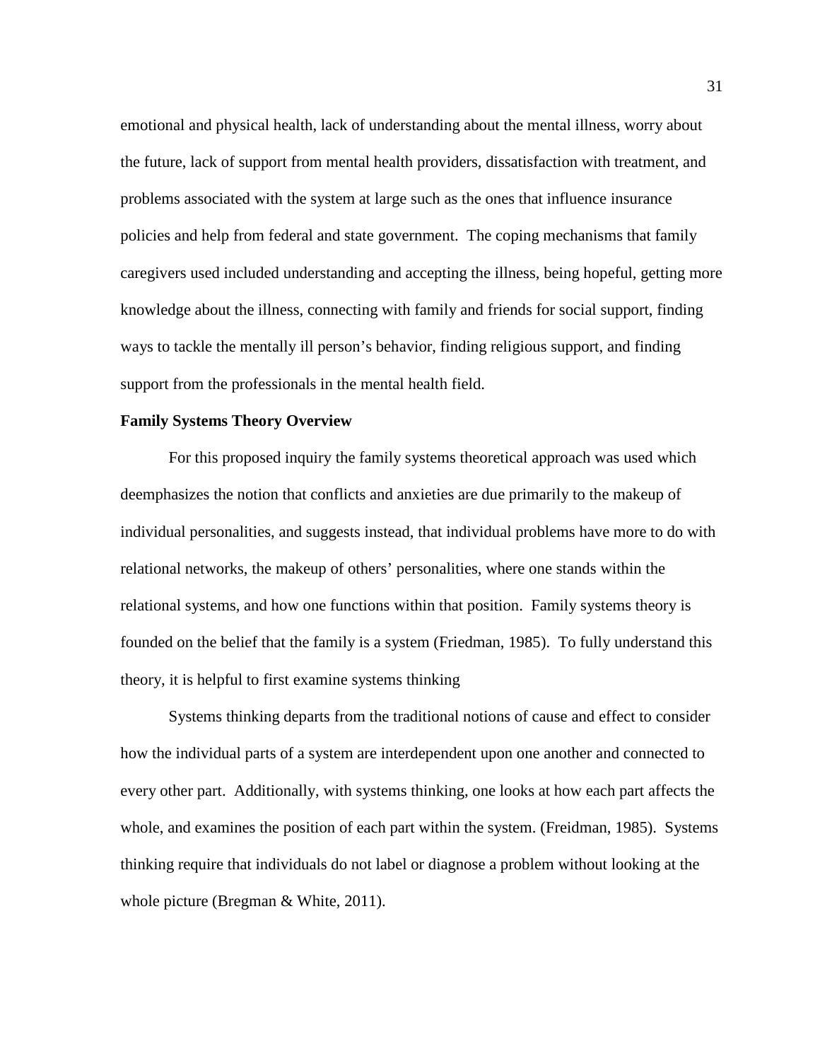emotional and physical health, lack of understanding about the mental illness, worry about the future, lack of support from mental health providers, dissatisfaction with treatment, and problems associated with the system at large such as the ones that influence insurance policies and help from federal and state government. The coping mechanisms that family caregivers used included understanding and accepting the illness, being hopeful, getting more knowledge about the illness, connecting with family and friends for social support, finding ways to tackle the mentally ill person's behavior, finding religious support, and finding support from the professionals in the mental health field.

**Family Systems Theory Overview**

For this proposed inquiry the family systems theoretical approach was used which deemphasizes the notion that conflicts and anxieties are due primarily to the makeup of individual personalities, and suggests instead, that individual problems have more to do with relational networks, the makeup of others' personalities, where one stands within the relational systems, and how one functions within that position. Family systems theory is founded on the belief that the family is a system (Friedman, 1985). To fully understand this theory, it is helpful to first examine systems thinking

Systems thinking departs from the traditional notions of cause and effect to consider how the individual parts of a system are interdependent upon one another and connected to every other part. Additionally, with systems thinking, one looks at how each part affects the whole, and examines the position of each part within the system. (Freidman, 1985). Systems thinking require that individuals do not label or diagnose a problem without looking at the whole picture (Bregman & White, 2011).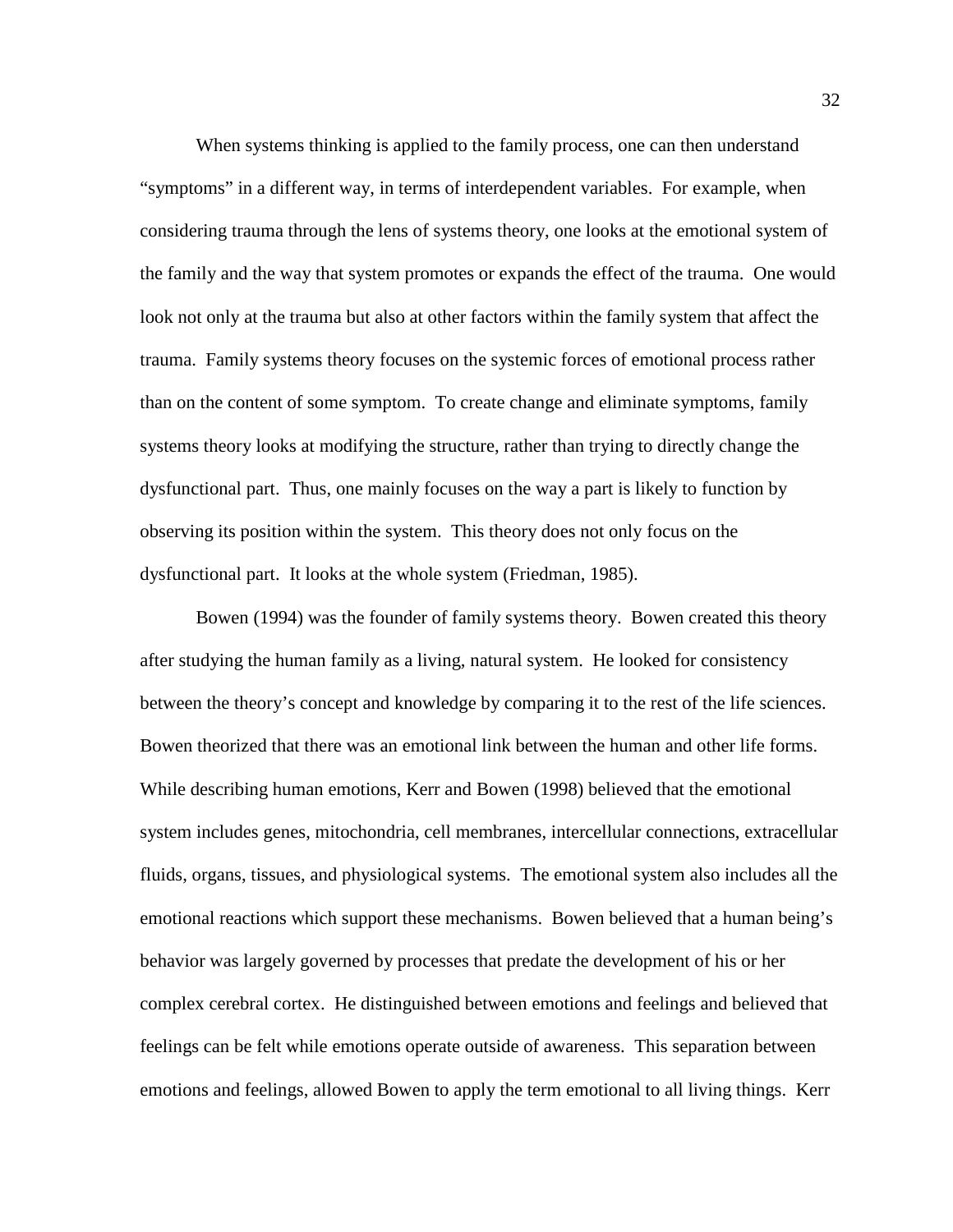When systems thinking is applied to the family process, one can then understand "symptoms" in a different way, in terms of interdependent variables. For example, when considering trauma through the lens of systems theory, one looks at the emotional system of the family and the way that system promotes or expands the effect of the trauma. One would look not only at the trauma but also at other factors within the family system that affect the trauma. Family systems theory focuses on the systemic forces of emotional process rather than on the content of some symptom. To create change and eliminate symptoms, family systems theory looks at modifying the structure, rather than trying to directly change the dysfunctional part. Thus, one mainly focuses on the way a part is likely to function by observing its position within the system. This theory does not only focus on the dysfunctional part. It looks at the whole system (Friedman, 1985).

Bowen (1994) was the founder of family systems theory. Bowen created this theory after studying the human family as a living, natural system. He looked for consistency between the theory's concept and knowledge by comparing it to the rest of the life sciences. Bowen theorized that there was an emotional link between the human and other life forms. While describing human emotions, Kerr and Bowen (1998) believed that the emotional system includes genes, mitochondria, cell membranes, intercellular connections, extracellular fluids, organs, tissues, and physiological systems. The emotional system also includes all the emotional reactions which support these mechanisms. Bowen believed that a human being's behavior was largely governed by processes that predate the development of his or her complex cerebral cortex. He distinguished between emotions and feelings and believed that feelings can be felt while emotions operate outside of awareness. This separation between emotions and feelings, allowed Bowen to apply the term emotional to all living things. Kerr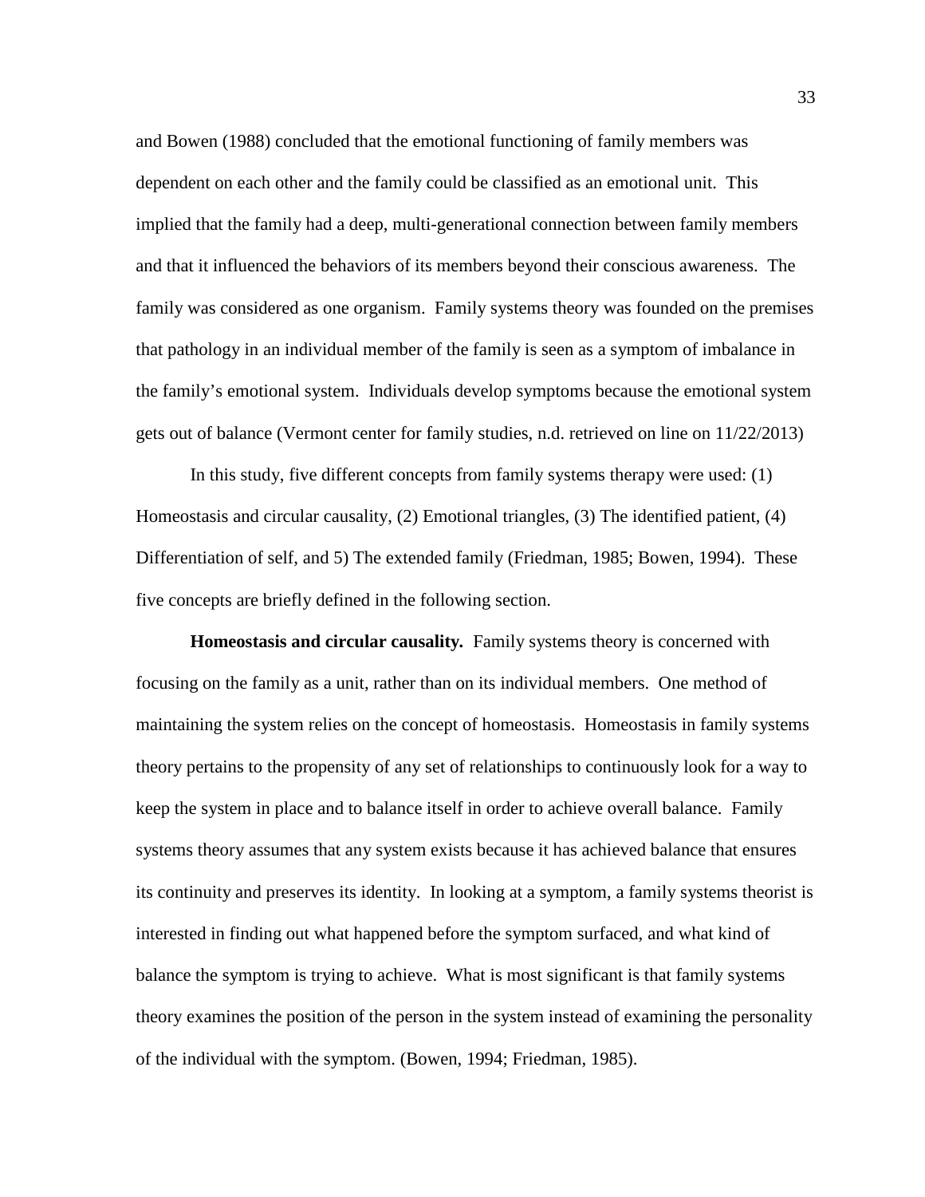and Bowen (1988) concluded that the emotional functioning of family members was dependent on each other and the family could be classified as an emotional unit. This implied that the family had a deep, multi-generational connection between family members and that it influenced the behaviors of its members beyond their conscious awareness. The family was considered as one organism. Family systems theory was founded on the premises that pathology in an individual member of the family is seen as a symptom of imbalance in the family's emotional system. Individuals develop symptoms because the emotional system gets out of balance (Vermont center for family studies, n.d. retrieved on line on 11/22/2013)

In this study, five different concepts from family systems therapy were used: (1) Homeostasis and circular causality, (2) Emotional triangles, (3) The identified patient, (4) Differentiation of self, and 5) The extended family (Friedman, 1985; Bowen, 1994). These five concepts are briefly defined in the following section.

**Homeostasis and circular causality.** Family systems theory is concerned with focusing on the family as a unit, rather than on its individual members. One method of maintaining the system relies on the concept of homeostasis. Homeostasis in family systems theory pertains to the propensity of any set of relationships to continuously look for a way to keep the system in place and to balance itself in order to achieve overall balance. Family systems theory assumes that any system exists because it has achieved balance that ensures its continuity and preserves its identity. In looking at a symptom, a family systems theorist is interested in finding out what happened before the symptom surfaced, and what kind of balance the symptom is trying to achieve. What is most significant is that family systems theory examines the position of the person in the system instead of examining the personality of the individual with the symptom. (Bowen, 1994; Friedman, 1985).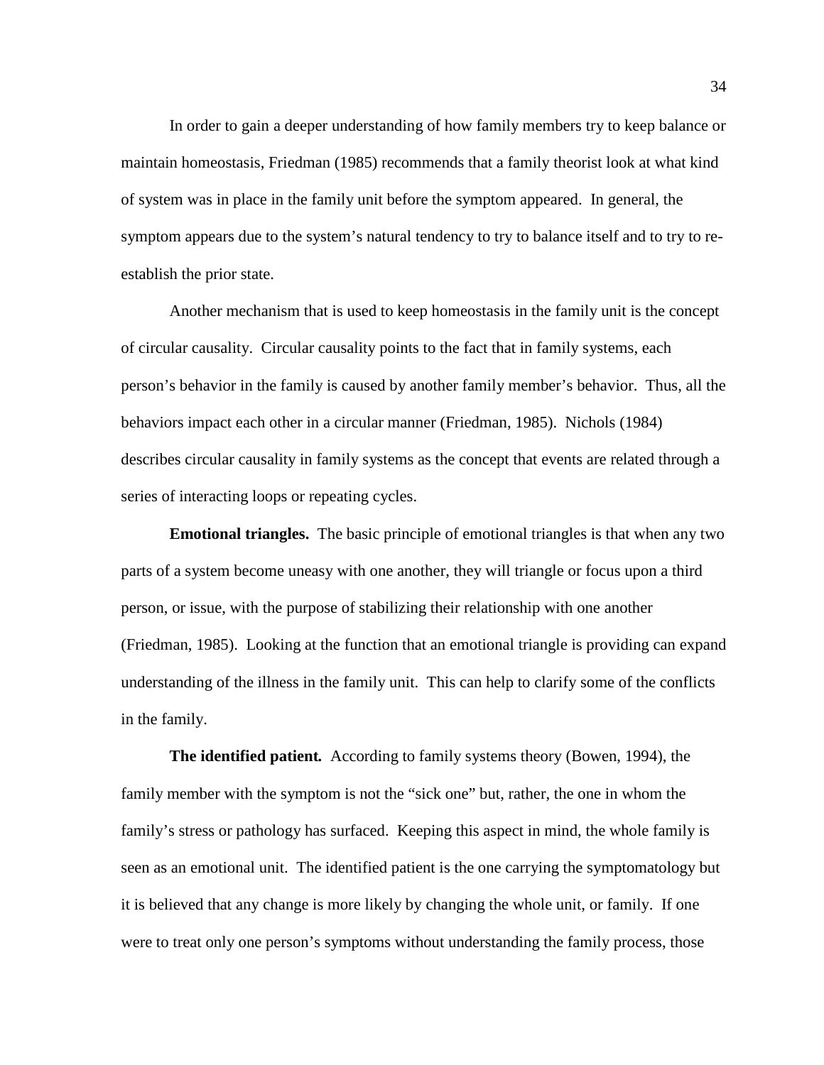In order to gain a deeper understanding of how family members try to keep balance or maintain homeostasis, Friedman (1985) recommends that a family theorist look at what kind of system was in place in the family unit before the symptom appeared. In general, the symptom appears due to the system's natural tendency to try to balance itself and to try to re-establish the prior state.

Another mechanism that is used to keep homeostasis in the family unit is the concept of circular causality. Circular causality points to the fact that in family systems, each person's behavior in the family is caused by another family member's behavior. Thus, all the behaviors impact each other in a circular manner (Friedman, 1985). Nichols (1984) describes circular causality in family systems as the concept that events are related through a series of interacting loops or repeating cycles.

**Emotional triangles.** The basic principle of emotional triangles is that when any two parts of a system become uneasy with one another, they will triangle or focus upon a third person, or issue, with the purpose of stabilizing their relationship with one another (Friedman, 1985). Looking at the function that an emotional triangle is providing can expand understanding of the illness in the family unit. This can help to clarify some of the conflicts in the family.

**The identified patient.** According to family systems theory (Bowen, 1994), the family member with the symptom is not the "sick one" but, rather, the one in whom the family's stress or pathology has surfaced. Keeping this aspect in mind, the whole family is seen as an emotional unit. The identified patient is the one carrying the symptomatology but it is believed that any change is more likely by changing the whole unit, or family. If one were to treat only one person's symptoms without understanding the family process, those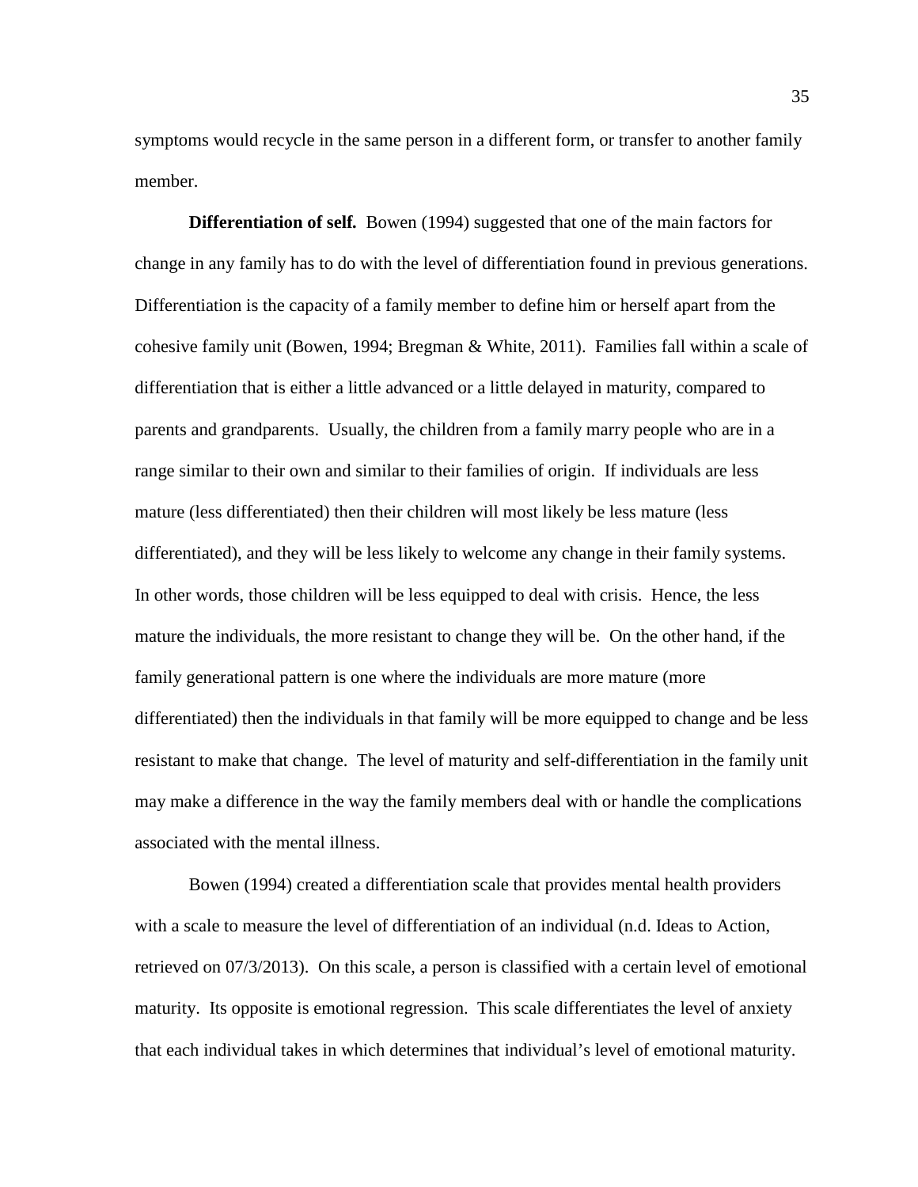symptoms would recycle in the same person in a different form, or transfer to another family member.

**Differentiation of self.** Bowen (1994) suggested that one of the main factors for change in any family has to do with the level of differentiation found in previous generations. Differentiation is the capacity of a family member to define him or herself apart from the cohesive family unit (Bowen, 1994; Bregman & White, 2011). Families fall within a scale of differentiation that is either a little advanced or a little delayed in maturity, compared to parents and grandparents. Usually, the children from a family marry people who are in a range similar to their own and similar to their families of origin. If individuals are less mature (less differentiated) then their children will most likely be less mature (less differentiated), and they will be less likely to welcome any change in their family systems. In other words, those children will be less equipped to deal with crisis. Hence, the less mature the individuals, the more resistant to change they will be. On the other hand, if the family generational pattern is one where the individuals are more mature (more differentiated) then the individuals in that family will be more equipped to change and be less resistant to make that change. The level of maturity and self-differentiation in the family unit may make a difference in the way the family members deal with or handle the complications associated with the mental illness.

Bowen (1994) created a differentiation scale that provides mental health providers with a scale to measure the level of differentiation of an individual (n.d. Ideas to Action, retrieved on 07/3/2013). On this scale, a person is classified with a certain level of emotional maturity. Its opposite is emotional regression. This scale differentiates the level of anxiety that each individual takes in which determines that individual's level of emotional maturity.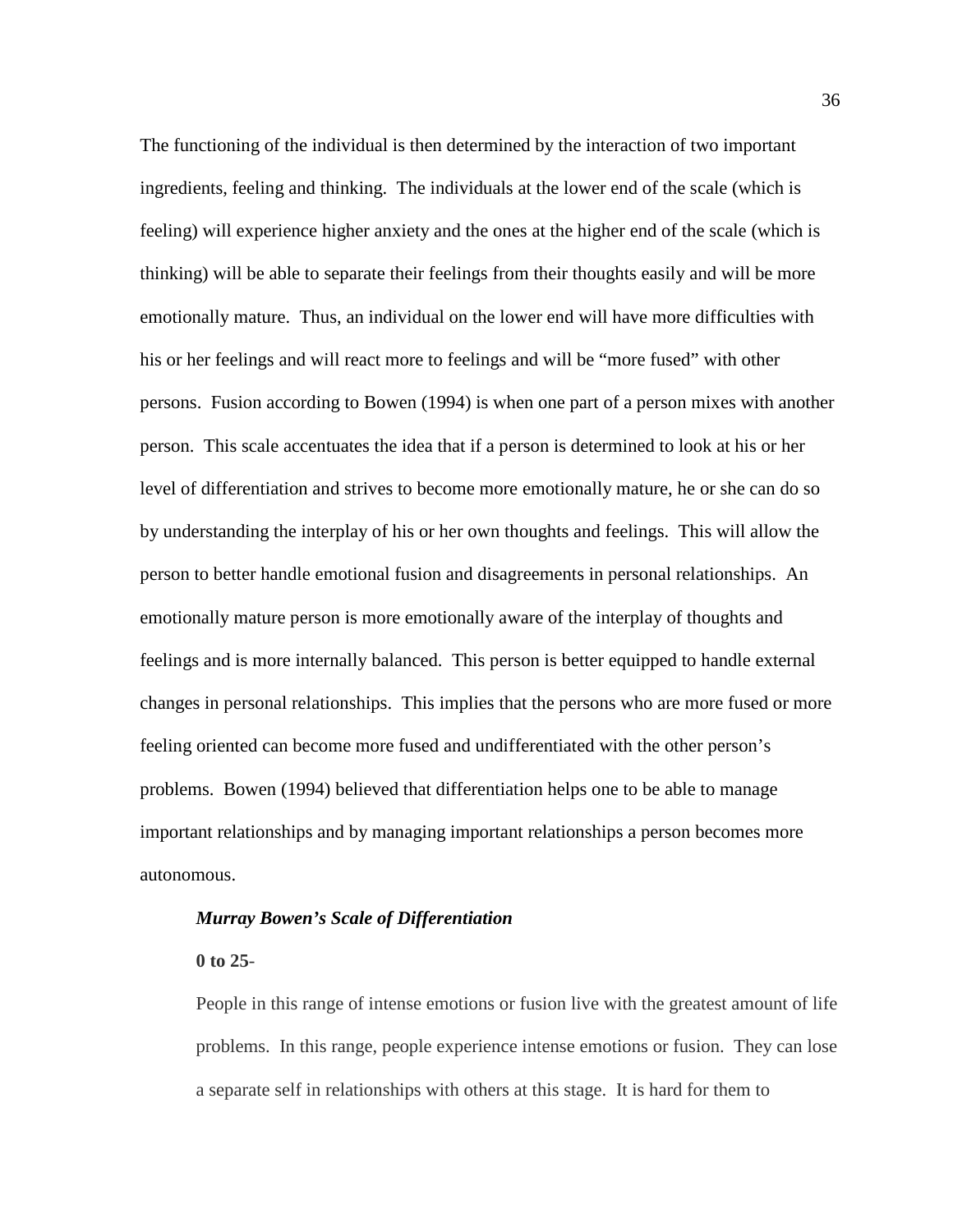The functioning of the individual is then determined by the interaction of two important ingredients, feeling and thinking. The individuals at the lower end of the scale (which is feeling) will experience higher anxiety and the ones at the higher end of the scale (which is thinking) will be able to separate their feelings from their thoughts easily and will be more emotionally mature. Thus, an individual on the lower end will have more difficulties with his or her feelings and will react more to feelings and will be "more fused" with other persons. Fusion according to Bowen (1994) is when one part of a person mixes with another person. This scale accentuates the idea that if a person is determined to look at his or her level of differentiation and strives to become more emotionally mature, he or she can do so by understanding the interplay of his or her own thoughts and feelings. This will allow the person to better handle emotional fusion and disagreements in personal relationships. An emotionally mature person is more emotionally aware of the interplay of thoughts and feelings and is more internally balanced. This person is better equipped to handle external changes in personal relationships. This implies that the persons who are more fused or more feeling oriented can become more fused and undifferentiated with the other person's problems. Bowen (1994) believed that differentiation helps one to be able to manage important relationships and by managing important relationships a person becomes more autonomous.

***Murray Bowen's Scale of Differentiation***

**0 to 25**-

People in this range of intense emotions or fusion live with the greatest amount of life problems. In this range, people experience intense emotions or fusion. They can lose a separate self in relationships with others at this stage. It is hard for them to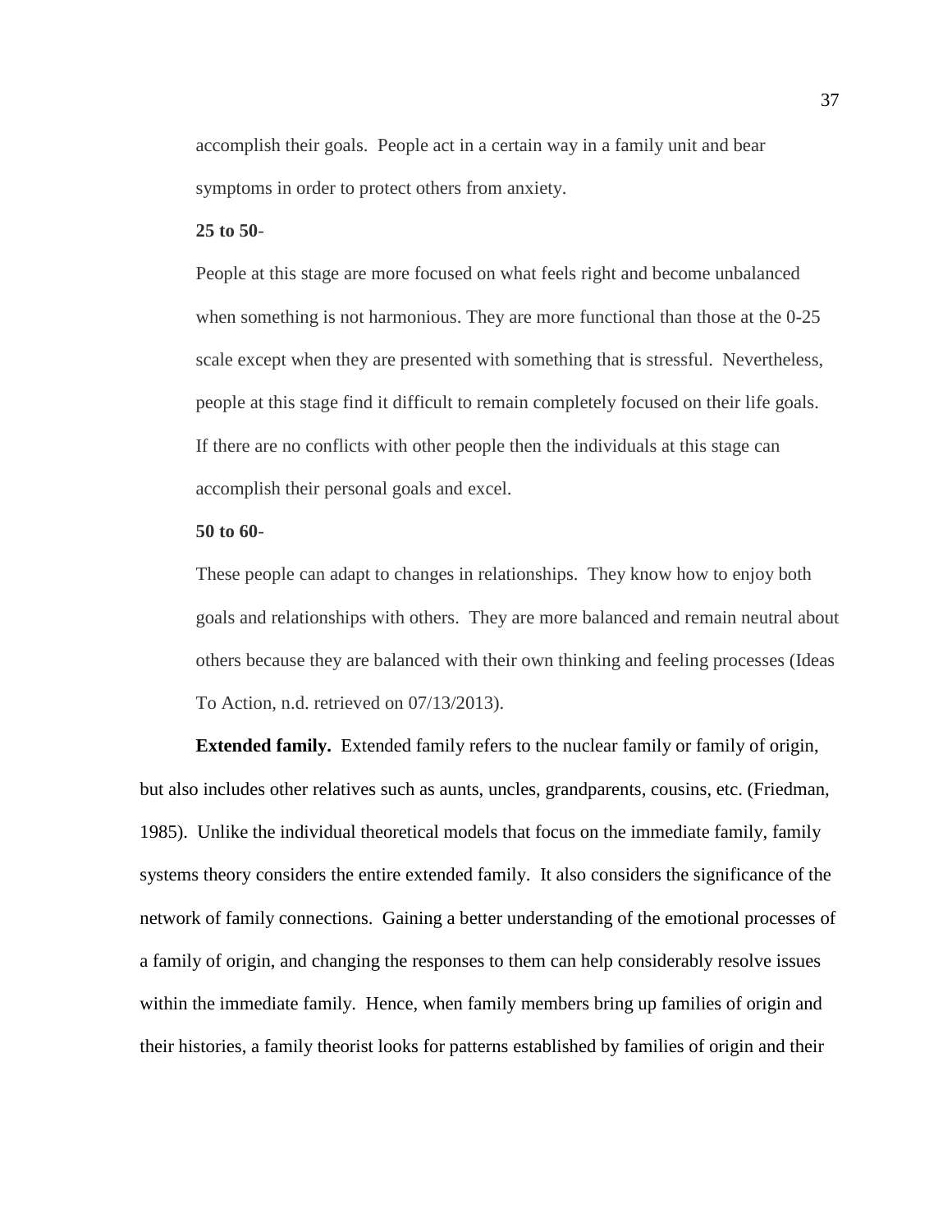accomplish their goals. People act in a certain way in a family unit and bear symptoms in order to protect others from anxiety.

**25 to 50**-

People at this stage are more focused on what feels right and become unbalanced when something is not harmonious. They are more functional than those at the 0-25 scale except when they are presented with something that is stressful. Nevertheless, people at this stage find it difficult to remain completely focused on their life goals. If there are no conflicts with other people then the individuals at this stage can accomplish their personal goals and excel.

**50 to 60**-

These people can adapt to changes in relationships. They know how to enjoy both goals and relationships with others. They are more balanced and remain neutral about others because they are balanced with their own thinking and feeling processes (Ideas To Action, n.d. retrieved on 07/13/2013).

**Extended family.** Extended family refers to the nuclear family or family of origin, but also includes other relatives such as aunts, uncles, grandparents, cousins, etc. (Friedman, 1985). Unlike the individual theoretical models that focus on the immediate family, family systems theory considers the entire extended family. It also considers the significance of the network of family connections. Gaining a better understanding of the emotional processes of a family of origin, and changing the responses to them can help considerably resolve issues within the immediate family. Hence, when family members bring up families of origin and their histories, a family theorist looks for patterns established by families of origin and their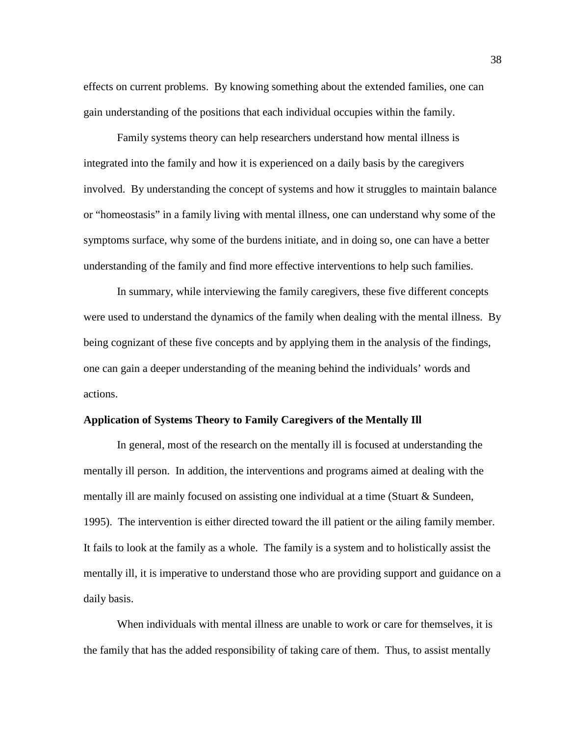effects on current problems. By knowing something about the extended families, one can gain understanding of the positions that each individual occupies within the family.

Family systems theory can help researchers understand how mental illness is integrated into the family and how it is experienced on a daily basis by the caregivers involved. By understanding the concept of systems and how it struggles to maintain balance or "homeostasis" in a family living with mental illness, one can understand why some of the symptoms surface, why some of the burdens initiate, and in doing so, one can have a better understanding of the family and find more effective interventions to help such families.

In summary, while interviewing the family caregivers, these five different concepts were used to understand the dynamics of the family when dealing with the mental illness. By being cognizant of these five concepts and by applying them in the analysis of the findings, one can gain a deeper understanding of the meaning behind the individuals' words and actions.

**Application of Systems Theory to Family Caregivers of the Mentally Ill**

In general, most of the research on the mentally ill is focused at understanding the mentally ill person. In addition, the interventions and programs aimed at dealing with the mentally ill are mainly focused on assisting one individual at a time (Stuart & Sundeen, 1995). The intervention is either directed toward the ill patient or the ailing family member. It fails to look at the family as a whole. The family is a system and to holistically assist the mentally ill, it is imperative to understand those who are providing support and guidance on a daily basis.

When individuals with mental illness are unable to work or care for themselves, it is the family that has the added responsibility of taking care of them. Thus, to assist mentally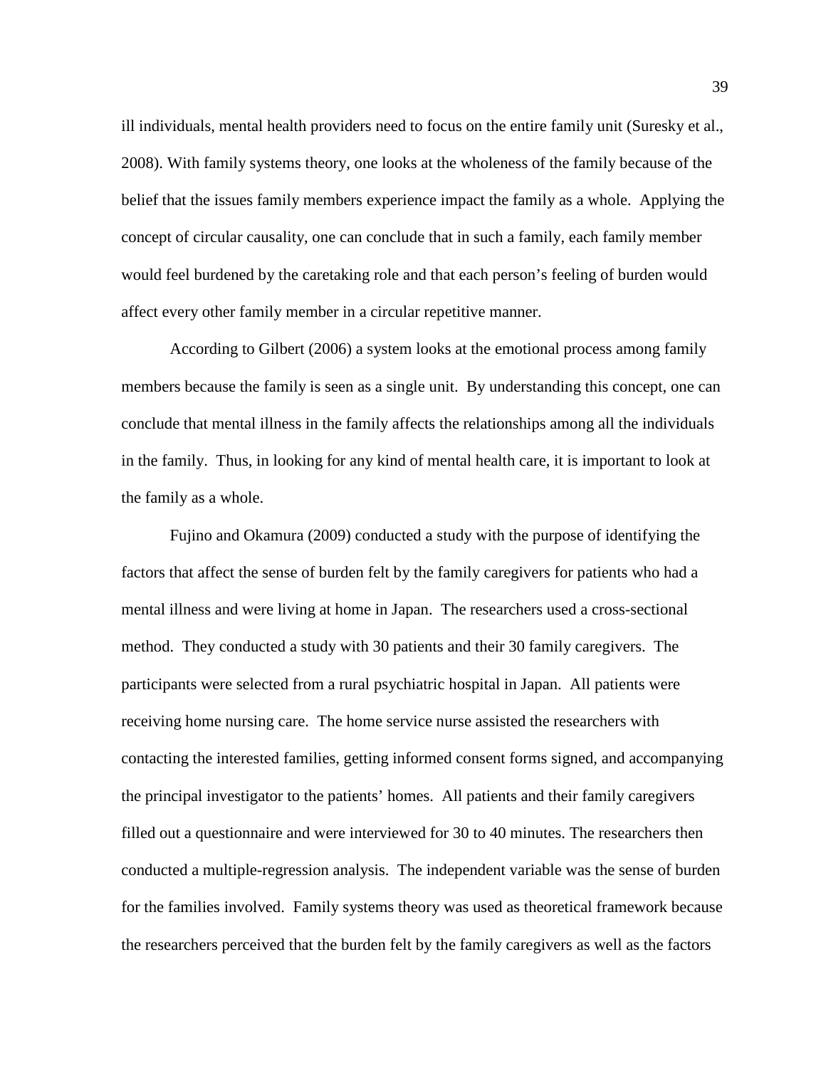ill individuals, mental health providers need to focus on the entire family unit (Suresky et al., 2008). With family systems theory, one looks at the wholeness of the family because of the belief that the issues family members experience impact the family as a whole. Applying the concept of circular causality, one can conclude that in such a family, each family member would feel burdened by the caretaking role and that each person's feeling of burden would affect every other family member in a circular repetitive manner.

According to Gilbert (2006) a system looks at the emotional process among family members because the family is seen as a single unit. By understanding this concept, one can conclude that mental illness in the family affects the relationships among all the individuals in the family. Thus, in looking for any kind of mental health care, it is important to look at the family as a whole.

Fujino and Okamura (2009) conducted a study with the purpose of identifying the factors that affect the sense of burden felt by the family caregivers for patients who had a mental illness and were living at home in Japan. The researchers used a cross-sectional method. They conducted a study with 30 patients and their 30 family caregivers. The participants were selected from a rural psychiatric hospital in Japan. All patients were receiving home nursing care. The home service nurse assisted the researchers with contacting the interested families, getting informed consent forms signed, and accompanying the principal investigator to the patients' homes. All patients and their family caregivers filled out a questionnaire and were interviewed for 30 to 40 minutes. The researchers then conducted a multiple-regression analysis. The independent variable was the sense of burden for the families involved. Family systems theory was used as theoretical framework because the researchers perceived that the burden felt by the family caregivers as well as the factors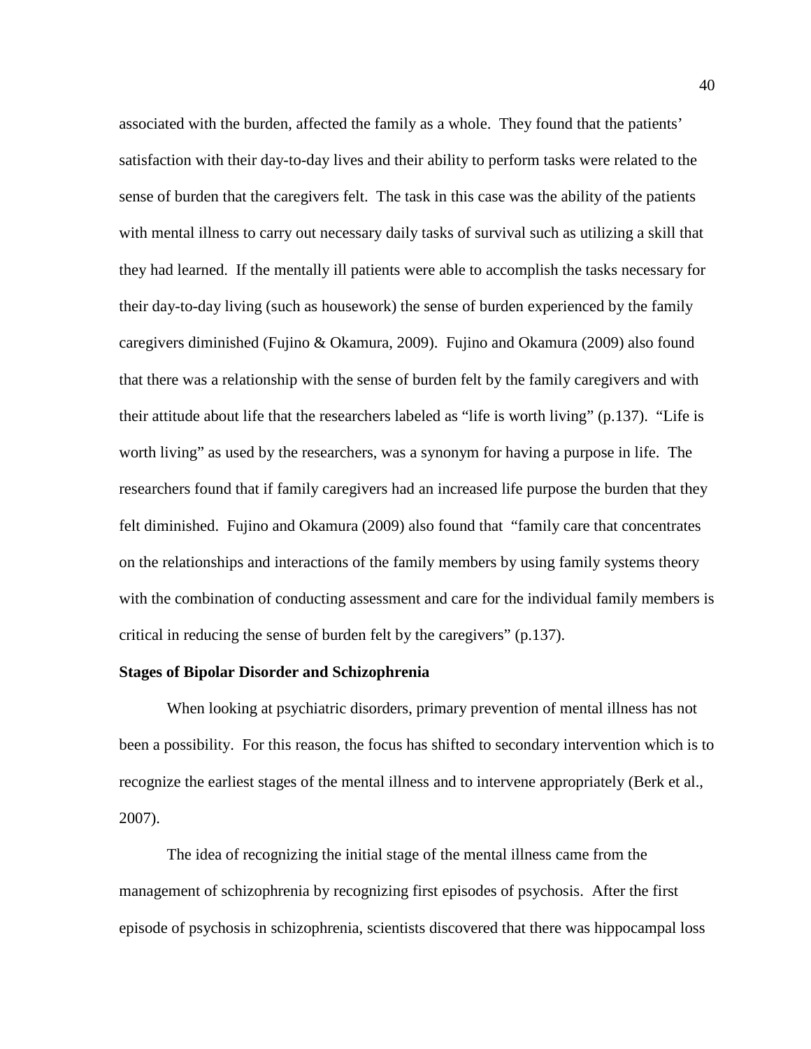associated with the burden, affected the family as a whole. They found that the patients' satisfaction with their day-to-day lives and their ability to perform tasks were related to the sense of burden that the caregivers felt. The task in this case was the ability of the patients with mental illness to carry out necessary daily tasks of survival such as utilizing a skill that they had learned. If the mentally ill patients were able to accomplish the tasks necessary for their day-to-day living (such as housework) the sense of burden experienced by the family caregivers diminished (Fujino & Okamura, 2009). Fujino and Okamura (2009) also found that there was a relationship with the sense of burden felt by the family caregivers and with their attitude about life that the researchers labeled as "life is worth living" (p.137). "Life is worth living" as used by the researchers, was a synonym for having a purpose in life. The researchers found that if family caregivers had an increased life purpose the burden that they felt diminished. Fujino and Okamura (2009) also found that "family care that concentrates on the relationships and interactions of the family members by using family systems theory with the combination of conducting assessment and care for the individual family members is critical in reducing the sense of burden felt by the caregivers" (p.137).

**Stages of Bipolar Disorder and Schizophrenia**

When looking at psychiatric disorders, primary prevention of mental illness has not been a possibility. For this reason, the focus has shifted to secondary intervention which is to recognize the earliest stages of the mental illness and to intervene appropriately (Berk et al., 2007).

The idea of recognizing the initial stage of the mental illness came from the management of schizophrenia by recognizing first episodes of psychosis. After the first episode of psychosis in schizophrenia, scientists discovered that there was hippocampal loss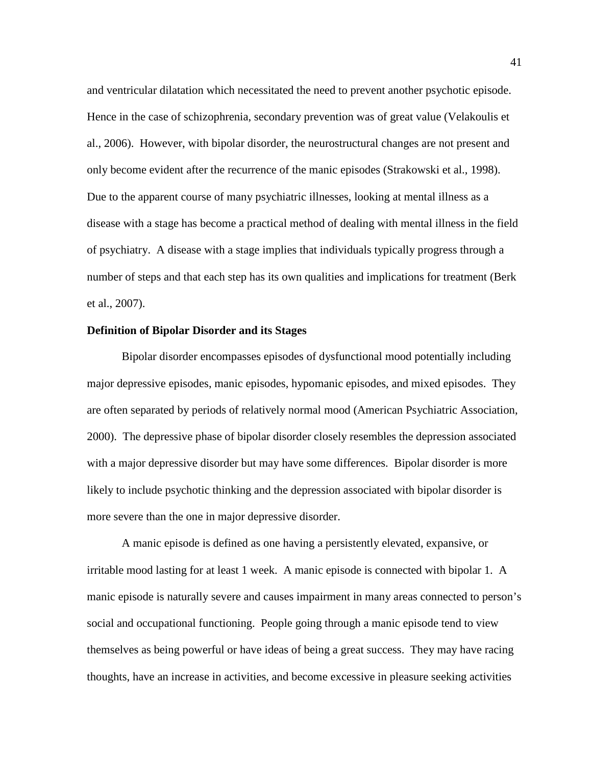and ventricular dilatation which necessitated the need to prevent another psychotic episode. Hence in the case of schizophrenia, secondary prevention was of great value (Velakoulis et al., 2006). However, with bipolar disorder, the neurostructural changes are not present and only become evident after the recurrence of the manic episodes (Strakowski et al., 1998). Due to the apparent course of many psychiatric illnesses, looking at mental illness as a disease with a stage has become a practical method of dealing with mental illness in the field of psychiatry. A disease with a stage implies that individuals typically progress through a number of steps and that each step has its own qualities and implications for treatment (Berk et al., 2007).

**Definition of Bipolar Disorder and its Stages**

Bipolar disorder encompasses episodes of dysfunctional mood potentially including major depressive episodes, manic episodes, hypomanic episodes, and mixed episodes. They are often separated by periods of relatively normal mood (American Psychiatric Association, 2000). The depressive phase of bipolar disorder closely resembles the depression associated with a major depressive disorder but may have some differences. Bipolar disorder is more likely to include psychotic thinking and the depression associated with bipolar disorder is more severe than the one in major depressive disorder.

A manic episode is defined as one having a persistently elevated, expansive, or irritable mood lasting for at least 1 week. A manic episode is connected with bipolar 1. A manic episode is naturally severe and causes impairment in many areas connected to person's social and occupational functioning. People going through a manic episode tend to view themselves as being powerful or have ideas of being a great success. They may have racing thoughts, have an increase in activities, and become excessive in pleasure seeking activities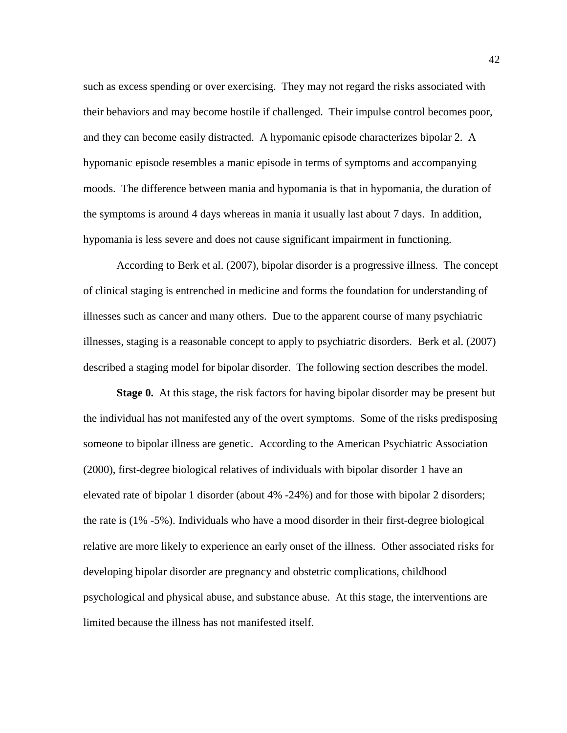such as excess spending or over exercising. They may not regard the risks associated with their behaviors and may become hostile if challenged. Their impulse control becomes poor, and they can become easily distracted. A hypomanic episode characterizes bipolar 2. A hypomanic episode resembles a manic episode in terms of symptoms and accompanying moods. The difference between mania and hypomania is that in hypomania, the duration of the symptoms is around 4 days whereas in mania it usually last about 7 days. In addition, hypomania is less severe and does not cause significant impairment in functioning.

According to Berk et al. (2007), bipolar disorder is a progressive illness. The concept of clinical staging is entrenched in medicine and forms the foundation for understanding of illnesses such as cancer and many others. Due to the apparent course of many psychiatric illnesses, staging is a reasonable concept to apply to psychiatric disorders. Berk et al. (2007) described a staging model for bipolar disorder. The following section describes the model.

**Stage 0.** At this stage, the risk factors for having bipolar disorder may be present but the individual has not manifested any of the overt symptoms. Some of the risks predisposing someone to bipolar illness are genetic. According to the American Psychiatric Association (2000), first-degree biological relatives of individuals with bipolar disorder 1 have an elevated rate of bipolar 1 disorder (about 4% -24%) and for those with bipolar 2 disorders; the rate is (1% -5%). Individuals who have a mood disorder in their first-degree biological relative are more likely to experience an early onset of the illness. Other associated risks for developing bipolar disorder are pregnancy and obstetric complications, childhood psychological and physical abuse, and substance abuse. At this stage, the interventions are limited because the illness has not manifested itself.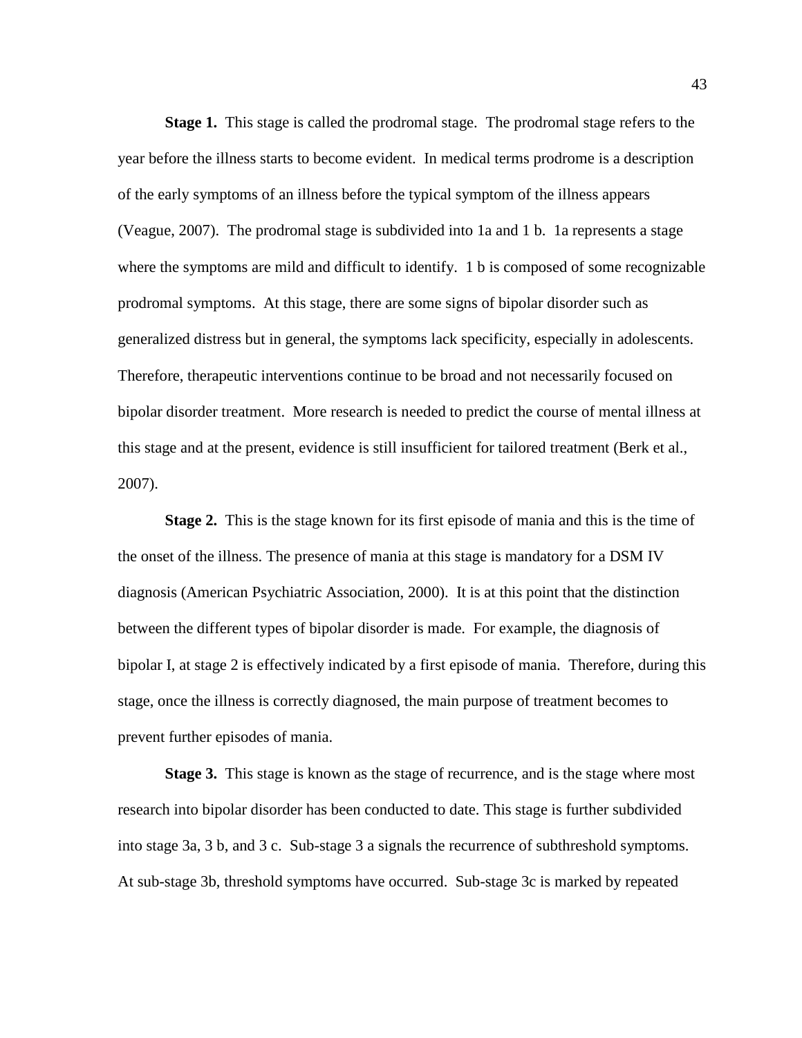**Stage 1.** This stage is called the prodromal stage. The prodromal stage refers to the year before the illness starts to become evident. In medical terms prodrome is a description of the early symptoms of an illness before the typical symptom of the illness appears (Veague, 2007). The prodromal stage is subdivided into 1a and 1 b. 1a represents a stage where the symptoms are mild and difficult to identify. 1 b is composed of some recognizable prodromal symptoms. At this stage, there are some signs of bipolar disorder such as generalized distress but in general, the symptoms lack specificity, especially in adolescents. Therefore, therapeutic interventions continue to be broad and not necessarily focused on bipolar disorder treatment. More research is needed to predict the course of mental illness at this stage and at the present, evidence is still insufficient for tailored treatment (Berk et al., 2007).

**Stage 2.** This is the stage known for its first episode of mania and this is the time of the onset of the illness. The presence of mania at this stage is mandatory for a DSM IV diagnosis (American Psychiatric Association, 2000). It is at this point that the distinction between the different types of bipolar disorder is made. For example, the diagnosis of bipolar I, at stage 2 is effectively indicated by a first episode of mania. Therefore, during this stage, once the illness is correctly diagnosed, the main purpose of treatment becomes to prevent further episodes of mania.

**Stage 3.** This stage is known as the stage of recurrence, and is the stage where most research into bipolar disorder has been conducted to date. This stage is further subdivided into stage 3a, 3 b, and 3 c. Sub-stage 3 a signals the recurrence of subthreshold symptoms. At sub-stage 3b, threshold symptoms have occurred. Sub-stage 3c is marked by repeated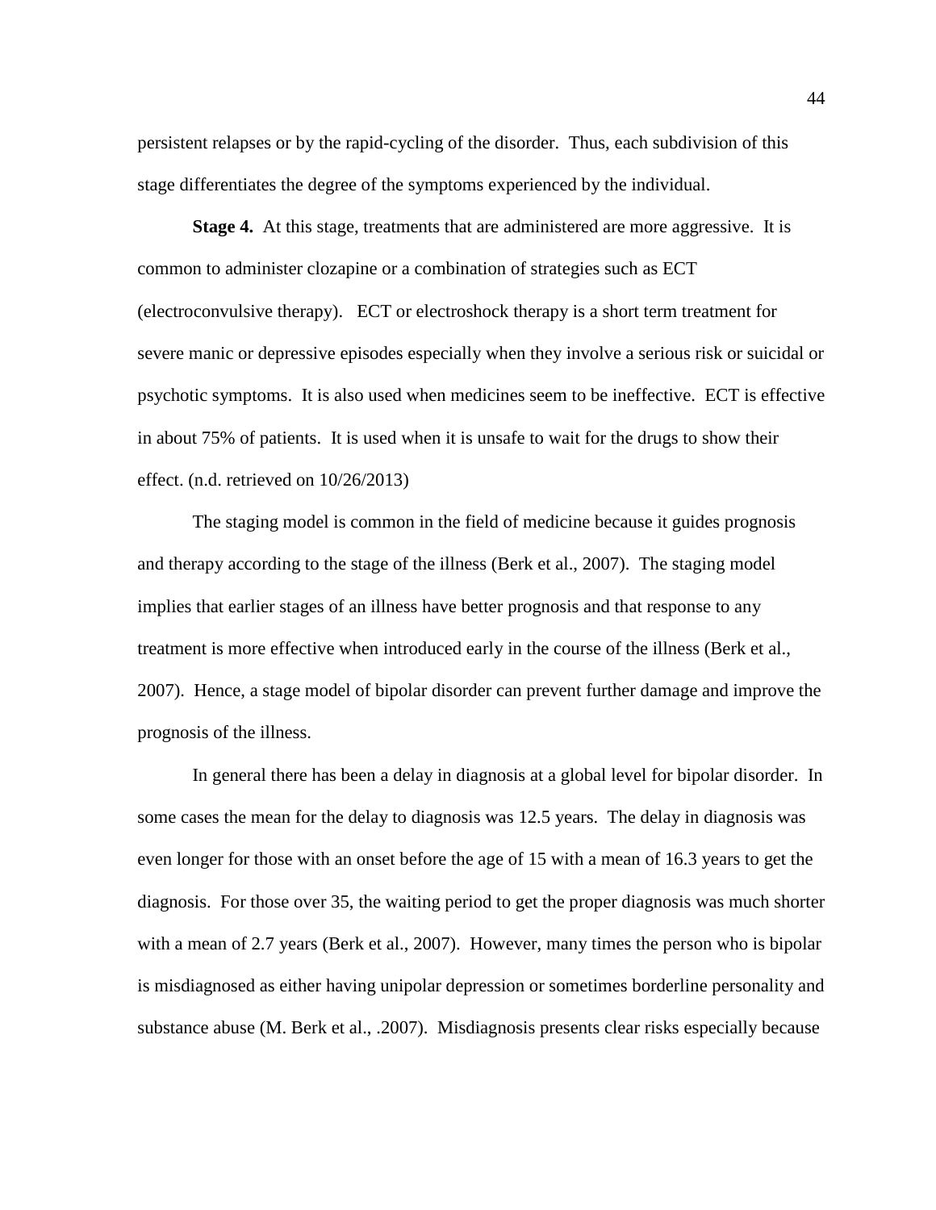persistent relapses or by the rapid-cycling of the disorder. Thus, each subdivision of this stage differentiates the degree of the symptoms experienced by the individual.

**Stage 4.** At this stage, treatments that are administered are more aggressive. It is common to administer clozapine or a combination of strategies such as ECT (electroconvulsive therapy). ECT or electroshock therapy is a short term treatment for severe manic or depressive episodes especially when they involve a serious risk or suicidal or psychotic symptoms. It is also used when medicines seem to be ineffective. ECT is effective in about 75% of patients. It is used when it is unsafe to wait for the drugs to show their effect. (n.d. retrieved on 10/26/2013)

The staging model is common in the field of medicine because it guides prognosis and therapy according to the stage of the illness (Berk et al., 2007). The staging model implies that earlier stages of an illness have better prognosis and that response to any treatment is more effective when introduced early in the course of the illness (Berk et al., 2007). Hence, a stage model of bipolar disorder can prevent further damage and improve the prognosis of the illness.

In general there has been a delay in diagnosis at a global level for bipolar disorder. In some cases the mean for the delay to diagnosis was 12.5 years. The delay in diagnosis was even longer for those with an onset before the age of 15 with a mean of 16.3 years to get the diagnosis. For those over 35, the waiting period to get the proper diagnosis was much shorter with a mean of 2.7 years (Berk et al., 2007). However, many times the person who is bipolar is misdiagnosed as either having unipolar depression or sometimes borderline personality and substance abuse (M. Berk et al., .2007). Misdiagnosis presents clear risks especially because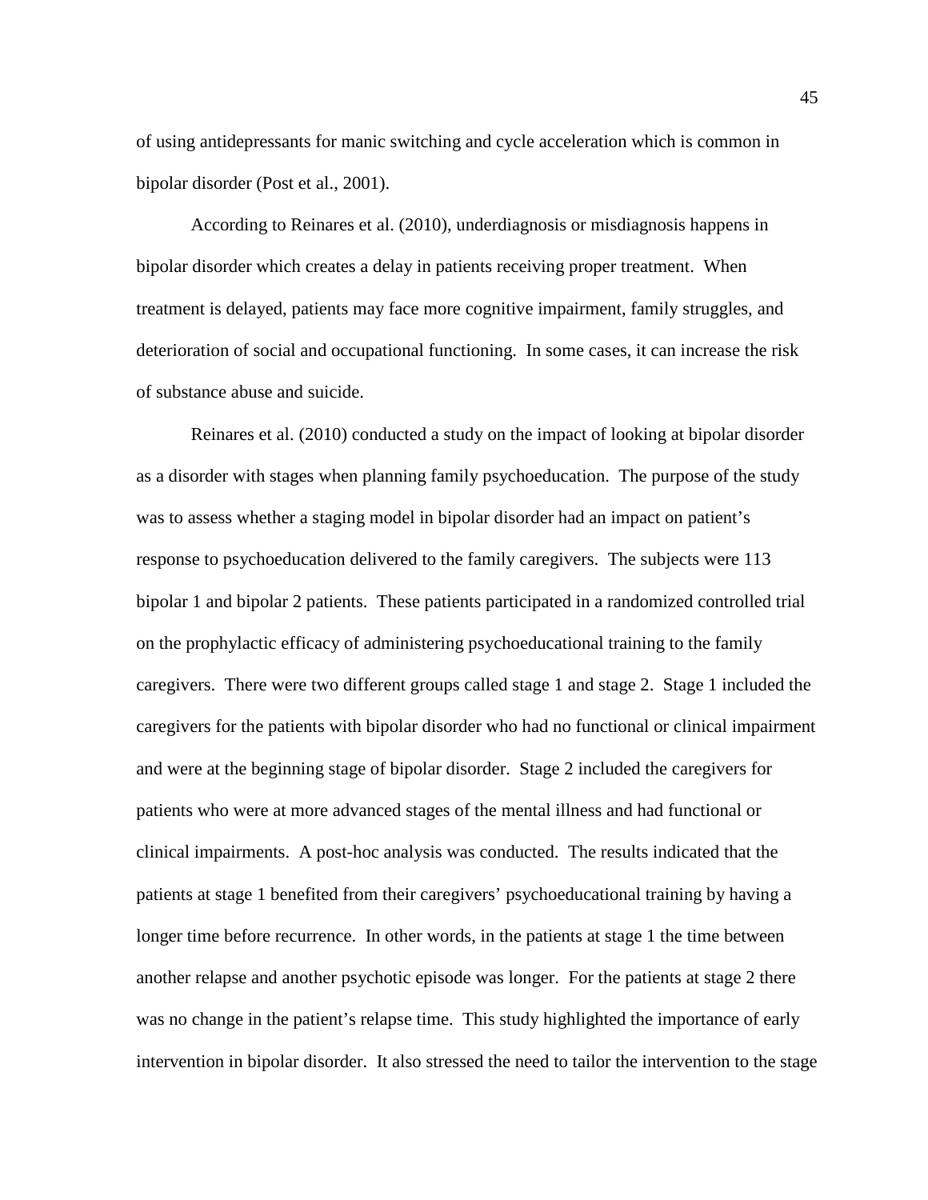of using antidepressants for manic switching and cycle acceleration which is common in bipolar disorder (Post et al., 2001).

According to Reinares et al. (2010), underdiagnosis or misdiagnosis happens in bipolar disorder which creates a delay in patients receiving proper treatment. When treatment is delayed, patients may face more cognitive impairment, family struggles, and deterioration of social and occupational functioning. In some cases, it can increase the risk of substance abuse and suicide.

Reinares et al. (2010) conducted a study on the impact of looking at bipolar disorder as a disorder with stages when planning family psychoeducation. The purpose of the study was to assess whether a staging model in bipolar disorder had an impact on patient's response to psychoeducation delivered to the family caregivers. The subjects were 113 bipolar 1 and bipolar 2 patients. These patients participated in a randomized controlled trial on the prophylactic efficacy of administering psychoeducational training to the family caregivers. There were two different groups called stage 1 and stage 2. Stage 1 included the caregivers for the patients with bipolar disorder who had no functional or clinical impairment and were at the beginning stage of bipolar disorder. Stage 2 included the caregivers for patients who were at more advanced stages of the mental illness and had functional or clinical impairments. A post-hoc analysis was conducted. The results indicated that the patients at stage 1 benefited from their caregivers' psychoeducational training by having a longer time before recurrence. In other words, in the patients at stage 1 the time between another relapse and another psychotic episode was longer. For the patients at stage 2 there was no change in the patient's relapse time. This study highlighted the importance of early intervention in bipolar disorder. It also stressed the need to tailor the intervention to the stage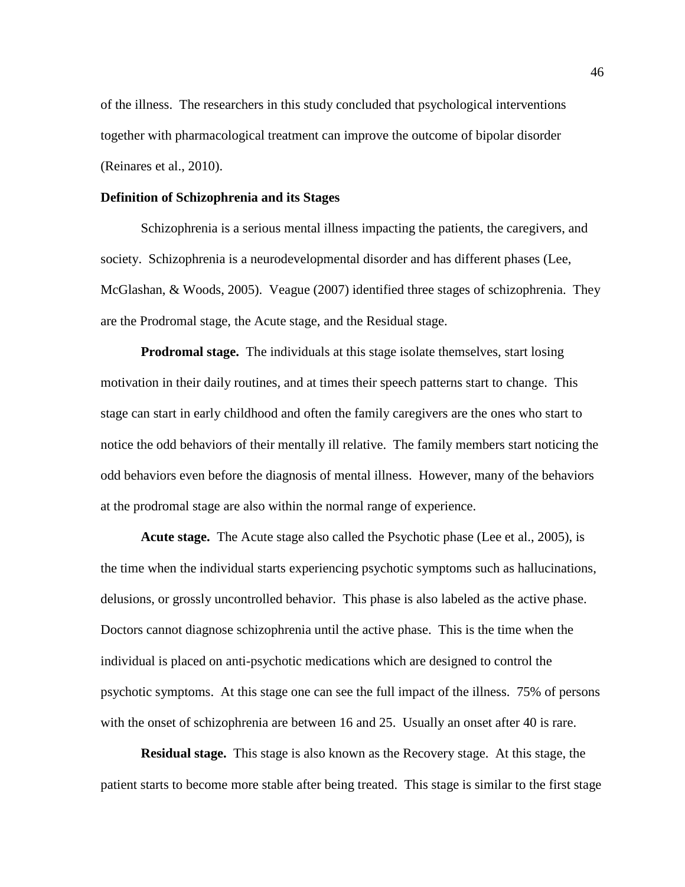of the illness. The researchers in this study concluded that psychological interventions together with pharmacological treatment can improve the outcome of bipolar disorder (Reinares et al., 2010).

### Definition of Schizophrenia and its Stages

Schizophrenia is a serious mental illness impacting the patients, the caregivers, and society. Schizophrenia is a neurodevelopmental disorder and has different phases (Lee, McGlashan, & Woods, 2005). Veague (2007) identified three stages of schizophrenia. They are the Prodromal stage, the Acute stage, and the Residual stage.

**Prodromal stage.** The individuals at this stage isolate themselves, start losing motivation in their daily routines, and at times their speech patterns start to change. This stage can start in early childhood and often the family caregivers are the ones who start to notice the odd behaviors of their mentally ill relative. The family members start noticing the odd behaviors even before the diagnosis of mental illness. However, many of the behaviors at the prodromal stage are also within the normal range of experience.

**Acute stage.** The Acute stage also called the Psychotic phase (Lee et al., 2005), is the time when the individual starts experiencing psychotic symptoms such as hallucinations, delusions, or grossly uncontrolled behavior. This phase is also labeled as the active phase. Doctors cannot diagnose schizophrenia until the active phase. This is the time when the individual is placed on anti-psychotic medications which are designed to control the psychotic symptoms. At this stage one can see the full impact of the illness. 75% of persons with the onset of schizophrenia are between 16 and 25. Usually an onset after 40 is rare.

**Residual stage.** This stage is also known as the Recovery stage. At this stage, the patient starts to become more stable after being treated. This stage is similar to the first stage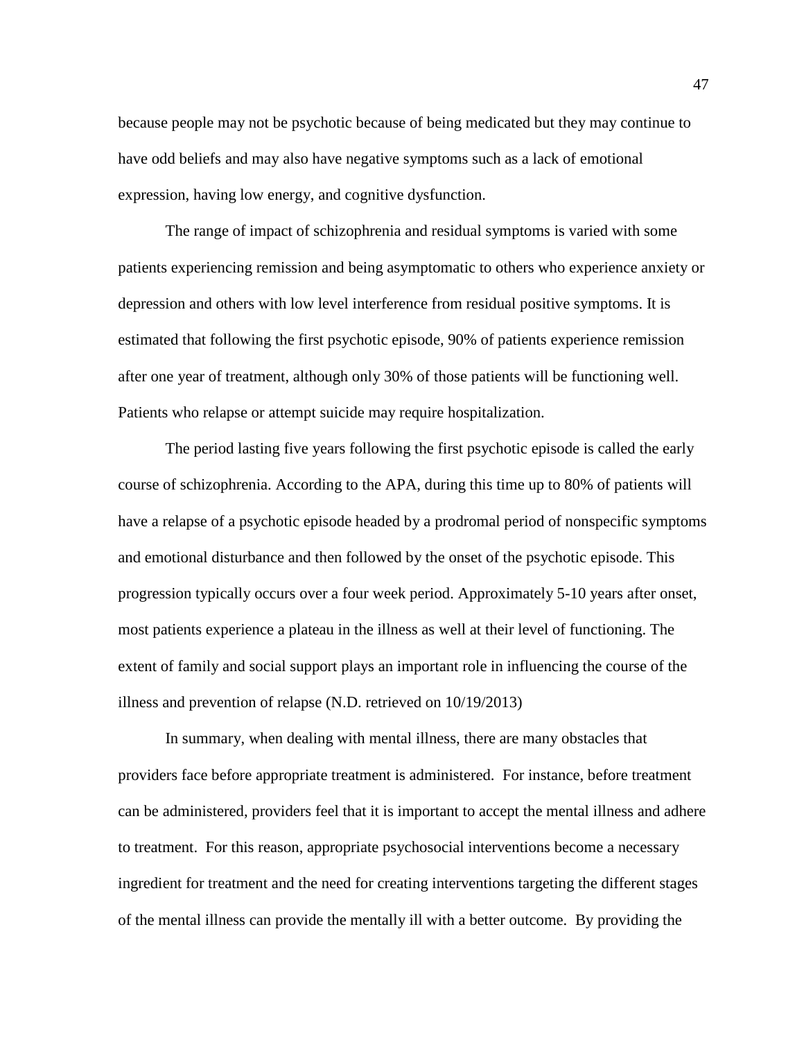because people may not be psychotic because of being medicated but they may continue to have odd beliefs and may also have negative symptoms such as a lack of emotional expression, having low energy, and cognitive dysfunction.

The range of impact of schizophrenia and residual symptoms is varied with some patients experiencing remission and being asymptomatic to others who experience anxiety or depression and others with low level interference from residual positive symptoms. It is estimated that following the first psychotic episode, 90% of patients experience remission after one year of treatment, although only 30% of those patients will be functioning well. Patients who relapse or attempt suicide may require hospitalization.

The period lasting five years following the first psychotic episode is called the early course of schizophrenia. According to the APA, during this time up to 80% of patients will have a relapse of a psychotic episode headed by a prodromal period of nonspecific symptoms and emotional disturbance and then followed by the onset of the psychotic episode. This progression typically occurs over a four week period. Approximately 5-10 years after onset, most patients experience a plateau in the illness as well at their level of functioning. The extent of family and social support plays an important role in influencing the course of the illness and prevention of relapse (N.D. retrieved on 10/19/2013)

In summary, when dealing with mental illness, there are many obstacles that providers face before appropriate treatment is administered. For instance, before treatment can be administered, providers feel that it is important to accept the mental illness and adhere to treatment. For this reason, appropriate psychosocial interventions become a necessary ingredient for treatment and the need for creating interventions targeting the different stages of the mental illness can provide the mentally ill with a better outcome. By providing the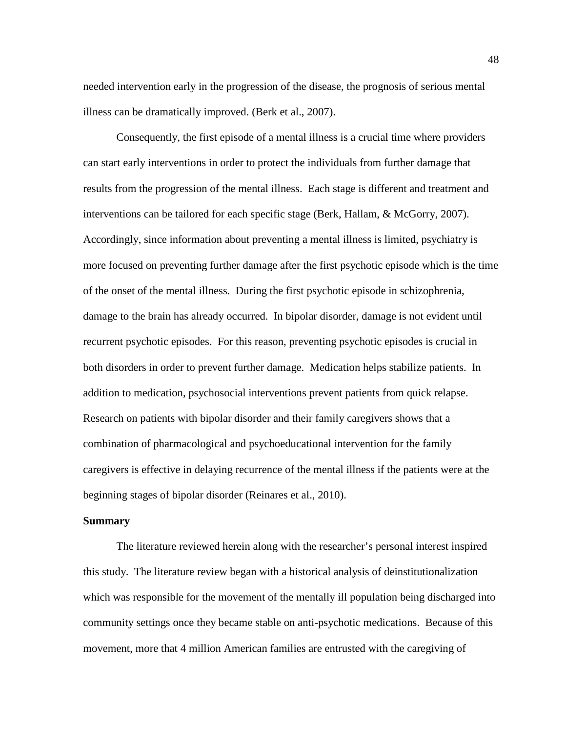needed intervention early in the progression of the disease, the prognosis of serious mental illness can be dramatically improved. (Berk et al., 2007).

Consequently, the first episode of a mental illness is a crucial time where providers can start early interventions in order to protect the individuals from further damage that results from the progression of the mental illness. Each stage is different and treatment and interventions can be tailored for each specific stage (Berk, Hallam, & McGorry, 2007). Accordingly, since information about preventing a mental illness is limited, psychiatry is more focused on preventing further damage after the first psychotic episode which is the time of the onset of the mental illness. During the first psychotic episode in schizophrenia, damage to the brain has already occurred. In bipolar disorder, damage is not evident until recurrent psychotic episodes. For this reason, preventing psychotic episodes is crucial in both disorders in order to prevent further damage. Medication helps stabilize patients. In addition to medication, psychosocial interventions prevent patients from quick relapse. Research on patients with bipolar disorder and their family caregivers shows that a combination of pharmacological and psychoeducational intervention for the family caregivers is effective in delaying recurrence of the mental illness if the patients were at the beginning stages of bipolar disorder (Reinares et al., 2010).

**Summary**

The literature reviewed herein along with the researcher's personal interest inspired this study. The literature review began with a historical analysis of deinstitutionalization which was responsible for the movement of the mentally ill population being discharged into community settings once they became stable on anti-psychotic medications. Because of this movement, more that 4 million American families are entrusted with the caregiving of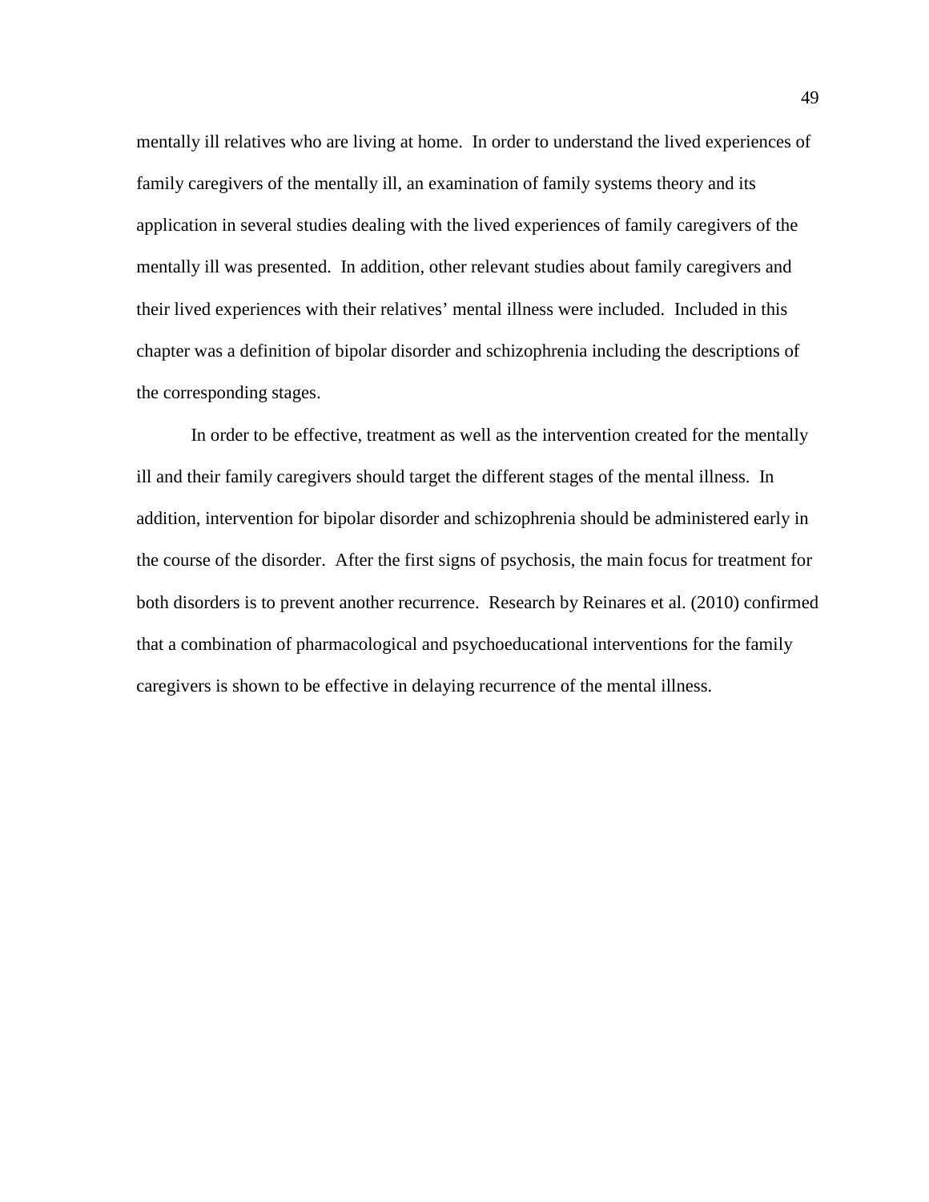mentally ill relatives who are living at home.  In order to understand the lived experiences of family caregivers of the mentally ill, an examination of family systems theory and its application in several studies dealing with the lived experiences of family caregivers of the mentally ill was presented.  In addition, other relevant studies about family caregivers and their lived experiences with their relatives' mental illness were included.  Included in this chapter was a definition of bipolar disorder and schizophrenia including the descriptions of the corresponding stages.

In order to be effective, treatment as well as the intervention created for the mentally ill and their family caregivers should target the different stages of the mental illness.  In addition, intervention for bipolar disorder and schizophrenia should be administered early in the course of the disorder.  After the first signs of psychosis, the main focus for treatment for both disorders is to prevent another recurrence.  Research by Reinares et al. (2010) confirmed that a combination of pharmacological and psychoeducational interventions for the family caregivers is shown to be effective in delaying recurrence of the mental illness.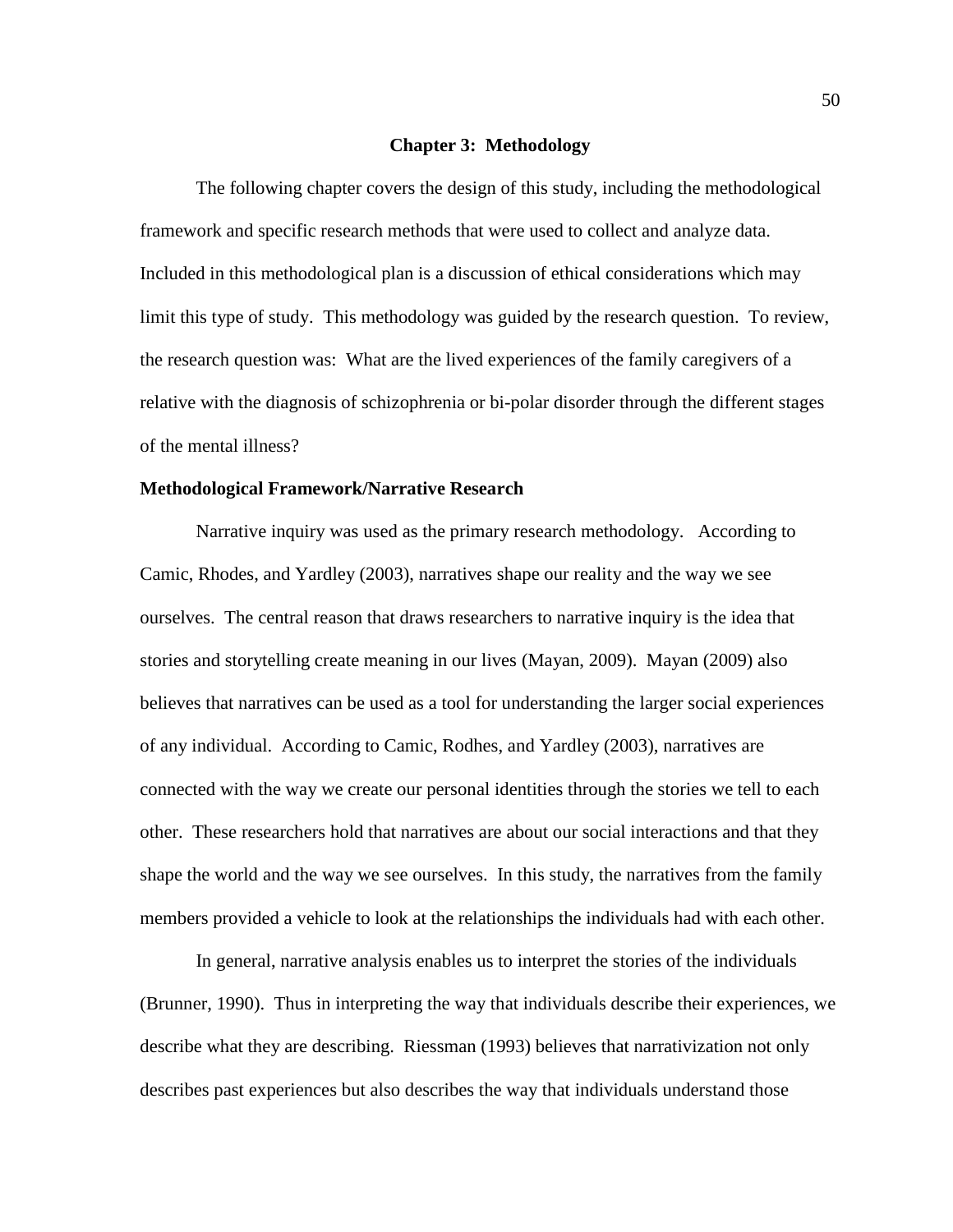# Chapter 3: Methodology

The following chapter covers the design of this study, including the methodological framework and specific research methods that were used to collect and analyze data. Included in this methodological plan is a discussion of ethical considerations which may limit this type of study. This methodology was guided by the research question. To review, the research question was: What are the lived experiences of the family caregivers of a relative with the diagnosis of schizophrenia or bi-polar disorder through the different stages of the mental illness?

## Methodological Framework/Narrative Research

Narrative inquiry was used as the primary research methodology. According to Camic, Rhodes, and Yardley (2003), narratives shape our reality and the way we see ourselves. The central reason that draws researchers to narrative inquiry is the idea that stories and storytelling create meaning in our lives (Mayan, 2009). Mayan (2009) also believes that narratives can be used as a tool for understanding the larger social experiences of any individual. According to Camic, Rodhes, and Yardley (2003), narratives are connected with the way we create our personal identities through the stories we tell to each other. These researchers hold that narratives are about our social interactions and that they shape the world and the way we see ourselves. In this study, the narratives from the family members provided a vehicle to look at the relationships the individuals had with each other.

In general, narrative analysis enables us to interpret the stories of the individuals (Brunner, 1990). Thus in interpreting the way that individuals describe their experiences, we describe what they are describing. Riessman (1993) believes that narrativization not only describes past experiences but also describes the way that individuals understand those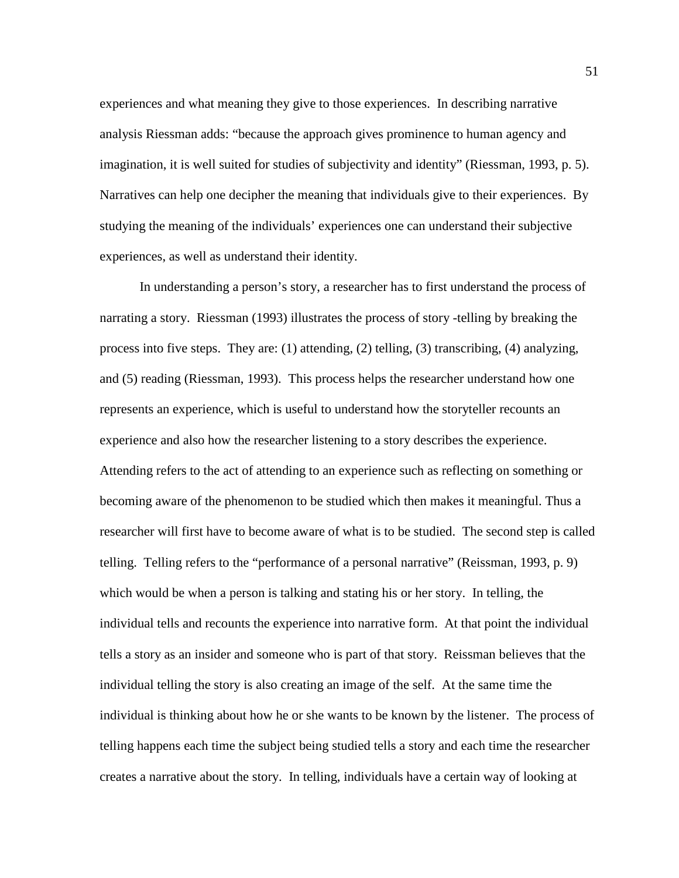experiences and what meaning they give to those experiences. In describing narrative analysis Riessman adds: “because the approach gives prominence to human agency and imagination, it is well suited for studies of subjectivity and identity” (Riessman, 1993, p. 5). Narratives can help one decipher the meaning that individuals give to their experiences. By studying the meaning of the individuals’ experiences one can understand their subjective experiences, as well as understand their identity.

In understanding a person’s story, a researcher has to first understand the process of narrating a story. Riessman (1993) illustrates the process of story -telling by breaking the process into five steps. They are: (1) attending, (2) telling, (3) transcribing, (4) analyzing, and (5) reading (Riessman, 1993). This process helps the researcher understand how one represents an experience, which is useful to understand how the storyteller recounts an experience and also how the researcher listening to a story describes the experience. Attending refers to the act of attending to an experience such as reflecting on something or becoming aware of the phenomenon to be studied which then makes it meaningful. Thus a researcher will first have to become aware of what is to be studied. The second step is called telling. Telling refers to the “performance of a personal narrative” (Reissman, 1993, p. 9) which would be when a person is talking and stating his or her story. In telling, the individual tells and recounts the experience into narrative form. At that point the individual tells a story as an insider and someone who is part of that story. Reissman believes that the individual telling the story is also creating an image of the self. At the same time the individual is thinking about how he or she wants to be known by the listener. The process of telling happens each time the subject being studied tells a story and each time the researcher creates a narrative about the story. In telling, individuals have a certain way of looking at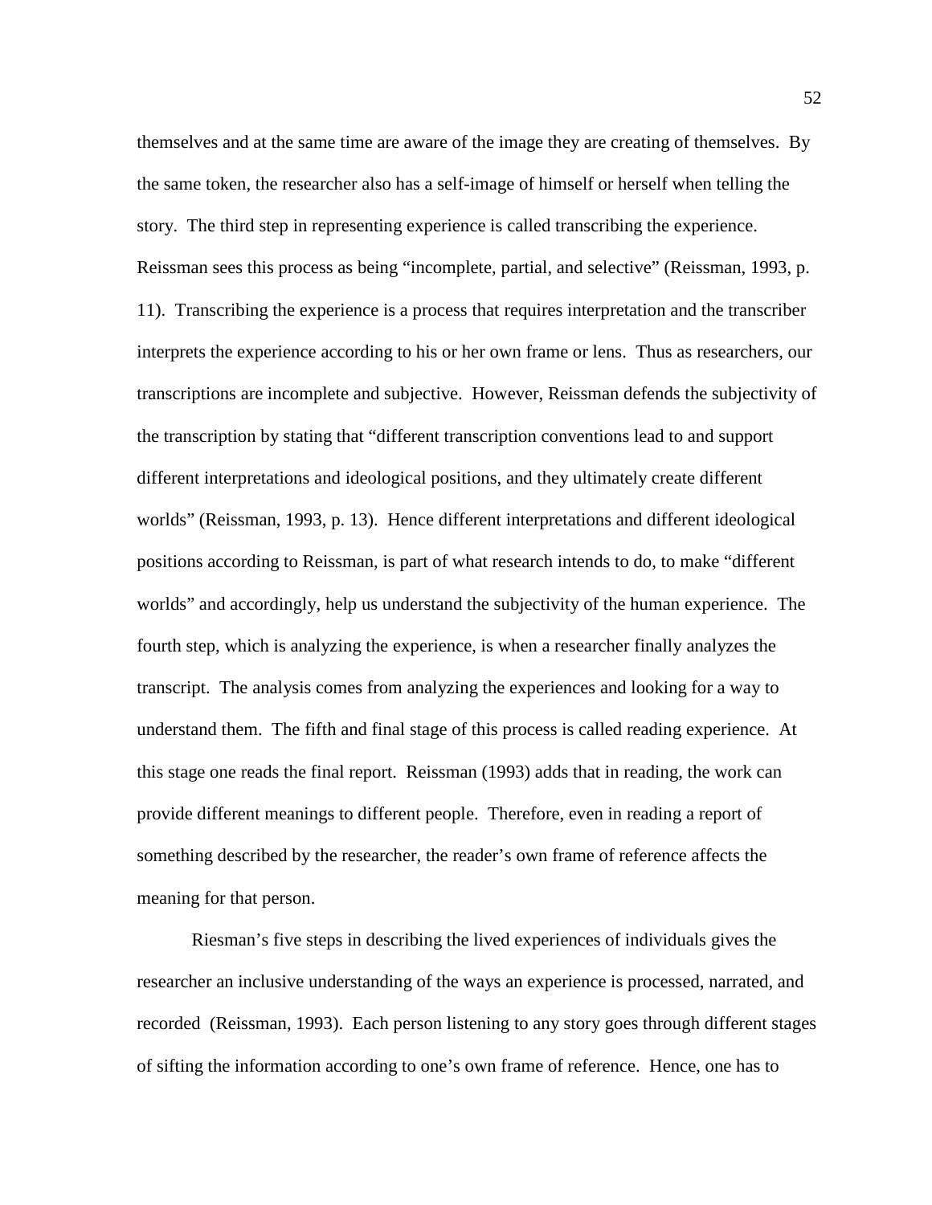themselves and at the same time are aware of the image they are creating of themselves. By the same token, the researcher also has a self-image of himself or herself when telling the story. The third step in representing experience is called transcribing the experience. Reissman sees this process as being "incomplete, partial, and selective" (Reissman, 1993, p. 11). Transcribing the experience is a process that requires interpretation and the transcriber interprets the experience according to his or her own frame or lens. Thus as researchers, our transcriptions are incomplete and subjective. However, Reissman defends the subjectivity of the transcription by stating that "different transcription conventions lead to and support different interpretations and ideological positions, and they ultimately create different worlds" (Reissman, 1993, p. 13). Hence different interpretations and different ideological positions according to Reissman, is part of what research intends to do, to make "different worlds" and accordingly, help us understand the subjectivity of the human experience. The fourth step, which is analyzing the experience, is when a researcher finally analyzes the transcript. The analysis comes from analyzing the experiences and looking for a way to understand them. The fifth and final stage of this process is called reading experience. At this stage one reads the final report. Reissman (1993) adds that in reading, the work can provide different meanings to different people. Therefore, even in reading a report of something described by the researcher, the reader's own frame of reference affects the meaning for that person.

Riesman's five steps in describing the lived experiences of individuals gives the researcher an inclusive understanding of the ways an experience is processed, narrated, and recorded (Reissman, 1993). Each person listening to any story goes through different stages of sifting the information according to one's own frame of reference. Hence, one has to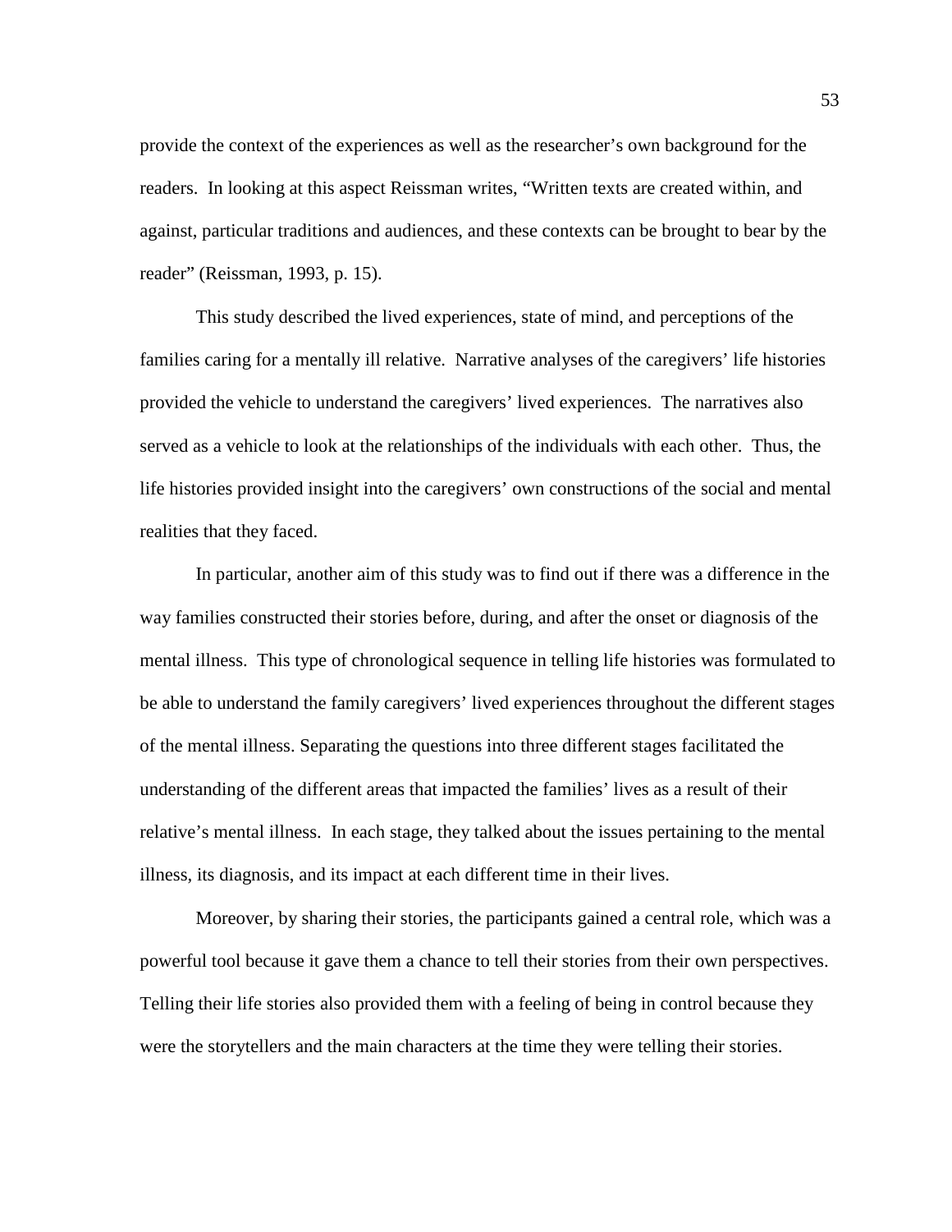provide the context of the experiences as well as the researcher's own background for the readers. In looking at this aspect Reissman writes, "Written texts are created within, and against, particular traditions and audiences, and these contexts can be brought to bear by the reader" (Reissman, 1993, p. 15).

This study described the lived experiences, state of mind, and perceptions of the families caring for a mentally ill relative. Narrative analyses of the caregivers' life histories provided the vehicle to understand the caregivers' lived experiences. The narratives also served as a vehicle to look at the relationships of the individuals with each other. Thus, the life histories provided insight into the caregivers' own constructions of the social and mental realities that they faced.

In particular, another aim of this study was to find out if there was a difference in the way families constructed their stories before, during, and after the onset or diagnosis of the mental illness. This type of chronological sequence in telling life histories was formulated to be able to understand the family caregivers' lived experiences throughout the different stages of the mental illness. Separating the questions into three different stages facilitated the understanding of the different areas that impacted the families' lives as a result of their relative's mental illness. In each stage, they talked about the issues pertaining to the mental illness, its diagnosis, and its impact at each different time in their lives.

Moreover, by sharing their stories, the participants gained a central role, which was a powerful tool because it gave them a chance to tell their stories from their own perspectives. Telling their life stories also provided them with a feeling of being in control because they were the storytellers and the main characters at the time they were telling their stories.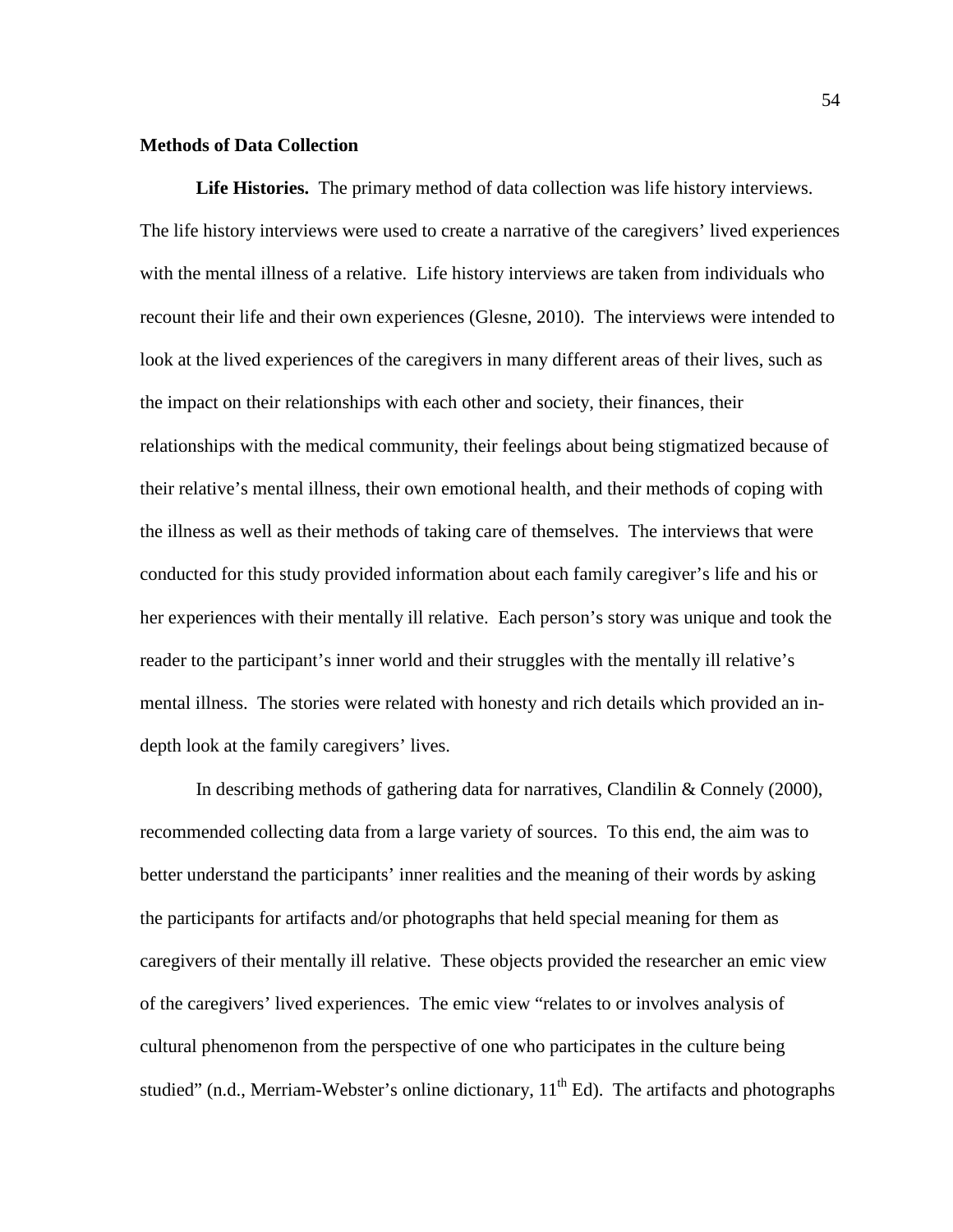**Methods of Data Collection**

**Life Histories.** The primary method of data collection was life history interviews. The life history interviews were used to create a narrative of the caregivers' lived experiences with the mental illness of a relative. Life history interviews are taken from individuals who recount their life and their own experiences (Glesne, 2010). The interviews were intended to look at the lived experiences of the caregivers in many different areas of their lives, such as the impact on their relationships with each other and society, their finances, their relationships with the medical community, their feelings about being stigmatized because of their relative's mental illness, their own emotional health, and their methods of coping with the illness as well as their methods of taking care of themselves. The interviews that were conducted for this study provided information about each family caregiver's life and his or her experiences with their mentally ill relative. Each person's story was unique and took the reader to the participant's inner world and their struggles with the mentally ill relative's mental illness. The stories were related with honesty and rich details which provided an in-depth look at the family caregivers' lives.

In describing methods of gathering data for narratives, Clandilin & Connely (2000), recommended collecting data from a large variety of sources. To this end, the aim was to better understand the participants' inner realities and the meaning of their words by asking the participants for artifacts and/or photographs that held special meaning for them as caregivers of their mentally ill relative. These objects provided the researcher an emic view of the caregivers' lived experiences. The emic view "relates to or involves analysis of cultural phenomenon from the perspective of one who participates in the culture being studied" (n.d., Merriam-Webster's online dictionary, 11th Ed). The artifacts and photographs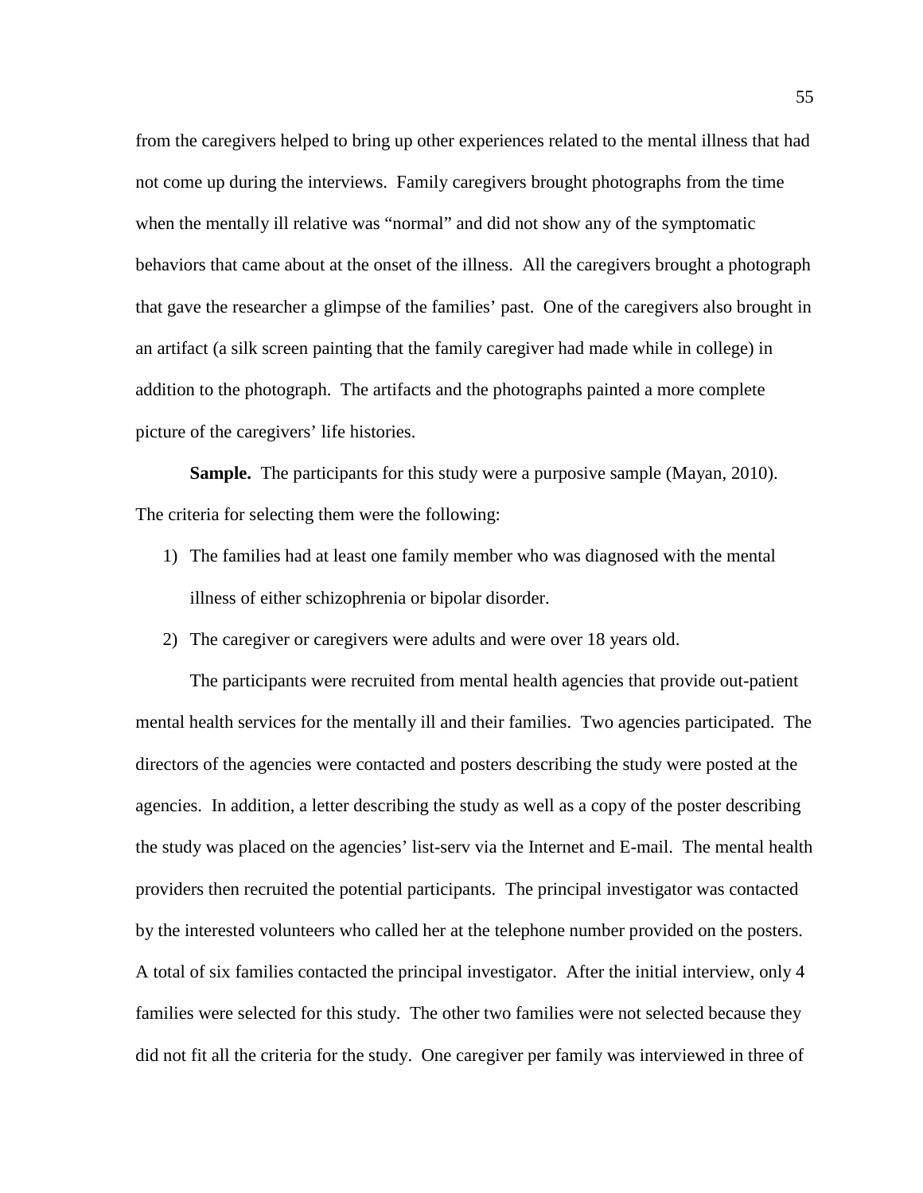from the caregivers helped to bring up other experiences related to the mental illness that had not come up during the interviews. Family caregivers brought photographs from the time when the mentally ill relative was "normal" and did not show any of the symptomatic behaviors that came about at the onset of the illness. All the caregivers brought a photograph that gave the researcher a glimpse of the families' past. One of the caregivers also brought in an artifact (a silk screen painting that the family caregiver had made while in college) in addition to the photograph. The artifacts and the photographs painted a more complete picture of the caregivers' life histories.

**Sample.** The participants for this study were a purposive sample (Mayan, 2010). The criteria for selecting them were the following:

1) The families had at least one family member who was diagnosed with the mental illness of either schizophrenia or bipolar disorder.
2) The caregiver or caregivers were adults and were over 18 years old.

The participants were recruited from mental health agencies that provide out-patient mental health services for the mentally ill and their families. Two agencies participated. The directors of the agencies were contacted and posters describing the study were posted at the agencies. In addition, a letter describing the study as well as a copy of the poster describing the study was placed on the agencies' list-serv via the Internet and E-mail. The mental health providers then recruited the potential participants. The principal investigator was contacted by the interested volunteers who called her at the telephone number provided on the posters. A total of six families contacted the principal investigator. After the initial interview, only 4 families were selected for this study. The other two families were not selected because they did not fit all the criteria for the study. One caregiver per family was interviewed in three of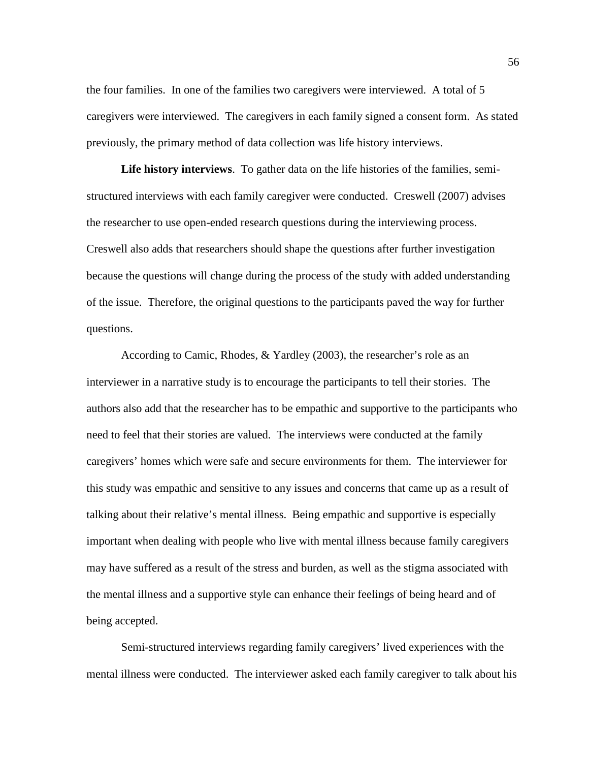the four families. In one of the families two caregivers were interviewed. A total of 5 caregivers were interviewed. The caregivers in each family signed a consent form. As stated previously, the primary method of data collection was life history interviews.

**Life history interviews**. To gather data on the life histories of the families, semi-structured interviews with each family caregiver were conducted. Creswell (2007) advises the researcher to use open-ended research questions during the interviewing process. Creswell also adds that researchers should shape the questions after further investigation because the questions will change during the process of the study with added understanding of the issue. Therefore, the original questions to the participants paved the way for further questions.

According to Camic, Rhodes, & Yardley (2003), the researcher's role as an interviewer in a narrative study is to encourage the participants to tell their stories. The authors also add that the researcher has to be empathic and supportive to the participants who need to feel that their stories are valued. The interviews were conducted at the family caregivers' homes which were safe and secure environments for them. The interviewer for this study was empathic and sensitive to any issues and concerns that came up as a result of talking about their relative's mental illness. Being empathic and supportive is especially important when dealing with people who live with mental illness because family caregivers may have suffered as a result of the stress and burden, as well as the stigma associated with the mental illness and a supportive style can enhance their feelings of being heard and of being accepted.

Semi-structured interviews regarding family caregivers' lived experiences with the mental illness were conducted. The interviewer asked each family caregiver to talk about his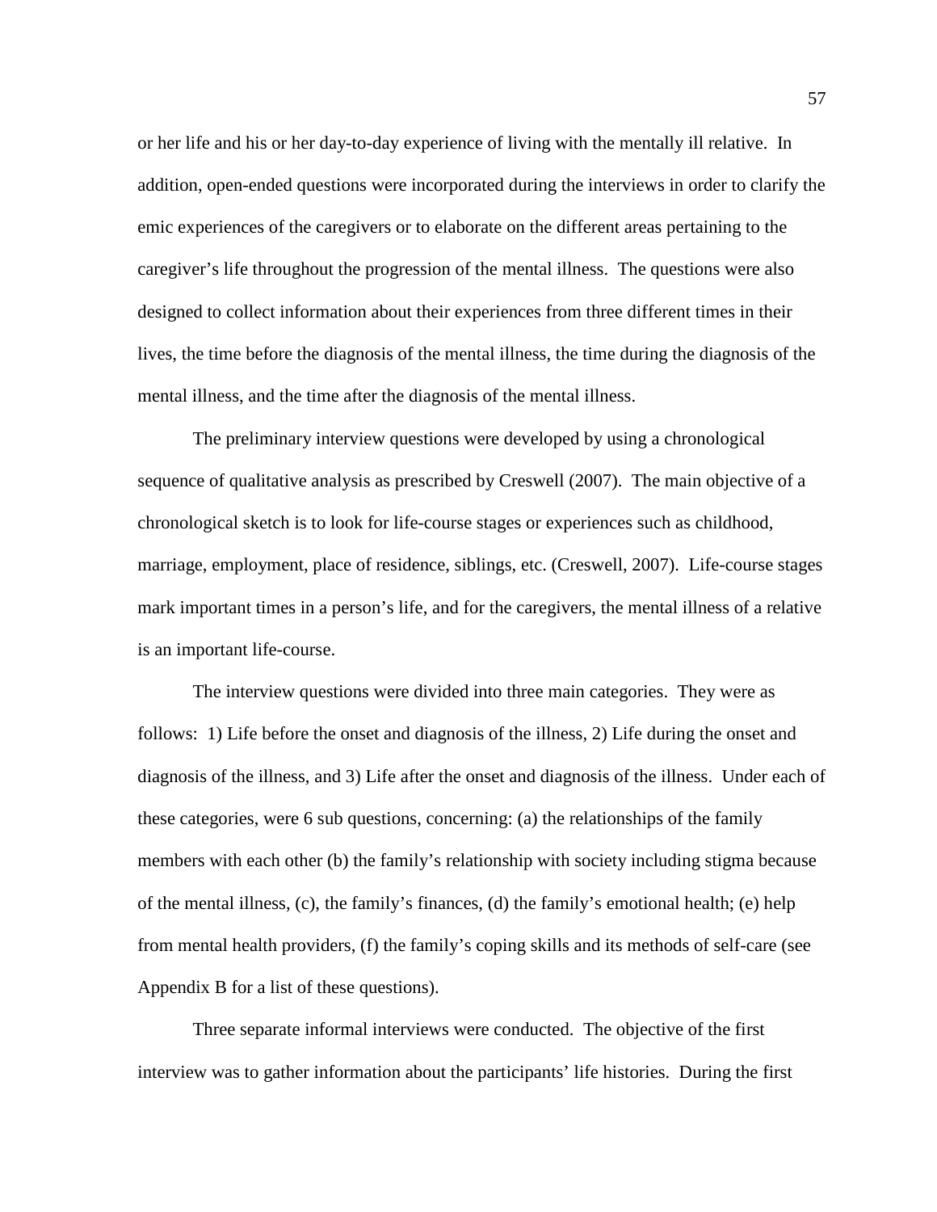or her life and his or her day-to-day experience of living with the mentally ill relative. In addition, open-ended questions were incorporated during the interviews in order to clarify the emic experiences of the caregivers or to elaborate on the different areas pertaining to the caregiver's life throughout the progression of the mental illness. The questions were also designed to collect information about their experiences from three different times in their lives, the time before the diagnosis of the mental illness, the time during the diagnosis of the mental illness, and the time after the diagnosis of the mental illness.

The preliminary interview questions were developed by using a chronological sequence of qualitative analysis as prescribed by Creswell (2007). The main objective of a chronological sketch is to look for life-course stages or experiences such as childhood, marriage, employment, place of residence, siblings, etc. (Creswell, 2007). Life-course stages mark important times in a person's life, and for the caregivers, the mental illness of a relative is an important life-course.

The interview questions were divided into three main categories. They were as follows: 1) Life before the onset and diagnosis of the illness, 2) Life during the onset and diagnosis of the illness, and 3) Life after the onset and diagnosis of the illness. Under each of these categories, were 6 sub questions, concerning: (a) the relationships of the family members with each other (b) the family's relationship with society including stigma because of the mental illness, (c), the family's finances, (d) the family's emotional health; (e) help from mental health providers, (f) the family's coping skills and its methods of self-care (see Appendix B for a list of these questions).

Three separate informal interviews were conducted. The objective of the first interview was to gather information about the participants' life histories. During the first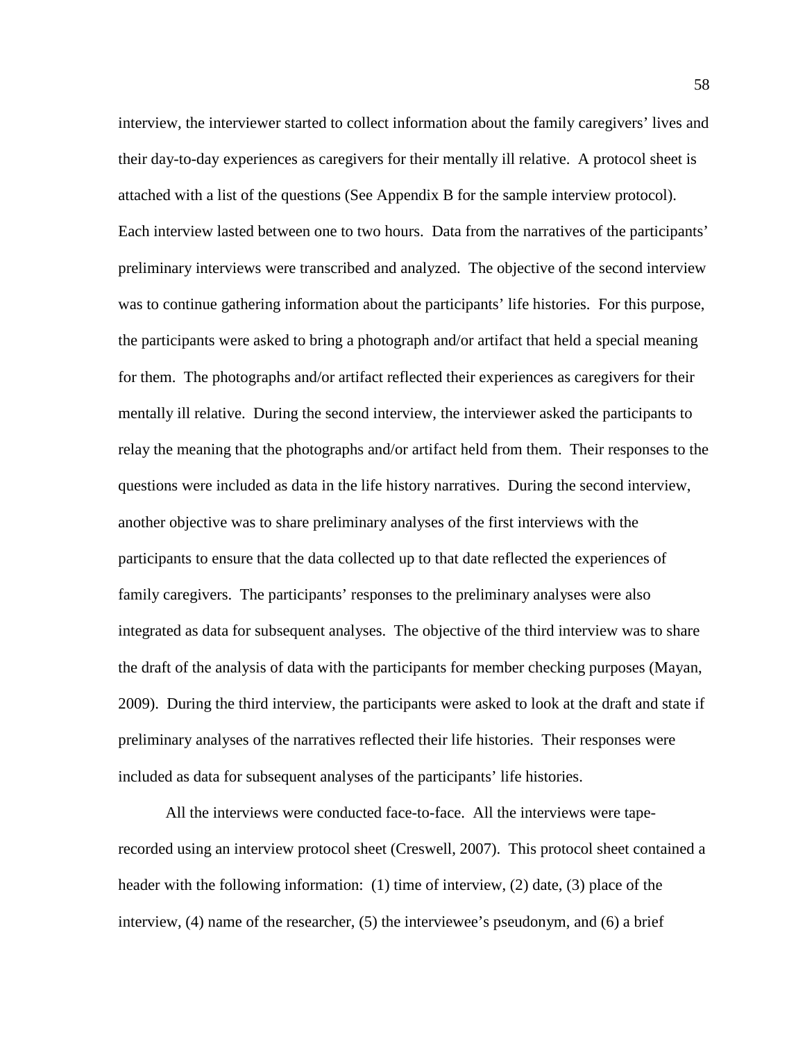interview, the interviewer started to collect information about the family caregivers' lives and their day-to-day experiences as caregivers for their mentally ill relative. A protocol sheet is attached with a list of the questions (See Appendix B for the sample interview protocol). Each interview lasted between one to two hours. Data from the narratives of the participants' preliminary interviews were transcribed and analyzed. The objective of the second interview was to continue gathering information about the participants' life histories. For this purpose, the participants were asked to bring a photograph and/or artifact that held a special meaning for them. The photographs and/or artifact reflected their experiences as caregivers for their mentally ill relative. During the second interview, the interviewer asked the participants to relay the meaning that the photographs and/or artifact held from them. Their responses to the questions were included as data in the life history narratives. During the second interview, another objective was to share preliminary analyses of the first interviews with the participants to ensure that the data collected up to that date reflected the experiences of family caregivers. The participants' responses to the preliminary analyses were also integrated as data for subsequent analyses. The objective of the third interview was to share the draft of the analysis of data with the participants for member checking purposes (Mayan, 2009). During the third interview, the participants were asked to look at the draft and state if preliminary analyses of the narratives reflected their life histories. Their responses were included as data for subsequent analyses of the participants' life histories.

All the interviews were conducted face-to-face. All the interviews were tape-recorded using an interview protocol sheet (Creswell, 2007). This protocol sheet contained a header with the following information: (1) time of interview, (2) date, (3) place of the interview, (4) name of the researcher, (5) the interviewee's pseudonym, and (6) a brief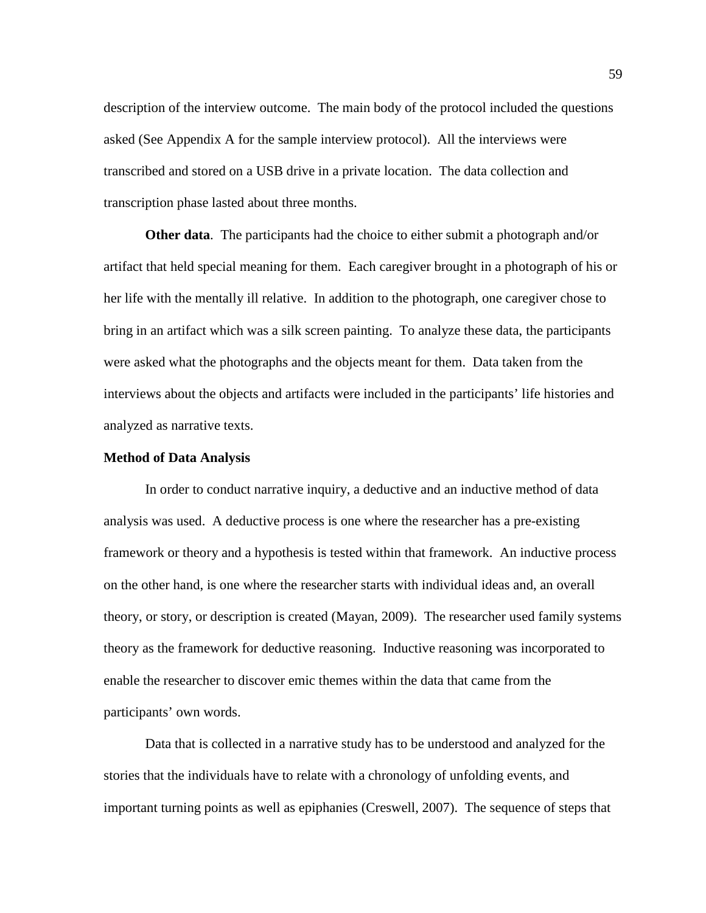description of the interview outcome. The main body of the protocol included the questions asked (See Appendix A for the sample interview protocol). All the interviews were transcribed and stored on a USB drive in a private location. The data collection and transcription phase lasted about three months.

**Other data**. The participants had the choice to either submit a photograph and/or artifact that held special meaning for them. Each caregiver brought in a photograph of his or her life with the mentally ill relative. In addition to the photograph, one caregiver chose to bring in an artifact which was a silk screen painting. To analyze these data, the participants were asked what the photographs and the objects meant for them. Data taken from the interviews about the objects and artifacts were included in the participants' life histories and analyzed as narrative texts.

**Method of Data Analysis**

In order to conduct narrative inquiry, a deductive and an inductive method of data analysis was used. A deductive process is one where the researcher has a pre-existing framework or theory and a hypothesis is tested within that framework. An inductive process on the other hand, is one where the researcher starts with individual ideas and, an overall theory, or story, or description is created (Mayan, 2009). The researcher used family systems theory as the framework for deductive reasoning. Inductive reasoning was incorporated to enable the researcher to discover emic themes within the data that came from the participants' own words.

Data that is collected in a narrative study has to be understood and analyzed for the stories that the individuals have to relate with a chronology of unfolding events, and important turning points as well as epiphanies (Creswell, 2007). The sequence of steps that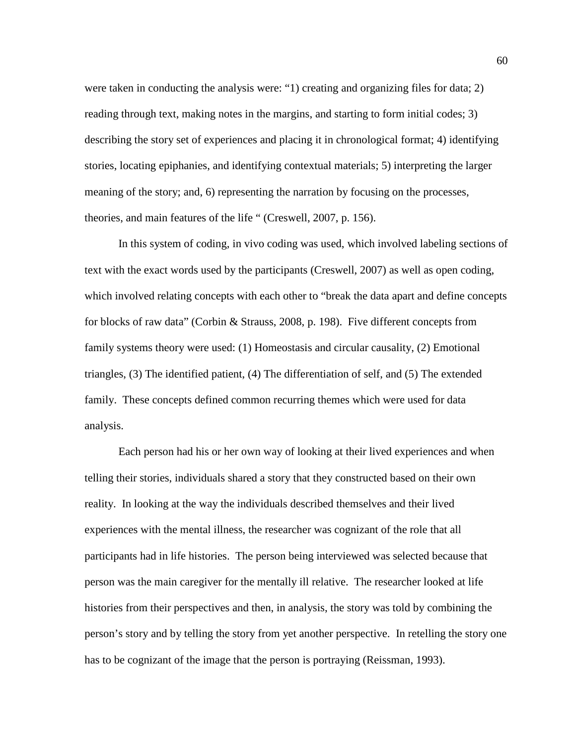were taken in conducting the analysis were: "1) creating and organizing files for data; 2) reading through text, making notes in the margins, and starting to form initial codes; 3) describing the story set of experiences and placing it in chronological format; 4) identifying stories, locating epiphanies, and identifying contextual materials; 5) interpreting the larger meaning of the story; and, 6) representing the narration by focusing on the processes, theories, and main features of the life " (Creswell, 2007, p. 156).

In this system of coding, in vivo coding was used, which involved labeling sections of text with the exact words used by the participants (Creswell, 2007) as well as open coding, which involved relating concepts with each other to "break the data apart and define concepts for blocks of raw data" (Corbin & Strauss, 2008, p. 198). Five different concepts from family systems theory were used: (1) Homeostasis and circular causality, (2) Emotional triangles, (3) The identified patient, (4) The differentiation of self, and (5) The extended family. These concepts defined common recurring themes which were used for data analysis.

Each person had his or her own way of looking at their lived experiences and when telling their stories, individuals shared a story that they constructed based on their own reality. In looking at the way the individuals described themselves and their lived experiences with the mental illness, the researcher was cognizant of the role that all participants had in life histories. The person being interviewed was selected because that person was the main caregiver for the mentally ill relative. The researcher looked at life histories from their perspectives and then, in analysis, the story was told by combining the person's story and by telling the story from yet another perspective. In retelling the story one has to be cognizant of the image that the person is portraying (Reissman, 1993).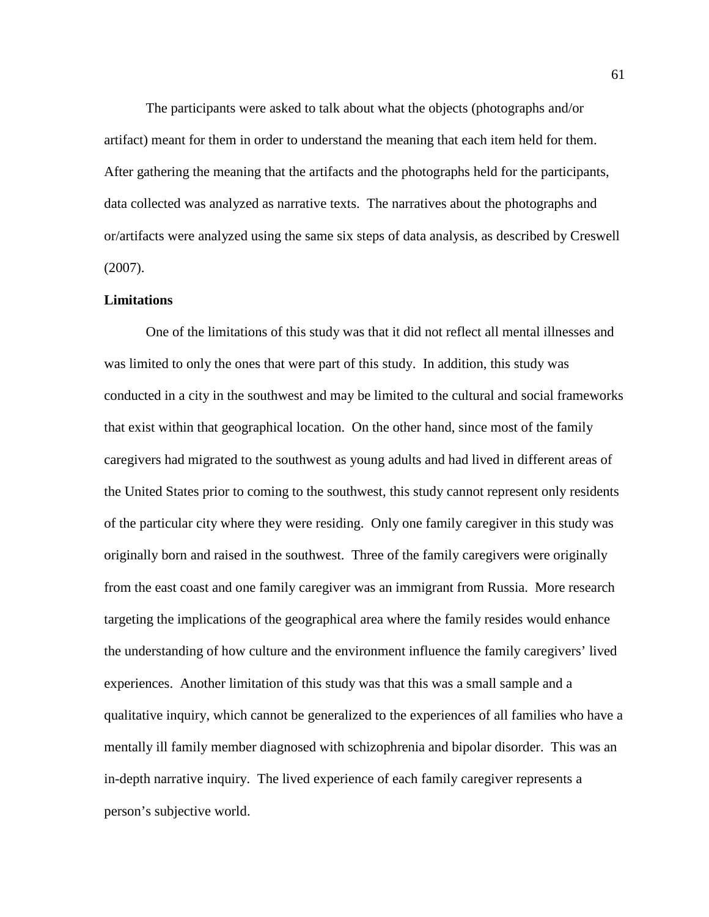The participants were asked to talk about what the objects (photographs and/or artifact) meant for them in order to understand the meaning that each item held for them. After gathering the meaning that the artifacts and the photographs held for the participants, data collected was analyzed as narrative texts. The narratives about the photographs and or/artifacts were analyzed using the same six steps of data analysis, as described by Creswell (2007).

**Limitations**

One of the limitations of this study was that it did not reflect all mental illnesses and was limited to only the ones that were part of this study. In addition, this study was conducted in a city in the southwest and may be limited to the cultural and social frameworks that exist within that geographical location. On the other hand, since most of the family caregivers had migrated to the southwest as young adults and had lived in different areas of the United States prior to coming to the southwest, this study cannot represent only residents of the particular city where they were residing. Only one family caregiver in this study was originally born and raised in the southwest. Three of the family caregivers were originally from the east coast and one family caregiver was an immigrant from Russia. More research targeting the implications of the geographical area where the family resides would enhance the understanding of how culture and the environment influence the family caregivers' lived experiences. Another limitation of this study was that this was a small sample and a qualitative inquiry, which cannot be generalized to the experiences of all families who have a mentally ill family member diagnosed with schizophrenia and bipolar disorder. This was an in-depth narrative inquiry. The lived experience of each family caregiver represents a person's subjective world.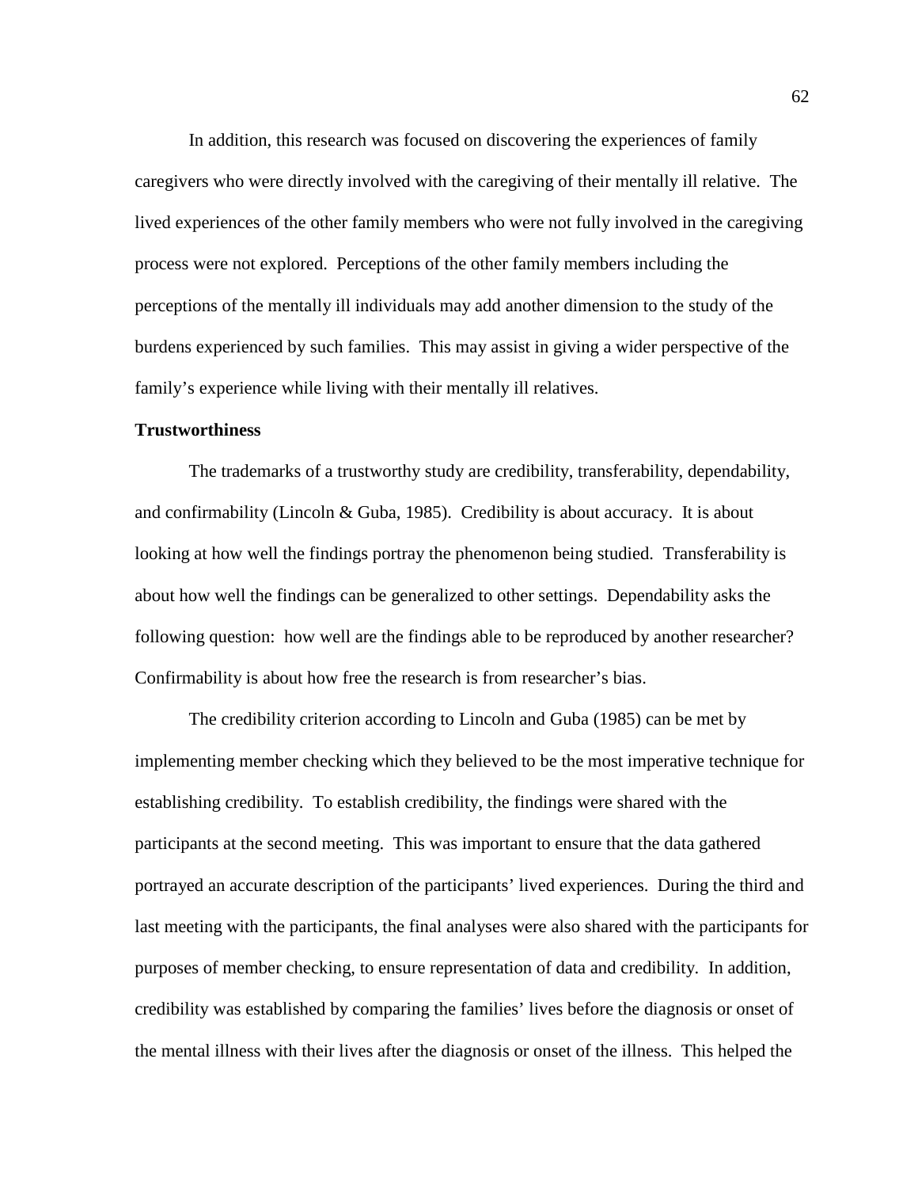In addition, this research was focused on discovering the experiences of family caregivers who were directly involved with the caregiving of their mentally ill relative. The lived experiences of the other family members who were not fully involved in the caregiving process were not explored. Perceptions of the other family members including the perceptions of the mentally ill individuals may add another dimension to the study of the burdens experienced by such families. This may assist in giving a wider perspective of the family's experience while living with their mentally ill relatives.

**Trustworthiness**

The trademarks of a trustworthy study are credibility, transferability, dependability, and confirmability (Lincoln & Guba, 1985). Credibility is about accuracy. It is about looking at how well the findings portray the phenomenon being studied. Transferability is about how well the findings can be generalized to other settings. Dependability asks the following question: how well are the findings able to be reproduced by another researcher? Confirmability is about how free the research is from researcher's bias.

The credibility criterion according to Lincoln and Guba (1985) can be met by implementing member checking which they believed to be the most imperative technique for establishing credibility. To establish credibility, the findings were shared with the participants at the second meeting. This was important to ensure that the data gathered portrayed an accurate description of the participants' lived experiences. During the third and last meeting with the participants, the final analyses were also shared with the participants for purposes of member checking, to ensure representation of data and credibility. In addition, credibility was established by comparing the families' lives before the diagnosis or onset of the mental illness with their lives after the diagnosis or onset of the illness. This helped the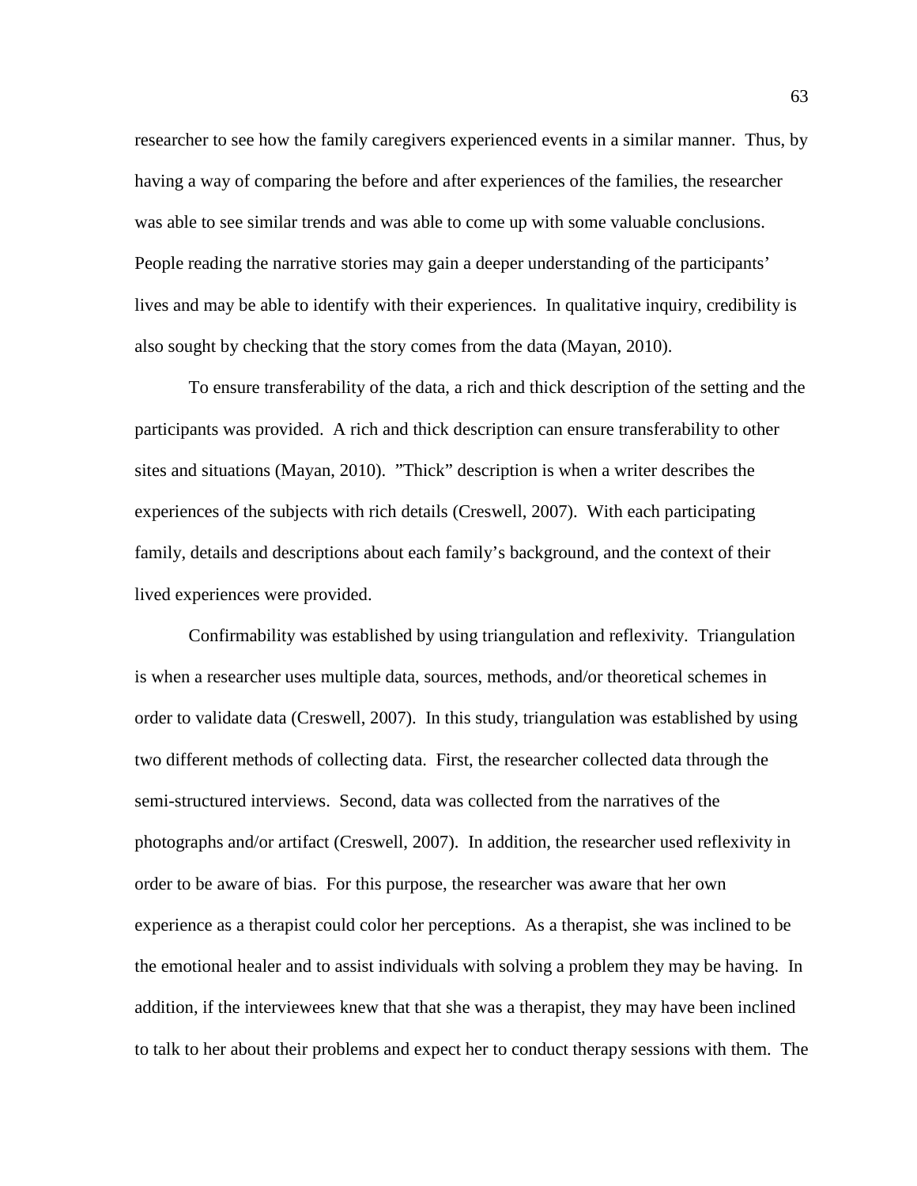researcher to see how the family caregivers experienced events in a similar manner. Thus, by having a way of comparing the before and after experiences of the families, the researcher was able to see similar trends and was able to come up with some valuable conclusions. People reading the narrative stories may gain a deeper understanding of the participants' lives and may be able to identify with their experiences. In qualitative inquiry, credibility is also sought by checking that the story comes from the data (Mayan, 2010).

To ensure transferability of the data, a rich and thick description of the setting and the participants was provided. A rich and thick description can ensure transferability to other sites and situations (Mayan, 2010). "Thick" description is when a writer describes the experiences of the subjects with rich details (Creswell, 2007). With each participating family, details and descriptions about each family's background, and the context of their lived experiences were provided.

Confirmability was established by using triangulation and reflexivity. Triangulation is when a researcher uses multiple data, sources, methods, and/or theoretical schemes in order to validate data (Creswell, 2007). In this study, triangulation was established by using two different methods of collecting data. First, the researcher collected data through the semi-structured interviews. Second, data was collected from the narratives of the photographs and/or artifact (Creswell, 2007). In addition, the researcher used reflexivity in order to be aware of bias. For this purpose, the researcher was aware that her own experience as a therapist could color her perceptions. As a therapist, she was inclined to be the emotional healer and to assist individuals with solving a problem they may be having. In addition, if the interviewees knew that that she was a therapist, they may have been inclined to talk to her about their problems and expect her to conduct therapy sessions with them. The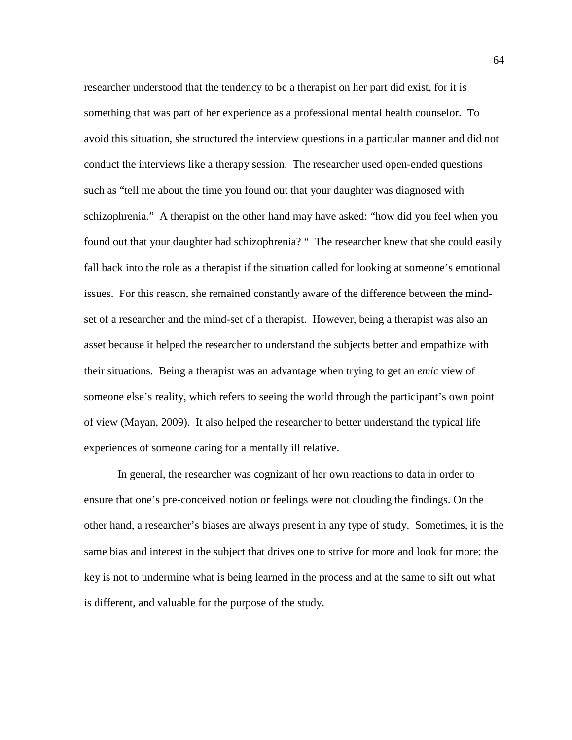researcher understood that the tendency to be a therapist on her part did exist, for it is something that was part of her experience as a professional mental health counselor. To avoid this situation, she structured the interview questions in a particular manner and did not conduct the interviews like a therapy session. The researcher used open-ended questions such as "tell me about the time you found out that your daughter was diagnosed with schizophrenia." A therapist on the other hand may have asked: "how did you feel when you found out that your daughter had schizophrenia? " The researcher knew that she could easily fall back into the role as a therapist if the situation called for looking at someone's emotional issues. For this reason, she remained constantly aware of the difference between the mind-set of a researcher and the mind-set of a therapist. However, being a therapist was also an asset because it helped the researcher to understand the subjects better and empathize with their situations. Being a therapist was an advantage when trying to get an *emic* view of someone else's reality, which refers to seeing the world through the participant's own point of view (Mayan, 2009). It also helped the researcher to better understand the typical life experiences of someone caring for a mentally ill relative.

In general, the researcher was cognizant of her own reactions to data in order to ensure that one's pre-conceived notion or feelings were not clouding the findings. On the other hand, a researcher's biases are always present in any type of study. Sometimes, it is the same bias and interest in the subject that drives one to strive for more and look for more; the key is not to undermine what is being learned in the process and at the same to sift out what is different, and valuable for the purpose of the study.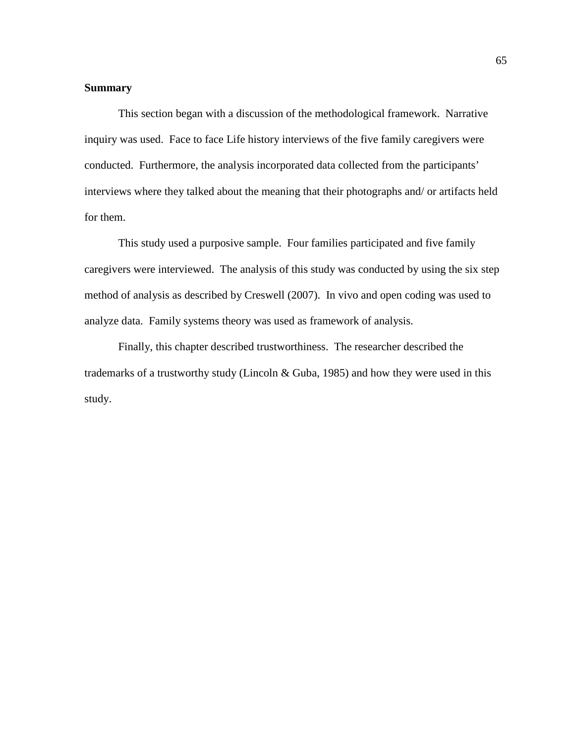**Summary**

This section began with a discussion of the methodological framework. Narrative inquiry was used. Face to face Life history interviews of the five family caregivers were conducted. Furthermore, the analysis incorporated data collected from the participants' interviews where they talked about the meaning that their photographs and/ or artifacts held for them.

This study used a purposive sample. Four families participated and five family caregivers were interviewed. The analysis of this study was conducted by using the six step method of analysis as described by Creswell (2007). In vivo and open coding was used to analyze data. Family systems theory was used as framework of analysis.

Finally, this chapter described trustworthiness. The researcher described the trademarks of a trustworthy study (Lincoln & Guba, 1985) and how they were used in this study.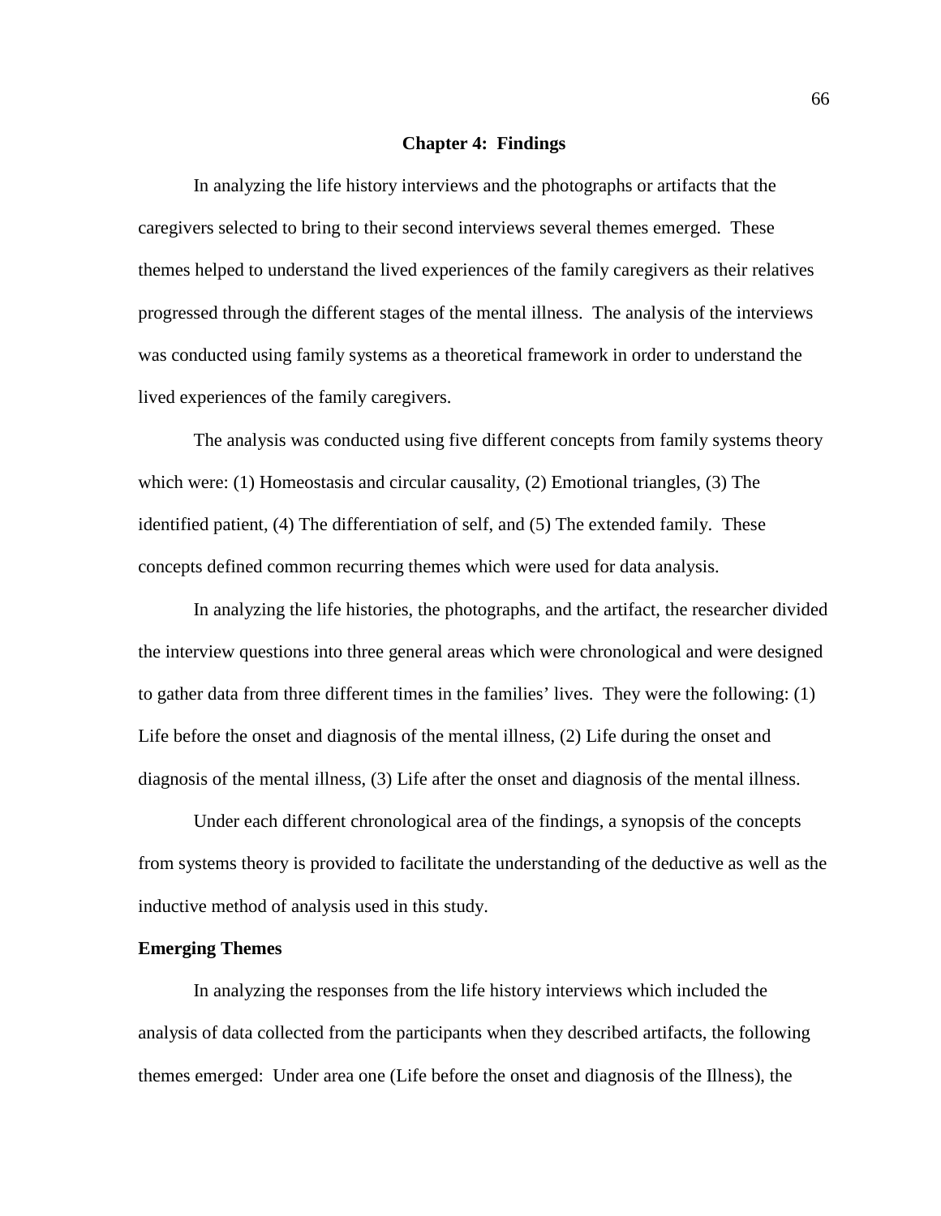# Chapter 4: Findings

In analyzing the life history interviews and the photographs or artifacts that the caregivers selected to bring to their second interviews several themes emerged. These themes helped to understand the lived experiences of the family caregivers as their relatives progressed through the different stages of the mental illness. The analysis of the interviews was conducted using family systems as a theoretical framework in order to understand the lived experiences of the family caregivers.

The analysis was conducted using five different concepts from family systems theory which were: (1) Homeostasis and circular causality, (2) Emotional triangles, (3) The identified patient, (4) The differentiation of self, and (5) The extended family. These concepts defined common recurring themes which were used for data analysis.

In analyzing the life histories, the photographs, and the artifact, the researcher divided the interview questions into three general areas which were chronological and were designed to gather data from three different times in the families' lives. They were the following: (1) Life before the onset and diagnosis of the mental illness, (2) Life during the onset and diagnosis of the mental illness, (3) Life after the onset and diagnosis of the mental illness.

Under each different chronological area of the findings, a synopsis of the concepts from systems theory is provided to facilitate the understanding of the deductive as well as the inductive method of analysis used in this study.

## Emerging Themes

In analyzing the responses from the life history interviews which included the analysis of data collected from the participants when they described artifacts, the following themes emerged: Under area one (Life before the onset and diagnosis of the Illness), the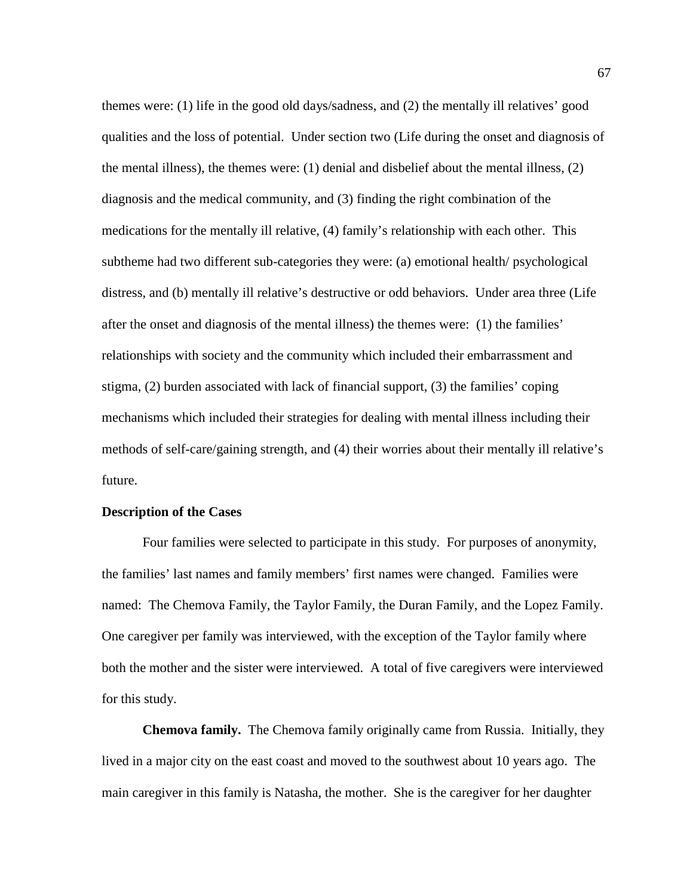themes were: (1) life in the good old days/sadness, and (2) the mentally ill relatives' good qualities and the loss of potential. Under section two (Life during the onset and diagnosis of the mental illness), the themes were: (1) denial and disbelief about the mental illness, (2) diagnosis and the medical community, and (3) finding the right combination of the medications for the mentally ill relative, (4) family's relationship with each other. This subtheme had two different sub-categories they were: (a) emotional health/ psychological distress, and (b) mentally ill relative's destructive or odd behaviors. Under area three (Life after the onset and diagnosis of the mental illness) the themes were: (1) the families' relationships with society and the community which included their embarrassment and stigma, (2) burden associated with lack of financial support, (3) the families' coping mechanisms which included their strategies for dealing with mental illness including their methods of self-care/gaining strength, and (4) their worries about their mentally ill relative's future.

**Description of the Cases**

Four families were selected to participate in this study. For purposes of anonymity, the families' last names and family members' first names were changed. Families were named: The Chemova Family, the Taylor Family, the Duran Family, and the Lopez Family. One caregiver per family was interviewed, with the exception of the Taylor family where both the mother and the sister were interviewed. A total of five caregivers were interviewed for this study.

**Chemova family.** The Chemova family originally came from Russia. Initially, they lived in a major city on the east coast and moved to the southwest about 10 years ago. The main caregiver in this family is Natasha, the mother. She is the caregiver for her daughter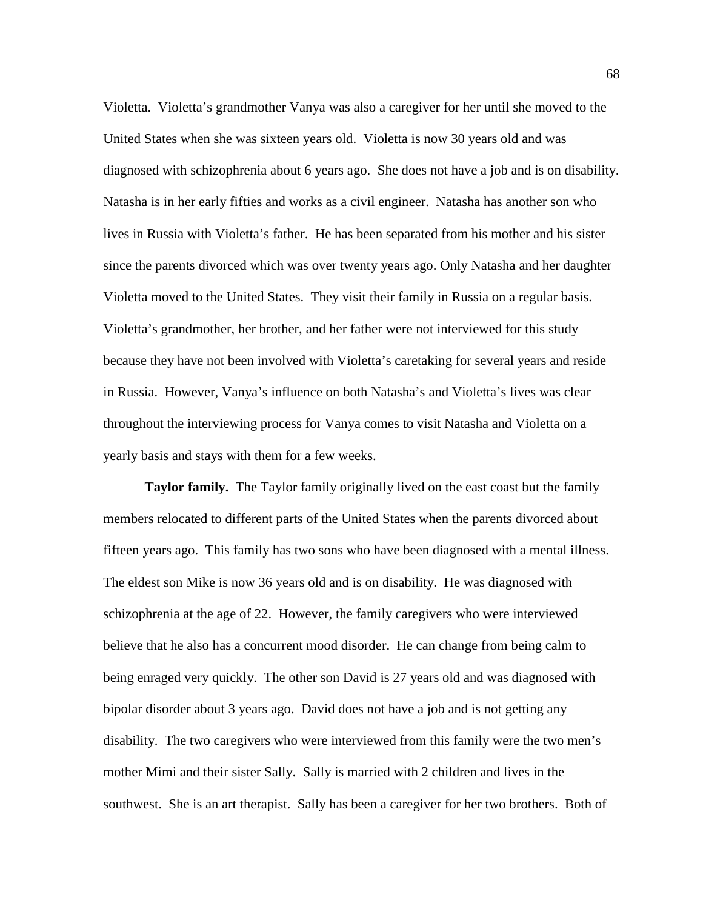Violetta. Violetta's grandmother Vanya was also a caregiver for her until she moved to the United States when she was sixteen years old. Violetta is now 30 years old and was diagnosed with schizophrenia about 6 years ago. She does not have a job and is on disability. Natasha is in her early fifties and works as a civil engineer. Natasha has another son who lives in Russia with Violetta's father. He has been separated from his mother and his sister since the parents divorced which was over twenty years ago. Only Natasha and her daughter Violetta moved to the United States. They visit their family in Russia on a regular basis. Violetta's grandmother, her brother, and her father were not interviewed for this study because they have not been involved with Violetta's caretaking for several years and reside in Russia. However, Vanya's influence on both Natasha's and Violetta's lives was clear throughout the interviewing process for Vanya comes to visit Natasha and Violetta on a yearly basis and stays with them for a few weeks.

**Taylor family.** The Taylor family originally lived on the east coast but the family members relocated to different parts of the United States when the parents divorced about fifteen years ago. This family has two sons who have been diagnosed with a mental illness. The eldest son Mike is now 36 years old and is on disability. He was diagnosed with schizophrenia at the age of 22. However, the family caregivers who were interviewed believe that he also has a concurrent mood disorder. He can change from being calm to being enraged very quickly. The other son David is 27 years old and was diagnosed with bipolar disorder about 3 years ago. David does not have a job and is not getting any disability. The two caregivers who were interviewed from this family were the two men's mother Mimi and their sister Sally. Sally is married with 2 children and lives in the southwest. She is an art therapist. Sally has been a caregiver for her two brothers. Both of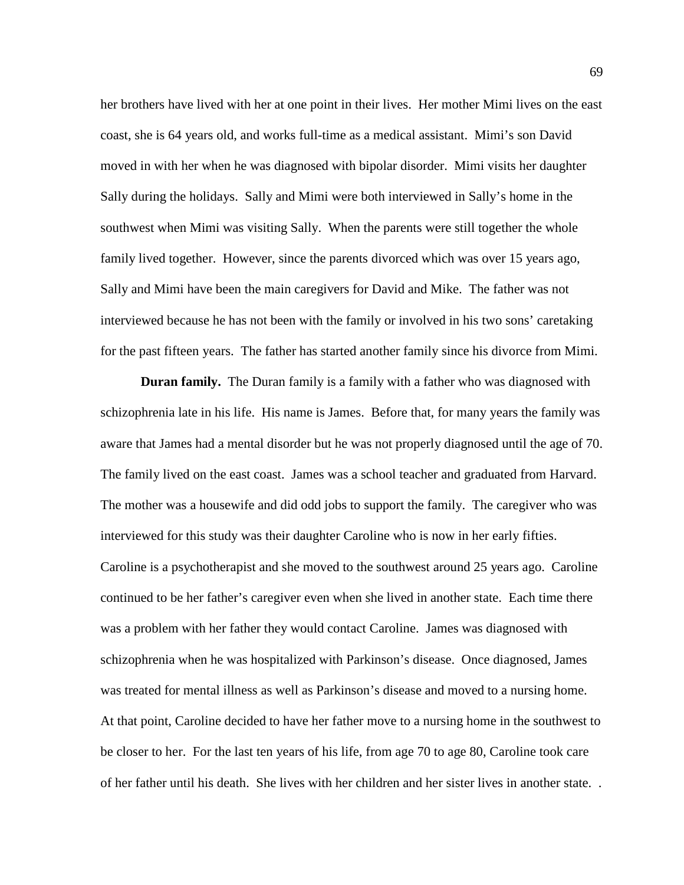her brothers have lived with her at one point in their lives. Her mother Mimi lives on the east coast, she is 64 years old, and works full-time as a medical assistant. Mimi's son David moved in with her when he was diagnosed with bipolar disorder. Mimi visits her daughter Sally during the holidays. Sally and Mimi were both interviewed in Sally's home in the southwest when Mimi was visiting Sally. When the parents were still together the whole family lived together. However, since the parents divorced which was over 15 years ago, Sally and Mimi have been the main caregivers for David and Mike. The father was not interviewed because he has not been with the family or involved in his two sons' caretaking for the past fifteen years. The father has started another family since his divorce from Mimi.

**Duran family.** The Duran family is a family with a father who was diagnosed with schizophrenia late in his life. His name is James. Before that, for many years the family was aware that James had a mental disorder but he was not properly diagnosed until the age of 70. The family lived on the east coast. James was a school teacher and graduated from Harvard. The mother was a housewife and did odd jobs to support the family. The caregiver who was interviewed for this study was their daughter Caroline who is now in her early fifties. Caroline is a psychotherapist and she moved to the southwest around 25 years ago. Caroline continued to be her father's caregiver even when she lived in another state. Each time there was a problem with her father they would contact Caroline. James was diagnosed with schizophrenia when he was hospitalized with Parkinson's disease. Once diagnosed, James was treated for mental illness as well as Parkinson's disease and moved to a nursing home. At that point, Caroline decided to have her father move to a nursing home in the southwest to be closer to her. For the last ten years of his life, from age 70 to age 80, Caroline took care of her father until his death. She lives with her children and her sister lives in another state. .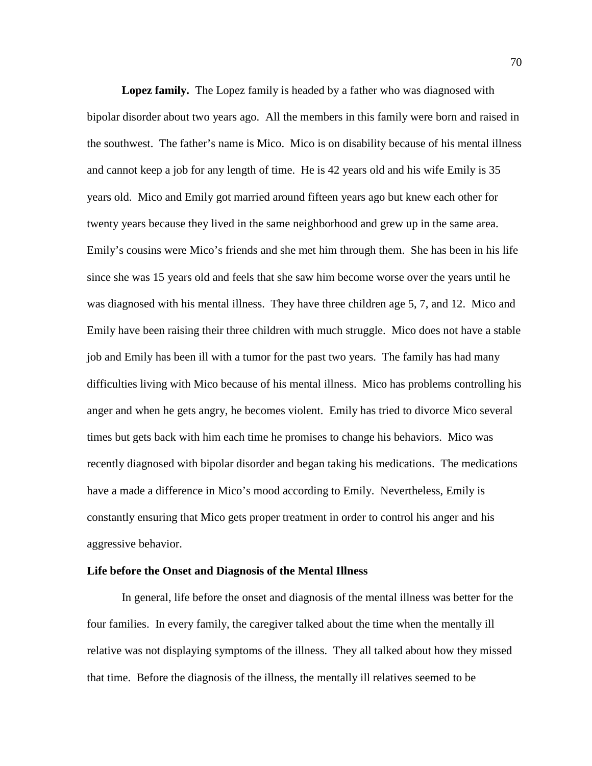**Lopez family.** The Lopez family is headed by a father who was diagnosed with bipolar disorder about two years ago. All the members in this family were born and raised in the southwest. The father's name is Mico. Mico is on disability because of his mental illness and cannot keep a job for any length of time. He is 42 years old and his wife Emily is 35 years old. Mico and Emily got married around fifteen years ago but knew each other for twenty years because they lived in the same neighborhood and grew up in the same area. Emily's cousins were Mico's friends and she met him through them. She has been in his life since she was 15 years old and feels that she saw him become worse over the years until he was diagnosed with his mental illness. They have three children age 5, 7, and 12. Mico and Emily have been raising their three children with much struggle. Mico does not have a stable job and Emily has been ill with a tumor for the past two years. The family has had many difficulties living with Mico because of his mental illness. Mico has problems controlling his anger and when he gets angry, he becomes violent. Emily has tried to divorce Mico several times but gets back with him each time he promises to change his behaviors. Mico was recently diagnosed with bipolar disorder and began taking his medications. The medications have a made a difference in Mico's mood according to Emily. Nevertheless, Emily is constantly ensuring that Mico gets proper treatment in order to control his anger and his aggressive behavior.

## Life before the Onset and Diagnosis of the Mental Illness

In general, life before the onset and diagnosis of the mental illness was better for the four families. In every family, the caregiver talked about the time when the mentally ill relative was not displaying symptoms of the illness. They all talked about how they missed that time. Before the diagnosis of the illness, the mentally ill relatives seemed to be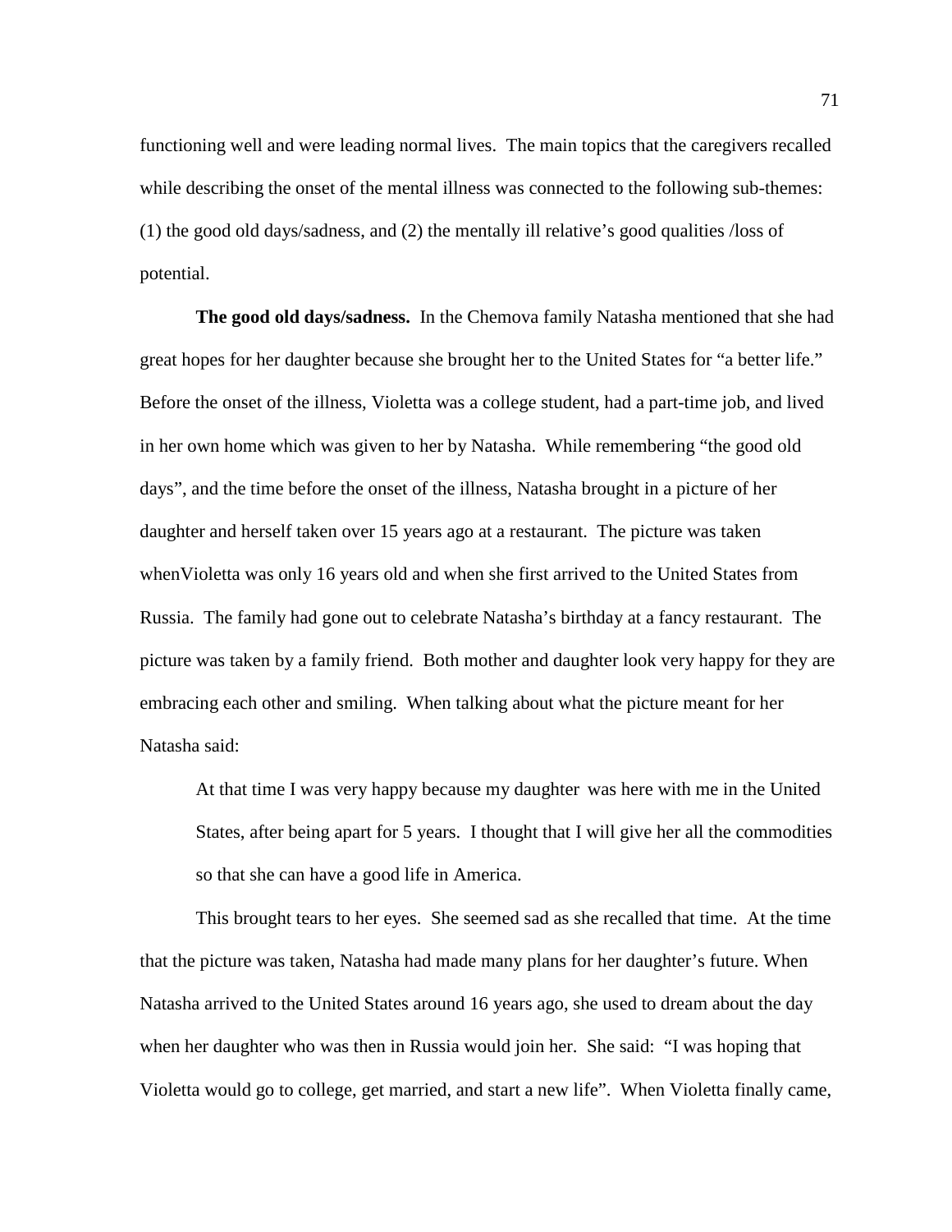functioning well and were leading normal lives. The main topics that the caregivers recalled while describing the onset of the mental illness was connected to the following sub-themes: (1) the good old days/sadness, and (2) the mentally ill relative's good qualities /loss of potential.

**The good old days/sadness.** In the Chemova family Natasha mentioned that she had great hopes for her daughter because she brought her to the United States for "a better life." Before the onset of the illness, Violetta was a college student, had a part-time job, and lived in her own home which was given to her by Natasha. While remembering "the good old days", and the time before the onset of the illness, Natasha brought in a picture of her daughter and herself taken over 15 years ago at a restaurant. The picture was taken whenVioletta was only 16 years old and when she first arrived to the United States from Russia. The family had gone out to celebrate Natasha's birthday at a fancy restaurant. The picture was taken by a family friend. Both mother and daughter look very happy for they are embracing each other and smiling. When talking about what the picture meant for her Natasha said:

> At that time I was very happy because my daughter was here with me in the United States, after being apart for 5 years. I thought that I will give her all the commodities so that she can have a good life in America.

This brought tears to her eyes. She seemed sad as she recalled that time. At the time that the picture was taken, Natasha had made many plans for her daughter's future. When Natasha arrived to the United States around 16 years ago, she used to dream about the day when her daughter who was then in Russia would join her. She said: "I was hoping that Violetta would go to college, get married, and start a new life". When Violetta finally came,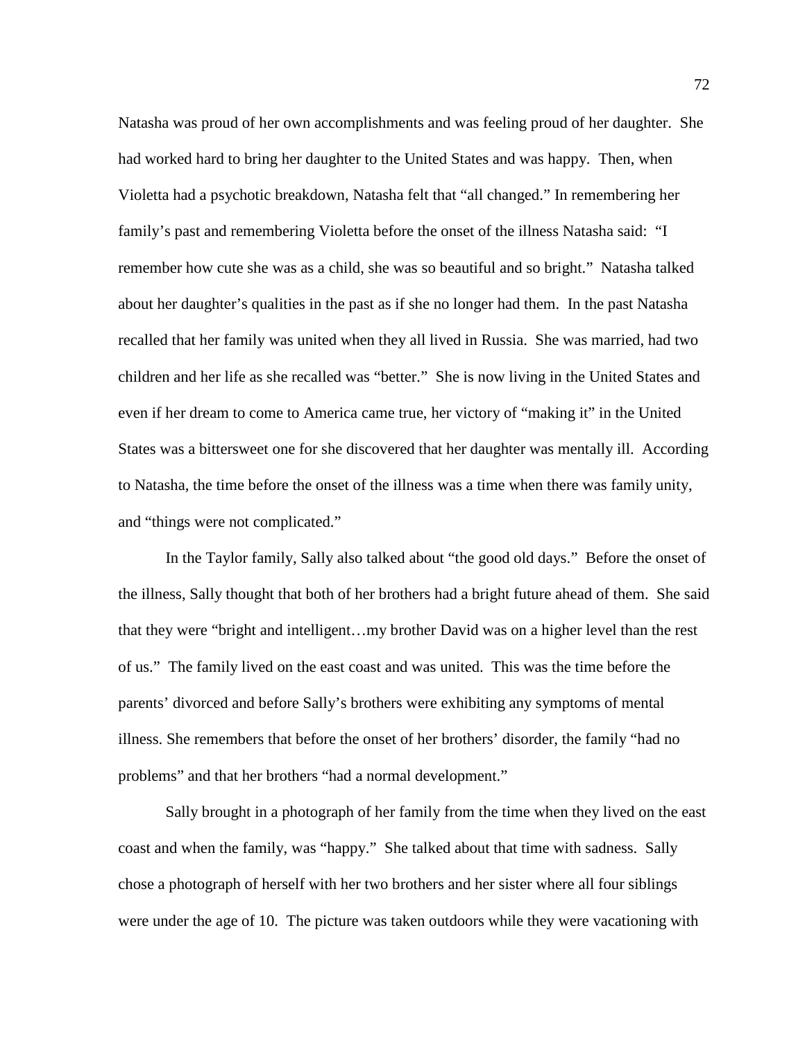Natasha was proud of her own accomplishments and was feeling proud of her daughter. She had worked hard to bring her daughter to the United States and was happy. Then, when Violetta had a psychotic breakdown, Natasha felt that "all changed." In remembering her family's past and remembering Violetta before the onset of the illness Natasha said: "I remember how cute she was as a child, she was so beautiful and so bright." Natasha talked about her daughter's qualities in the past as if she no longer had them. In the past Natasha recalled that her family was united when they all lived in Russia. She was married, had two children and her life as she recalled was "better." She is now living in the United States and even if her dream to come to America came true, her victory of "making it" in the United States was a bittersweet one for she discovered that her daughter was mentally ill. According to Natasha, the time before the onset of the illness was a time when there was family unity, and "things were not complicated."

In the Taylor family, Sally also talked about "the good old days." Before the onset of the illness, Sally thought that both of her brothers had a bright future ahead of them. She said that they were "bright and intelligent…my brother David was on a higher level than the rest of us." The family lived on the east coast and was united. This was the time before the parents' divorced and before Sally's brothers were exhibiting any symptoms of mental illness. She remembers that before the onset of her brothers' disorder, the family "had no problems" and that her brothers "had a normal development."

Sally brought in a photograph of her family from the time when they lived on the east coast and when the family, was "happy." She talked about that time with sadness. Sally chose a photograph of herself with her two brothers and her sister where all four siblings were under the age of 10. The picture was taken outdoors while they were vacationing with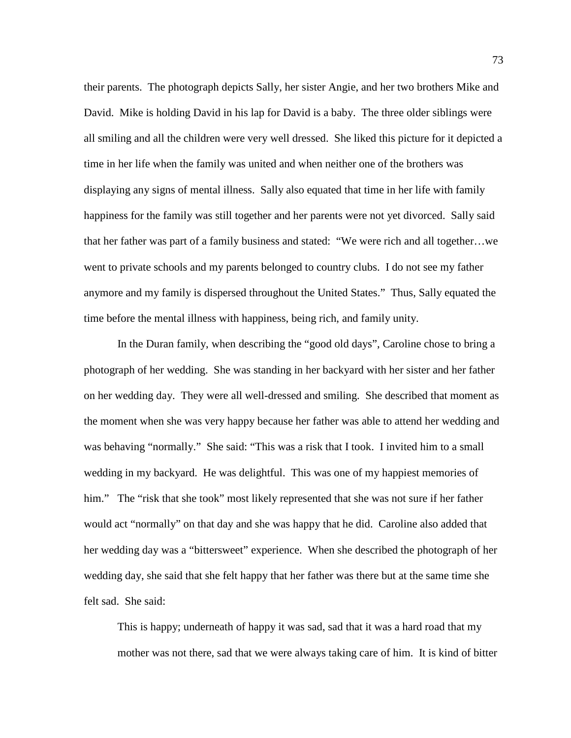their parents. The photograph depicts Sally, her sister Angie, and her two brothers Mike and David. Mike is holding David in his lap for David is a baby. The three older siblings were all smiling and all the children were very well dressed. She liked this picture for it depicted a time in her life when the family was united and when neither one of the brothers was displaying any signs of mental illness. Sally also equated that time in her life with family happiness for the family was still together and her parents were not yet divorced. Sally said that her father was part of a family business and stated: "We were rich and all together…we went to private schools and my parents belonged to country clubs. I do not see my father anymore and my family is dispersed throughout the United States." Thus, Sally equated the time before the mental illness with happiness, being rich, and family unity.

In the Duran family, when describing the "good old days", Caroline chose to bring a photograph of her wedding. She was standing in her backyard with her sister and her father on her wedding day. They were all well-dressed and smiling. She described that moment as the moment when she was very happy because her father was able to attend her wedding and was behaving "normally." She said: "This was a risk that I took. I invited him to a small wedding in my backyard. He was delightful. This was one of my happiest memories of him." The "risk that she took" most likely represented that she was not sure if her father would act "normally" on that day and she was happy that he did. Caroline also added that her wedding day was a "bittersweet" experience. When she described the photograph of her wedding day, she said that she felt happy that her father was there but at the same time she felt sad. She said:

> This is happy; underneath of happy it was sad, sad that it was a hard road that my mother was not there, sad that we were always taking care of him. It is kind of bitter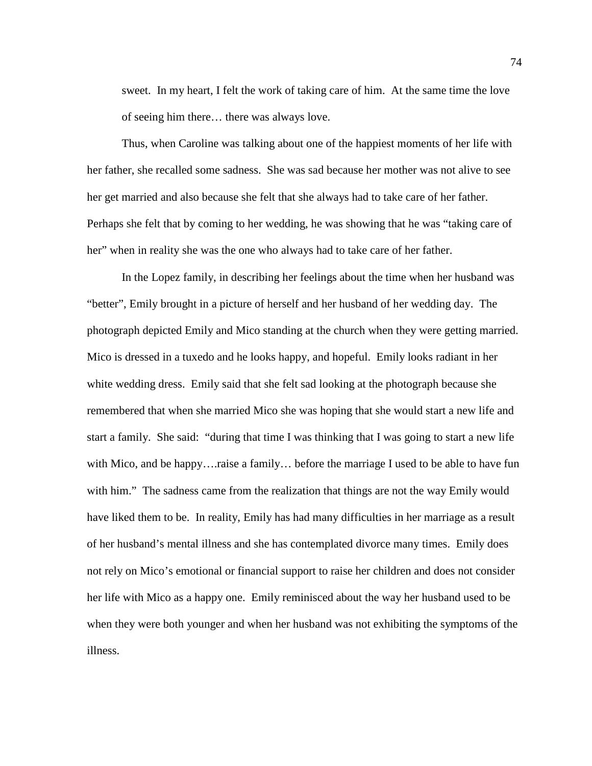sweet. In my heart, I felt the work of taking care of him. At the same time the love of seeing him there… there was always love.

Thus, when Caroline was talking about one of the happiest moments of her life with her father, she recalled some sadness. She was sad because her mother was not alive to see her get married and also because she felt that she always had to take care of her father. Perhaps she felt that by coming to her wedding, he was showing that he was "taking care of her" when in reality she was the one who always had to take care of her father.

In the Lopez family, in describing her feelings about the time when her husband was "better", Emily brought in a picture of herself and her husband of her wedding day. The photograph depicted Emily and Mico standing at the church when they were getting married. Mico is dressed in a tuxedo and he looks happy, and hopeful. Emily looks radiant in her white wedding dress. Emily said that she felt sad looking at the photograph because she remembered that when she married Mico she was hoping that she would start a new life and start a family. She said: "during that time I was thinking that I was going to start a new life with Mico, and be happy….raise a family… before the marriage I used to be able to have fun with him." The sadness came from the realization that things are not the way Emily would have liked them to be. In reality, Emily has had many difficulties in her marriage as a result of her husband's mental illness and she has contemplated divorce many times. Emily does not rely on Mico's emotional or financial support to raise her children and does not consider her life with Mico as a happy one. Emily reminisced about the way her husband used to be when they were both younger and when her husband was not exhibiting the symptoms of the illness.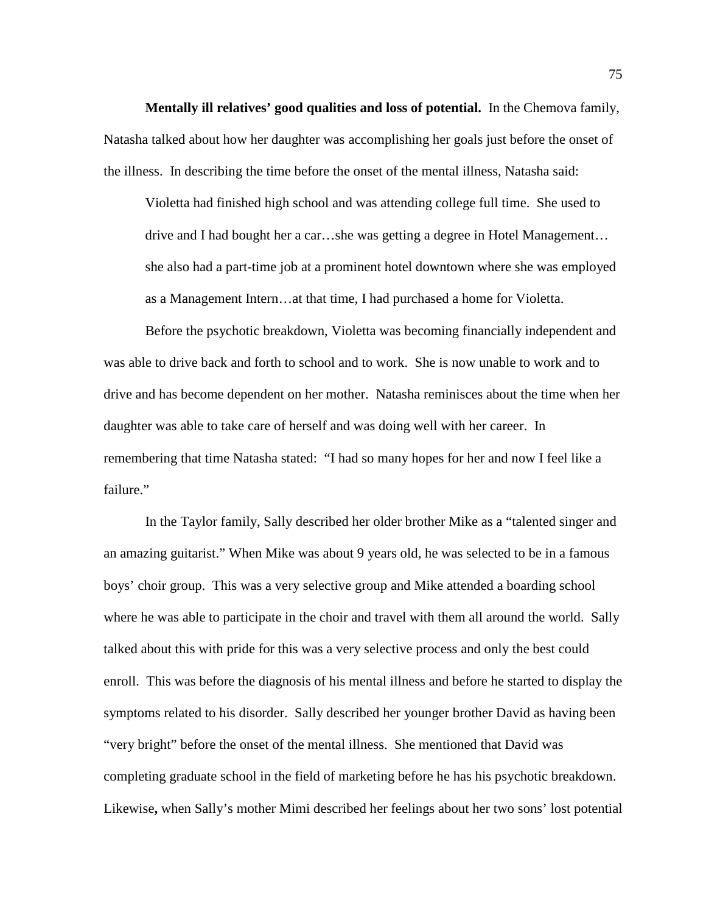**Mentally ill relatives' good qualities and loss of potential.** In the Chemova family, Natasha talked about how her daughter was accomplishing her goals just before the onset of the illness. In describing the time before the onset of the mental illness, Natasha said:

> Violetta had finished high school and was attending college full time. She used to drive and I had bought her a car…she was getting a degree in Hotel Management… she also had a part-time job at a prominent hotel downtown where she was employed as a Management Intern…at that time, I had purchased a home for Violetta.

Before the psychotic breakdown, Violetta was becoming financially independent and was able to drive back and forth to school and to work. She is now unable to work and to drive and has become dependent on her mother. Natasha reminisces about the time when her daughter was able to take care of herself and was doing well with her career. In remembering that time Natasha stated: "I had so many hopes for her and now I feel like a failure."

In the Taylor family, Sally described her older brother Mike as a "talented singer and an amazing guitarist." When Mike was about 9 years old, he was selected to be in a famous boys' choir group. This was a very selective group and Mike attended a boarding school where he was able to participate in the choir and travel with them all around the world. Sally talked about this with pride for this was a very selective process and only the best could enroll. This was before the diagnosis of his mental illness and before he started to display the symptoms related to his disorder. Sally described her younger brother David as having been "very bright" before the onset of the mental illness. She mentioned that David was completing graduate school in the field of marketing before he has his psychotic breakdown. Likewise**,** when Sally's mother Mimi described her feelings about her two sons' lost potential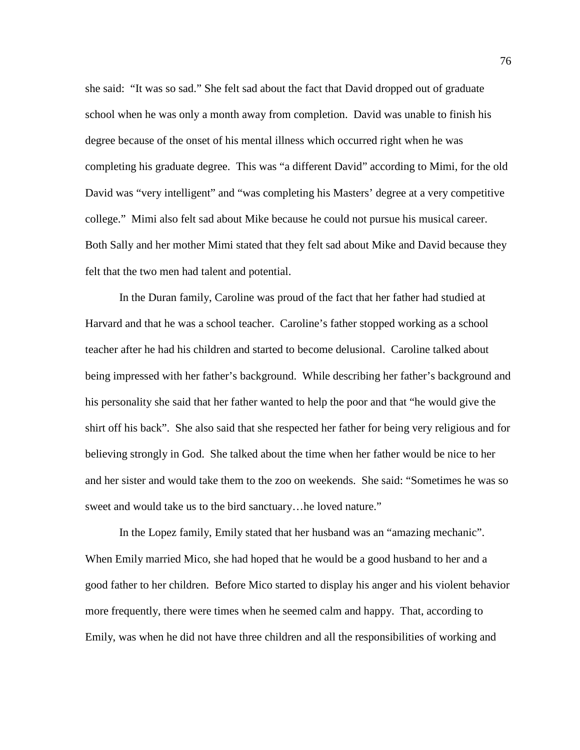she said: "It was so sad." She felt sad about the fact that David dropped out of graduate school when he was only a month away from completion. David was unable to finish his degree because of the onset of his mental illness which occurred right when he was completing his graduate degree. This was "a different David" according to Mimi, for the old David was "very intelligent" and "was completing his Masters' degree at a very competitive college." Mimi also felt sad about Mike because he could not pursue his musical career. Both Sally and her mother Mimi stated that they felt sad about Mike and David because they felt that the two men had talent and potential.

In the Duran family, Caroline was proud of the fact that her father had studied at Harvard and that he was a school teacher. Caroline's father stopped working as a school teacher after he had his children and started to become delusional. Caroline talked about being impressed with her father's background. While describing her father's background and his personality she said that her father wanted to help the poor and that "he would give the shirt off his back". She also said that she respected her father for being very religious and for believing strongly in God. She talked about the time when her father would be nice to her and her sister and would take them to the zoo on weekends. She said: "Sometimes he was so sweet and would take us to the bird sanctuary…he loved nature."

In the Lopez family, Emily stated that her husband was an "amazing mechanic". When Emily married Mico, she had hoped that he would be a good husband to her and a good father to her children. Before Mico started to display his anger and his violent behavior more frequently, there were times when he seemed calm and happy. That, according to Emily, was when he did not have three children and all the responsibilities of working and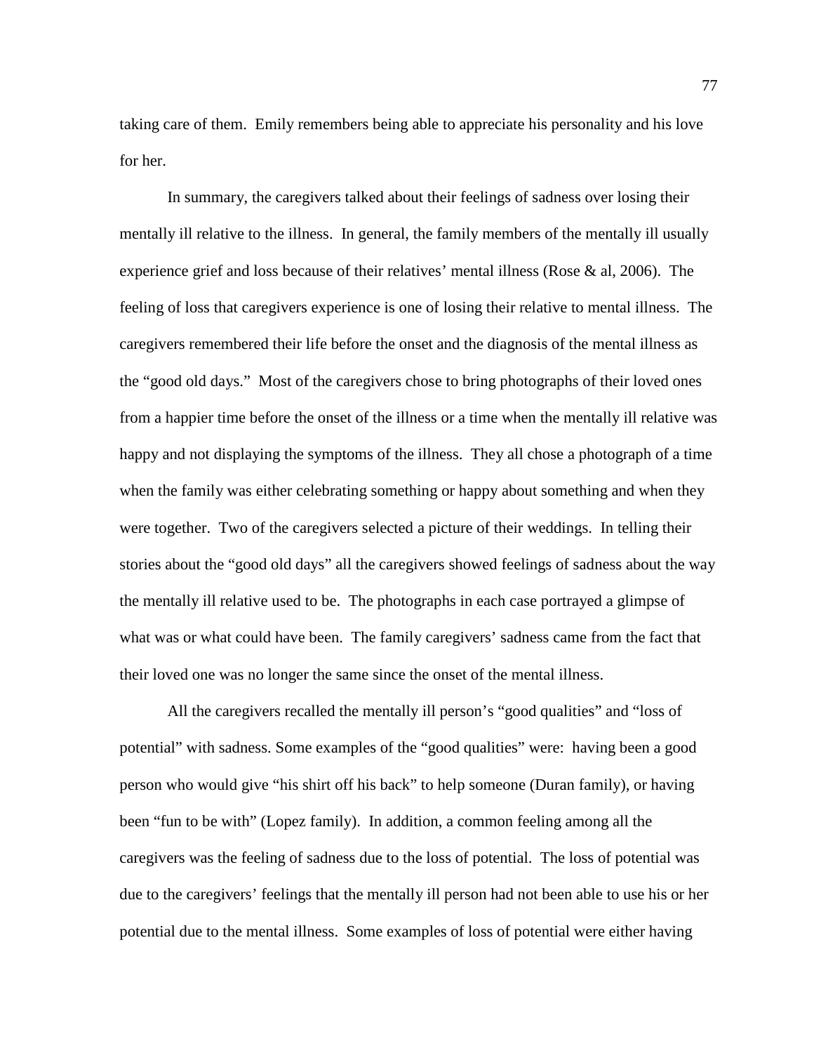taking care of them. Emily remembers being able to appreciate his personality and his love for her.

In summary, the caregivers talked about their feelings of sadness over losing their mentally ill relative to the illness. In general, the family members of the mentally ill usually experience grief and loss because of their relatives' mental illness (Rose & al, 2006). The feeling of loss that caregivers experience is one of losing their relative to mental illness. The caregivers remembered their life before the onset and the diagnosis of the mental illness as the "good old days." Most of the caregivers chose to bring photographs of their loved ones from a happier time before the onset of the illness or a time when the mentally ill relative was happy and not displaying the symptoms of the illness. They all chose a photograph of a time when the family was either celebrating something or happy about something and when they were together. Two of the caregivers selected a picture of their weddings. In telling their stories about the "good old days" all the caregivers showed feelings of sadness about the way the mentally ill relative used to be. The photographs in each case portrayed a glimpse of what was or what could have been. The family caregivers' sadness came from the fact that their loved one was no longer the same since the onset of the mental illness.

All the caregivers recalled the mentally ill person's "good qualities" and "loss of potential" with sadness. Some examples of the "good qualities" were: having been a good person who would give "his shirt off his back" to help someone (Duran family), or having been "fun to be with" (Lopez family). In addition, a common feeling among all the caregivers was the feeling of sadness due to the loss of potential. The loss of potential was due to the caregivers' feelings that the mentally ill person had not been able to use his or her potential due to the mental illness. Some examples of loss of potential were either having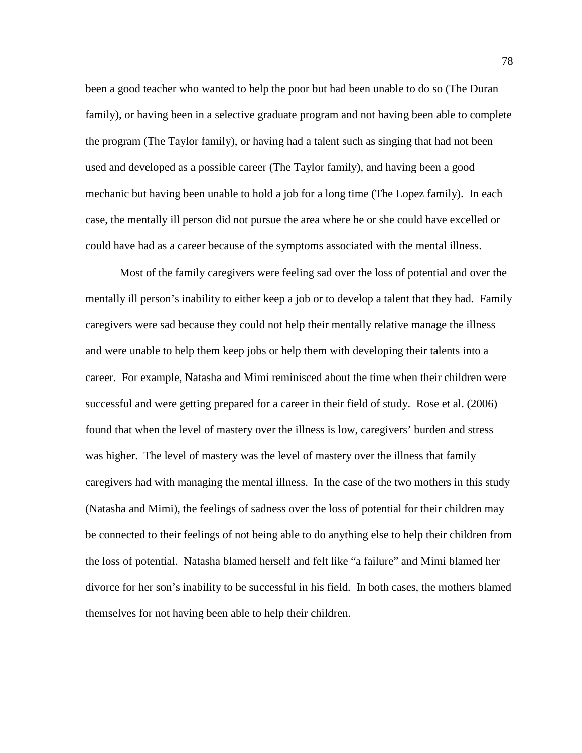been a good teacher who wanted to help the poor but had been unable to do so (The Duran family), or having been in a selective graduate program and not having been able to complete the program (The Taylor family), or having had a talent such as singing that had not been used and developed as a possible career (The Taylor family), and having been a good mechanic but having been unable to hold a job for a long time (The Lopez family). In each case, the mentally ill person did not pursue the area where he or she could have excelled or could have had as a career because of the symptoms associated with the mental illness.

Most of the family caregivers were feeling sad over the loss of potential and over the mentally ill person's inability to either keep a job or to develop a talent that they had. Family caregivers were sad because they could not help their mentally relative manage the illness and were unable to help them keep jobs or help them with developing their talents into a career. For example, Natasha and Mimi reminisced about the time when their children were successful and were getting prepared for a career in their field of study. Rose et al. (2006) found that when the level of mastery over the illness is low, caregivers' burden and stress was higher. The level of mastery was the level of mastery over the illness that family caregivers had with managing the mental illness. In the case of the two mothers in this study (Natasha and Mimi), the feelings of sadness over the loss of potential for their children may be connected to their feelings of not being able to do anything else to help their children from the loss of potential. Natasha blamed herself and felt like "a failure" and Mimi blamed her divorce for her son's inability to be successful in his field. In both cases, the mothers blamed themselves for not having been able to help their children.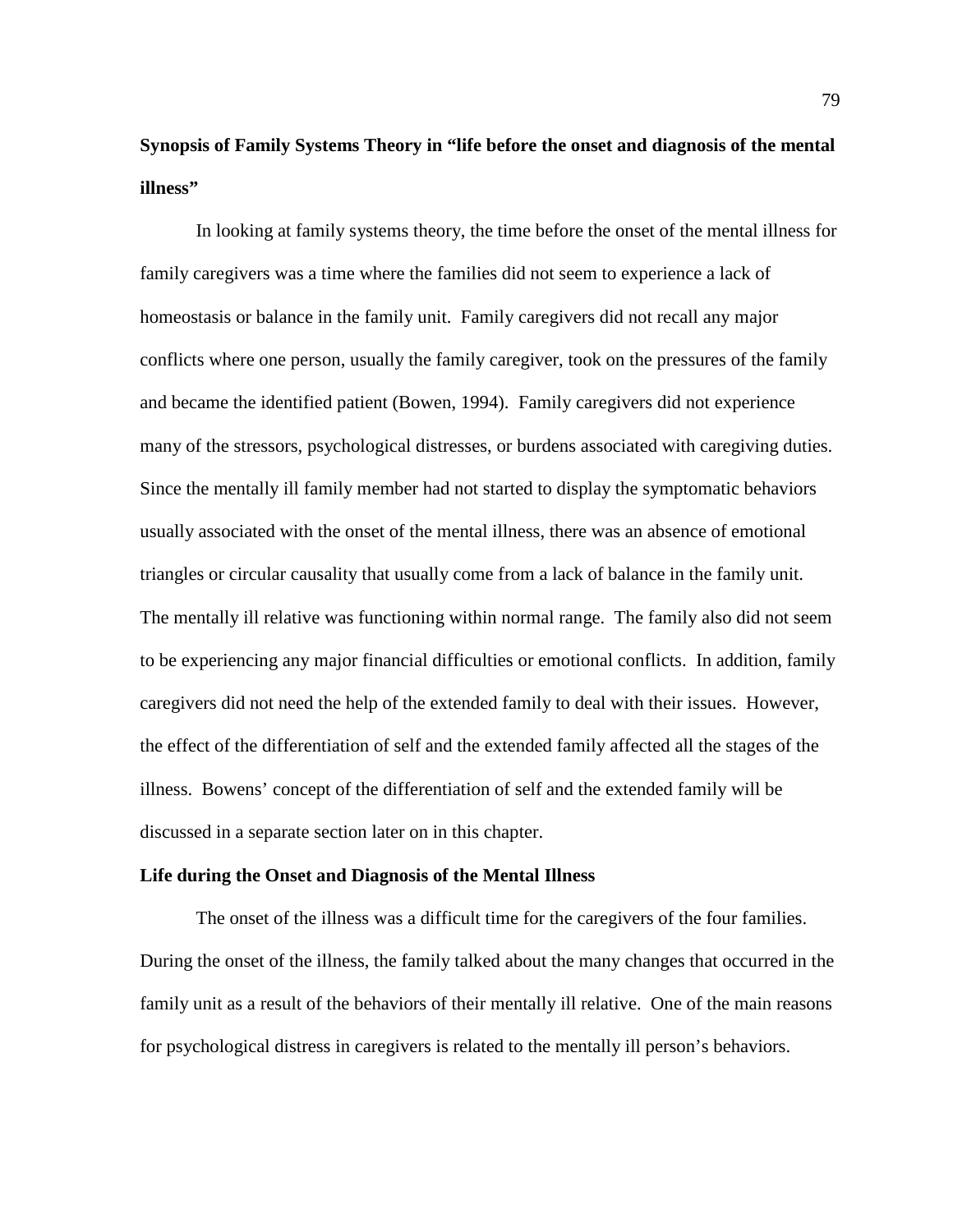**Synopsis of Family Systems Theory in "life before the onset and diagnosis of the mental illness"**

In looking at family systems theory, the time before the onset of the mental illness for family caregivers was a time where the families did not seem to experience a lack of homeostasis or balance in the family unit. Family caregivers did not recall any major conflicts where one person, usually the family caregiver, took on the pressures of the family and became the identified patient (Bowen, 1994). Family caregivers did not experience many of the stressors, psychological distresses, or burdens associated with caregiving duties. Since the mentally ill family member had not started to display the symptomatic behaviors usually associated with the onset of the mental illness, there was an absence of emotional triangles or circular causality that usually come from a lack of balance in the family unit. The mentally ill relative was functioning within normal range. The family also did not seem to be experiencing any major financial difficulties or emotional conflicts. In addition, family caregivers did not need the help of the extended family to deal with their issues. However, the effect of the differentiation of self and the extended family affected all the stages of the illness. Bowens' concept of the differentiation of self and the extended family will be discussed in a separate section later on in this chapter.

**Life during the Onset and Diagnosis of the Mental Illness**

The onset of the illness was a difficult time for the caregivers of the four families. During the onset of the illness, the family talked about the many changes that occurred in the family unit as a result of the behaviors of their mentally ill relative. One of the main reasons for psychological distress in caregivers is related to the mentally ill person's behaviors.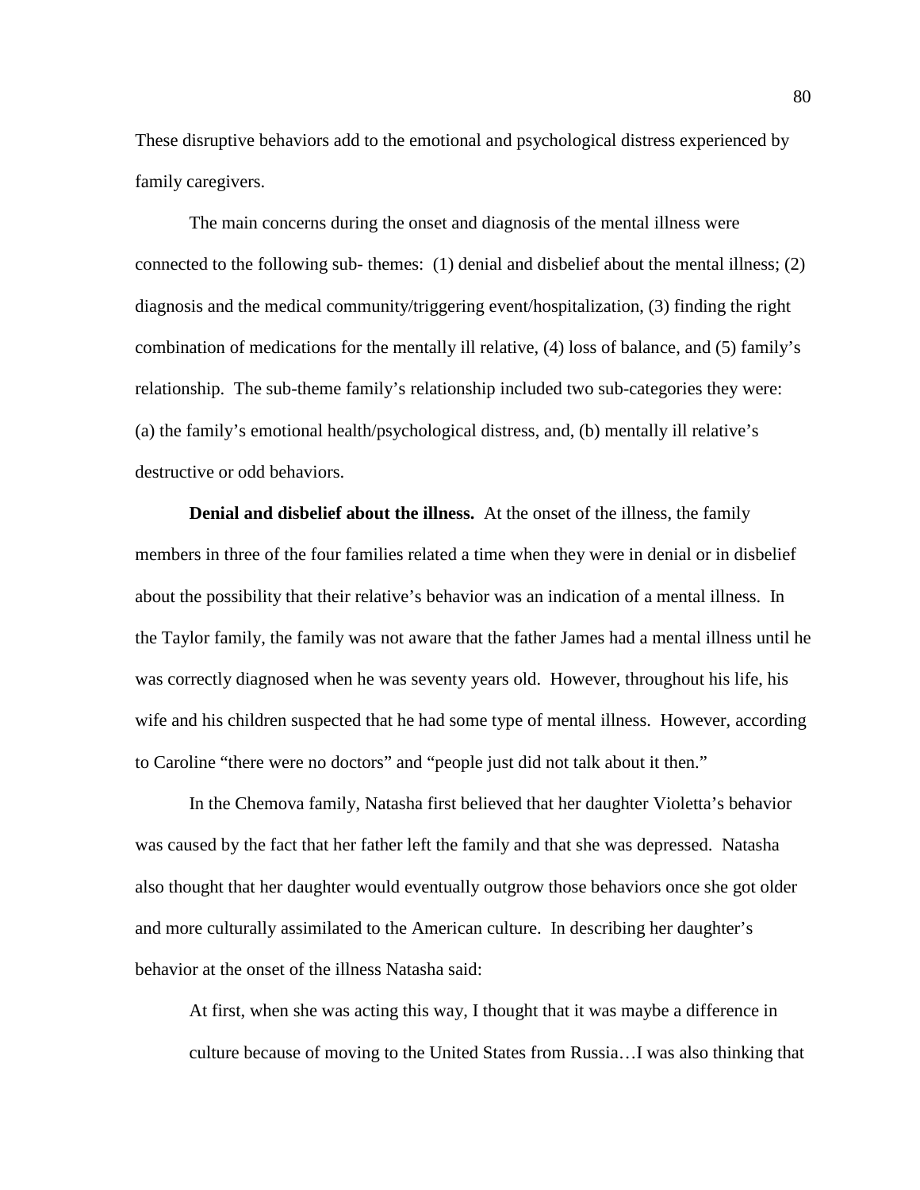These disruptive behaviors add to the emotional and psychological distress experienced by family caregivers.

The main concerns during the onset and diagnosis of the mental illness were connected to the following sub- themes: (1) denial and disbelief about the mental illness; (2) diagnosis and the medical community/triggering event/hospitalization, (3) finding the right combination of medications for the mentally ill relative, (4) loss of balance, and (5) family's relationship. The sub-theme family's relationship included two sub-categories they were: (a) the family's emotional health/psychological distress, and, (b) mentally ill relative's destructive or odd behaviors.

**Denial and disbelief about the illness.** At the onset of the illness, the family members in three of the four families related a time when they were in denial or in disbelief about the possibility that their relative's behavior was an indication of a mental illness. In the Taylor family, the family was not aware that the father James had a mental illness until he was correctly diagnosed when he was seventy years old. However, throughout his life, his wife and his children suspected that he had some type of mental illness. However, according to Caroline "there were no doctors" and "people just did not talk about it then."

In the Chemova family, Natasha first believed that her daughter Violetta's behavior was caused by the fact that her father left the family and that she was depressed. Natasha also thought that her daughter would eventually outgrow those behaviors once she got older and more culturally assimilated to the American culture. In describing her daughter's behavior at the onset of the illness Natasha said:

> At first, when she was acting this way, I thought that it was maybe a difference in culture because of moving to the United States from Russia…I was also thinking that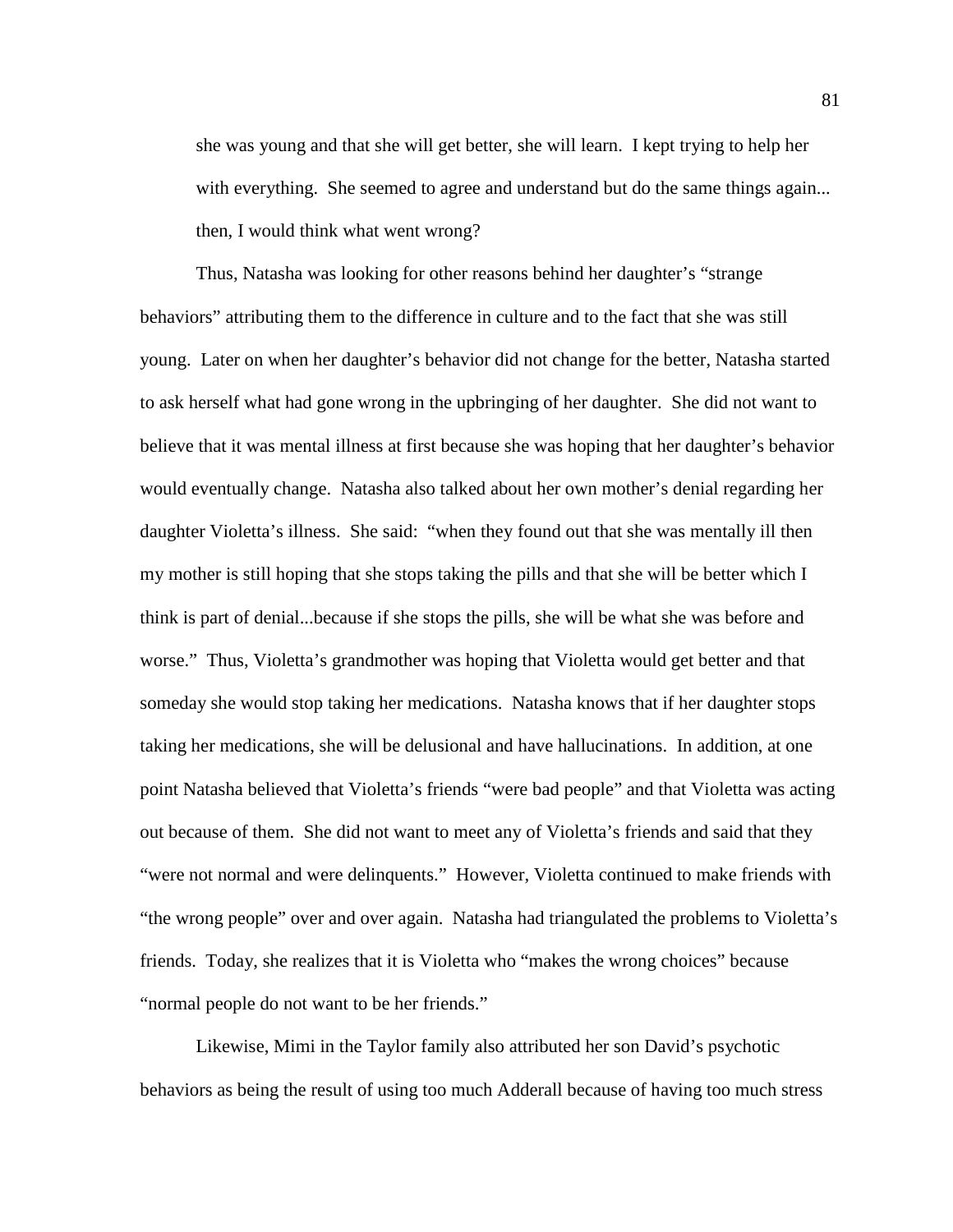> she was young and that she will get better, she will learn. I kept trying to help her with everything. She seemed to agree and understand but do the same things again... then, I would think what went wrong?

Thus, Natasha was looking for other reasons behind her daughter's "strange behaviors" attributing them to the difference in culture and to the fact that she was still young. Later on when her daughter's behavior did not change for the better, Natasha started to ask herself what had gone wrong in the upbringing of her daughter. She did not want to believe that it was mental illness at first because she was hoping that her daughter's behavior would eventually change. Natasha also talked about her own mother's denial regarding her daughter Violetta's illness. She said: "when they found out that she was mentally ill then my mother is still hoping that she stops taking the pills and that she will be better which I think is part of denial...because if she stops the pills, she will be what she was before and worse." Thus, Violetta's grandmother was hoping that Violetta would get better and that someday she would stop taking her medications. Natasha knows that if her daughter stops taking her medications, she will be delusional and have hallucinations. In addition, at one point Natasha believed that Violetta's friends "were bad people" and that Violetta was acting out because of them. She did not want to meet any of Violetta's friends and said that they "were not normal and were delinquents." However, Violetta continued to make friends with "the wrong people" over and over again. Natasha had triangulated the problems to Violetta's friends. Today, she realizes that it is Violetta who "makes the wrong choices" because "normal people do not want to be her friends."

Likewise, Mimi in the Taylor family also attributed her son David's psychotic behaviors as being the result of using too much Adderall because of having too much stress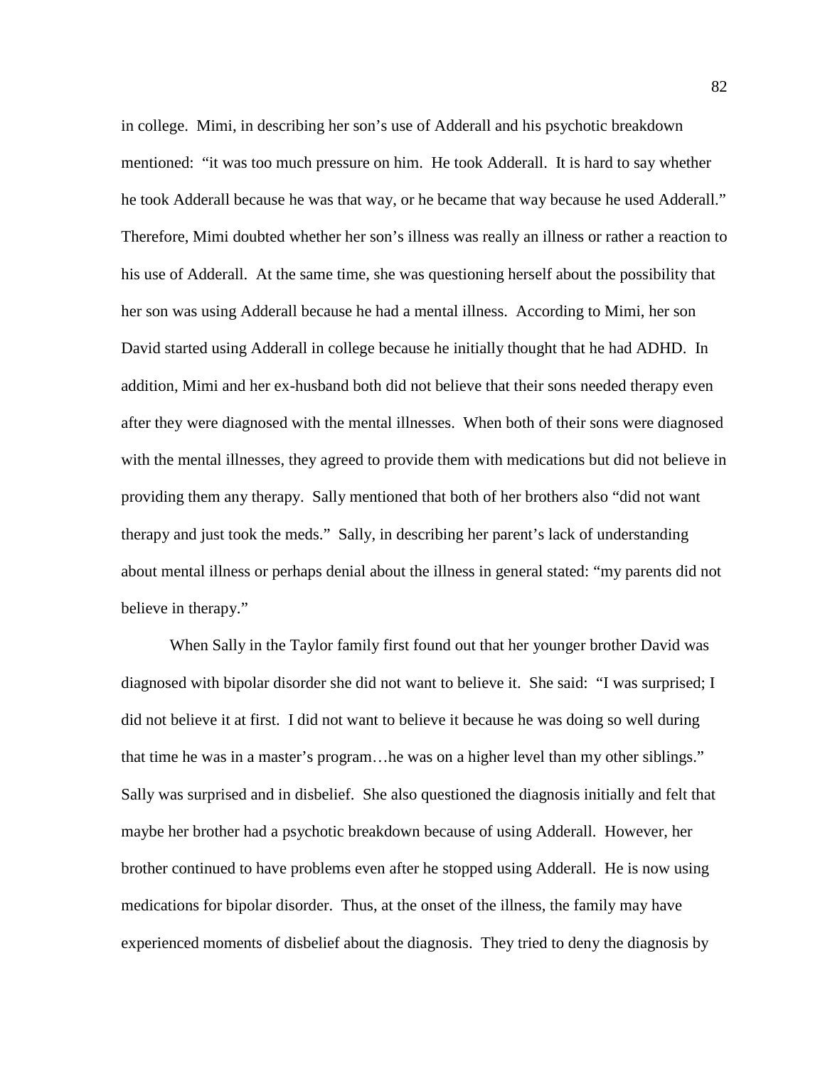in college. Mimi, in describing her son's use of Adderall and his psychotic breakdown mentioned: "it was too much pressure on him. He took Adderall. It is hard to say whether he took Adderall because he was that way, or he became that way because he used Adderall." Therefore, Mimi doubted whether her son's illness was really an illness or rather a reaction to his use of Adderall. At the same time, she was questioning herself about the possibility that her son was using Adderall because he had a mental illness. According to Mimi, her son David started using Adderall in college because he initially thought that he had ADHD. In addition, Mimi and her ex-husband both did not believe that their sons needed therapy even after they were diagnosed with the mental illnesses. When both of their sons were diagnosed with the mental illnesses, they agreed to provide them with medications but did not believe in providing them any therapy. Sally mentioned that both of her brothers also "did not want therapy and just took the meds." Sally, in describing her parent's lack of understanding about mental illness or perhaps denial about the illness in general stated: "my parents did not believe in therapy."

When Sally in the Taylor family first found out that her younger brother David was diagnosed with bipolar disorder she did not want to believe it. She said: "I was surprised; I did not believe it at first. I did not want to believe it because he was doing so well during that time he was in a master's program…he was on a higher level than my other siblings." Sally was surprised and in disbelief. She also questioned the diagnosis initially and felt that maybe her brother had a psychotic breakdown because of using Adderall. However, her brother continued to have problems even after he stopped using Adderall. He is now using medications for bipolar disorder. Thus, at the onset of the illness, the family may have experienced moments of disbelief about the diagnosis. They tried to deny the diagnosis by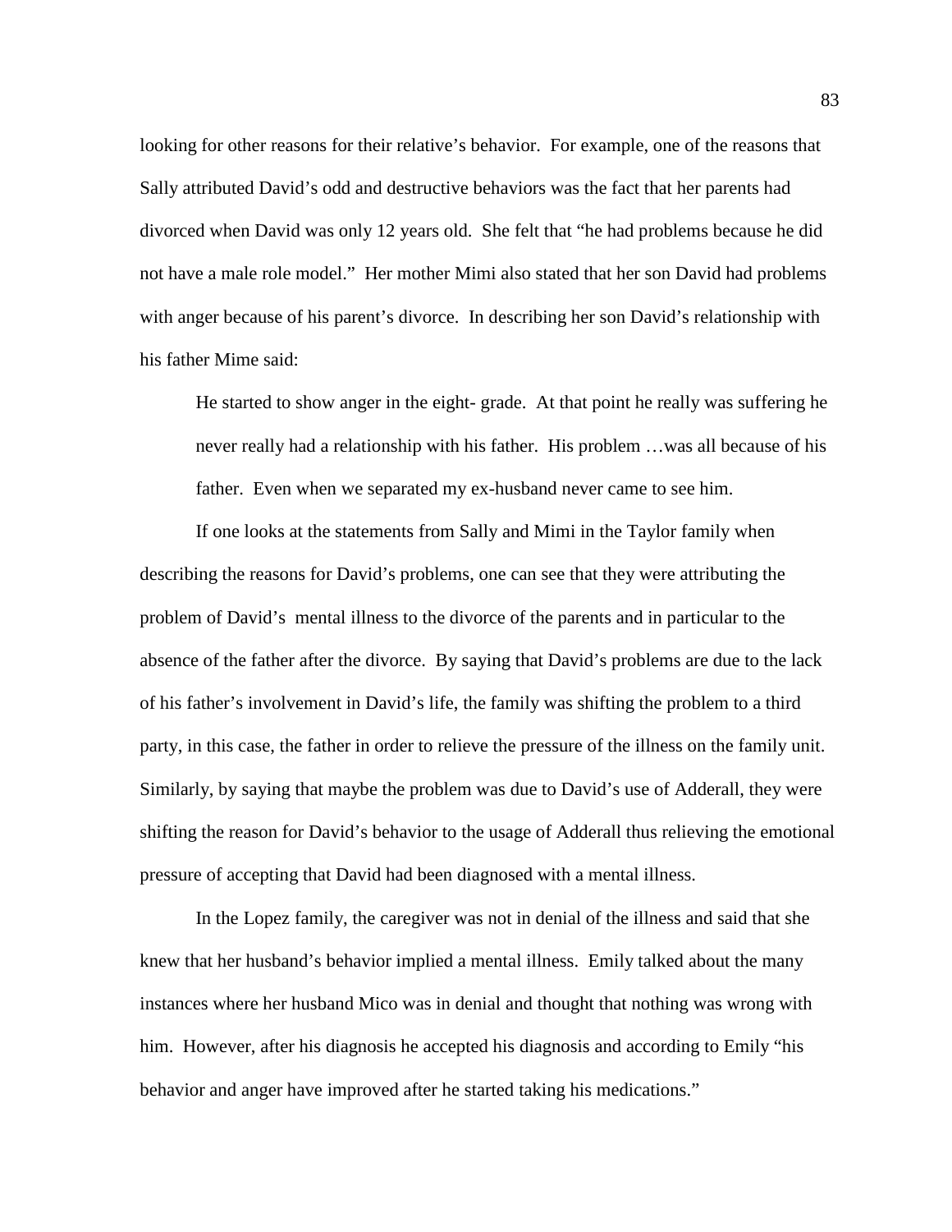looking for other reasons for their relative's behavior. For example, one of the reasons that Sally attributed David's odd and destructive behaviors was the fact that her parents had divorced when David was only 12 years old. She felt that "he had problems because he did not have a male role model." Her mother Mimi also stated that her son David had problems with anger because of his parent's divorce. In describing her son David's relationship with his father Mime said:

> He started to show anger in the eight- grade. At that point he really was suffering he never really had a relationship with his father. His problem …was all because of his father. Even when we separated my ex-husband never came to see him.

If one looks at the statements from Sally and Mimi in the Taylor family when describing the reasons for David's problems, one can see that they were attributing the problem of David's mental illness to the divorce of the parents and in particular to the absence of the father after the divorce. By saying that David's problems are due to the lack of his father's involvement in David's life, the family was shifting the problem to a third party, in this case, the father in order to relieve the pressure of the illness on the family unit. Similarly, by saying that maybe the problem was due to David's use of Adderall, they were shifting the reason for David's behavior to the usage of Adderall thus relieving the emotional pressure of accepting that David had been diagnosed with a mental illness.

In the Lopez family, the caregiver was not in denial of the illness and said that she knew that her husband's behavior implied a mental illness. Emily talked about the many instances where her husband Mico was in denial and thought that nothing was wrong with him. However, after his diagnosis he accepted his diagnosis and according to Emily "his behavior and anger have improved after he started taking his medications."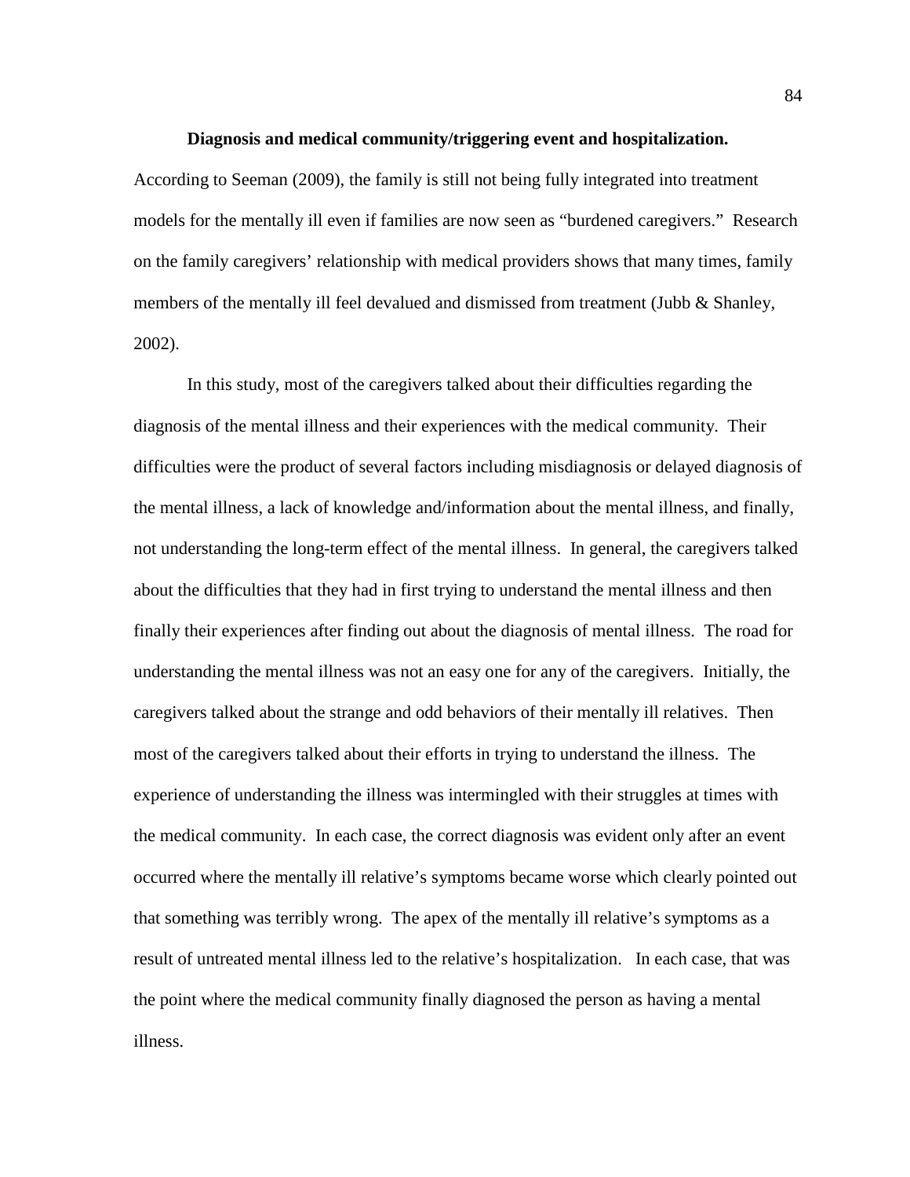**Diagnosis and medical community/triggering event and hospitalization.** According to Seeman (2009), the family is still not being fully integrated into treatment models for the mentally ill even if families are now seen as "burdened caregivers." Research on the family caregivers' relationship with medical providers shows that many times, family members of the mentally ill feel devalued and dismissed from treatment (Jubb & Shanley, 2002).

In this study, most of the caregivers talked about their difficulties regarding the diagnosis of the mental illness and their experiences with the medical community. Their difficulties were the product of several factors including misdiagnosis or delayed diagnosis of the mental illness, a lack of knowledge and/information about the mental illness, and finally, not understanding the long-term effect of the mental illness. In general, the caregivers talked about the difficulties that they had in first trying to understand the mental illness and then finally their experiences after finding out about the diagnosis of mental illness. The road for understanding the mental illness was not an easy one for any of the caregivers. Initially, the caregivers talked about the strange and odd behaviors of their mentally ill relatives. Then most of the caregivers talked about their efforts in trying to understand the illness. The experience of understanding the illness was intermingled with their struggles at times with the medical community. In each case, the correct diagnosis was evident only after an event occurred where the mentally ill relative's symptoms became worse which clearly pointed out that something was terribly wrong. The apex of the mentally ill relative's symptoms as a result of untreated mental illness led to the relative's hospitalization. In each case, that was the point where the medical community finally diagnosed the person as having a mental illness.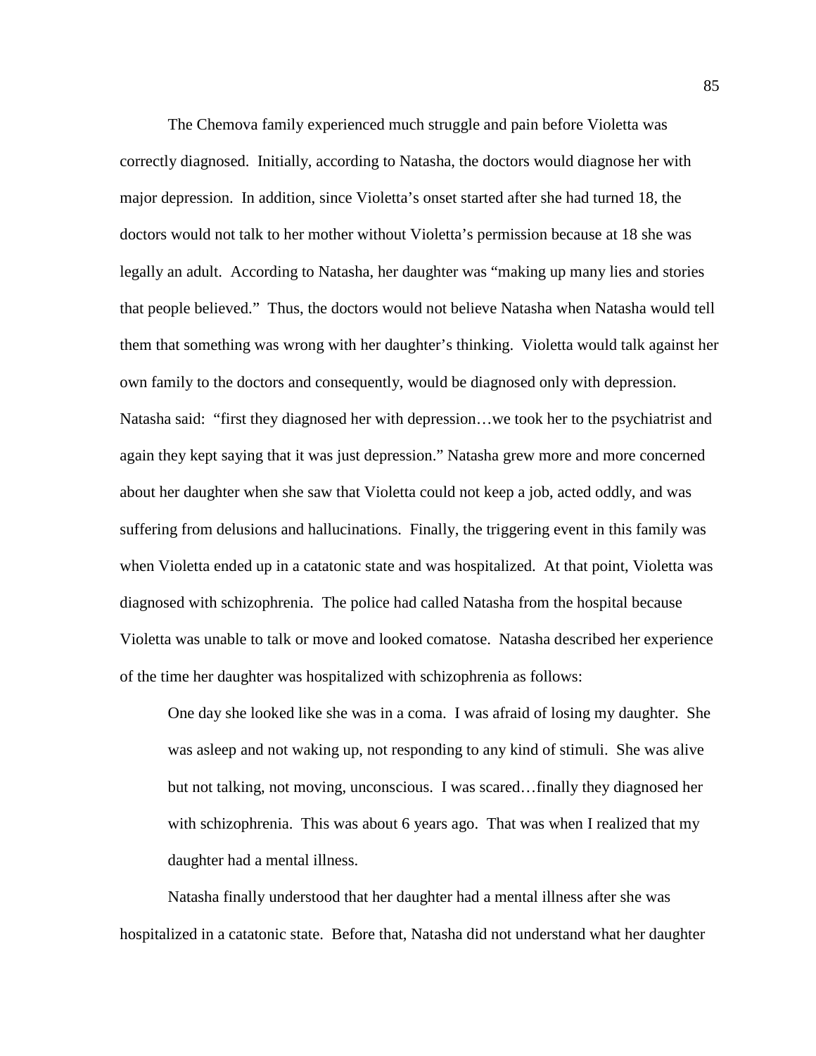The Chemova family experienced much struggle and pain before Violetta was correctly diagnosed. Initially, according to Natasha, the doctors would diagnose her with major depression. In addition, since Violetta's onset started after she had turned 18, the doctors would not talk to her mother without Violetta's permission because at 18 she was legally an adult. According to Natasha, her daughter was "making up many lies and stories that people believed." Thus, the doctors would not believe Natasha when Natasha would tell them that something was wrong with her daughter's thinking. Violetta would talk against her own family to the doctors and consequently, would be diagnosed only with depression. Natasha said: "first they diagnosed her with depression…we took her to the psychiatrist and again they kept saying that it was just depression." Natasha grew more and more concerned about her daughter when she saw that Violetta could not keep a job, acted oddly, and was suffering from delusions and hallucinations. Finally, the triggering event in this family was when Violetta ended up in a catatonic state and was hospitalized. At that point, Violetta was diagnosed with schizophrenia. The police had called Natasha from the hospital because Violetta was unable to talk or move and looked comatose. Natasha described her experience of the time her daughter was hospitalized with schizophrenia as follows:

> One day she looked like she was in a coma. I was afraid of losing my daughter. She was asleep and not waking up, not responding to any kind of stimuli. She was alive but not talking, not moving, unconscious. I was scared…finally they diagnosed her with schizophrenia. This was about 6 years ago. That was when I realized that my daughter had a mental illness.

Natasha finally understood that her daughter had a mental illness after she was hospitalized in a catatonic state. Before that, Natasha did not understand what her daughter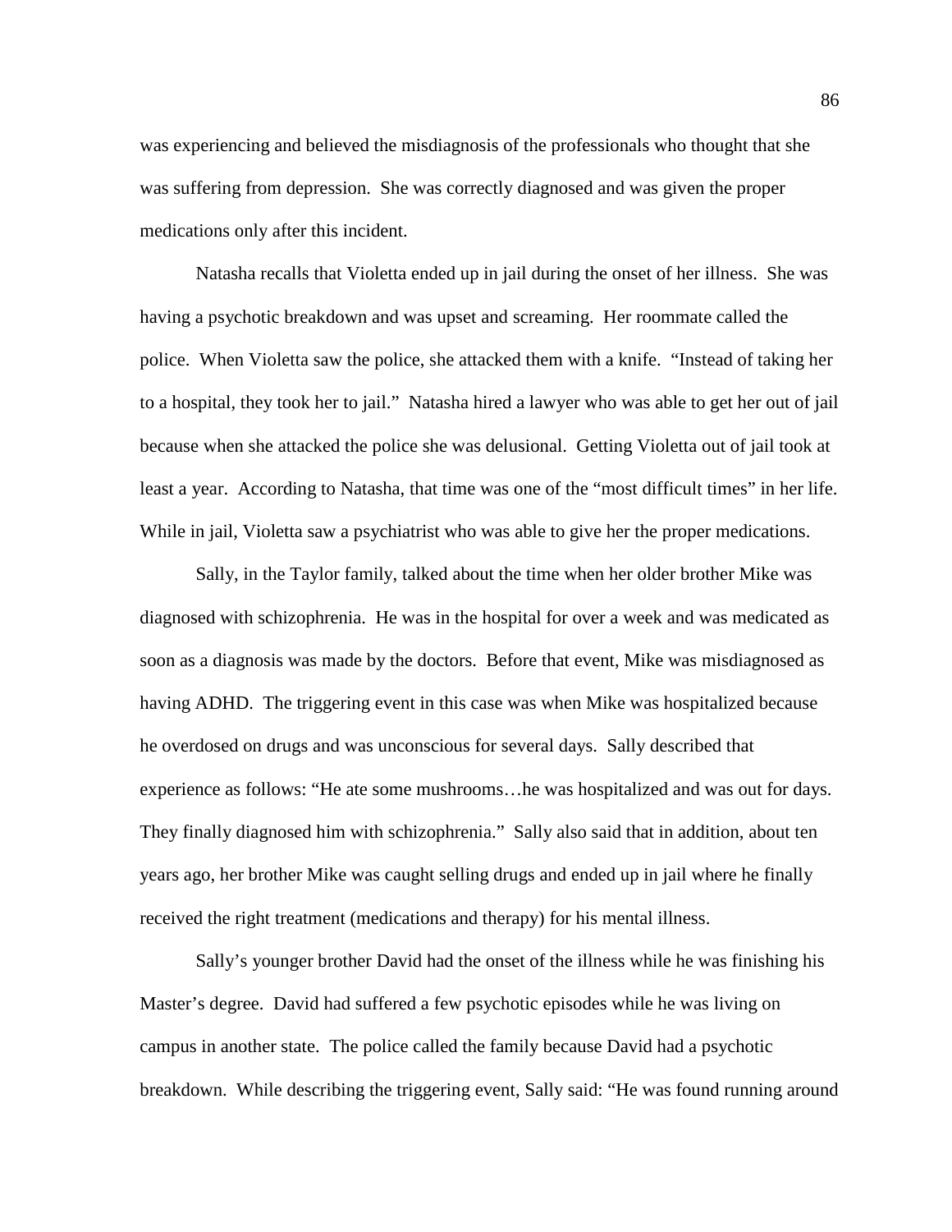was experiencing and believed the misdiagnosis of the professionals who thought that she was suffering from depression. She was correctly diagnosed and was given the proper medications only after this incident.

Natasha recalls that Violetta ended up in jail during the onset of her illness. She was having a psychotic breakdown and was upset and screaming. Her roommate called the police. When Violetta saw the police, she attacked them with a knife. "Instead of taking her to a hospital, they took her to jail." Natasha hired a lawyer who was able to get her out of jail because when she attacked the police she was delusional. Getting Violetta out of jail took at least a year. According to Natasha, that time was one of the "most difficult times" in her life. While in jail, Violetta saw a psychiatrist who was able to give her the proper medications.

Sally, in the Taylor family, talked about the time when her older brother Mike was diagnosed with schizophrenia. He was in the hospital for over a week and was medicated as soon as a diagnosis was made by the doctors. Before that event, Mike was misdiagnosed as having ADHD. The triggering event in this case was when Mike was hospitalized because he overdosed on drugs and was unconscious for several days. Sally described that experience as follows: "He ate some mushrooms…he was hospitalized and was out for days. They finally diagnosed him with schizophrenia." Sally also said that in addition, about ten years ago, her brother Mike was caught selling drugs and ended up in jail where he finally received the right treatment (medications and therapy) for his mental illness.

Sally's younger brother David had the onset of the illness while he was finishing his Master's degree. David had suffered a few psychotic episodes while he was living on campus in another state. The police called the family because David had a psychotic breakdown. While describing the triggering event, Sally said: "He was found running around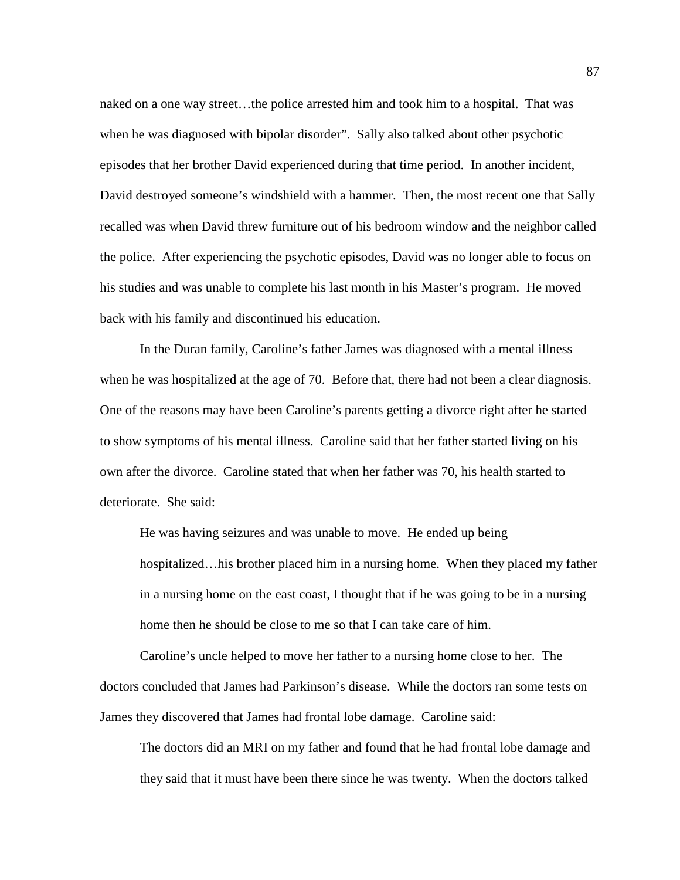naked on a one way street…the police arrested him and took him to a hospital. That was when he was diagnosed with bipolar disorder". Sally also talked about other psychotic episodes that her brother David experienced during that time period. In another incident, David destroyed someone's windshield with a hammer. Then, the most recent one that Sally recalled was when David threw furniture out of his bedroom window and the neighbor called the police. After experiencing the psychotic episodes, David was no longer able to focus on his studies and was unable to complete his last month in his Master's program. He moved back with his family and discontinued his education.

In the Duran family, Caroline's father James was diagnosed with a mental illness when he was hospitalized at the age of 70. Before that, there had not been a clear diagnosis. One of the reasons may have been Caroline's parents getting a divorce right after he started to show symptoms of his mental illness. Caroline said that her father started living on his own after the divorce. Caroline stated that when her father was 70, his health started to deteriorate. She said:

> He was having seizures and was unable to move. He ended up being hospitalized…his brother placed him in a nursing home. When they placed my father in a nursing home on the east coast, I thought that if he was going to be in a nursing home then he should be close to me so that I can take care of him.

Caroline's uncle helped to move her father to a nursing home close to her. The doctors concluded that James had Parkinson's disease. While the doctors ran some tests on James they discovered that James had frontal lobe damage. Caroline said:

> The doctors did an MRI on my father and found that he had frontal lobe damage and they said that it must have been there since he was twenty. When the doctors talked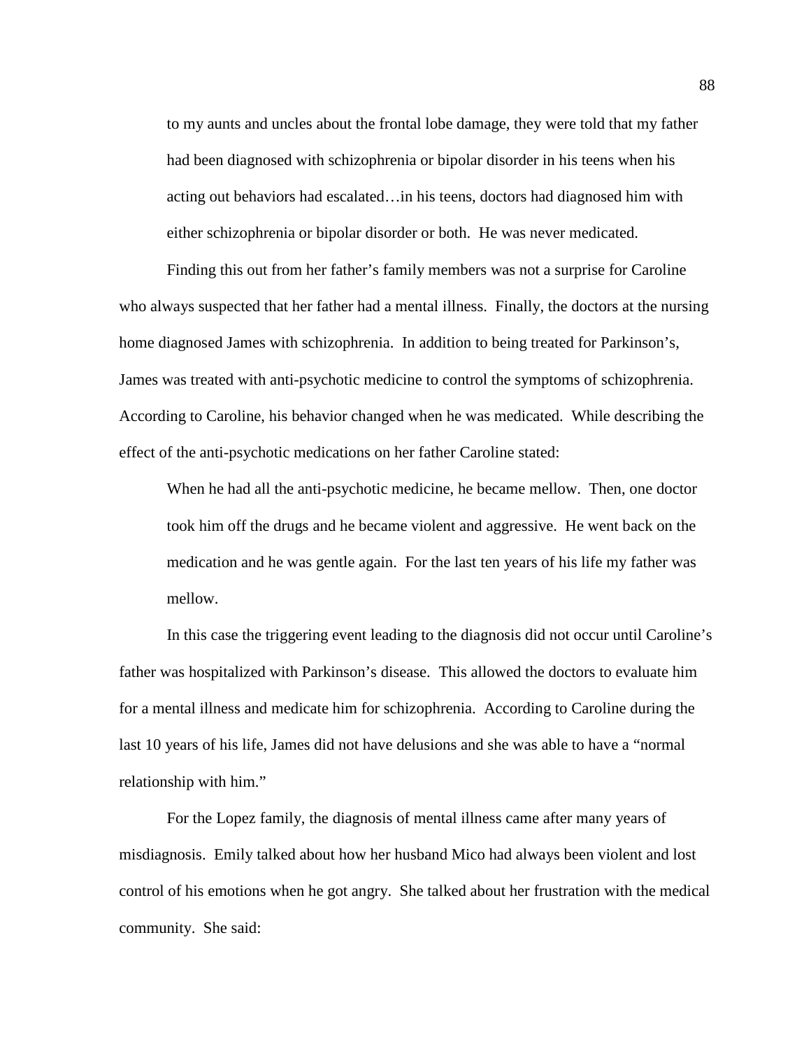to my aunts and uncles about the frontal lobe damage, they were told that my father had been diagnosed with schizophrenia or bipolar disorder in his teens when his acting out behaviors had escalated…in his teens, doctors had diagnosed him with either schizophrenia or bipolar disorder or both. He was never medicated.

Finding this out from her father's family members was not a surprise for Caroline who always suspected that her father had a mental illness. Finally, the doctors at the nursing home diagnosed James with schizophrenia. In addition to being treated for Parkinson's, James was treated with anti-psychotic medicine to control the symptoms of schizophrenia. According to Caroline, his behavior changed when he was medicated. While describing the effect of the anti-psychotic medications on her father Caroline stated:

> When he had all the anti-psychotic medicine, he became mellow. Then, one doctor took him off the drugs and he became violent and aggressive. He went back on the medication and he was gentle again. For the last ten years of his life my father was mellow.

In this case the triggering event leading to the diagnosis did not occur until Caroline's father was hospitalized with Parkinson's disease. This allowed the doctors to evaluate him for a mental illness and medicate him for schizophrenia. According to Caroline during the last 10 years of his life, James did not have delusions and she was able to have a "normal relationship with him."

For the Lopez family, the diagnosis of mental illness came after many years of misdiagnosis. Emily talked about how her husband Mico had always been violent and lost control of his emotions when he got angry. She talked about her frustration with the medical community. She said: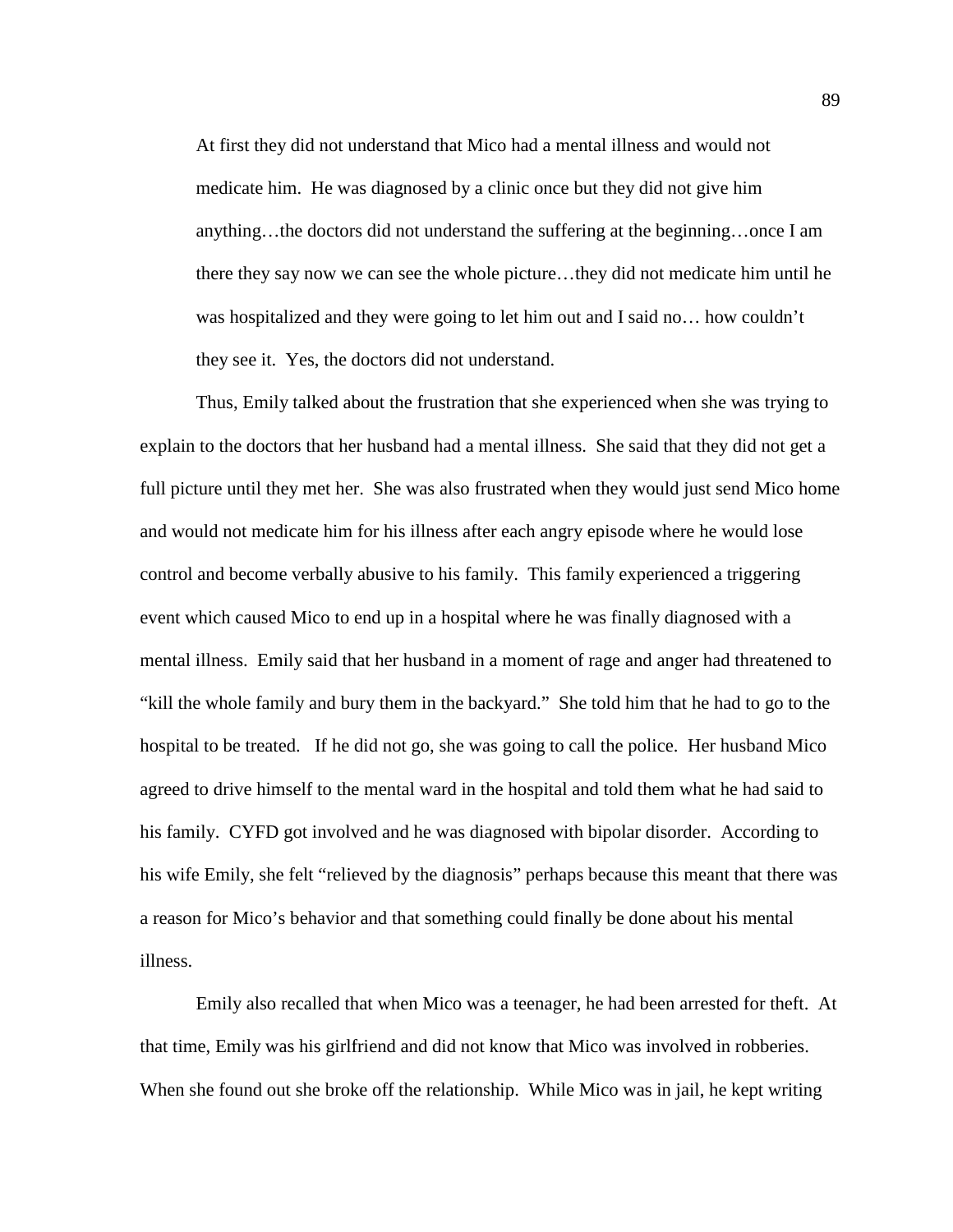> At first they did not understand that Mico had a mental illness and would not medicate him. He was diagnosed by a clinic once but they did not give him anything…the doctors did not understand the suffering at the beginning…once I am there they say now we can see the whole picture…they did not medicate him until he was hospitalized and they were going to let him out and I said no… how couldn't they see it. Yes, the doctors did not understand.

Thus, Emily talked about the frustration that she experienced when she was trying to explain to the doctors that her husband had a mental illness. She said that they did not get a full picture until they met her. She was also frustrated when they would just send Mico home and would not medicate him for his illness after each angry episode where he would lose control and become verbally abusive to his family. This family experienced a triggering event which caused Mico to end up in a hospital where he was finally diagnosed with a mental illness. Emily said that her husband in a moment of rage and anger had threatened to "kill the whole family and bury them in the backyard." She told him that he had to go to the hospital to be treated. If he did not go, she was going to call the police. Her husband Mico agreed to drive himself to the mental ward in the hospital and told them what he had said to his family. CYFD got involved and he was diagnosed with bipolar disorder. According to his wife Emily, she felt "relieved by the diagnosis" perhaps because this meant that there was a reason for Mico's behavior and that something could finally be done about his mental illness.

Emily also recalled that when Mico was a teenager, he had been arrested for theft. At that time, Emily was his girlfriend and did not know that Mico was involved in robberies. When she found out she broke off the relationship. While Mico was in jail, he kept writing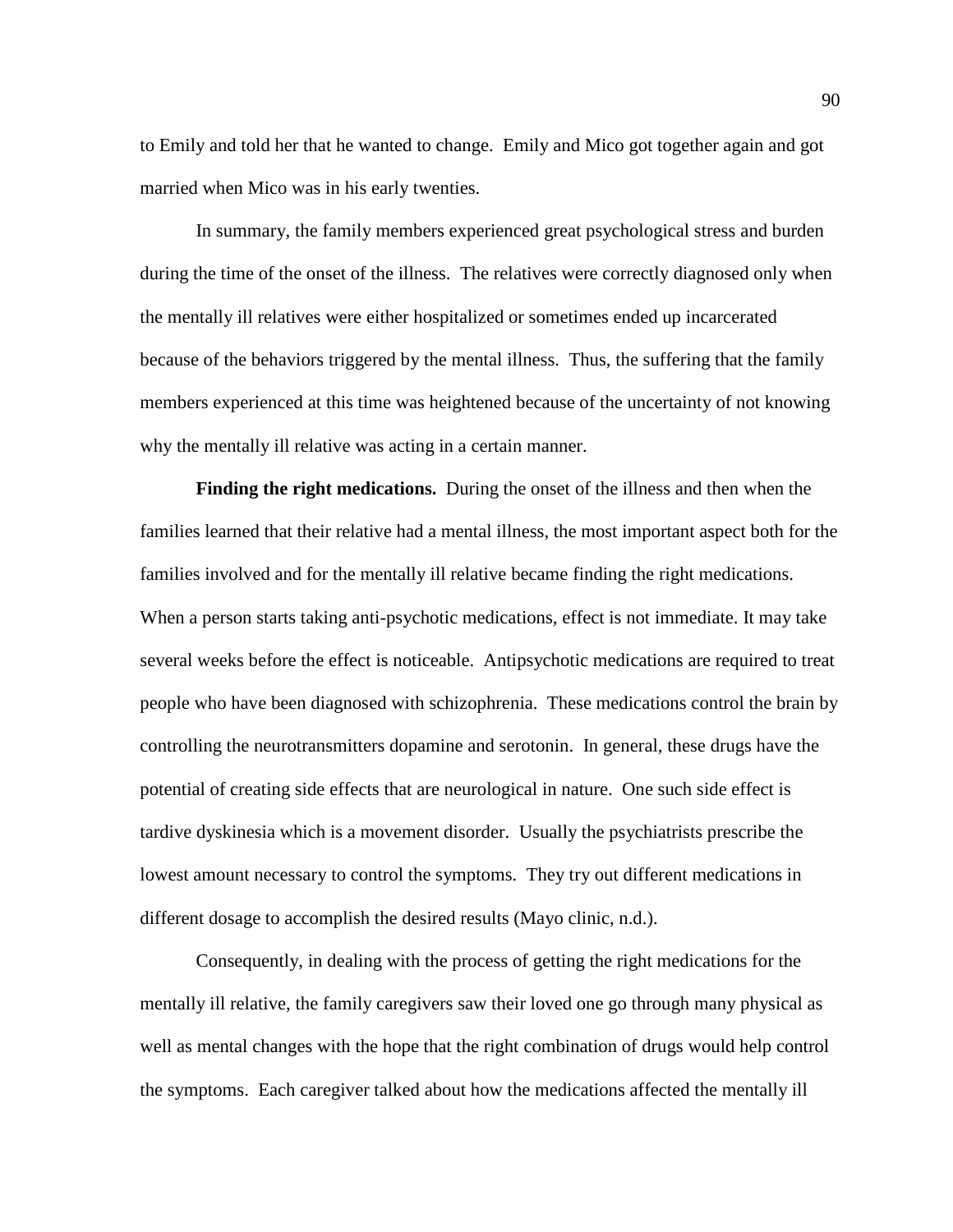to Emily and told her that he wanted to change. Emily and Mico got together again and got married when Mico was in his early twenties.

In summary, the family members experienced great psychological stress and burden during the time of the onset of the illness. The relatives were correctly diagnosed only when the mentally ill relatives were either hospitalized or sometimes ended up incarcerated because of the behaviors triggered by the mental illness. Thus, the suffering that the family members experienced at this time was heightened because of the uncertainty of not knowing why the mentally ill relative was acting in a certain manner.

**Finding the right medications.** During the onset of the illness and then when the families learned that their relative had a mental illness, the most important aspect both for the families involved and for the mentally ill relative became finding the right medications. When a person starts taking anti-psychotic medications, effect is not immediate. It may take several weeks before the effect is noticeable. Antipsychotic medications are required to treat people who have been diagnosed with schizophrenia. These medications control the brain by controlling the neurotransmitters dopamine and serotonin. In general, these drugs have the potential of creating side effects that are neurological in nature. One such side effect is tardive dyskinesia which is a movement disorder. Usually the psychiatrists prescribe the lowest amount necessary to control the symptoms. They try out different medications in different dosage to accomplish the desired results (Mayo clinic, n.d.).

Consequently, in dealing with the process of getting the right medications for the mentally ill relative, the family caregivers saw their loved one go through many physical as well as mental changes with the hope that the right combination of drugs would help control the symptoms. Each caregiver talked about how the medications affected the mentally ill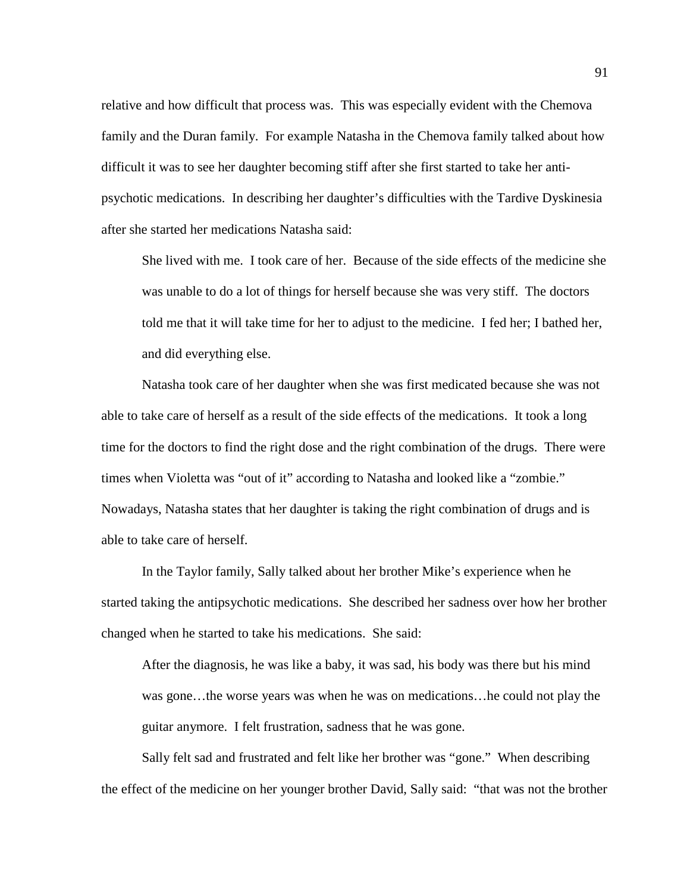relative and how difficult that process was. This was especially evident with the Chemova family and the Duran family. For example Natasha in the Chemova family talked about how difficult it was to see her daughter becoming stiff after she first started to take her anti-psychotic medications. In describing her daughter's difficulties with the Tardive Dyskinesia after she started her medications Natasha said:

> She lived with me. I took care of her. Because of the side effects of the medicine she was unable to do a lot of things for herself because she was very stiff. The doctors told me that it will take time for her to adjust to the medicine. I fed her; I bathed her, and did everything else.

Natasha took care of her daughter when she was first medicated because she was not able to take care of herself as a result of the side effects of the medications. It took a long time for the doctors to find the right dose and the right combination of the drugs. There were times when Violetta was "out of it" according to Natasha and looked like a "zombie." Nowadays, Natasha states that her daughter is taking the right combination of drugs and is able to take care of herself.

In the Taylor family, Sally talked about her brother Mike's experience when he started taking the antipsychotic medications. She described her sadness over how her brother changed when he started to take his medications. She said:

> After the diagnosis, he was like a baby, it was sad, his body was there but his mind was gone…the worse years was when he was on medications…he could not play the guitar anymore. I felt frustration, sadness that he was gone.

Sally felt sad and frustrated and felt like her brother was "gone." When describing the effect of the medicine on her younger brother David, Sally said: "that was not the brother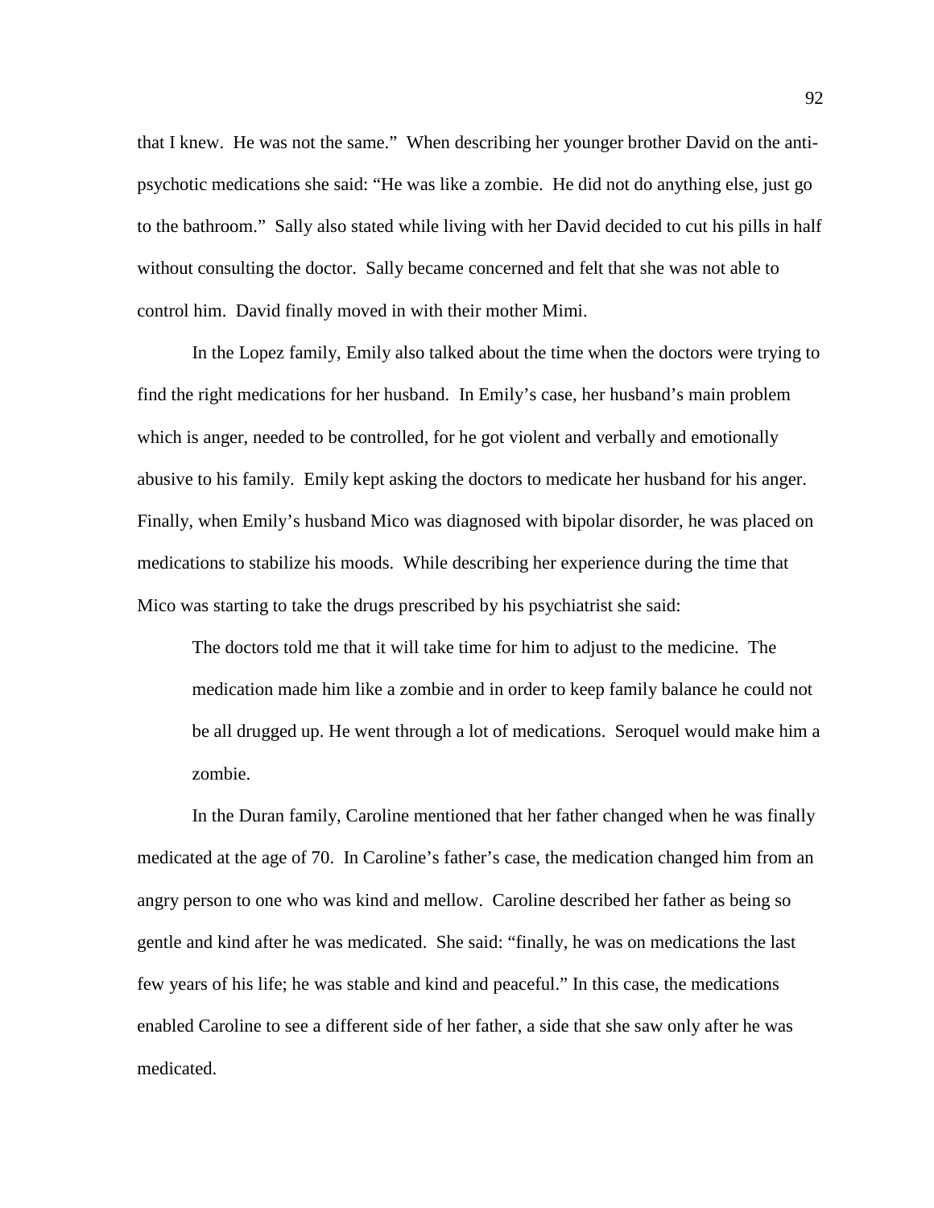that I knew. He was not the same." When describing her younger brother David on the anti-psychotic medications she said: "He was like a zombie. He did not do anything else, just go to the bathroom." Sally also stated while living with her David decided to cut his pills in half without consulting the doctor. Sally became concerned and felt that she was not able to control him. David finally moved in with their mother Mimi.

In the Lopez family, Emily also talked about the time when the doctors were trying to find the right medications for her husband. In Emily's case, her husband's main problem which is anger, needed to be controlled, for he got violent and verbally and emotionally abusive to his family. Emily kept asking the doctors to medicate her husband for his anger. Finally, when Emily's husband Mico was diagnosed with bipolar disorder, he was placed on medications to stabilize his moods. While describing her experience during the time that Mico was starting to take the drugs prescribed by his psychiatrist she said:

> The doctors told me that it will take time for him to adjust to the medicine. The medication made him like a zombie and in order to keep family balance he could not be all drugged up. He went through a lot of medications. Seroquel would make him a zombie.

In the Duran family, Caroline mentioned that her father changed when he was finally medicated at the age of 70. In Caroline's father's case, the medication changed him from an angry person to one who was kind and mellow. Caroline described her father as being so gentle and kind after he was medicated. She said: "finally, he was on medications the last few years of his life; he was stable and kind and peaceful." In this case, the medications enabled Caroline to see a different side of her father, a side that she saw only after he was medicated.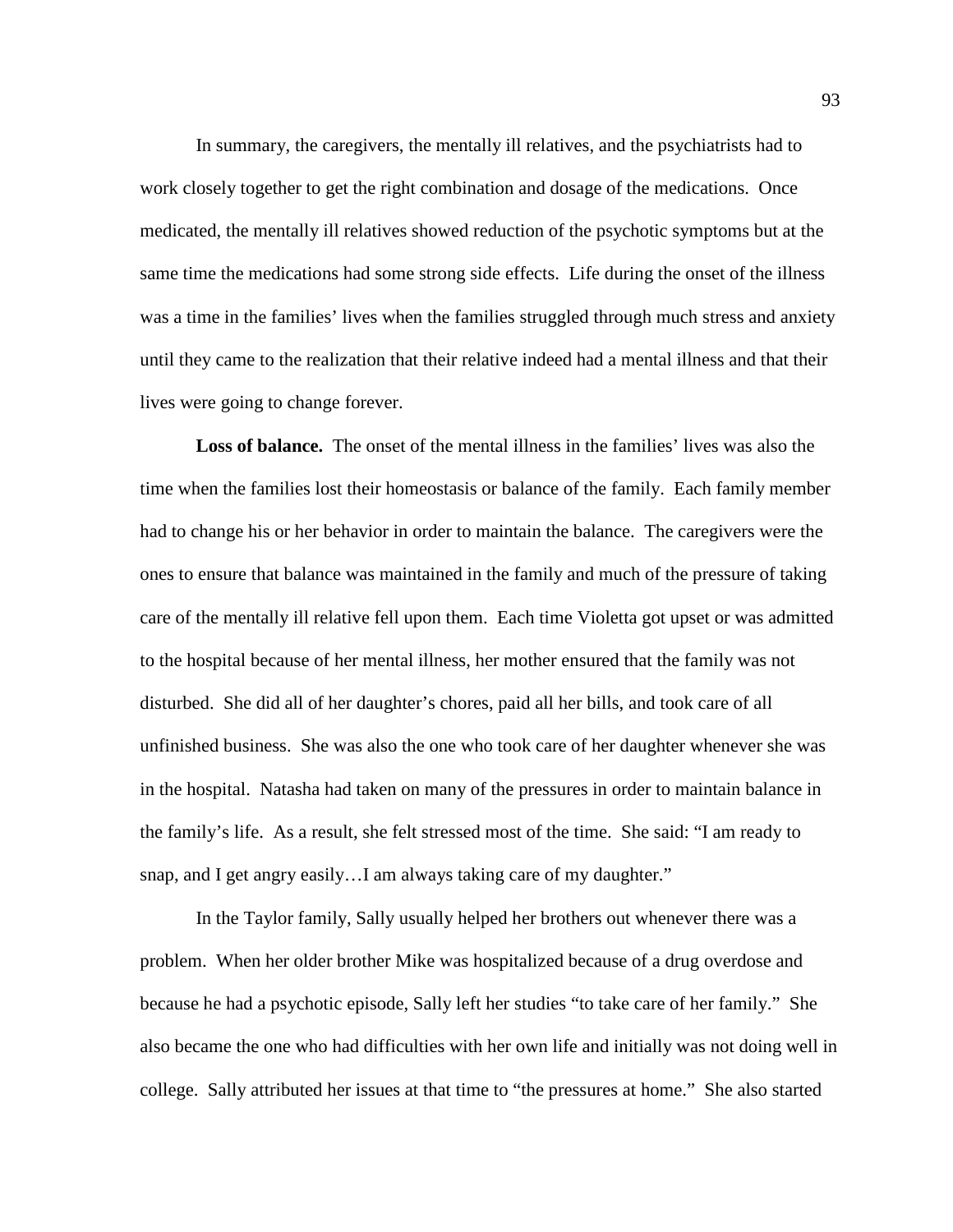In summary, the caregivers, the mentally ill relatives, and the psychiatrists had to work closely together to get the right combination and dosage of the medications. Once medicated, the mentally ill relatives showed reduction of the psychotic symptoms but at the same time the medications had some strong side effects. Life during the onset of the illness was a time in the families' lives when the families struggled through much stress and anxiety until they came to the realization that their relative indeed had a mental illness and that their lives were going to change forever.

**Loss of balance.** The onset of the mental illness in the families' lives was also the time when the families lost their homeostasis or balance of the family. Each family member had to change his or her behavior in order to maintain the balance. The caregivers were the ones to ensure that balance was maintained in the family and much of the pressure of taking care of the mentally ill relative fell upon them. Each time Violetta got upset or was admitted to the hospital because of her mental illness, her mother ensured that the family was not disturbed. She did all of her daughter's chores, paid all her bills, and took care of all unfinished business. She was also the one who took care of her daughter whenever she was in the hospital. Natasha had taken on many of the pressures in order to maintain balance in the family's life. As a result, she felt stressed most of the time. She said: "I am ready to snap, and I get angry easily…I am always taking care of my daughter."

In the Taylor family, Sally usually helped her brothers out whenever there was a problem. When her older brother Mike was hospitalized because of a drug overdose and because he had a psychotic episode, Sally left her studies "to take care of her family." She also became the one who had difficulties with her own life and initially was not doing well in college. Sally attributed her issues at that time to "the pressures at home." She also started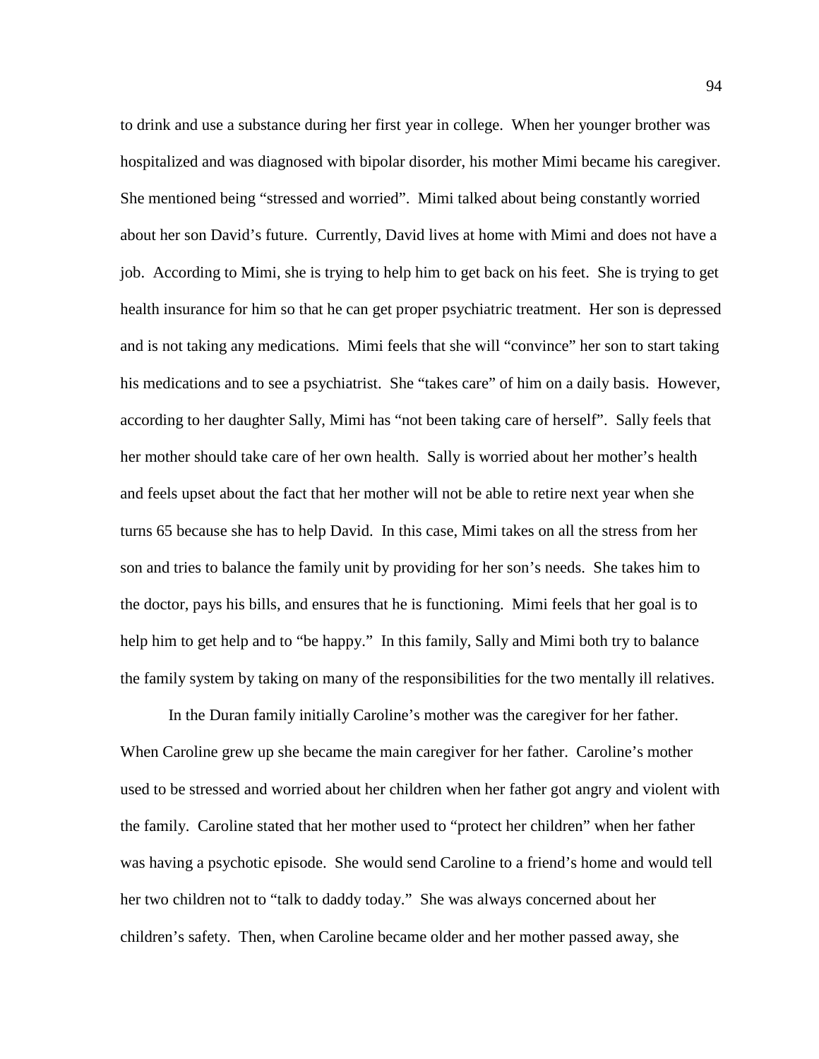to drink and use a substance during her first year in college. When her younger brother was hospitalized and was diagnosed with bipolar disorder, his mother Mimi became his caregiver. She mentioned being "stressed and worried". Mimi talked about being constantly worried about her son David's future. Currently, David lives at home with Mimi and does not have a job. According to Mimi, she is trying to help him to get back on his feet. She is trying to get health insurance for him so that he can get proper psychiatric treatment. Her son is depressed and is not taking any medications. Mimi feels that she will "convince" her son to start taking his medications and to see a psychiatrist. She "takes care" of him on a daily basis. However, according to her daughter Sally, Mimi has "not been taking care of herself". Sally feels that her mother should take care of her own health. Sally is worried about her mother's health and feels upset about the fact that her mother will not be able to retire next year when she turns 65 because she has to help David. In this case, Mimi takes on all the stress from her son and tries to balance the family unit by providing for her son's needs. She takes him to the doctor, pays his bills, and ensures that he is functioning. Mimi feels that her goal is to help him to get help and to "be happy." In this family, Sally and Mimi both try to balance the family system by taking on many of the responsibilities for the two mentally ill relatives.

In the Duran family initially Caroline's mother was the caregiver for her father. When Caroline grew up she became the main caregiver for her father. Caroline's mother used to be stressed and worried about her children when her father got angry and violent with the family. Caroline stated that her mother used to "protect her children" when her father was having a psychotic episode. She would send Caroline to a friend's home and would tell her two children not to "talk to daddy today." She was always concerned about her children's safety. Then, when Caroline became older and her mother passed away, she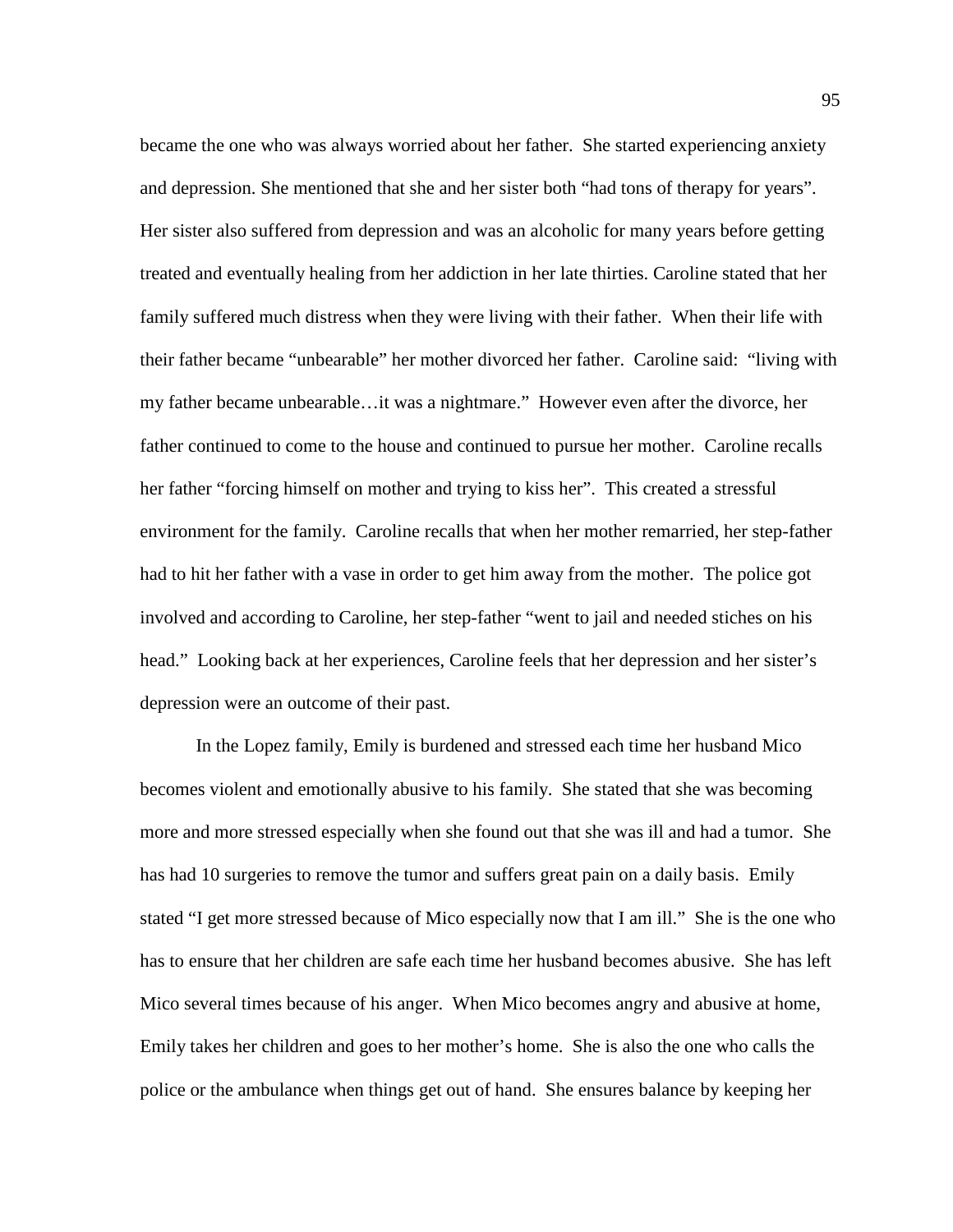became the one who was always worried about her father. She started experiencing anxiety and depression. She mentioned that she and her sister both "had tons of therapy for years". Her sister also suffered from depression and was an alcoholic for many years before getting treated and eventually healing from her addiction in her late thirties. Caroline stated that her family suffered much distress when they were living with their father. When their life with their father became "unbearable" her mother divorced her father. Caroline said: "living with my father became unbearable…it was a nightmare." However even after the divorce, her father continued to come to the house and continued to pursue her mother. Caroline recalls her father "forcing himself on mother and trying to kiss her". This created a stressful environment for the family. Caroline recalls that when her mother remarried, her step-father had to hit her father with a vase in order to get him away from the mother. The police got involved and according to Caroline, her step-father "went to jail and needed stiches on his head." Looking back at her experiences, Caroline feels that her depression and her sister's depression were an outcome of their past.

In the Lopez family, Emily is burdened and stressed each time her husband Mico becomes violent and emotionally abusive to his family. She stated that she was becoming more and more stressed especially when she found out that she was ill and had a tumor. She has had 10 surgeries to remove the tumor and suffers great pain on a daily basis. Emily stated "I get more stressed because of Mico especially now that I am ill." She is the one who has to ensure that her children are safe each time her husband becomes abusive. She has left Mico several times because of his anger. When Mico becomes angry and abusive at home, Emily takes her children and goes to her mother's home. She is also the one who calls the police or the ambulance when things get out of hand. She ensures balance by keeping her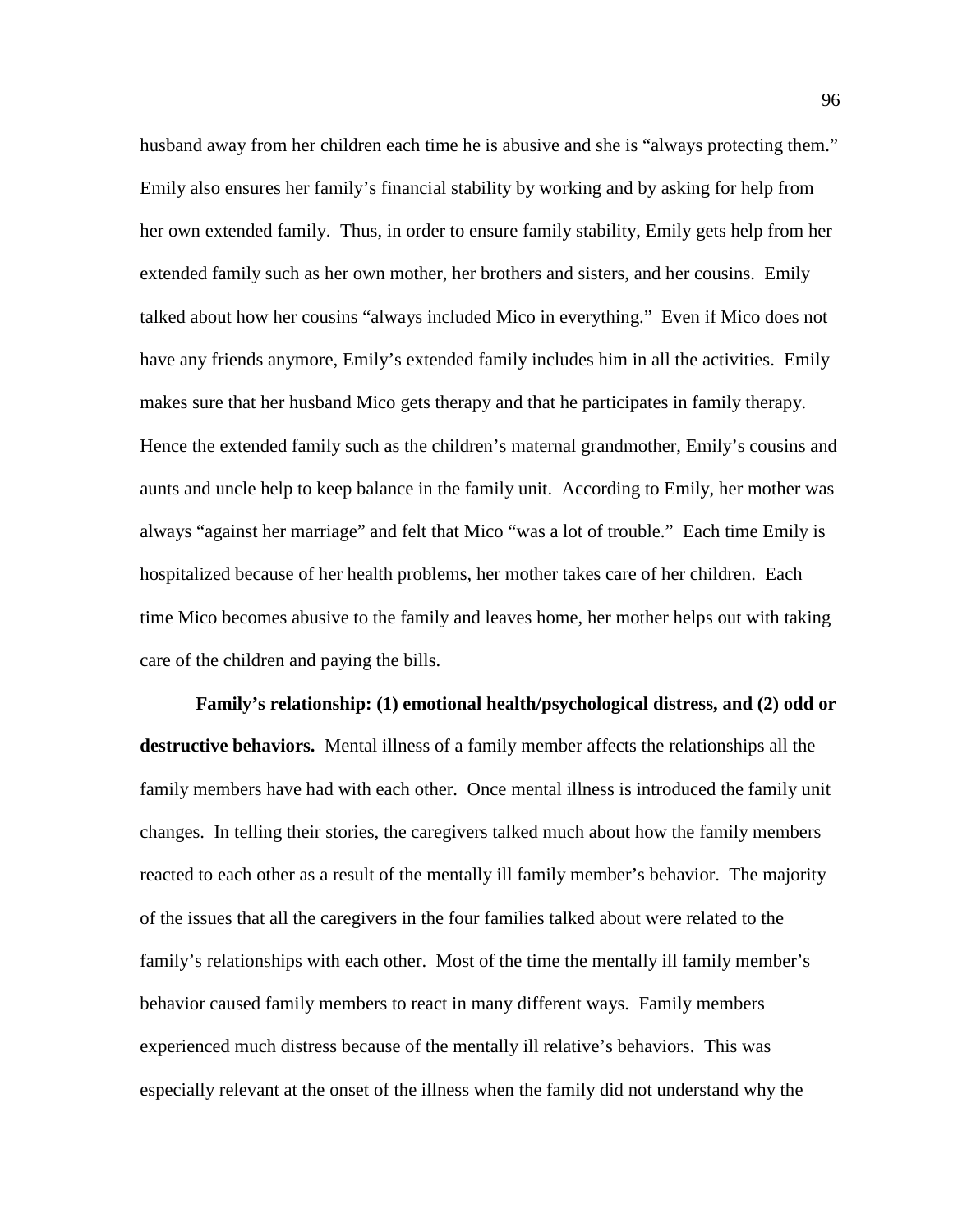husband away from her children each time he is abusive and she is "always protecting them." Emily also ensures her family's financial stability by working and by asking for help from her own extended family. Thus, in order to ensure family stability, Emily gets help from her extended family such as her own mother, her brothers and sisters, and her cousins. Emily talked about how her cousins "always included Mico in everything." Even if Mico does not have any friends anymore, Emily's extended family includes him in all the activities. Emily makes sure that her husband Mico gets therapy and that he participates in family therapy. Hence the extended family such as the children's maternal grandmother, Emily's cousins and aunts and uncle help to keep balance in the family unit. According to Emily, her mother was always "against her marriage" and felt that Mico "was a lot of trouble." Each time Emily is hospitalized because of her health problems, her mother takes care of her children. Each time Mico becomes abusive to the family and leaves home, her mother helps out with taking care of the children and paying the bills.

**Family's relationship: (1) emotional health/psychological distress, and (2) odd or destructive behaviors.** Mental illness of a family member affects the relationships all the family members have had with each other. Once mental illness is introduced the family unit changes. In telling their stories, the caregivers talked much about how the family members reacted to each other as a result of the mentally ill family member's behavior. The majority of the issues that all the caregivers in the four families talked about were related to the family's relationships with each other. Most of the time the mentally ill family member's behavior caused family members to react in many different ways. Family members experienced much distress because of the mentally ill relative's behaviors. This was especially relevant at the onset of the illness when the family did not understand why the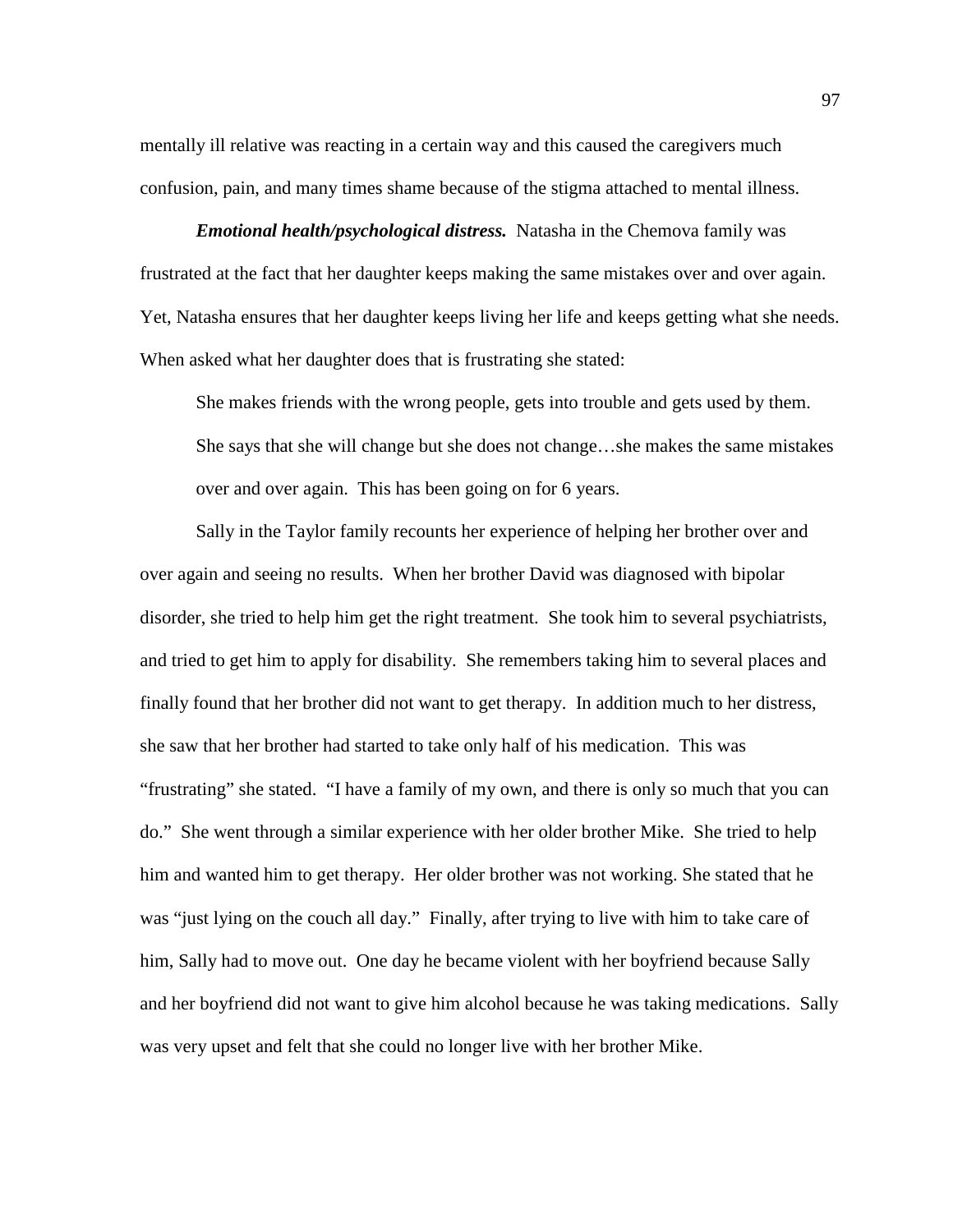mentally ill relative was reacting in a certain way and this caused the caregivers much confusion, pain, and many times shame because of the stigma attached to mental illness.

***Emotional health/psychological distress.*** Natasha in the Chemova family was frustrated at the fact that her daughter keeps making the same mistakes over and over again. Yet, Natasha ensures that her daughter keeps living her life and keeps getting what she needs. When asked what her daughter does that is frustrating she stated:

> She makes friends with the wrong people, gets into trouble and gets used by them. She says that she will change but she does not change…she makes the same mistakes over and over again. This has been going on for 6 years.

Sally in the Taylor family recounts her experience of helping her brother over and over again and seeing no results. When her brother David was diagnosed with bipolar disorder, she tried to help him get the right treatment. She took him to several psychiatrists, and tried to get him to apply for disability. She remembers taking him to several places and finally found that her brother did not want to get therapy. In addition much to her distress, she saw that her brother had started to take only half of his medication. This was "frustrating" she stated. "I have a family of my own, and there is only so much that you can do." She went through a similar experience with her older brother Mike. She tried to help him and wanted him to get therapy. Her older brother was not working. She stated that he was "just lying on the couch all day." Finally, after trying to live with him to take care of him, Sally had to move out. One day he became violent with her boyfriend because Sally and her boyfriend did not want to give him alcohol because he was taking medications. Sally was very upset and felt that she could no longer live with her brother Mike.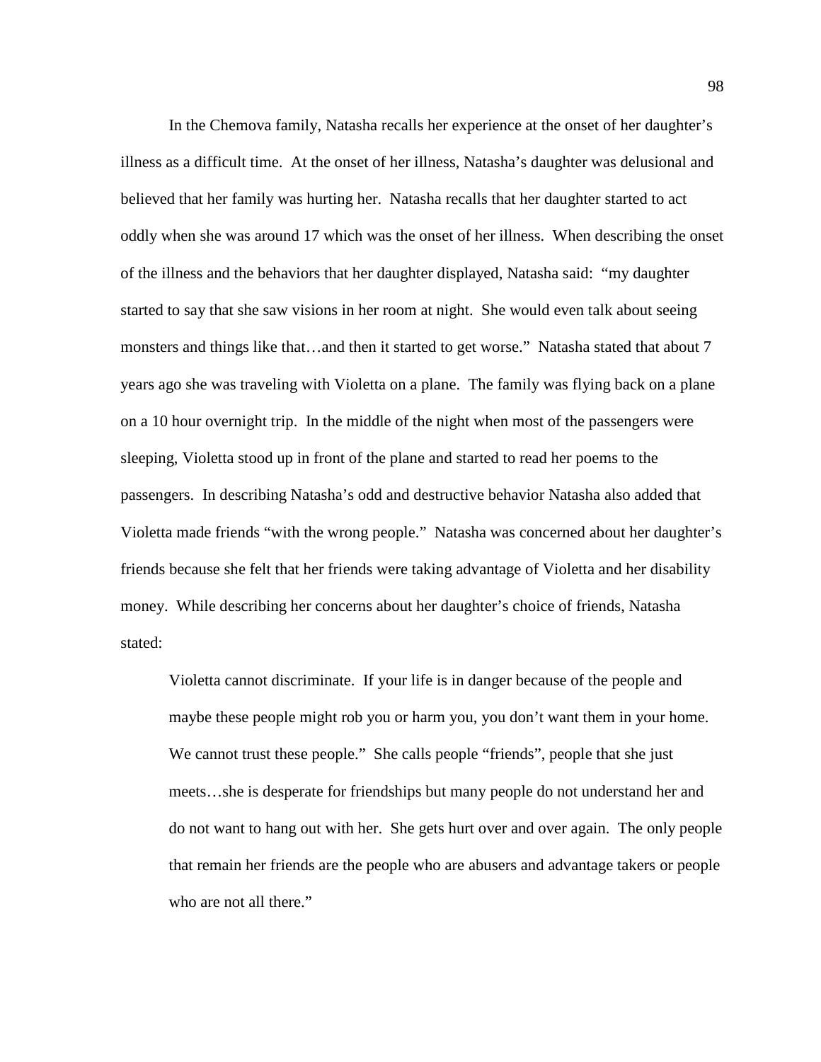In the Chemova family, Natasha recalls her experience at the onset of her daughter's illness as a difficult time. At the onset of her illness, Natasha's daughter was delusional and believed that her family was hurting her. Natasha recalls that her daughter started to act oddly when she was around 17 which was the onset of her illness. When describing the onset of the illness and the behaviors that her daughter displayed, Natasha said: "my daughter started to say that she saw visions in her room at night. She would even talk about seeing monsters and things like that…and then it started to get worse." Natasha stated that about 7 years ago she was traveling with Violetta on a plane. The family was flying back on a plane on a 10 hour overnight trip. In the middle of the night when most of the passengers were sleeping, Violetta stood up in front of the plane and started to read her poems to the passengers. In describing Natasha's odd and destructive behavior Natasha also added that Violetta made friends "with the wrong people." Natasha was concerned about her daughter's friends because she felt that her friends were taking advantage of Violetta and her disability money. While describing her concerns about her daughter's choice of friends, Natasha stated:

> Violetta cannot discriminate. If your life is in danger because of the people and maybe these people might rob you or harm you, you don't want them in your home. We cannot trust these people." She calls people "friends", people that she just meets…she is desperate for friendships but many people do not understand her and do not want to hang out with her. She gets hurt over and over again. The only people that remain her friends are the people who are abusers and advantage takers or people who are not all there."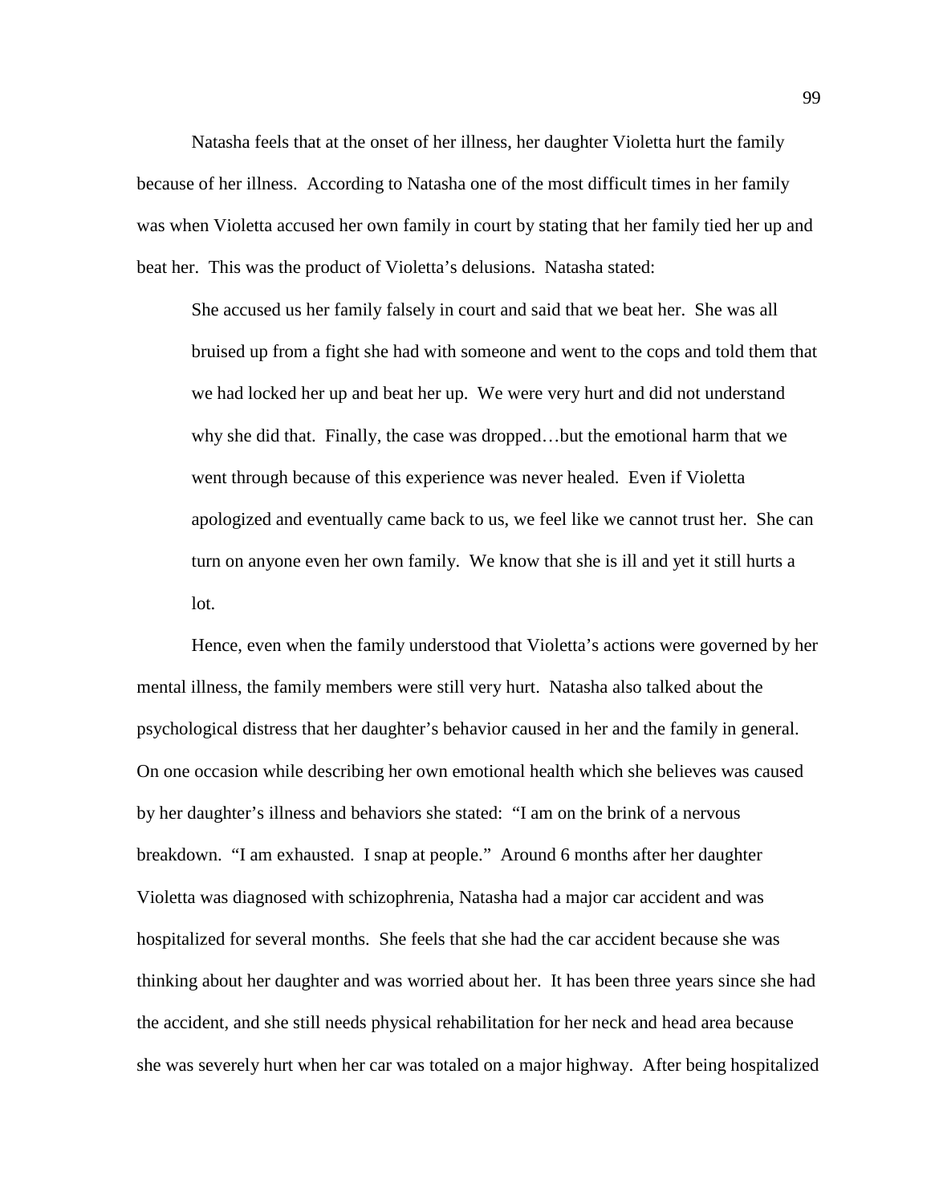Natasha feels that at the onset of her illness, her daughter Violetta hurt the family because of her illness. According to Natasha one of the most difficult times in her family was when Violetta accused her own family in court by stating that her family tied her up and beat her. This was the product of Violetta's delusions. Natasha stated:

> She accused us her family falsely in court and said that we beat her. She was all bruised up from a fight she had with someone and went to the cops and told them that we had locked her up and beat her up. We were very hurt and did not understand why she did that. Finally, the case was dropped…but the emotional harm that we went through because of this experience was never healed. Even if Violetta apologized and eventually came back to us, we feel like we cannot trust her. She can turn on anyone even her own family. We know that she is ill and yet it still hurts a lot.

Hence, even when the family understood that Violetta's actions were governed by her mental illness, the family members were still very hurt. Natasha also talked about the psychological distress that her daughter's behavior caused in her and the family in general. On one occasion while describing her own emotional health which she believes was caused by her daughter's illness and behaviors she stated: "I am on the brink of a nervous breakdown. "I am exhausted. I snap at people." Around 6 months after her daughter Violetta was diagnosed with schizophrenia, Natasha had a major car accident and was hospitalized for several months. She feels that she had the car accident because she was thinking about her daughter and was worried about her. It has been three years since she had the accident, and she still needs physical rehabilitation for her neck and head area because she was severely hurt when her car was totaled on a major highway. After being hospitalized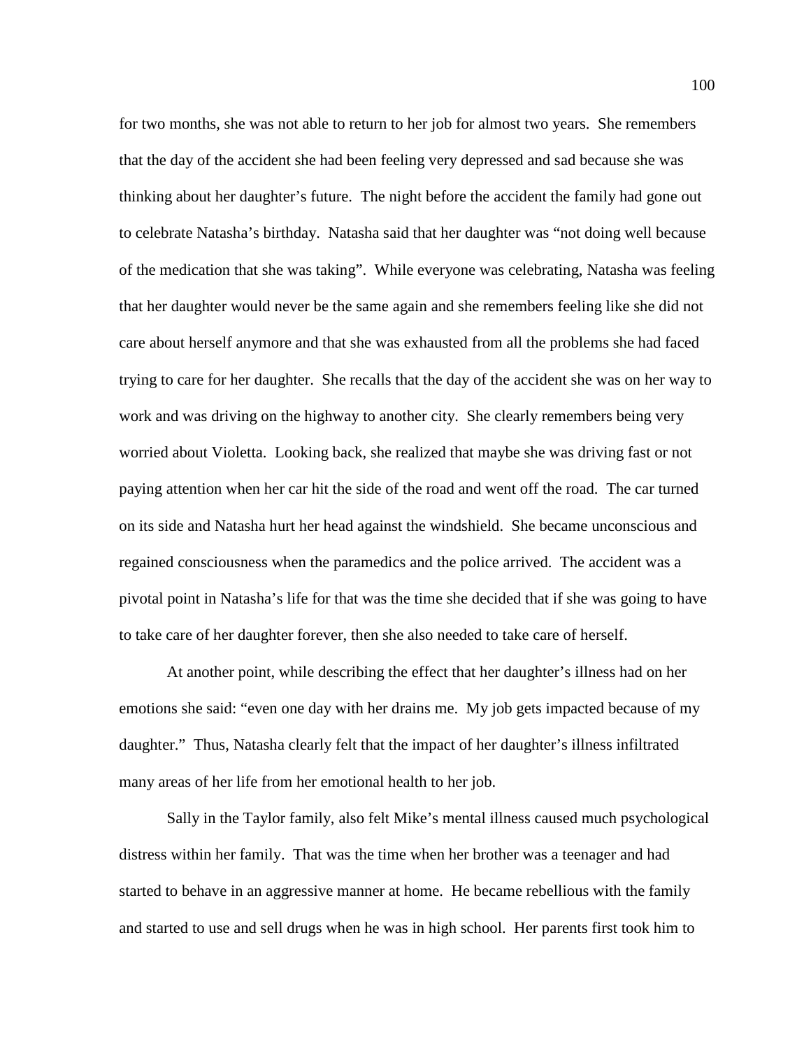for two months, she was not able to return to her job for almost two years. She remembers that the day of the accident she had been feeling very depressed and sad because she was thinking about her daughter's future. The night before the accident the family had gone out to celebrate Natasha's birthday. Natasha said that her daughter was "not doing well because of the medication that she was taking". While everyone was celebrating, Natasha was feeling that her daughter would never be the same again and she remembers feeling like she did not care about herself anymore and that she was exhausted from all the problems she had faced trying to care for her daughter. She recalls that the day of the accident she was on her way to work and was driving on the highway to another city. She clearly remembers being very worried about Violetta. Looking back, she realized that maybe she was driving fast or not paying attention when her car hit the side of the road and went off the road. The car turned on its side and Natasha hurt her head against the windshield. She became unconscious and regained consciousness when the paramedics and the police arrived. The accident was a pivotal point in Natasha's life for that was the time she decided that if she was going to have to take care of her daughter forever, then she also needed to take care of herself.

At another point, while describing the effect that her daughter's illness had on her emotions she said: "even one day with her drains me. My job gets impacted because of my daughter." Thus, Natasha clearly felt that the impact of her daughter's illness infiltrated many areas of her life from her emotional health to her job.

Sally in the Taylor family, also felt Mike's mental illness caused much psychological distress within her family. That was the time when her brother was a teenager and had started to behave in an aggressive manner at home. He became rebellious with the family and started to use and sell drugs when he was in high school. Her parents first took him to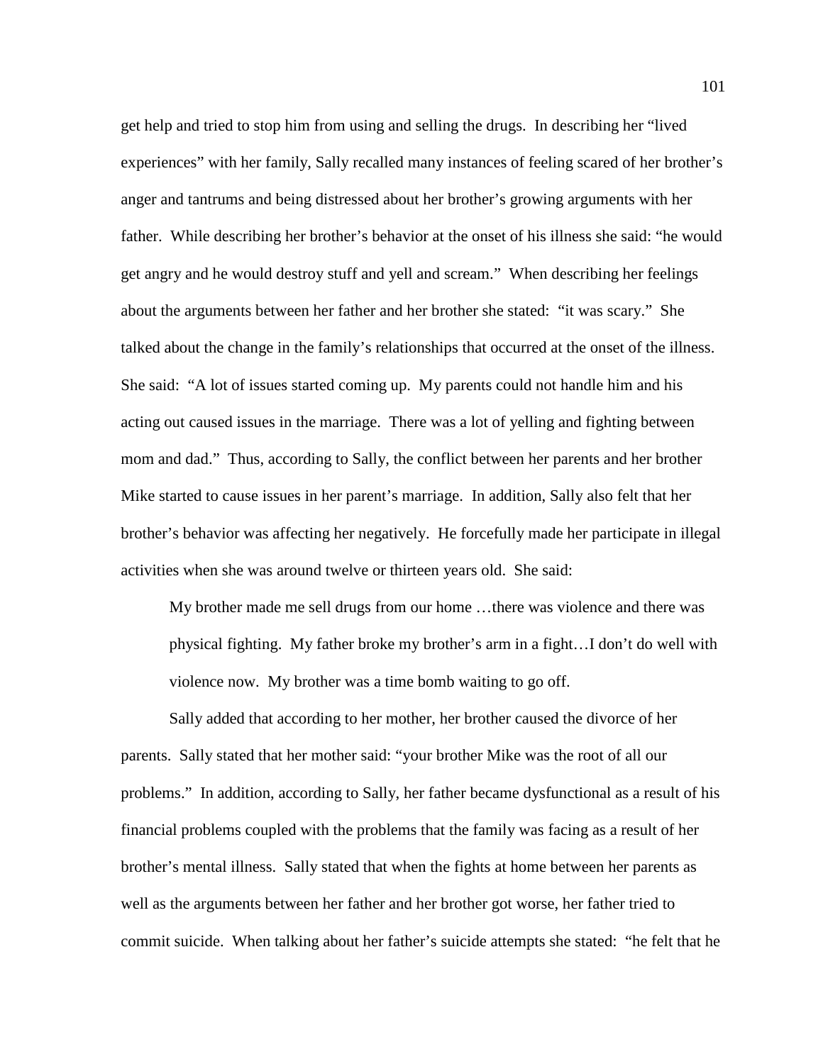get help and tried to stop him from using and selling the drugs. In describing her "lived experiences" with her family, Sally recalled many instances of feeling scared of her brother's anger and tantrums and being distressed about her brother's growing arguments with her father. While describing her brother's behavior at the onset of his illness she said: "he would get angry and he would destroy stuff and yell and scream." When describing her feelings about the arguments between her father and her brother she stated: "it was scary." She talked about the change in the family's relationships that occurred at the onset of the illness. She said: "A lot of issues started coming up. My parents could not handle him and his acting out caused issues in the marriage. There was a lot of yelling and fighting between mom and dad." Thus, according to Sally, the conflict between her parents and her brother Mike started to cause issues in her parent's marriage. In addition, Sally also felt that her brother's behavior was affecting her negatively. He forcefully made her participate in illegal activities when she was around twelve or thirteen years old. She said:

> My brother made me sell drugs from our home …there was violence and there was physical fighting. My father broke my brother's arm in a fight…I don't do well with violence now. My brother was a time bomb waiting to go off.

Sally added that according to her mother, her brother caused the divorce of her parents. Sally stated that her mother said: "your brother Mike was the root of all our problems." In addition, according to Sally, her father became dysfunctional as a result of his financial problems coupled with the problems that the family was facing as a result of her brother's mental illness. Sally stated that when the fights at home between her parents as well as the arguments between her father and her brother got worse, her father tried to commit suicide. When talking about her father's suicide attempts she stated: "he felt that he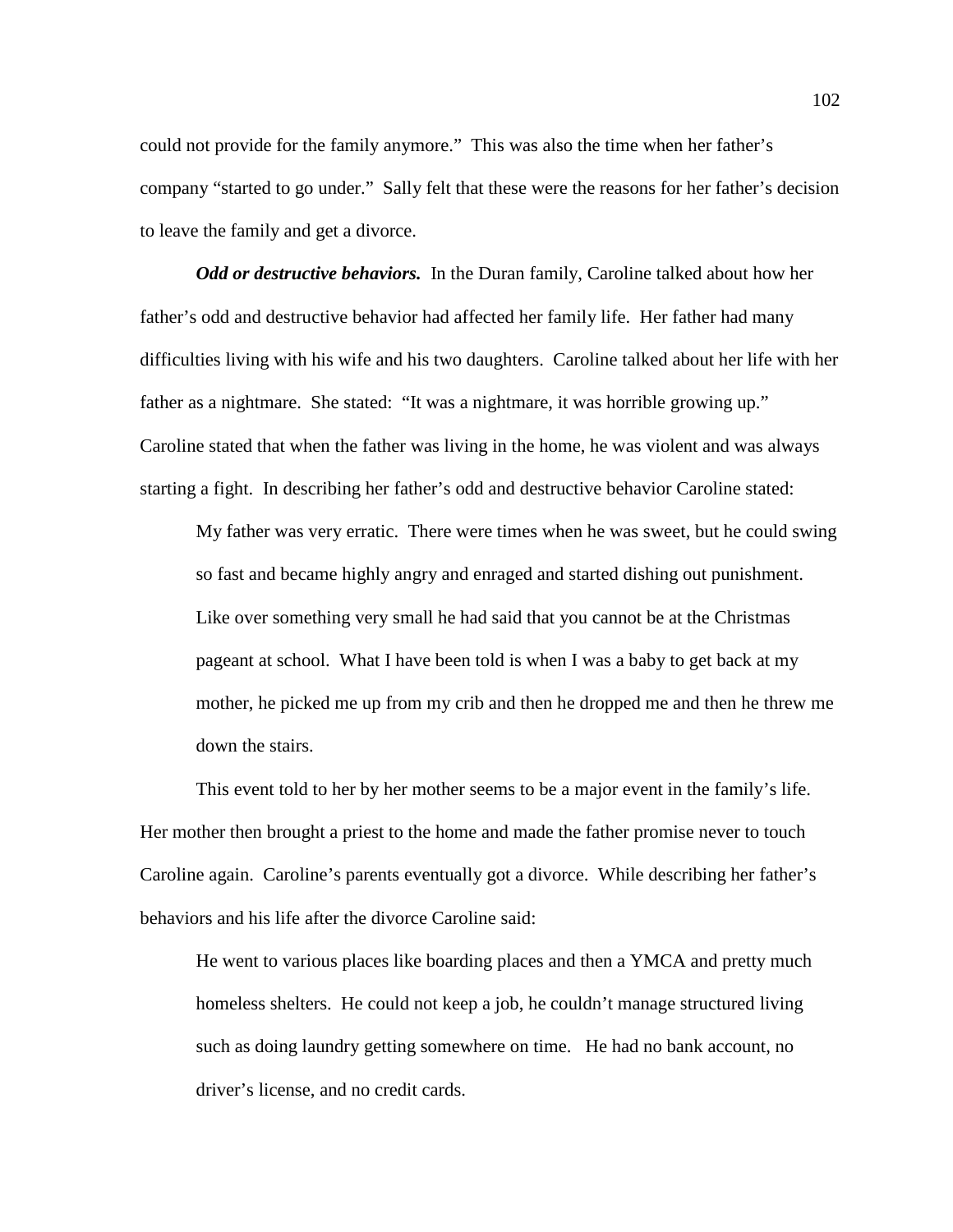could not provide for the family anymore." This was also the time when her father's company "started to go under." Sally felt that these were the reasons for her father's decision to leave the family and get a divorce.

***Odd or destructive behaviors.*** In the Duran family, Caroline talked about how her father's odd and destructive behavior had affected her family life. Her father had many difficulties living with his wife and his two daughters. Caroline talked about her life with her father as a nightmare. She stated: "It was a nightmare, it was horrible growing up." Caroline stated that when the father was living in the home, he was violent and was always starting a fight. In describing her father's odd and destructive behavior Caroline stated:

> My father was very erratic. There were times when he was sweet, but he could swing so fast and became highly angry and enraged and started dishing out punishment. Like over something very small he had said that you cannot be at the Christmas pageant at school. What I have been told is when I was a baby to get back at my mother, he picked me up from my crib and then he dropped me and then he threw me down the stairs.

This event told to her by her mother seems to be a major event in the family's life. Her mother then brought a priest to the home and made the father promise never to touch Caroline again. Caroline's parents eventually got a divorce. While describing her father's behaviors and his life after the divorce Caroline said:

> He went to various places like boarding places and then a YMCA and pretty much homeless shelters. He could not keep a job, he couldn't manage structured living such as doing laundry getting somewhere on time. He had no bank account, no driver's license, and no credit cards.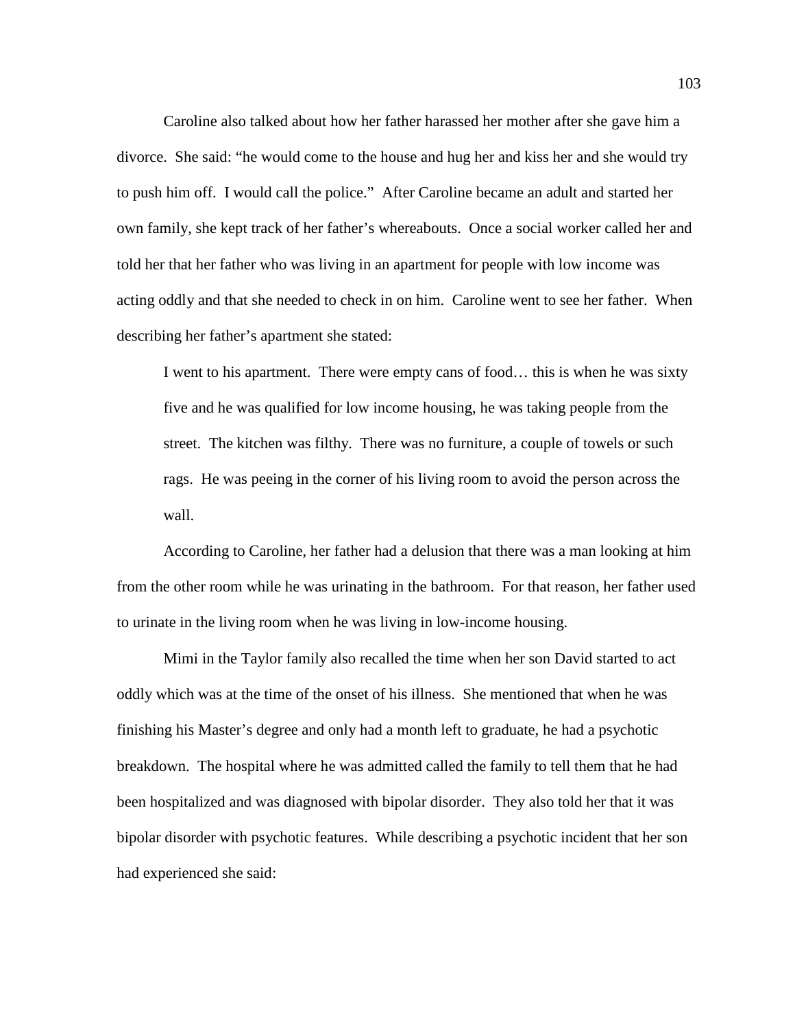Caroline also talked about how her father harassed her mother after she gave him a divorce. She said: "he would come to the house and hug her and kiss her and she would try to push him off. I would call the police." After Caroline became an adult and started her own family, she kept track of her father's whereabouts. Once a social worker called her and told her that her father who was living in an apartment for people with low income was acting oddly and that she needed to check in on him. Caroline went to see her father. When describing her father's apartment she stated:

> I went to his apartment. There were empty cans of food… this is when he was sixty five and he was qualified for low income housing, he was taking people from the street. The kitchen was filthy. There was no furniture, a couple of towels or such rags. He was peeing in the corner of his living room to avoid the person across the wall.

According to Caroline, her father had a delusion that there was a man looking at him from the other room while he was urinating in the bathroom. For that reason, her father used to urinate in the living room when he was living in low-income housing.

Mimi in the Taylor family also recalled the time when her son David started to act oddly which was at the time of the onset of his illness. She mentioned that when he was finishing his Master's degree and only had a month left to graduate, he had a psychotic breakdown. The hospital where he was admitted called the family to tell them that he had been hospitalized and was diagnosed with bipolar disorder. They also told her that it was bipolar disorder with psychotic features. While describing a psychotic incident that her son had experienced she said: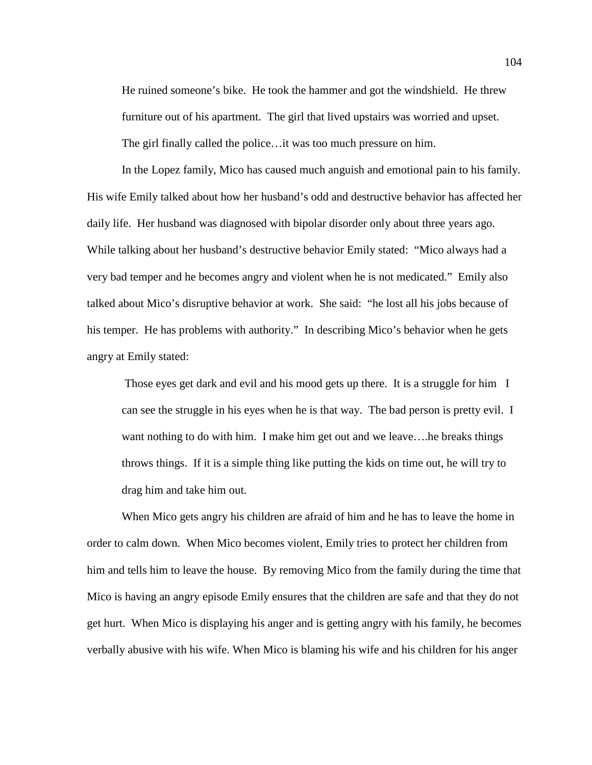> He ruined someone's bike. He took the hammer and got the windshield. He threw furniture out of his apartment. The girl that lived upstairs was worried and upset. The girl finally called the police…it was too much pressure on him.

In the Lopez family, Mico has caused much anguish and emotional pain to his family. His wife Emily talked about how her husband's odd and destructive behavior has affected her daily life. Her husband was diagnosed with bipolar disorder only about three years ago. While talking about her husband's destructive behavior Emily stated: "Mico always had a very bad temper and he becomes angry and violent when he is not medicated." Emily also talked about Mico's disruptive behavior at work. She said: "he lost all his jobs because of his temper. He has problems with authority." In describing Mico's behavior when he gets angry at Emily stated:

> Those eyes get dark and evil and his mood gets up there. It is a struggle for him I can see the struggle in his eyes when he is that way. The bad person is pretty evil. I want nothing to do with him. I make him get out and we leave….he breaks things throws things. If it is a simple thing like putting the kids on time out, he will try to drag him and take him out.

When Mico gets angry his children are afraid of him and he has to leave the home in order to calm down. When Mico becomes violent, Emily tries to protect her children from him and tells him to leave the house. By removing Mico from the family during the time that Mico is having an angry episode Emily ensures that the children are safe and that they do not get hurt. When Mico is displaying his anger and is getting angry with his family, he becomes verbally abusive with his wife. When Mico is blaming his wife and his children for his anger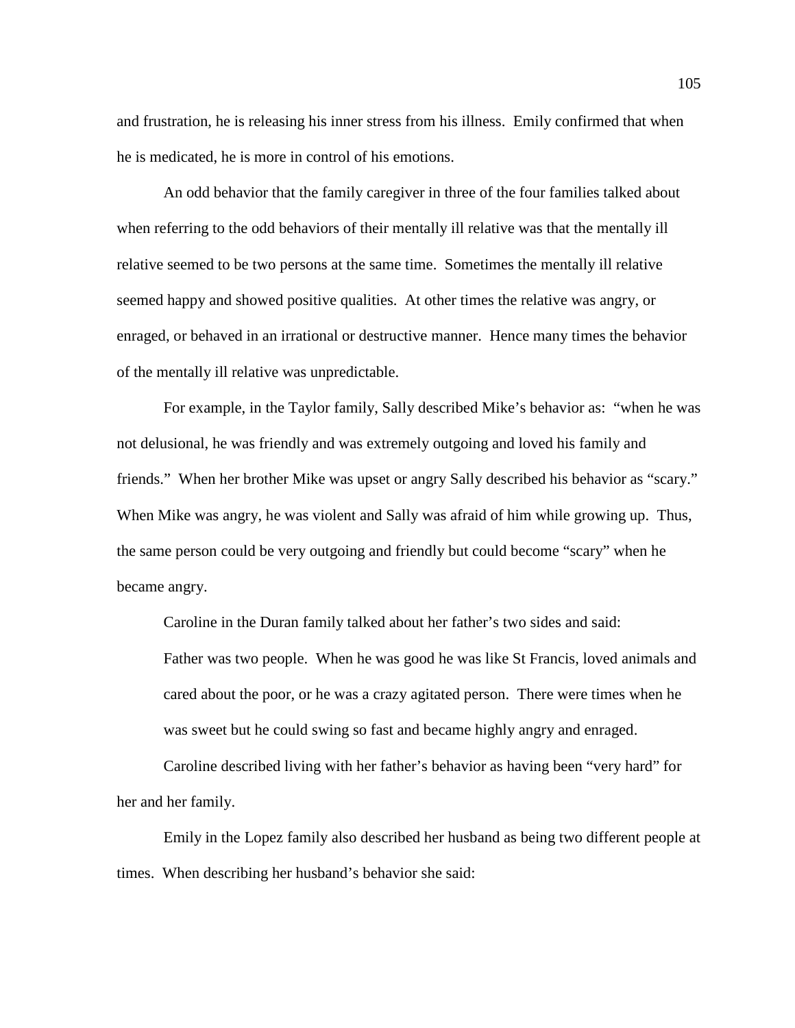and frustration, he is releasing his inner stress from his illness. Emily confirmed that when he is medicated, he is more in control of his emotions.

An odd behavior that the family caregiver in three of the four families talked about when referring to the odd behaviors of their mentally ill relative was that the mentally ill relative seemed to be two persons at the same time. Sometimes the mentally ill relative seemed happy and showed positive qualities. At other times the relative was angry, or enraged, or behaved in an irrational or destructive manner. Hence many times the behavior of the mentally ill relative was unpredictable.

For example, in the Taylor family, Sally described Mike's behavior as: "when he was not delusional, he was friendly and was extremely outgoing and loved his family and friends." When her brother Mike was upset or angry Sally described his behavior as "scary." When Mike was angry, he was violent and Sally was afraid of him while growing up. Thus, the same person could be very outgoing and friendly but could become "scary" when he became angry.

Caroline in the Duran family talked about her father's two sides and said:

> Father was two people. When he was good he was like St Francis, loved animals and cared about the poor, or he was a crazy agitated person. There were times when he was sweet but he could swing so fast and became highly angry and enraged.

Caroline described living with her father's behavior as having been "very hard" for her and her family.

Emily in the Lopez family also described her husband as being two different people at times. When describing her husband's behavior she said: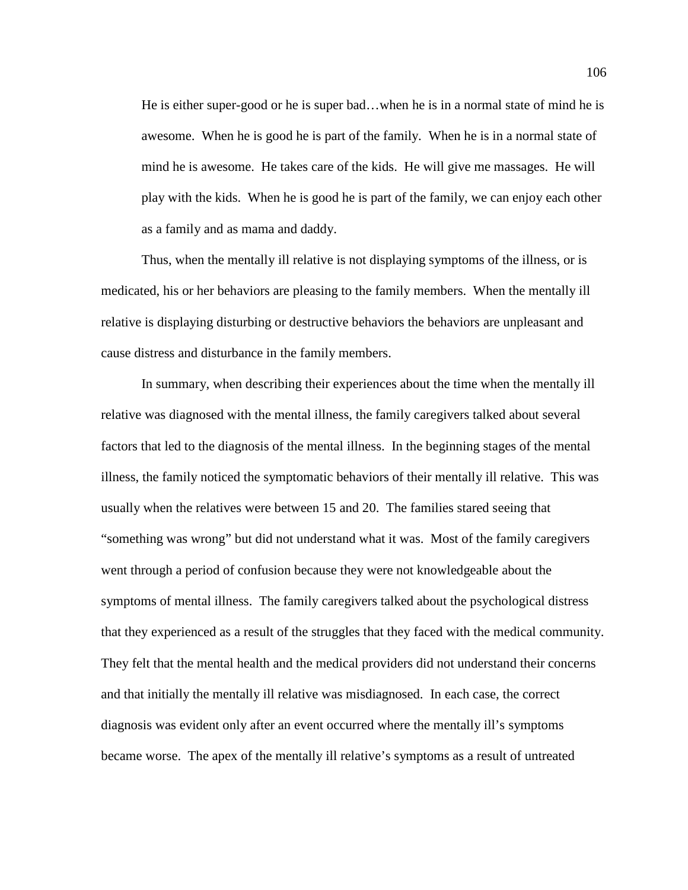> He is either super-good or he is super bad…when he is in a normal state of mind he is awesome. When he is good he is part of the family. When he is in a normal state of mind he is awesome. He takes care of the kids. He will give me massages. He will play with the kids. When he is good he is part of the family, we can enjoy each other as a family and as mama and daddy.

Thus, when the mentally ill relative is not displaying symptoms of the illness, or is medicated, his or her behaviors are pleasing to the family members. When the mentally ill relative is displaying disturbing or destructive behaviors the behaviors are unpleasant and cause distress and disturbance in the family members.

In summary, when describing their experiences about the time when the mentally ill relative was diagnosed with the mental illness, the family caregivers talked about several factors that led to the diagnosis of the mental illness. In the beginning stages of the mental illness, the family noticed the symptomatic behaviors of their mentally ill relative. This was usually when the relatives were between 15 and 20. The families stared seeing that "something was wrong" but did not understand what it was. Most of the family caregivers went through a period of confusion because they were not knowledgeable about the symptoms of mental illness. The family caregivers talked about the psychological distress that they experienced as a result of the struggles that they faced with the medical community. They felt that the mental health and the medical providers did not understand their concerns and that initially the mentally ill relative was misdiagnosed. In each case, the correct diagnosis was evident only after an event occurred where the mentally ill's symptoms became worse. The apex of the mentally ill relative's symptoms as a result of untreated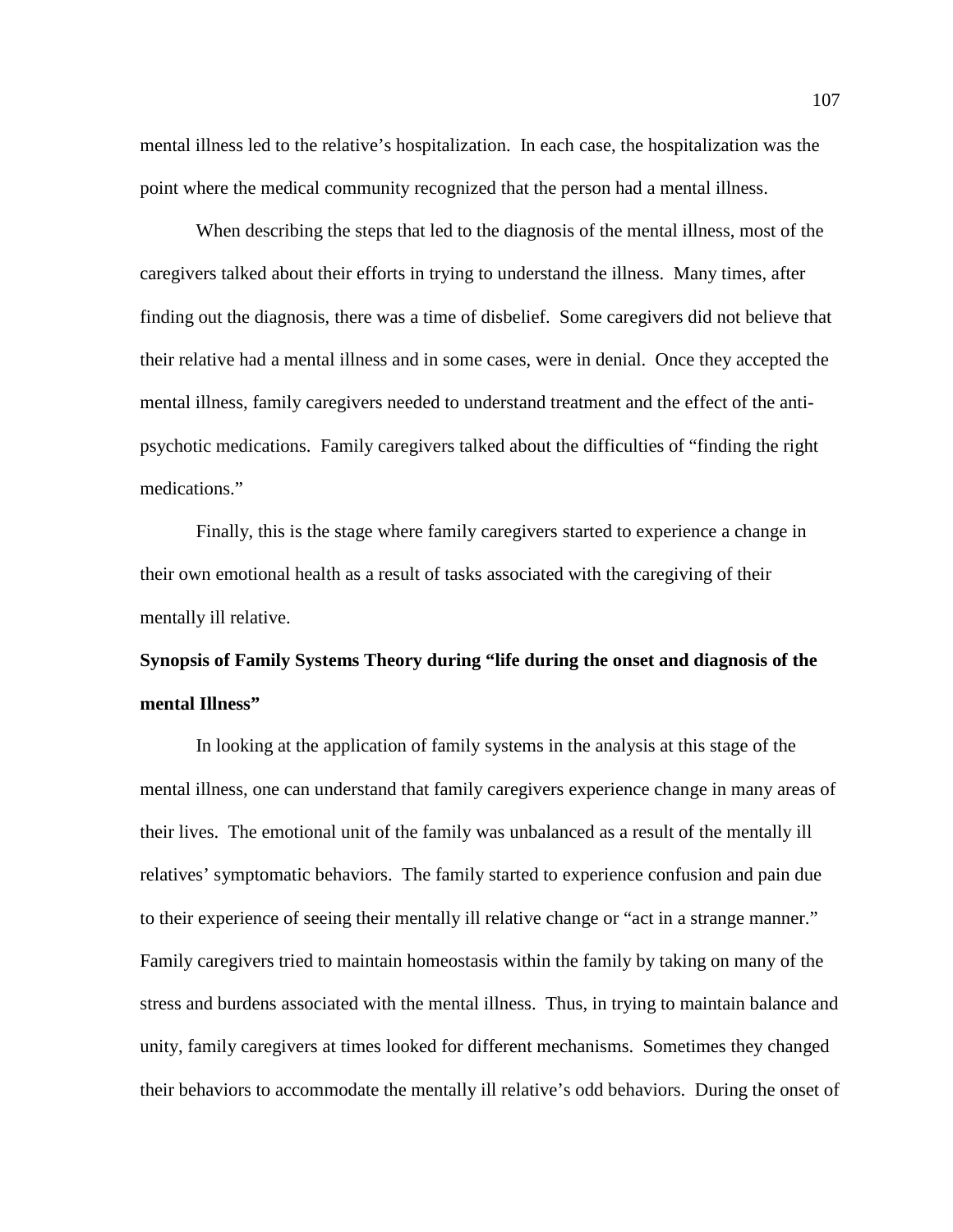mental illness led to the relative's hospitalization. In each case, the hospitalization was the point where the medical community recognized that the person had a mental illness.

When describing the steps that led to the diagnosis of the mental illness, most of the caregivers talked about their efforts in trying to understand the illness. Many times, after finding out the diagnosis, there was a time of disbelief. Some caregivers did not believe that their relative had a mental illness and in some cases, were in denial. Once they accepted the mental illness, family caregivers needed to understand treatment and the effect of the anti-psychotic medications. Family caregivers talked about the difficulties of "finding the right medications."

Finally, this is the stage where family caregivers started to experience a change in their own emotional health as a result of tasks associated with the caregiving of their mentally ill relative.

**Synopsis of Family Systems Theory during "life during the onset and diagnosis of the mental Illness"**

In looking at the application of family systems in the analysis at this stage of the mental illness, one can understand that family caregivers experience change in many areas of their lives. The emotional unit of the family was unbalanced as a result of the mentally ill relatives' symptomatic behaviors. The family started to experience confusion and pain due to their experience of seeing their mentally ill relative change or "act in a strange manner." Family caregivers tried to maintain homeostasis within the family by taking on many of the stress and burdens associated with the mental illness. Thus, in trying to maintain balance and unity, family caregivers at times looked for different mechanisms. Sometimes they changed their behaviors to accommodate the mentally ill relative's odd behaviors. During the onset of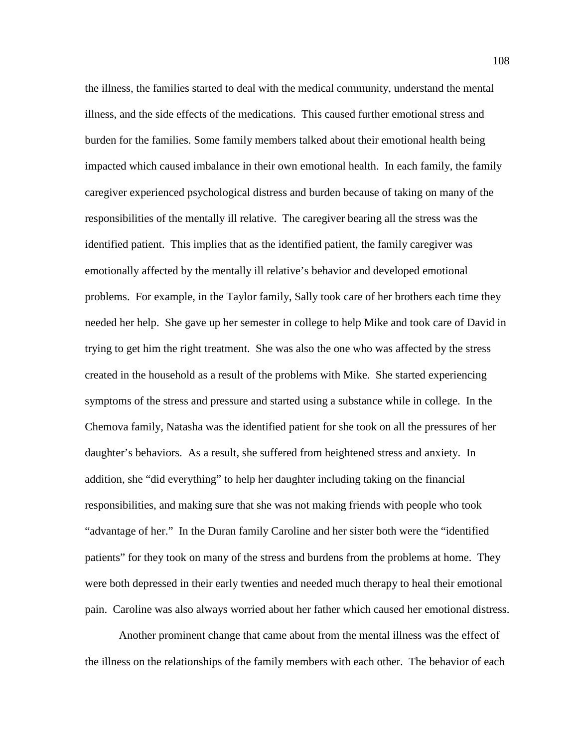the illness, the families started to deal with the medical community, understand the mental illness, and the side effects of the medications. This caused further emotional stress and burden for the families. Some family members talked about their emotional health being impacted which caused imbalance in their own emotional health. In each family, the family caregiver experienced psychological distress and burden because of taking on many of the responsibilities of the mentally ill relative. The caregiver bearing all the stress was the identified patient. This implies that as the identified patient, the family caregiver was emotionally affected by the mentally ill relative's behavior and developed emotional problems. For example, in the Taylor family, Sally took care of her brothers each time they needed her help. She gave up her semester in college to help Mike and took care of David in trying to get him the right treatment. She was also the one who was affected by the stress created in the household as a result of the problems with Mike. She started experiencing symptoms of the stress and pressure and started using a substance while in college. In the Chemova family, Natasha was the identified patient for she took on all the pressures of her daughter's behaviors. As a result, she suffered from heightened stress and anxiety. In addition, she "did everything" to help her daughter including taking on the financial responsibilities, and making sure that she was not making friends with people who took "advantage of her." In the Duran family Caroline and her sister both were the "identified patients" for they took on many of the stress and burdens from the problems at home. They were both depressed in their early twenties and needed much therapy to heal their emotional pain. Caroline was also always worried about her father which caused her emotional distress.

Another prominent change that came about from the mental illness was the effect of the illness on the relationships of the family members with each other. The behavior of each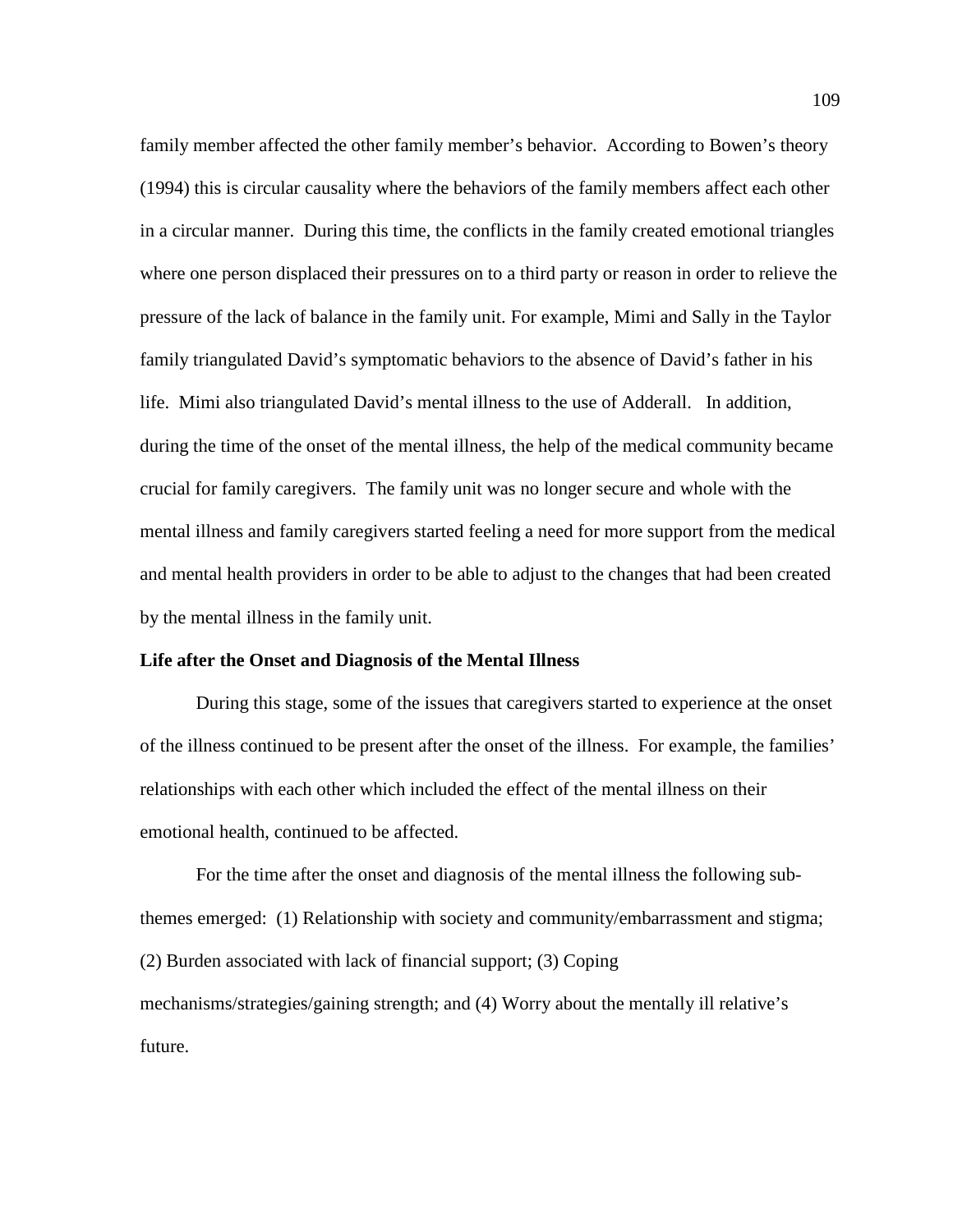family member affected the other family member's behavior. According to Bowen's theory (1994) this is circular causality where the behaviors of the family members affect each other in a circular manner. During this time, the conflicts in the family created emotional triangles where one person displaced their pressures on to a third party or reason in order to relieve the pressure of the lack of balance in the family unit. For example, Mimi and Sally in the Taylor family triangulated David's symptomatic behaviors to the absence of David's father in his life. Mimi also triangulated David's mental illness to the use of Adderall. In addition, during the time of the onset of the mental illness, the help of the medical community became crucial for family caregivers. The family unit was no longer secure and whole with the mental illness and family caregivers started feeling a need for more support from the medical and mental health providers in order to be able to adjust to the changes that had been created by the mental illness in the family unit.

**Life after the Onset and Diagnosis of the Mental Illness**

During this stage, some of the issues that caregivers started to experience at the onset of the illness continued to be present after the onset of the illness. For example, the families' relationships with each other which included the effect of the mental illness on their emotional health, continued to be affected.

For the time after the onset and diagnosis of the mental illness the following sub-themes emerged: (1) Relationship with society and community/embarrassment and stigma; (2) Burden associated with lack of financial support; (3) Coping mechanisms/strategies/gaining strength; and (4) Worry about the mentally ill relative's future.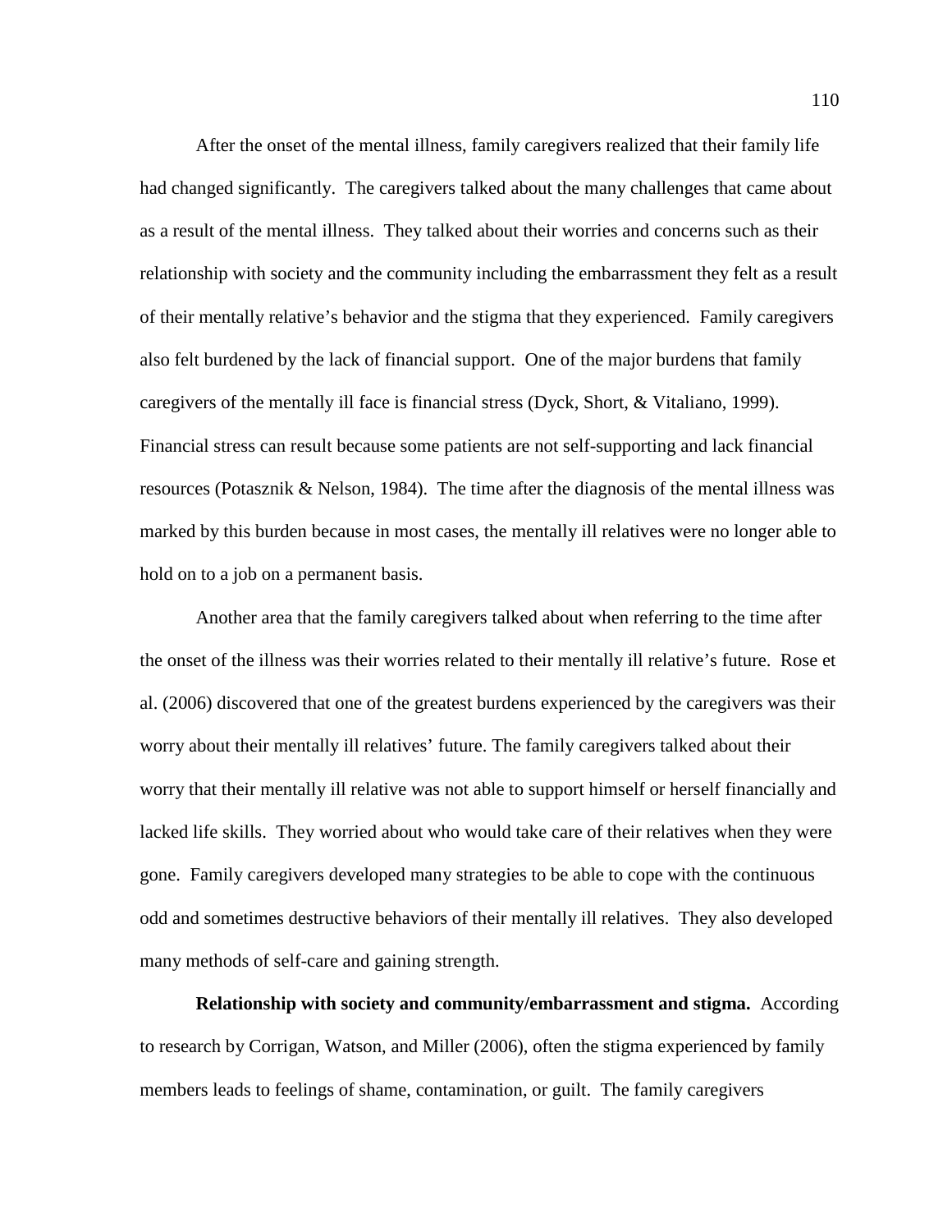After the onset of the mental illness, family caregivers realized that their family life had changed significantly. The caregivers talked about the many challenges that came about as a result of the mental illness. They talked about their worries and concerns such as their relationship with society and the community including the embarrassment they felt as a result of their mentally relative's behavior and the stigma that they experienced. Family caregivers also felt burdened by the lack of financial support. One of the major burdens that family caregivers of the mentally ill face is financial stress (Dyck, Short, & Vitaliano, 1999). Financial stress can result because some patients are not self-supporting and lack financial resources (Potasznik & Nelson, 1984). The time after the diagnosis of the mental illness was marked by this burden because in most cases, the mentally ill relatives were no longer able to hold on to a job on a permanent basis.

Another area that the family caregivers talked about when referring to the time after the onset of the illness was their worries related to their mentally ill relative's future. Rose et al. (2006) discovered that one of the greatest burdens experienced by the caregivers was their worry about their mentally ill relatives' future. The family caregivers talked about their worry that their mentally ill relative was not able to support himself or herself financially and lacked life skills. They worried about who would take care of their relatives when they were gone. Family caregivers developed many strategies to be able to cope with the continuous odd and sometimes destructive behaviors of their mentally ill relatives. They also developed many methods of self-care and gaining strength.

**Relationship with society and community/embarrassment and stigma.** According to research by Corrigan, Watson, and Miller (2006), often the stigma experienced by family members leads to feelings of shame, contamination, or guilt. The family caregivers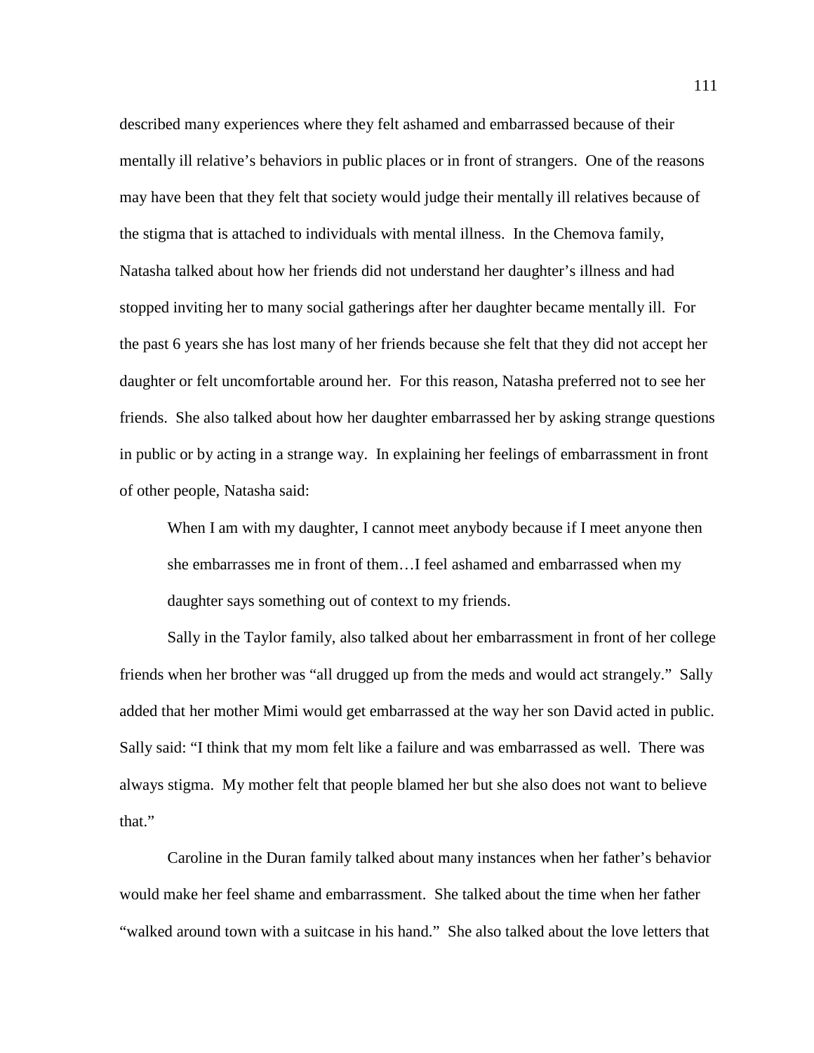described many experiences where they felt ashamed and embarrassed because of their mentally ill relative's behaviors in public places or in front of strangers. One of the reasons may have been that they felt that society would judge their mentally ill relatives because of the stigma that is attached to individuals with mental illness. In the Chemova family, Natasha talked about how her friends did not understand her daughter's illness and had stopped inviting her to many social gatherings after her daughter became mentally ill. For the past 6 years she has lost many of her friends because she felt that they did not accept her daughter or felt uncomfortable around her. For this reason, Natasha preferred not to see her friends. She also talked about how her daughter embarrassed her by asking strange questions in public or by acting in a strange way. In explaining her feelings of embarrassment in front of other people, Natasha said:

> When I am with my daughter, I cannot meet anybody because if I meet anyone then she embarrasses me in front of them…I feel ashamed and embarrassed when my daughter says something out of context to my friends.

Sally in the Taylor family, also talked about her embarrassment in front of her college friends when her brother was "all drugged up from the meds and would act strangely." Sally added that her mother Mimi would get embarrassed at the way her son David acted in public. Sally said: "I think that my mom felt like a failure and was embarrassed as well. There was always stigma. My mother felt that people blamed her but she also does not want to believe that."

Caroline in the Duran family talked about many instances when her father's behavior would make her feel shame and embarrassment. She talked about the time when her father "walked around town with a suitcase in his hand." She also talked about the love letters that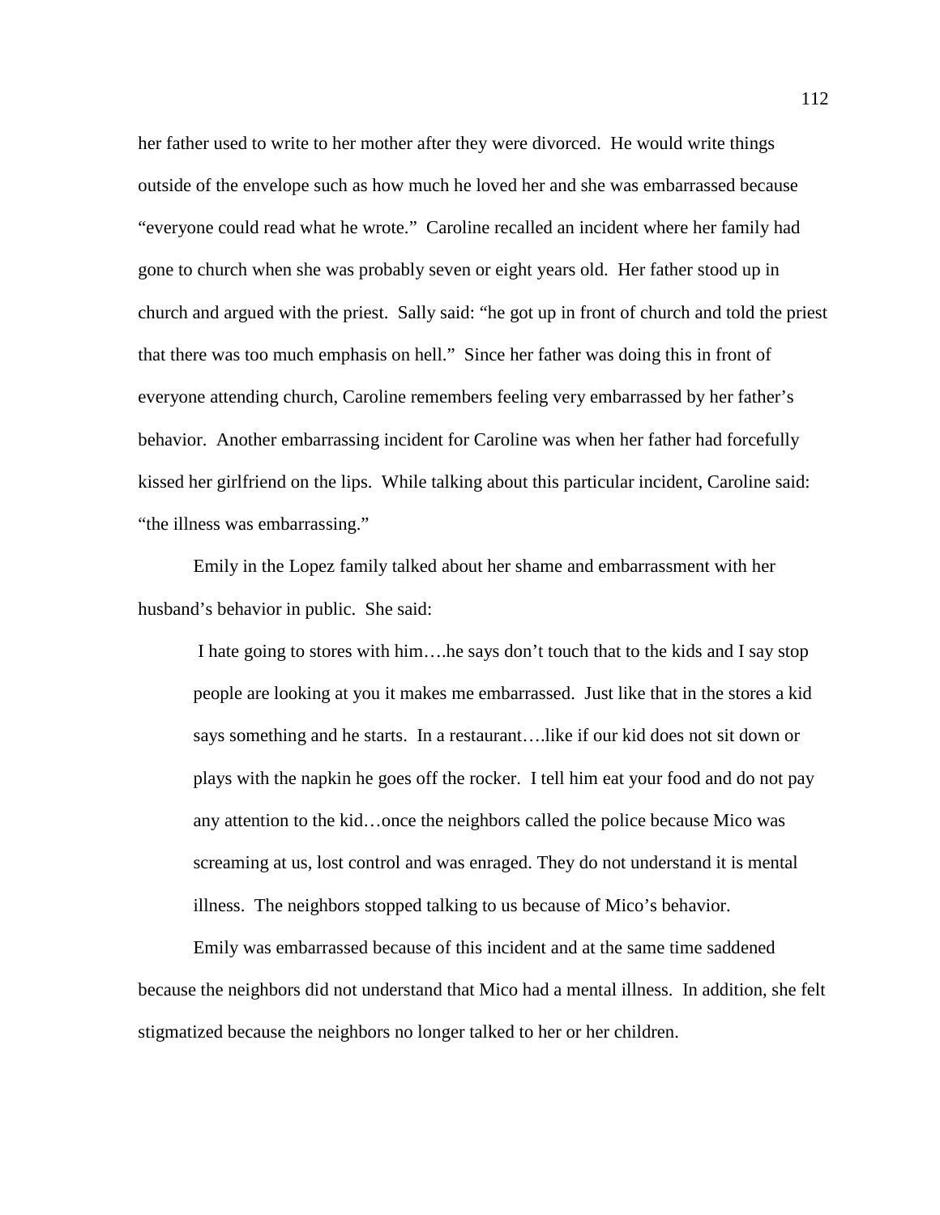her father used to write to her mother after they were divorced. He would write things outside of the envelope such as how much he loved her and she was embarrassed because "everyone could read what he wrote." Caroline recalled an incident where her family had gone to church when she was probably seven or eight years old. Her father stood up in church and argued with the priest. Sally said: "he got up in front of church and told the priest that there was too much emphasis on hell." Since her father was doing this in front of everyone attending church, Caroline remembers feeling very embarrassed by her father's behavior. Another embarrassing incident for Caroline was when her father had forcefully kissed her girlfriend on the lips. While talking about this particular incident, Caroline said: "the illness was embarrassing."

Emily in the Lopez family talked about her shame and embarrassment with her husband's behavior in public. She said:

> I hate going to stores with him….he says don't touch that to the kids and I say stop people are looking at you it makes me embarrassed. Just like that in the stores a kid says something and he starts. In a restaurant….like if our kid does not sit down or plays with the napkin he goes off the rocker. I tell him eat your food and do not pay any attention to the kid…once the neighbors called the police because Mico was screaming at us, lost control and was enraged. They do not understand it is mental illness. The neighbors stopped talking to us because of Mico's behavior.

Emily was embarrassed because of this incident and at the same time saddened because the neighbors did not understand that Mico had a mental illness. In addition, she felt stigmatized because the neighbors no longer talked to her or her children.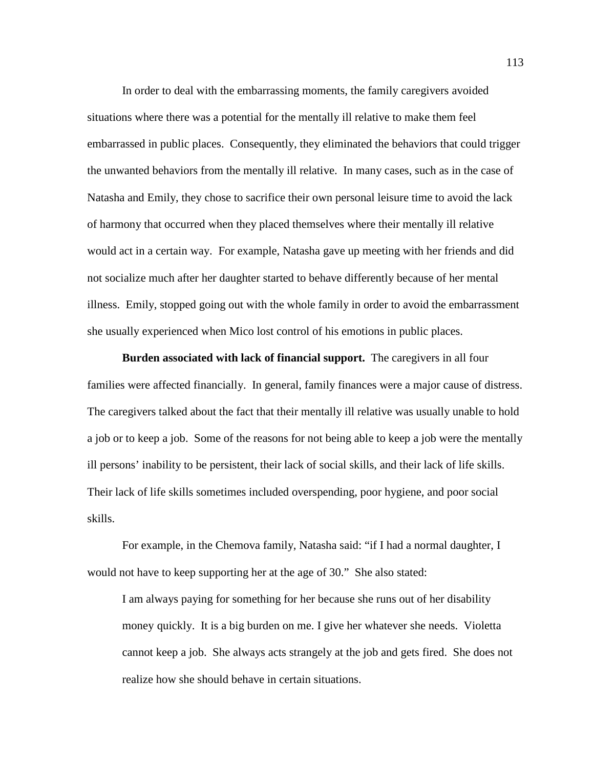In order to deal with the embarrassing moments, the family caregivers avoided situations where there was a potential for the mentally ill relative to make them feel embarrassed in public places. Consequently, they eliminated the behaviors that could trigger the unwanted behaviors from the mentally ill relative. In many cases, such as in the case of Natasha and Emily, they chose to sacrifice their own personal leisure time to avoid the lack of harmony that occurred when they placed themselves where their mentally ill relative would act in a certain way. For example, Natasha gave up meeting with her friends and did not socialize much after her daughter started to behave differently because of her mental illness. Emily, stopped going out with the whole family in order to avoid the embarrassment she usually experienced when Mico lost control of his emotions in public places.

**Burden associated with lack of financial support.** The caregivers in all four families were affected financially. In general, family finances were a major cause of distress. The caregivers talked about the fact that their mentally ill relative was usually unable to hold a job or to keep a job. Some of the reasons for not being able to keep a job were the mentally ill persons' inability to be persistent, their lack of social skills, and their lack of life skills. Their lack of life skills sometimes included overspending, poor hygiene, and poor social skills.

For example, in the Chemova family, Natasha said: "if I had a normal daughter, I would not have to keep supporting her at the age of 30." She also stated:

> I am always paying for something for her because she runs out of her disability money quickly. It is a big burden on me. I give her whatever she needs. Violetta cannot keep a job. She always acts strangely at the job and gets fired. She does not realize how she should behave in certain situations.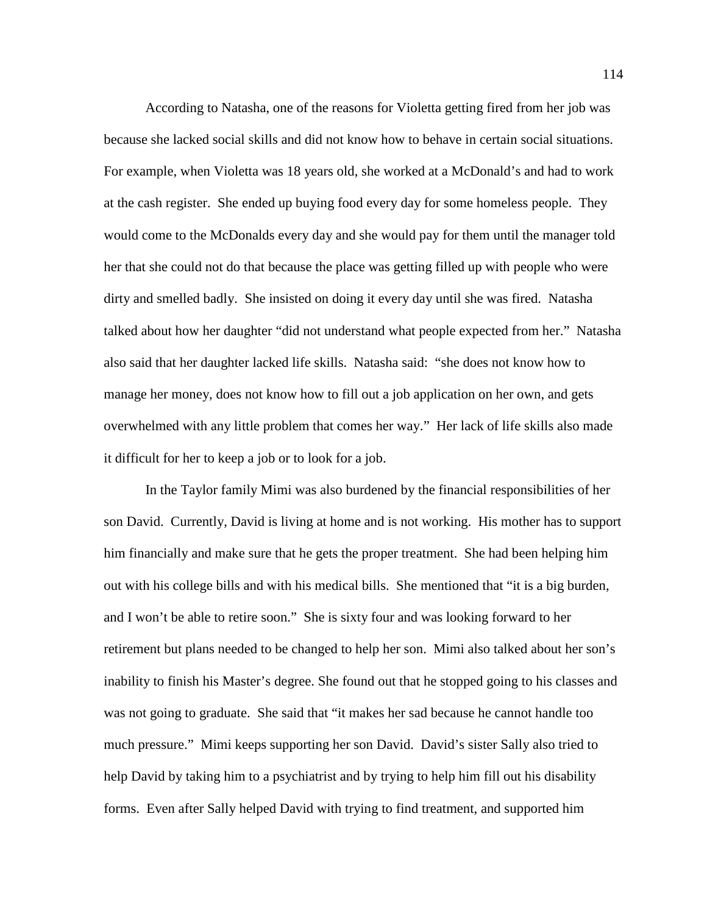According to Natasha, one of the reasons for Violetta getting fired from her job was because she lacked social skills and did not know how to behave in certain social situations. For example, when Violetta was 18 years old, she worked at a McDonald's and had to work at the cash register. She ended up buying food every day for some homeless people. They would come to the McDonalds every day and she would pay for them until the manager told her that she could not do that because the place was getting filled up with people who were dirty and smelled badly. She insisted on doing it every day until she was fired. Natasha talked about how her daughter "did not understand what people expected from her." Natasha also said that her daughter lacked life skills. Natasha said: "she does not know how to manage her money, does not know how to fill out a job application on her own, and gets overwhelmed with any little problem that comes her way." Her lack of life skills also made it difficult for her to keep a job or to look for a job.

In the Taylor family Mimi was also burdened by the financial responsibilities of her son David. Currently, David is living at home and is not working. His mother has to support him financially and make sure that he gets the proper treatment. She had been helping him out with his college bills and with his medical bills. She mentioned that "it is a big burden, and I won't be able to retire soon." She is sixty four and was looking forward to her retirement but plans needed to be changed to help her son. Mimi also talked about her son's inability to finish his Master's degree. She found out that he stopped going to his classes and was not going to graduate. She said that "it makes her sad because he cannot handle too much pressure." Mimi keeps supporting her son David. David's sister Sally also tried to help David by taking him to a psychiatrist and by trying to help him fill out his disability forms. Even after Sally helped David with trying to find treatment, and supported him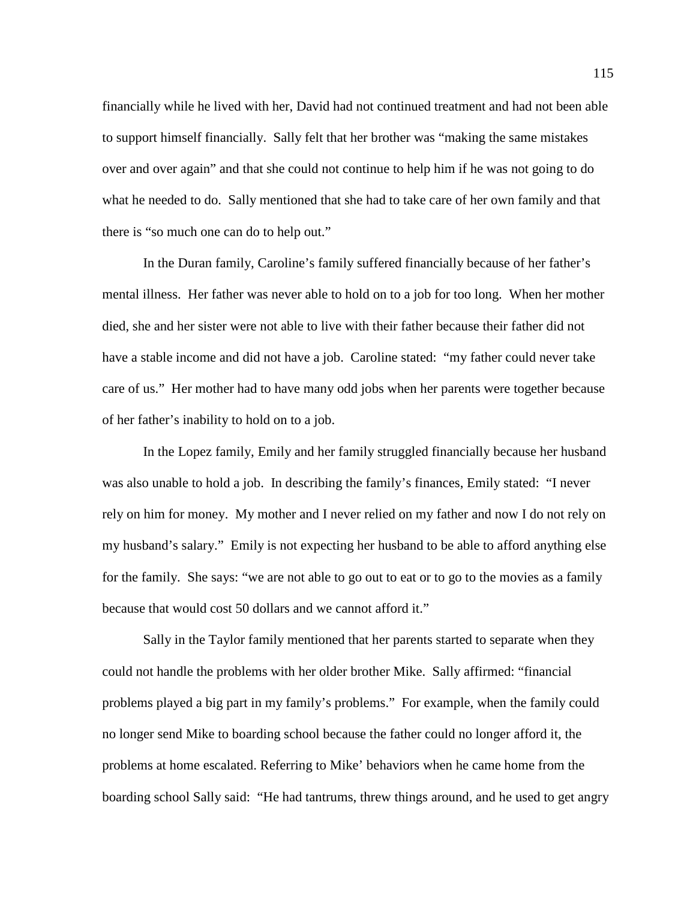financially while he lived with her, David had not continued treatment and had not been able to support himself financially. Sally felt that her brother was "making the same mistakes over and over again" and that she could not continue to help him if he was not going to do what he needed to do. Sally mentioned that she had to take care of her own family and that there is "so much one can do to help out."

In the Duran family, Caroline's family suffered financially because of her father's mental illness. Her father was never able to hold on to a job for too long. When her mother died, she and her sister were not able to live with their father because their father did not have a stable income and did not have a job. Caroline stated: "my father could never take care of us." Her mother had to have many odd jobs when her parents were together because of her father's inability to hold on to a job.

In the Lopez family, Emily and her family struggled financially because her husband was also unable to hold a job. In describing the family's finances, Emily stated: "I never rely on him for money. My mother and I never relied on my father and now I do not rely on my husband's salary." Emily is not expecting her husband to be able to afford anything else for the family. She says: "we are not able to go out to eat or to go to the movies as a family because that would cost 50 dollars and we cannot afford it."

Sally in the Taylor family mentioned that her parents started to separate when they could not handle the problems with her older brother Mike. Sally affirmed: "financial problems played a big part in my family's problems." For example, when the family could no longer send Mike to boarding school because the father could no longer afford it, the problems at home escalated. Referring to Mike' behaviors when he came home from the boarding school Sally said: "He had tantrums, threw things around, and he used to get angry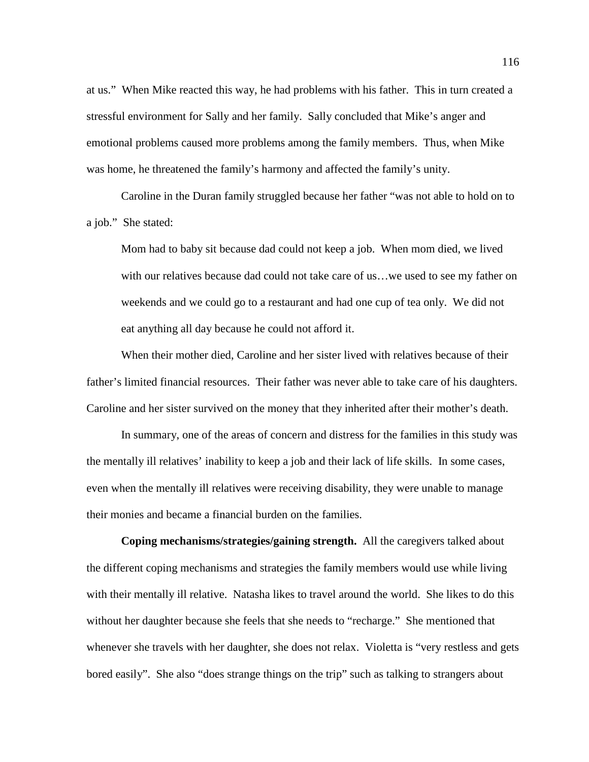at us." When Mike reacted this way, he had problems with his father. This in turn created a stressful environment for Sally and her family. Sally concluded that Mike's anger and emotional problems caused more problems among the family members. Thus, when Mike was home, he threatened the family's harmony and affected the family's unity.

Caroline in the Duran family struggled because her father "was not able to hold on to a job." She stated:

> Mom had to baby sit because dad could not keep a job. When mom died, we lived with our relatives because dad could not take care of us…we used to see my father on weekends and we could go to a restaurant and had one cup of tea only. We did not eat anything all day because he could not afford it.

When their mother died, Caroline and her sister lived with relatives because of their father's limited financial resources. Their father was never able to take care of his daughters. Caroline and her sister survived on the money that they inherited after their mother's death.

In summary, one of the areas of concern and distress for the families in this study was the mentally ill relatives' inability to keep a job and their lack of life skills. In some cases, even when the mentally ill relatives were receiving disability, they were unable to manage their monies and became a financial burden on the families.

**Coping mechanisms/strategies/gaining strength.** All the caregivers talked about the different coping mechanisms and strategies the family members would use while living with their mentally ill relative. Natasha likes to travel around the world. She likes to do this without her daughter because she feels that she needs to "recharge." She mentioned that whenever she travels with her daughter, she does not relax. Violetta is "very restless and gets bored easily". She also "does strange things on the trip" such as talking to strangers about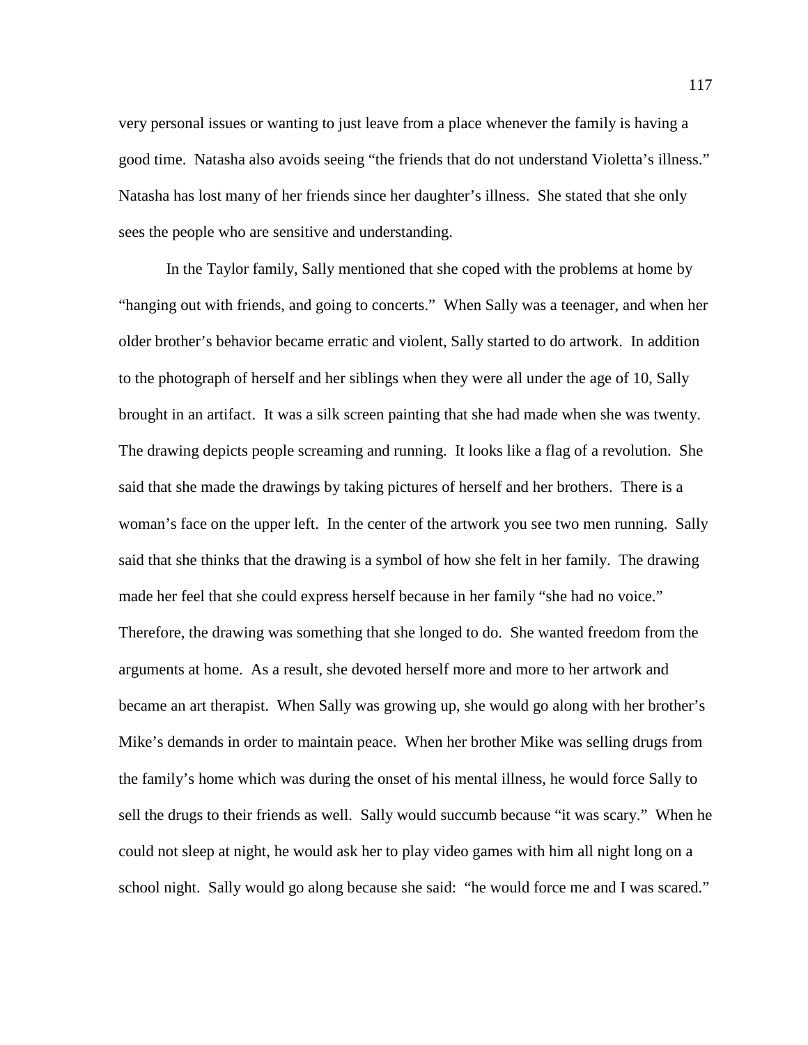very personal issues or wanting to just leave from a place whenever the family is having a good time. Natasha also avoids seeing "the friends that do not understand Violetta's illness." Natasha has lost many of her friends since her daughter's illness. She stated that she only sees the people who are sensitive and understanding.

In the Taylor family, Sally mentioned that she coped with the problems at home by "hanging out with friends, and going to concerts." When Sally was a teenager, and when her older brother's behavior became erratic and violent, Sally started to do artwork. In addition to the photograph of herself and her siblings when they were all under the age of 10, Sally brought in an artifact. It was a silk screen painting that she had made when she was twenty. The drawing depicts people screaming and running. It looks like a flag of a revolution. She said that she made the drawings by taking pictures of herself and her brothers. There is a woman's face on the upper left. In the center of the artwork you see two men running. Sally said that she thinks that the drawing is a symbol of how she felt in her family. The drawing made her feel that she could express herself because in her family "she had no voice." Therefore, the drawing was something that she longed to do. She wanted freedom from the arguments at home. As a result, she devoted herself more and more to her artwork and became an art therapist. When Sally was growing up, she would go along with her brother's Mike's demands in order to maintain peace. When her brother Mike was selling drugs from the family's home which was during the onset of his mental illness, he would force Sally to sell the drugs to their friends as well. Sally would succumb because "it was scary." When he could not sleep at night, he would ask her to play video games with him all night long on a school night. Sally would go along because she said: "he would force me and I was scared."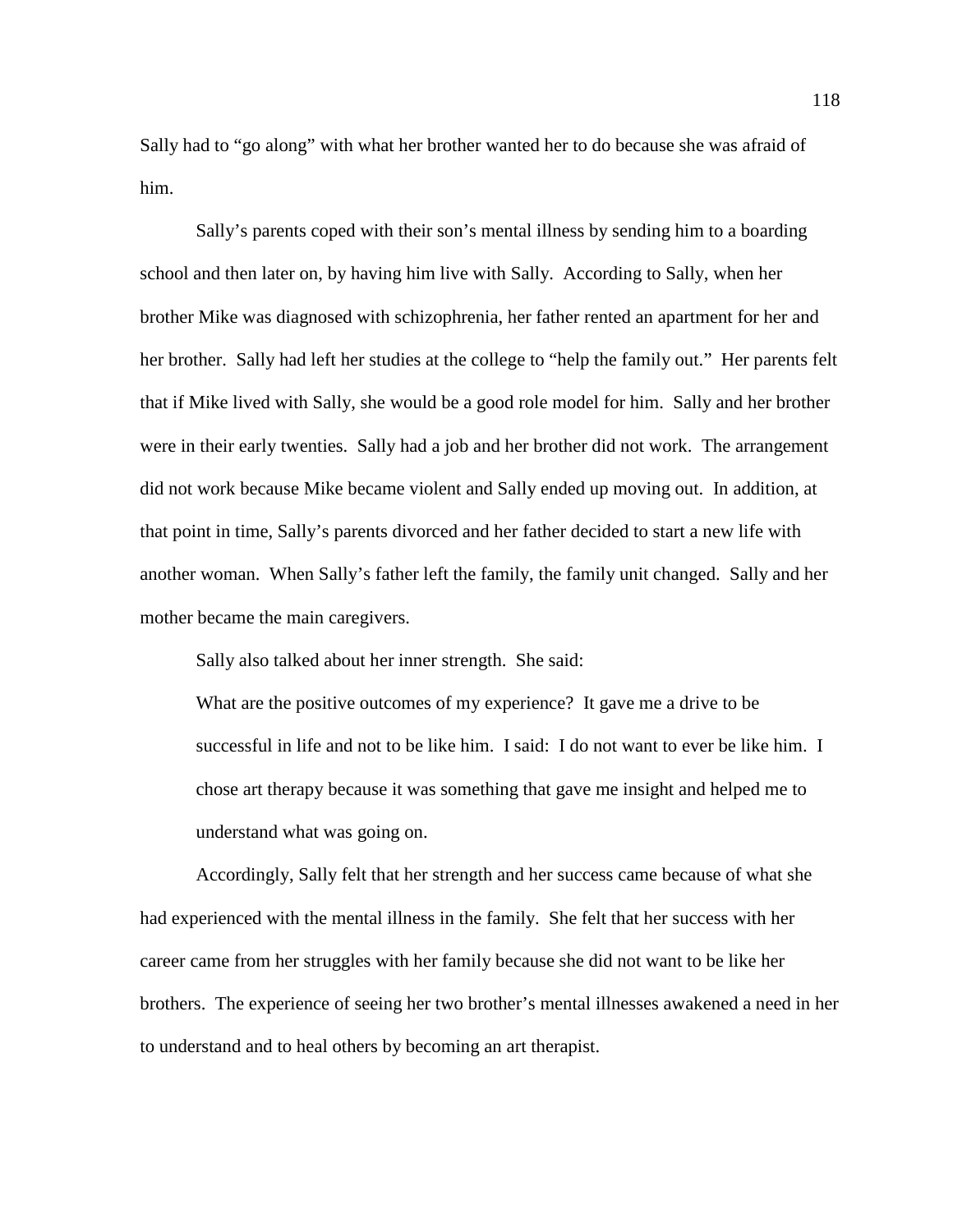Sally had to “go along” with what her brother wanted her to do because she was afraid of him.

Sally’s parents coped with their son’s mental illness by sending him to a boarding school and then later on, by having him live with Sally. According to Sally, when her brother Mike was diagnosed with schizophrenia, her father rented an apartment for her and her brother. Sally had left her studies at the college to “help the family out.” Her parents felt that if Mike lived with Sally, she would be a good role model for him. Sally and her brother were in their early twenties. Sally had a job and her brother did not work. The arrangement did not work because Mike became violent and Sally ended up moving out. In addition, at that point in time, Sally’s parents divorced and her father decided to start a new life with another woman. When Sally’s father left the family, the family unit changed. Sally and her mother became the main caregivers.

Sally also talked about her inner strength. She said:

> What are the positive outcomes of my experience? It gave me a drive to be successful in life and not to be like him. I said: I do not want to ever be like him. I chose art therapy because it was something that gave me insight and helped me to understand what was going on.

Accordingly, Sally felt that her strength and her success came because of what she had experienced with the mental illness in the family. She felt that her success with her career came from her struggles with her family because she did not want to be like her brothers. The experience of seeing her two brother’s mental illnesses awakened a need in her to understand and to heal others by becoming an art therapist.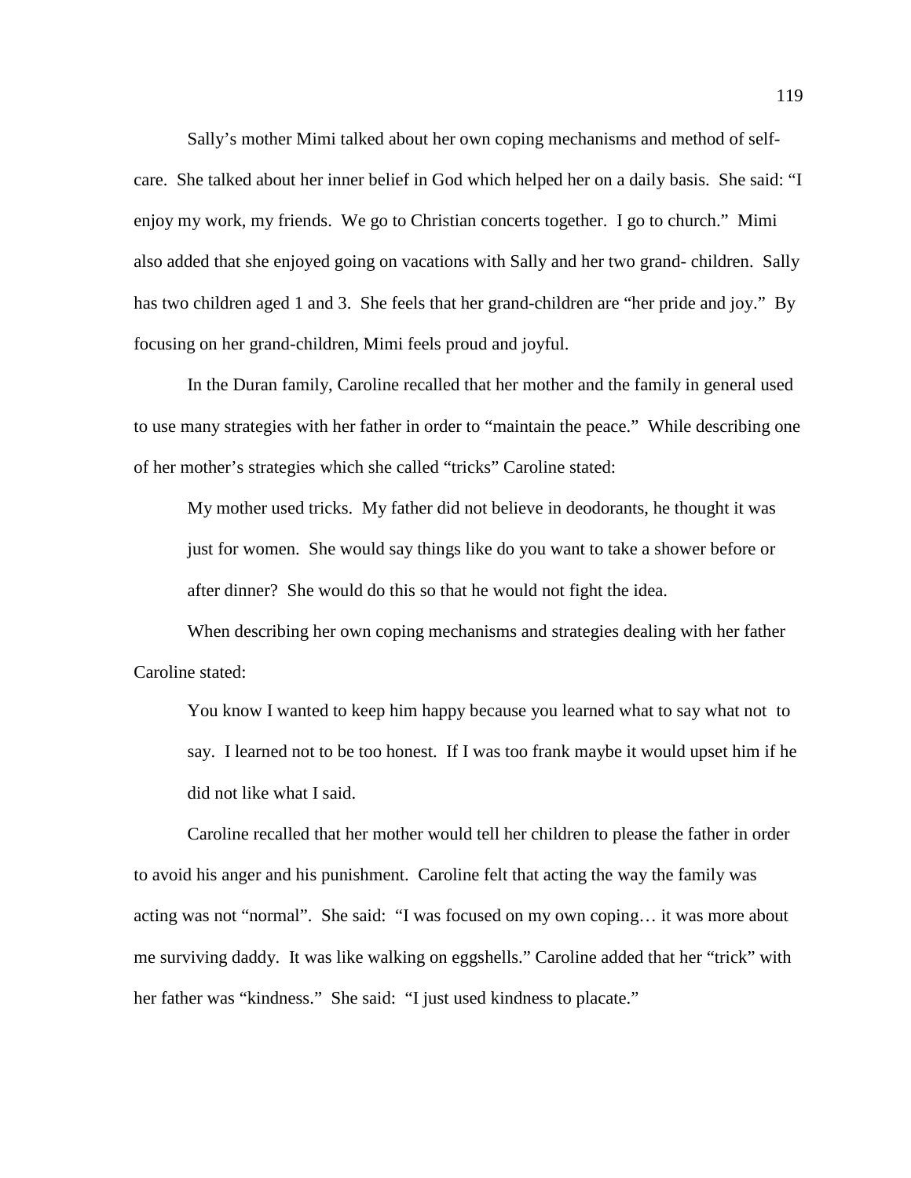Sally's mother Mimi talked about her own coping mechanisms and method of self-care. She talked about her inner belief in God which helped her on a daily basis. She said: "I enjoy my work, my friends. We go to Christian concerts together. I go to church." Mimi also added that she enjoyed going on vacations with Sally and her two grand- children. Sally has two children aged 1 and 3. She feels that her grand-children are "her pride and joy." By focusing on her grand-children, Mimi feels proud and joyful.

In the Duran family, Caroline recalled that her mother and the family in general used to use many strategies with her father in order to "maintain the peace." While describing one of her mother's strategies which she called "tricks" Caroline stated:

> My mother used tricks. My father did not believe in deodorants, he thought it was just for women. She would say things like do you want to take a shower before or after dinner? She would do this so that he would not fight the idea.

When describing her own coping mechanisms and strategies dealing with her father Caroline stated:

> You know I wanted to keep him happy because you learned what to say what not to say. I learned not to be too honest. If I was too frank maybe it would upset him if he did not like what I said.

Caroline recalled that her mother would tell her children to please the father in order to avoid his anger and his punishment. Caroline felt that acting the way the family was acting was not "normal". She said: "I was focused on my own coping… it was more about me surviving daddy. It was like walking on eggshells." Caroline added that her "trick" with her father was "kindness." She said: "I just used kindness to placate."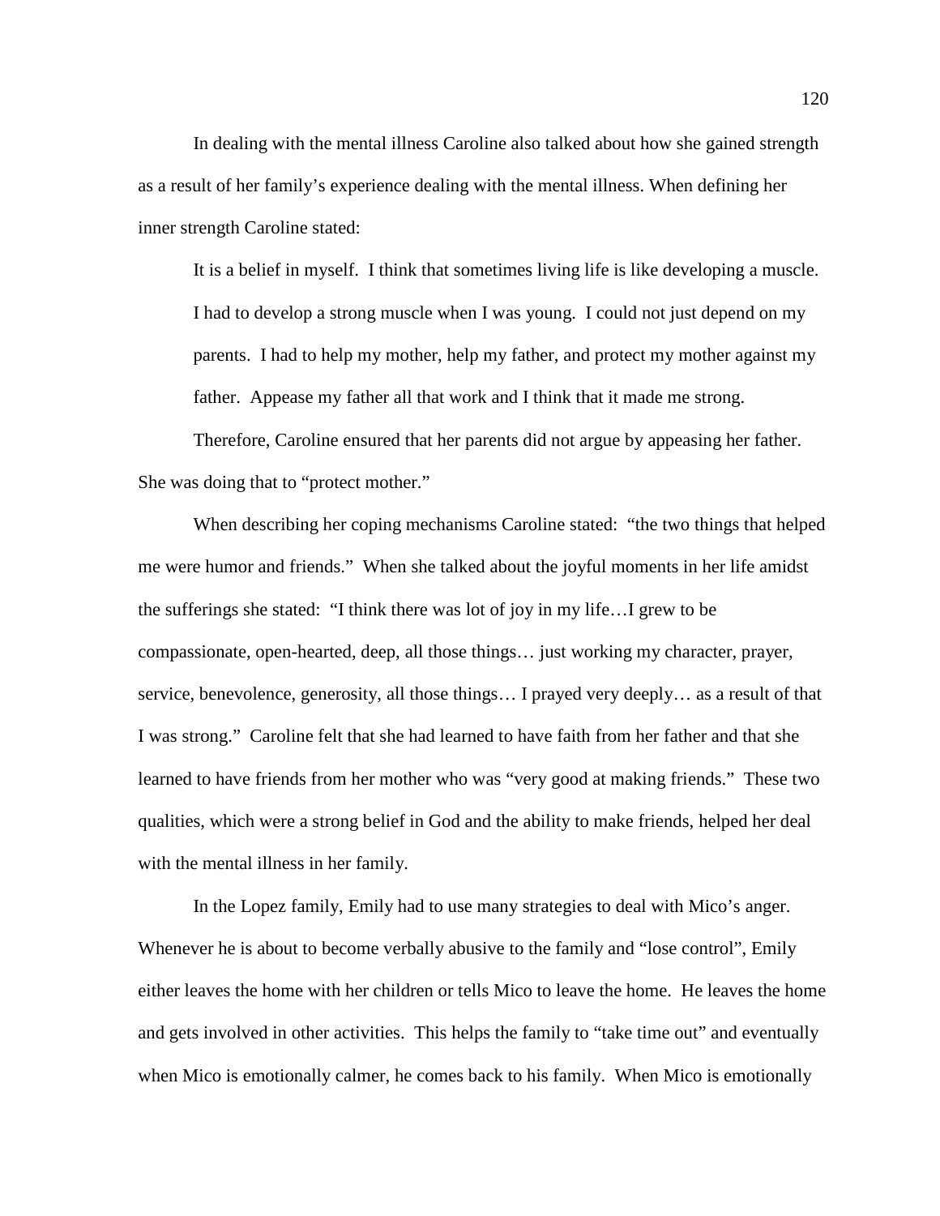In dealing with the mental illness Caroline also talked about how she gained strength as a result of her family's experience dealing with the mental illness. When defining her inner strength Caroline stated:

> It is a belief in myself. I think that sometimes living life is like developing a muscle. I had to develop a strong muscle when I was young. I could not just depend on my parents. I had to help my mother, help my father, and protect my mother against my father. Appease my father all that work and I think that it made me strong.

Therefore, Caroline ensured that her parents did not argue by appeasing her father. She was doing that to "protect mother."

When describing her coping mechanisms Caroline stated: "the two things that helped me were humor and friends." When she talked about the joyful moments in her life amidst the sufferings she stated: "I think there was lot of joy in my life…I grew to be compassionate, open-hearted, deep, all those things… just working my character, prayer, service, benevolence, generosity, all those things… I prayed very deeply… as a result of that I was strong." Caroline felt that she had learned to have faith from her father and that she learned to have friends from her mother who was "very good at making friends." These two qualities, which were a strong belief in God and the ability to make friends, helped her deal with the mental illness in her family.

In the Lopez family, Emily had to use many strategies to deal with Mico's anger. Whenever he is about to become verbally abusive to the family and "lose control", Emily either leaves the home with her children or tells Mico to leave the home. He leaves the home and gets involved in other activities. This helps the family to "take time out" and eventually when Mico is emotionally calmer, he comes back to his family. When Mico is emotionally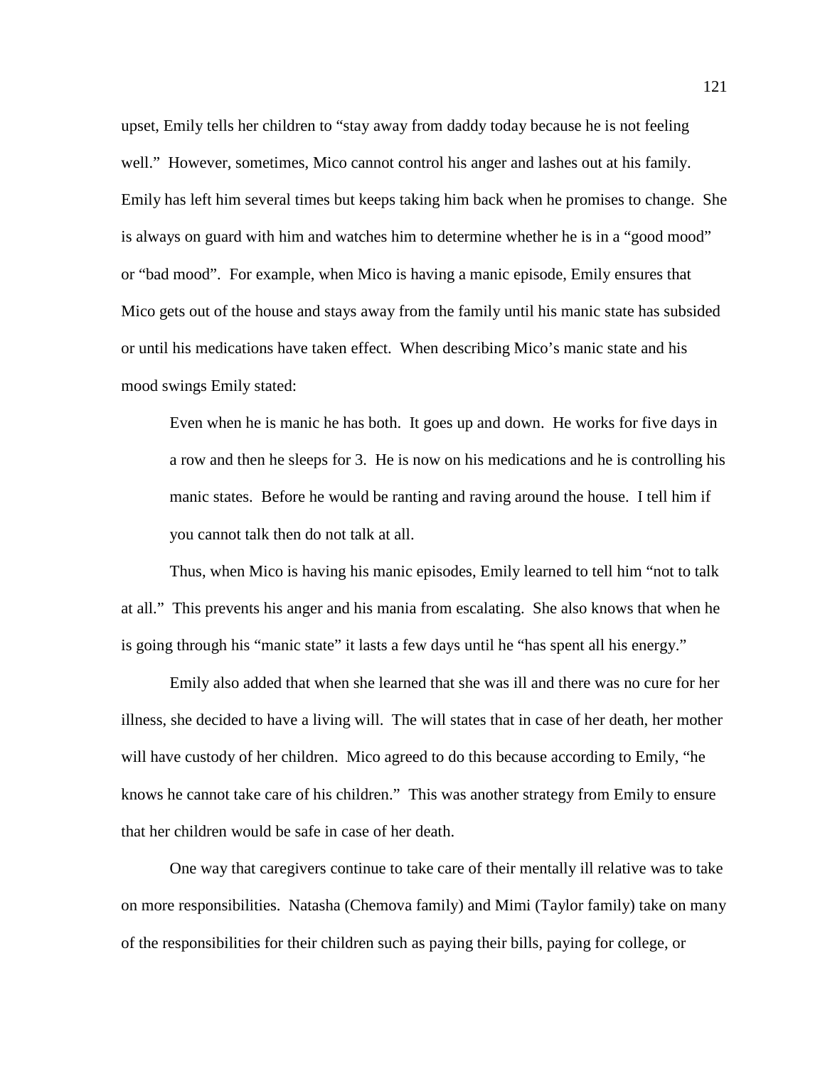upset, Emily tells her children to "stay away from daddy today because he is not feeling well." However, sometimes, Mico cannot control his anger and lashes out at his family. Emily has left him several times but keeps taking him back when he promises to change. She is always on guard with him and watches him to determine whether he is in a "good mood" or "bad mood". For example, when Mico is having a manic episode, Emily ensures that Mico gets out of the house and stays away from the family until his manic state has subsided or until his medications have taken effect. When describing Mico's manic state and his mood swings Emily stated:

> Even when he is manic he has both. It goes up and down. He works for five days in a row and then he sleeps for 3. He is now on his medications and he is controlling his manic states. Before he would be ranting and raving around the house. I tell him if you cannot talk then do not talk at all.

Thus, when Mico is having his manic episodes, Emily learned to tell him "not to talk at all." This prevents his anger and his mania from escalating. She also knows that when he is going through his "manic state" it lasts a few days until he "has spent all his energy."

Emily also added that when she learned that she was ill and there was no cure for her illness, she decided to have a living will. The will states that in case of her death, her mother will have custody of her children. Mico agreed to do this because according to Emily, "he knows he cannot take care of his children." This was another strategy from Emily to ensure that her children would be safe in case of her death.

One way that caregivers continue to take care of their mentally ill relative was to take on more responsibilities. Natasha (Chemova family) and Mimi (Taylor family) take on many of the responsibilities for their children such as paying their bills, paying for college, or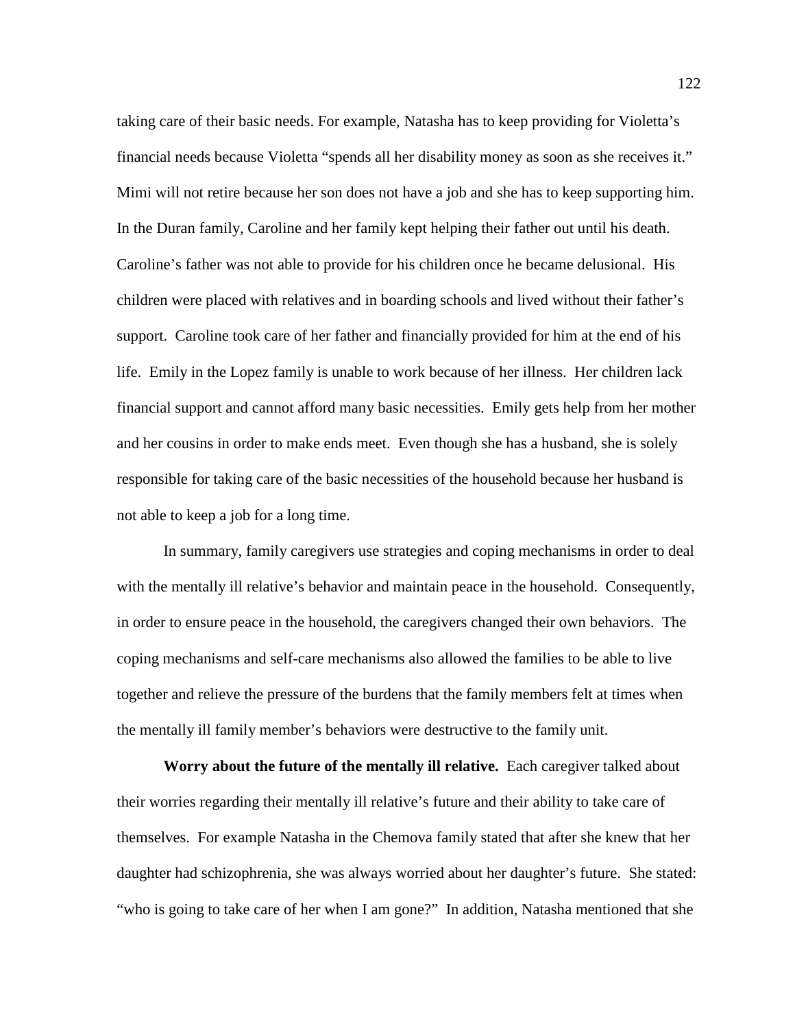taking care of their basic needs. For example, Natasha has to keep providing for Violetta's financial needs because Violetta "spends all her disability money as soon as she receives it." Mimi will not retire because her son does not have a job and she has to keep supporting him. In the Duran family, Caroline and her family kept helping their father out until his death. Caroline's father was not able to provide for his children once he became delusional. His children were placed with relatives and in boarding schools and lived without their father's support. Caroline took care of her father and financially provided for him at the end of his life. Emily in the Lopez family is unable to work because of her illness. Her children lack financial support and cannot afford many basic necessities. Emily gets help from her mother and her cousins in order to make ends meet. Even though she has a husband, she is solely responsible for taking care of the basic necessities of the household because her husband is not able to keep a job for a long time.

In summary, family caregivers use strategies and coping mechanisms in order to deal with the mentally ill relative's behavior and maintain peace in the household. Consequently, in order to ensure peace in the household, the caregivers changed their own behaviors. The coping mechanisms and self-care mechanisms also allowed the families to be able to live together and relieve the pressure of the burdens that the family members felt at times when the mentally ill family member's behaviors were destructive to the family unit.

**Worry about the future of the mentally ill relative.** Each caregiver talked about their worries regarding their mentally ill relative's future and their ability to take care of themselves. For example Natasha in the Chemova family stated that after she knew that her daughter had schizophrenia, she was always worried about her daughter's future. She stated: "who is going to take care of her when I am gone?" In addition, Natasha mentioned that she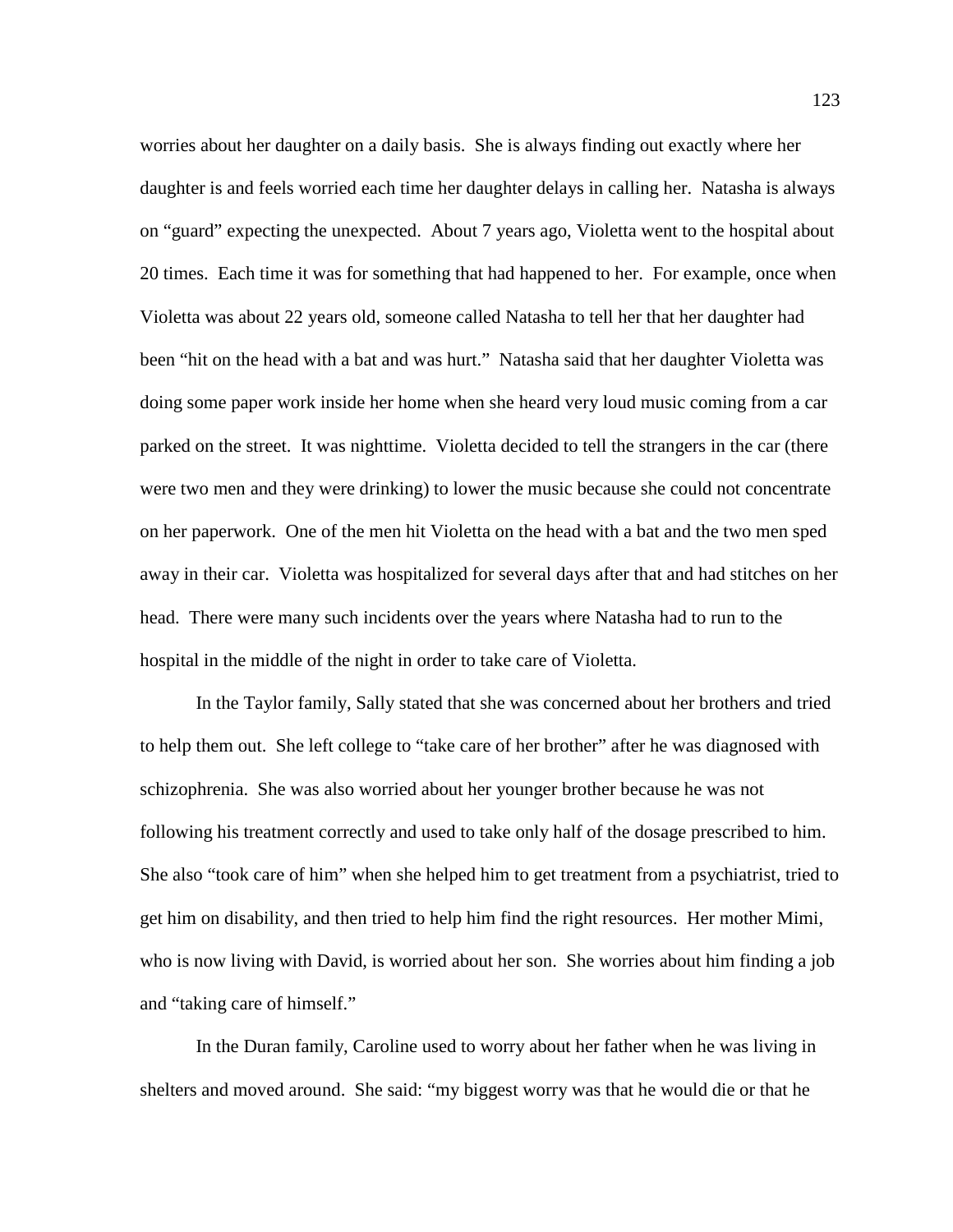worries about her daughter on a daily basis. She is always finding out exactly where her daughter is and feels worried each time her daughter delays in calling her. Natasha is always on "guard" expecting the unexpected. About 7 years ago, Violetta went to the hospital about 20 times. Each time it was for something that had happened to her. For example, once when Violetta was about 22 years old, someone called Natasha to tell her that her daughter had been "hit on the head with a bat and was hurt." Natasha said that her daughter Violetta was doing some paper work inside her home when she heard very loud music coming from a car parked on the street. It was nighttime. Violetta decided to tell the strangers in the car (there were two men and they were drinking) to lower the music because she could not concentrate on her paperwork. One of the men hit Violetta on the head with a bat and the two men sped away in their car. Violetta was hospitalized for several days after that and had stitches on her head. There were many such incidents over the years where Natasha had to run to the hospital in the middle of the night in order to take care of Violetta.

In the Taylor family, Sally stated that she was concerned about her brothers and tried to help them out. She left college to "take care of her brother" after he was diagnosed with schizophrenia. She was also worried about her younger brother because he was not following his treatment correctly and used to take only half of the dosage prescribed to him. She also "took care of him" when she helped him to get treatment from a psychiatrist, tried to get him on disability, and then tried to help him find the right resources. Her mother Mimi, who is now living with David, is worried about her son. She worries about him finding a job and "taking care of himself."

In the Duran family, Caroline used to worry about her father when he was living in shelters and moved around. She said: "my biggest worry was that he would die or that he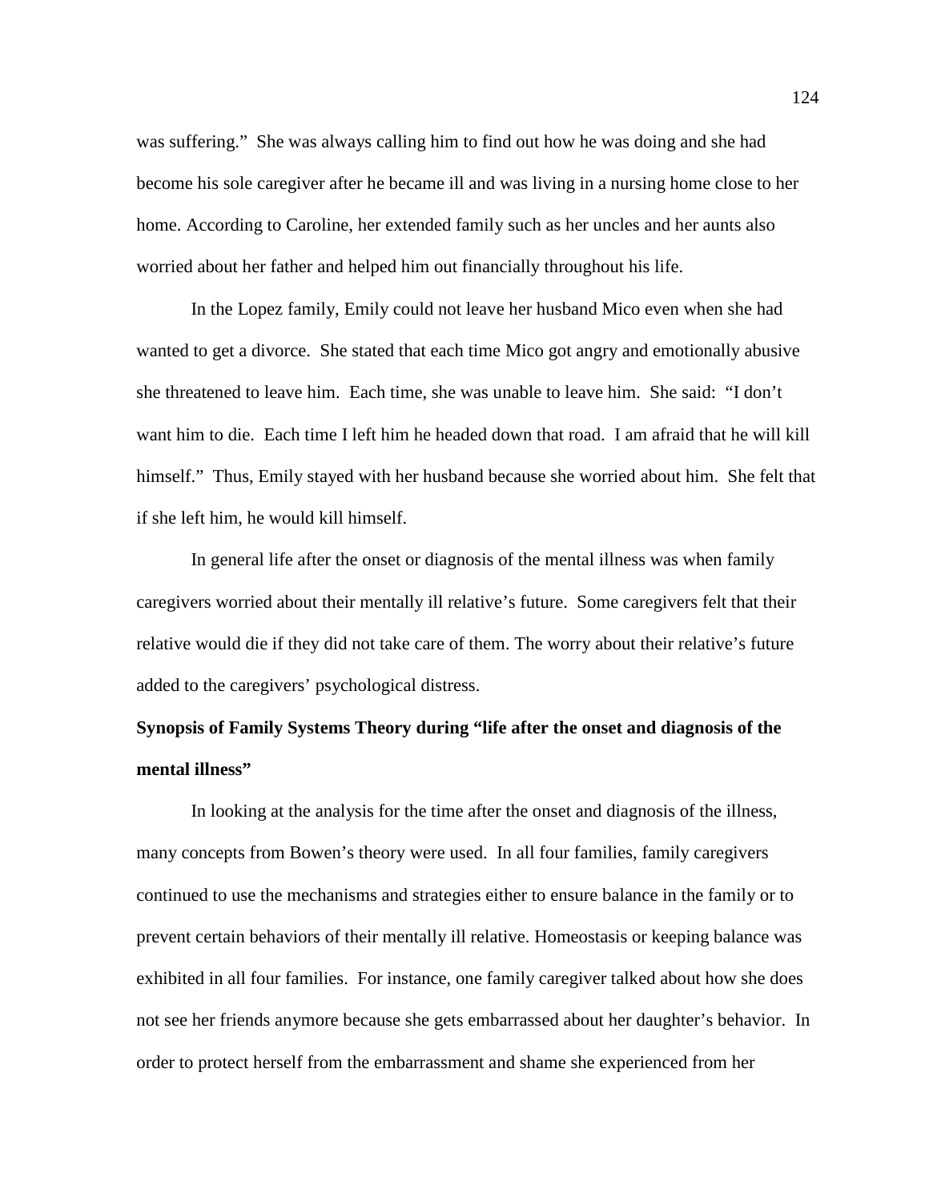was suffering." She was always calling him to find out how he was doing and she had become his sole caregiver after he became ill and was living in a nursing home close to her home. According to Caroline, her extended family such as her uncles and her aunts also worried about her father and helped him out financially throughout his life.

In the Lopez family, Emily could not leave her husband Mico even when she had wanted to get a divorce. She stated that each time Mico got angry and emotionally abusive she threatened to leave him. Each time, she was unable to leave him. She said: "I don't want him to die. Each time I left him he headed down that road. I am afraid that he will kill himself." Thus, Emily stayed with her husband because she worried about him. She felt that if she left him, he would kill himself.

In general life after the onset or diagnosis of the mental illness was when family caregivers worried about their mentally ill relative's future. Some caregivers felt that their relative would die if they did not take care of them. The worry about their relative's future added to the caregivers' psychological distress.

**Synopsis of Family Systems Theory during "life after the onset and diagnosis of the mental illness"**

In looking at the analysis for the time after the onset and diagnosis of the illness, many concepts from Bowen's theory were used. In all four families, family caregivers continued to use the mechanisms and strategies either to ensure balance in the family or to prevent certain behaviors of their mentally ill relative. Homeostasis or keeping balance was exhibited in all four families. For instance, one family caregiver talked about how she does not see her friends anymore because she gets embarrassed about her daughter's behavior. In order to protect herself from the embarrassment and shame she experienced from her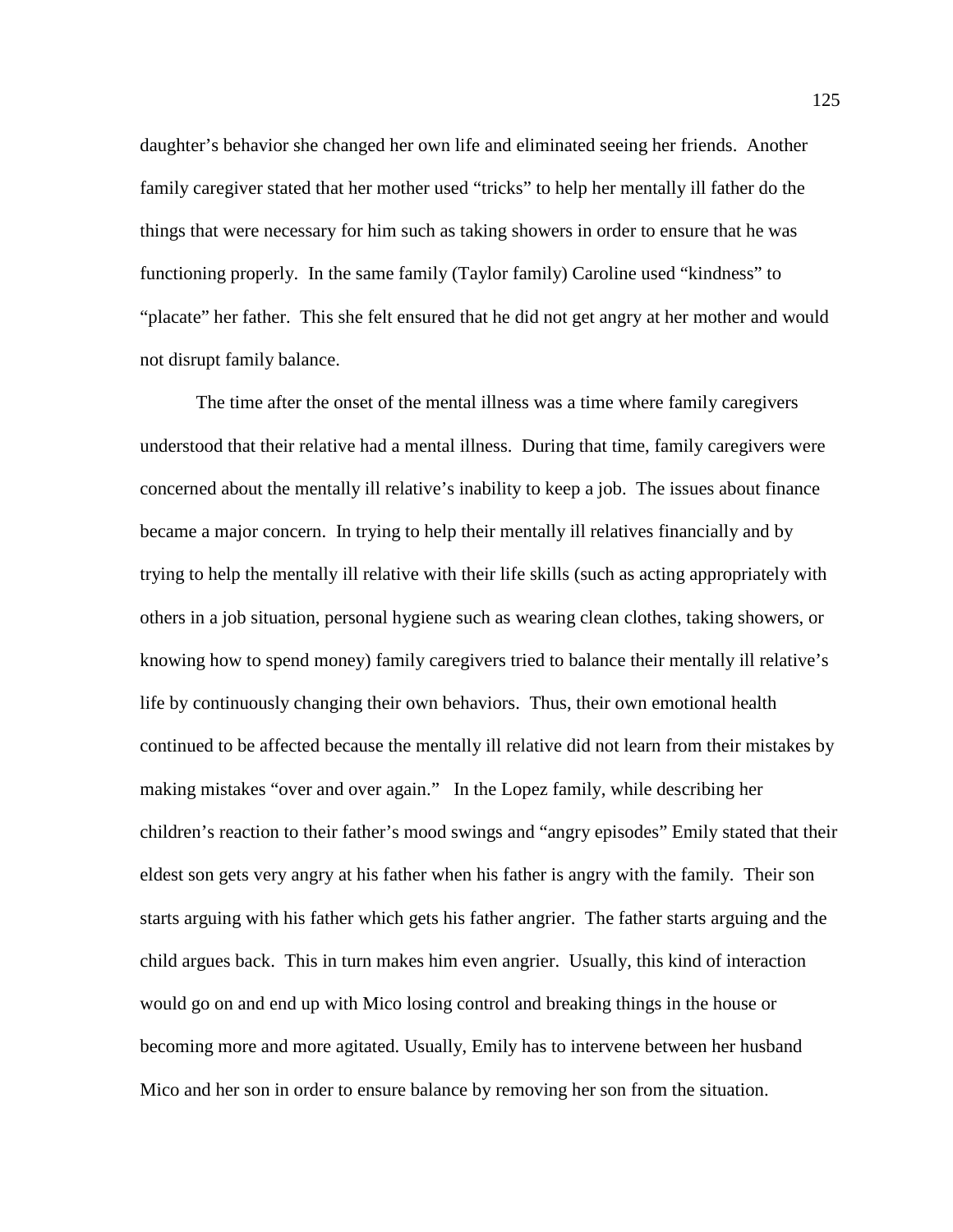daughter's behavior she changed her own life and eliminated seeing her friends. Another family caregiver stated that her mother used "tricks" to help her mentally ill father do the things that were necessary for him such as taking showers in order to ensure that he was functioning properly. In the same family (Taylor family) Caroline used "kindness" to "placate" her father. This she felt ensured that he did not get angry at her mother and would not disrupt family balance.

The time after the onset of the mental illness was a time where family caregivers understood that their relative had a mental illness. During that time, family caregivers were concerned about the mentally ill relative's inability to keep a job. The issues about finance became a major concern. In trying to help their mentally ill relatives financially and by trying to help the mentally ill relative with their life skills (such as acting appropriately with others in a job situation, personal hygiene such as wearing clean clothes, taking showers, or knowing how to spend money) family caregivers tried to balance their mentally ill relative's life by continuously changing their own behaviors. Thus, their own emotional health continued to be affected because the mentally ill relative did not learn from their mistakes by making mistakes "over and over again." In the Lopez family, while describing her children's reaction to their father's mood swings and "angry episodes" Emily stated that their eldest son gets very angry at his father when his father is angry with the family. Their son starts arguing with his father which gets his father angrier. The father starts arguing and the child argues back. This in turn makes him even angrier. Usually, this kind of interaction would go on and end up with Mico losing control and breaking things in the house or becoming more and more agitated. Usually, Emily has to intervene between her husband Mico and her son in order to ensure balance by removing her son from the situation.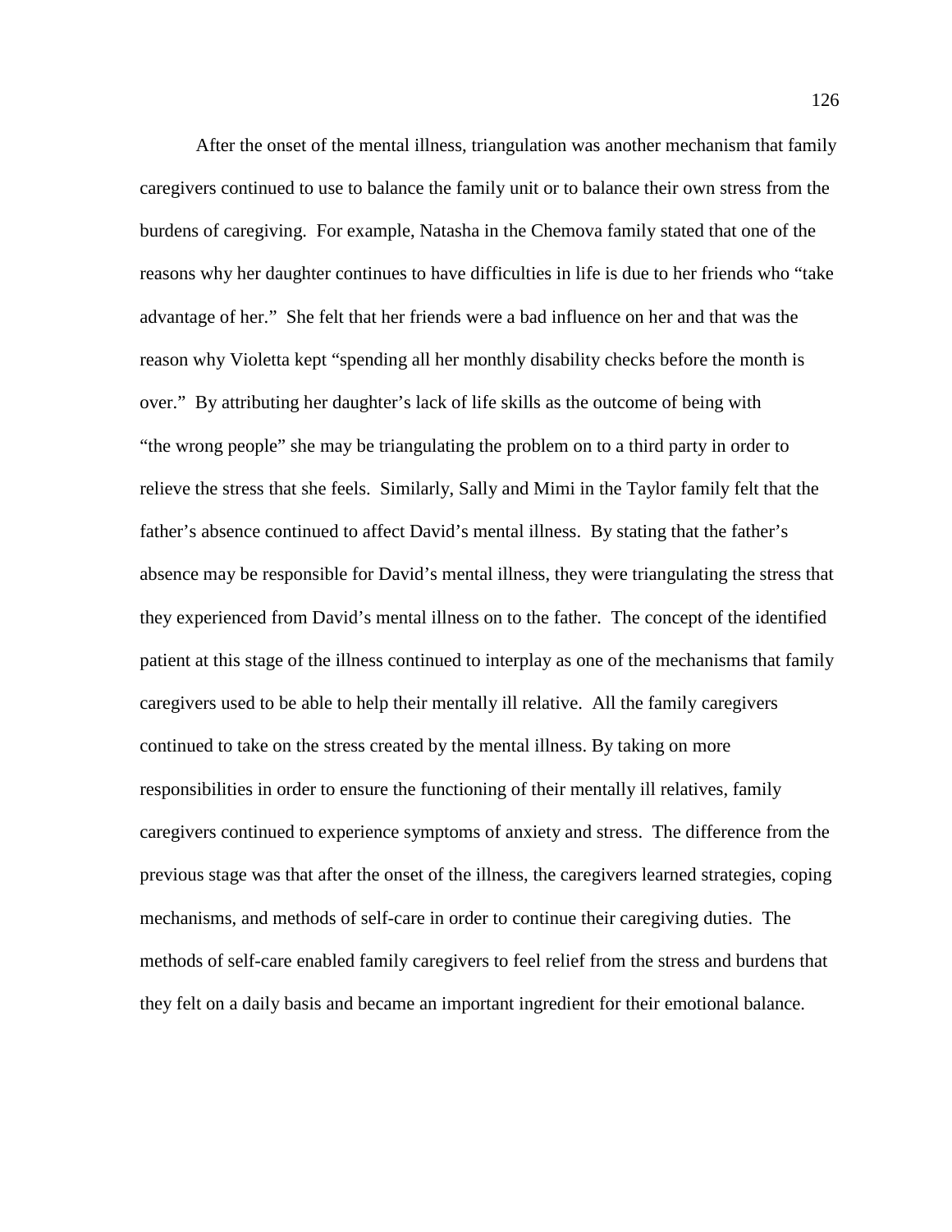After the onset of the mental illness, triangulation was another mechanism that family caregivers continued to use to balance the family unit or to balance their own stress from the burdens of caregiving. For example, Natasha in the Chemova family stated that one of the reasons why her daughter continues to have difficulties in life is due to her friends who "take advantage of her." She felt that her friends were a bad influence on her and that was the reason why Violetta kept "spending all her monthly disability checks before the month is over." By attributing her daughter's lack of life skills as the outcome of being with "the wrong people" she may be triangulating the problem on to a third party in order to relieve the stress that she feels. Similarly, Sally and Mimi in the Taylor family felt that the father's absence continued to affect David's mental illness. By stating that the father's absence may be responsible for David's mental illness, they were triangulating the stress that they experienced from David's mental illness on to the father. The concept of the identified patient at this stage of the illness continued to interplay as one of the mechanisms that family caregivers used to be able to help their mentally ill relative. All the family caregivers continued to take on the stress created by the mental illness. By taking on more responsibilities in order to ensure the functioning of their mentally ill relatives, family caregivers continued to experience symptoms of anxiety and stress. The difference from the previous stage was that after the onset of the illness, the caregivers learned strategies, coping mechanisms, and methods of self-care in order to continue their caregiving duties. The methods of self-care enabled family caregivers to feel relief from the stress and burdens that they felt on a daily basis and became an important ingredient for their emotional balance.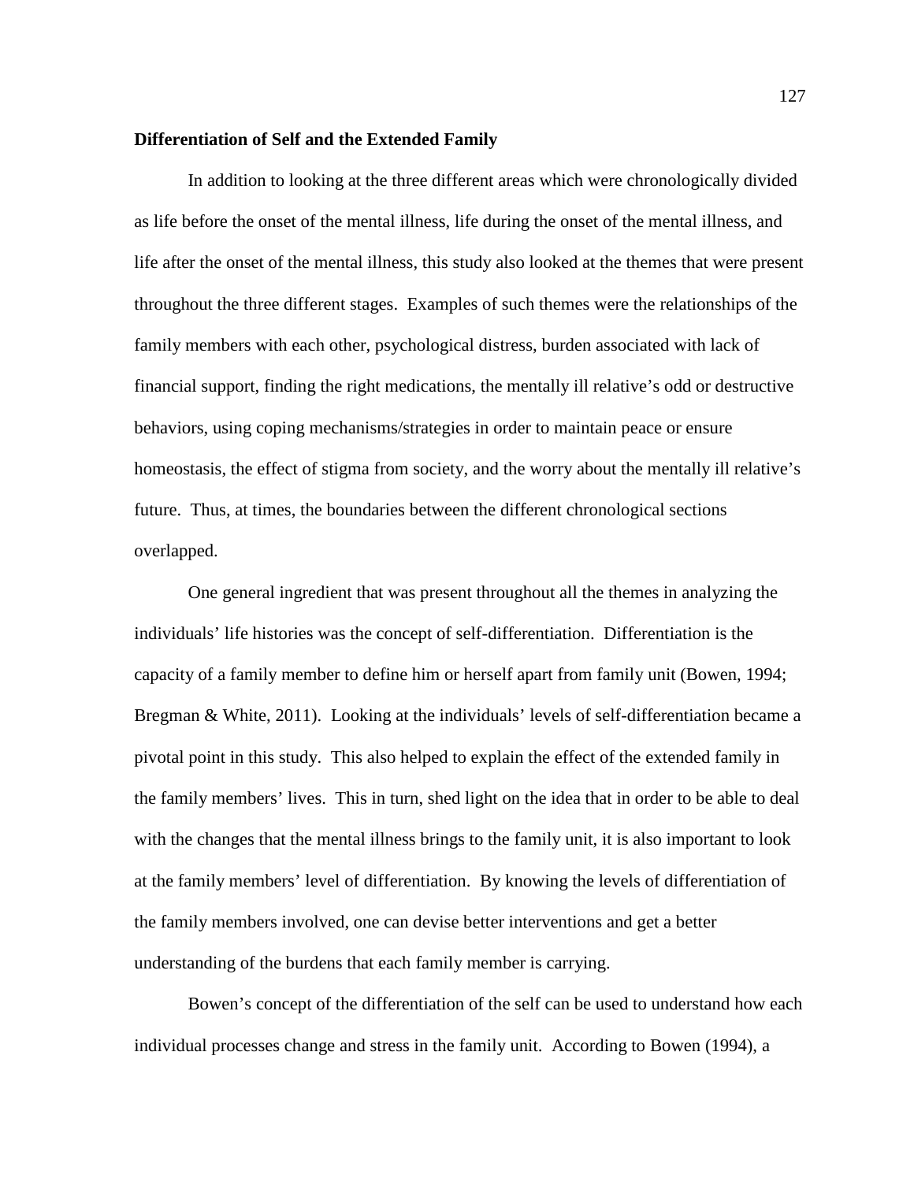**Differentiation of Self and the Extended Family**

In addition to looking at the three different areas which were chronologically divided as life before the onset of the mental illness, life during the onset of the mental illness, and life after the onset of the mental illness, this study also looked at the themes that were present throughout the three different stages. Examples of such themes were the relationships of the family members with each other, psychological distress, burden associated with lack of financial support, finding the right medications, the mentally ill relative's odd or destructive behaviors, using coping mechanisms/strategies in order to maintain peace or ensure homeostasis, the effect of stigma from society, and the worry about the mentally ill relative's future. Thus, at times, the boundaries between the different chronological sections overlapped.

One general ingredient that was present throughout all the themes in analyzing the individuals' life histories was the concept of self-differentiation. Differentiation is the capacity of a family member to define him or herself apart from family unit (Bowen, 1994; Bregman & White, 2011). Looking at the individuals' levels of self-differentiation became a pivotal point in this study. This also helped to explain the effect of the extended family in the family members' lives. This in turn, shed light on the idea that in order to be able to deal with the changes that the mental illness brings to the family unit, it is also important to look at the family members' level of differentiation. By knowing the levels of differentiation of the family members involved, one can devise better interventions and get a better understanding of the burdens that each family member is carrying.

Bowen's concept of the differentiation of the self can be used to understand how each individual processes change and stress in the family unit. According to Bowen (1994), a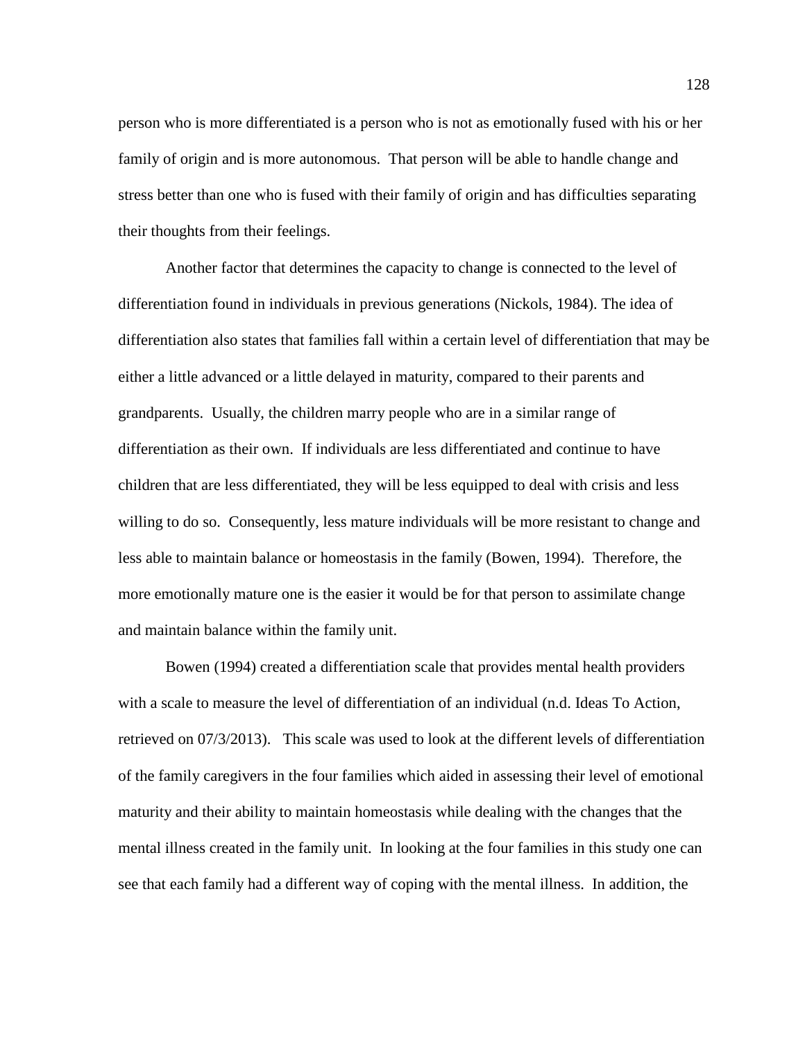person who is more differentiated is a person who is not as emotionally fused with his or her family of origin and is more autonomous. That person will be able to handle change and stress better than one who is fused with their family of origin and has difficulties separating their thoughts from their feelings.

Another factor that determines the capacity to change is connected to the level of differentiation found in individuals in previous generations (Nickols, 1984). The idea of differentiation also states that families fall within a certain level of differentiation that may be either a little advanced or a little delayed in maturity, compared to their parents and grandparents. Usually, the children marry people who are in a similar range of differentiation as their own. If individuals are less differentiated and continue to have children that are less differentiated, they will be less equipped to deal with crisis and less willing to do so. Consequently, less mature individuals will be more resistant to change and less able to maintain balance or homeostasis in the family (Bowen, 1994). Therefore, the more emotionally mature one is the easier it would be for that person to assimilate change and maintain balance within the family unit.

Bowen (1994) created a differentiation scale that provides mental health providers with a scale to measure the level of differentiation of an individual (n.d. Ideas To Action, retrieved on 07/3/2013). This scale was used to look at the different levels of differentiation of the family caregivers in the four families which aided in assessing their level of emotional maturity and their ability to maintain homeostasis while dealing with the changes that the mental illness created in the family unit. In looking at the four families in this study one can see that each family had a different way of coping with the mental illness. In addition, the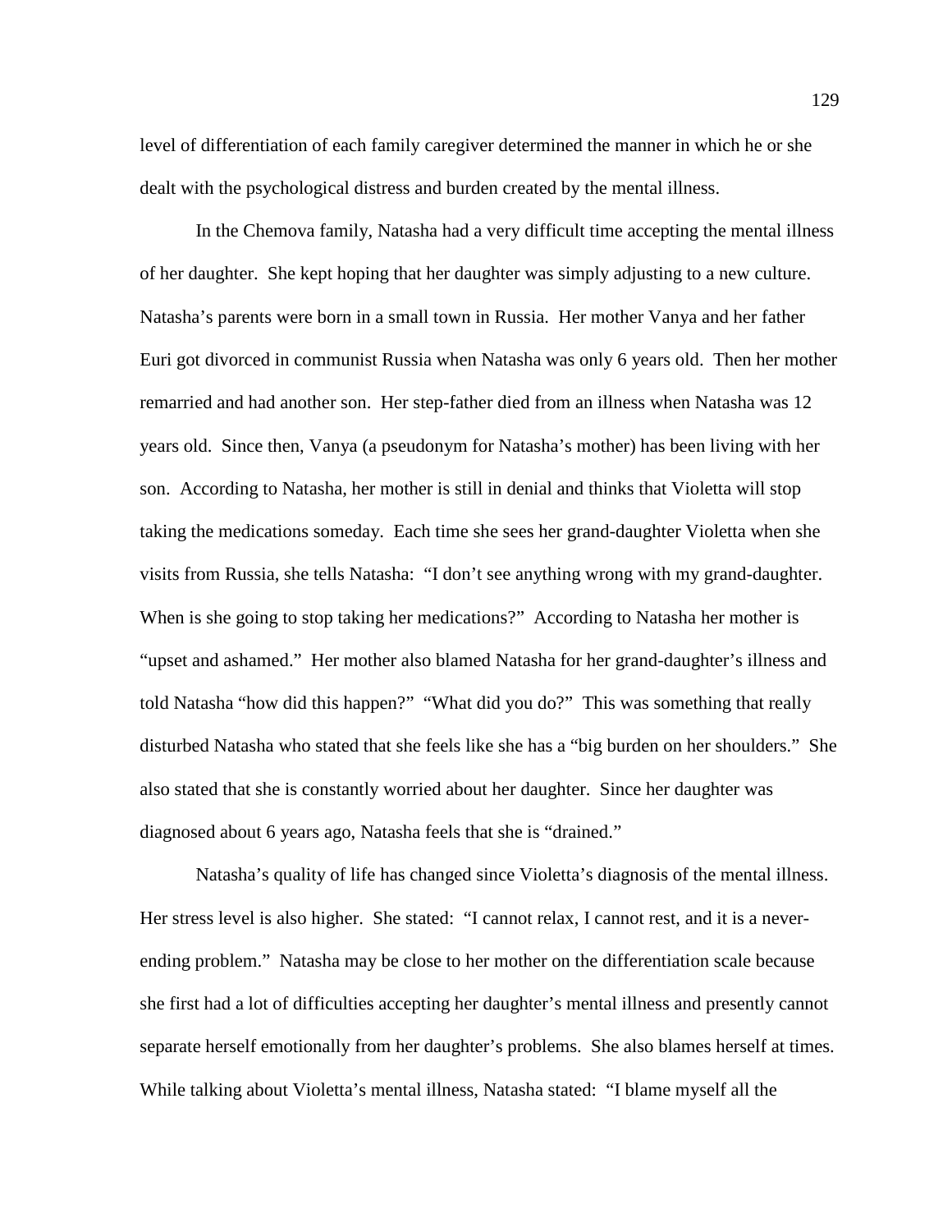level of differentiation of each family caregiver determined the manner in which he or she dealt with the psychological distress and burden created by the mental illness.

In the Chemova family, Natasha had a very difficult time accepting the mental illness of her daughter. She kept hoping that her daughter was simply adjusting to a new culture. Natasha's parents were born in a small town in Russia. Her mother Vanya and her father Euri got divorced in communist Russia when Natasha was only 6 years old. Then her mother remarried and had another son. Her step-father died from an illness when Natasha was 12 years old. Since then, Vanya (a pseudonym for Natasha's mother) has been living with her son. According to Natasha, her mother is still in denial and thinks that Violetta will stop taking the medications someday. Each time she sees her grand-daughter Violetta when she visits from Russia, she tells Natasha: "I don't see anything wrong with my grand-daughter. When is she going to stop taking her medications?" According to Natasha her mother is "upset and ashamed." Her mother also blamed Natasha for her grand-daughter's illness and told Natasha "how did this happen?" "What did you do?" This was something that really disturbed Natasha who stated that she feels like she has a "big burden on her shoulders." She also stated that she is constantly worried about her daughter. Since her daughter was diagnosed about 6 years ago, Natasha feels that she is "drained."

Natasha's quality of life has changed since Violetta's diagnosis of the mental illness. Her stress level is also higher. She stated: "I cannot relax, I cannot rest, and it is a never-ending problem." Natasha may be close to her mother on the differentiation scale because she first had a lot of difficulties accepting her daughter's mental illness and presently cannot separate herself emotionally from her daughter's problems. She also blames herself at times. While talking about Violetta's mental illness, Natasha stated: "I blame myself all the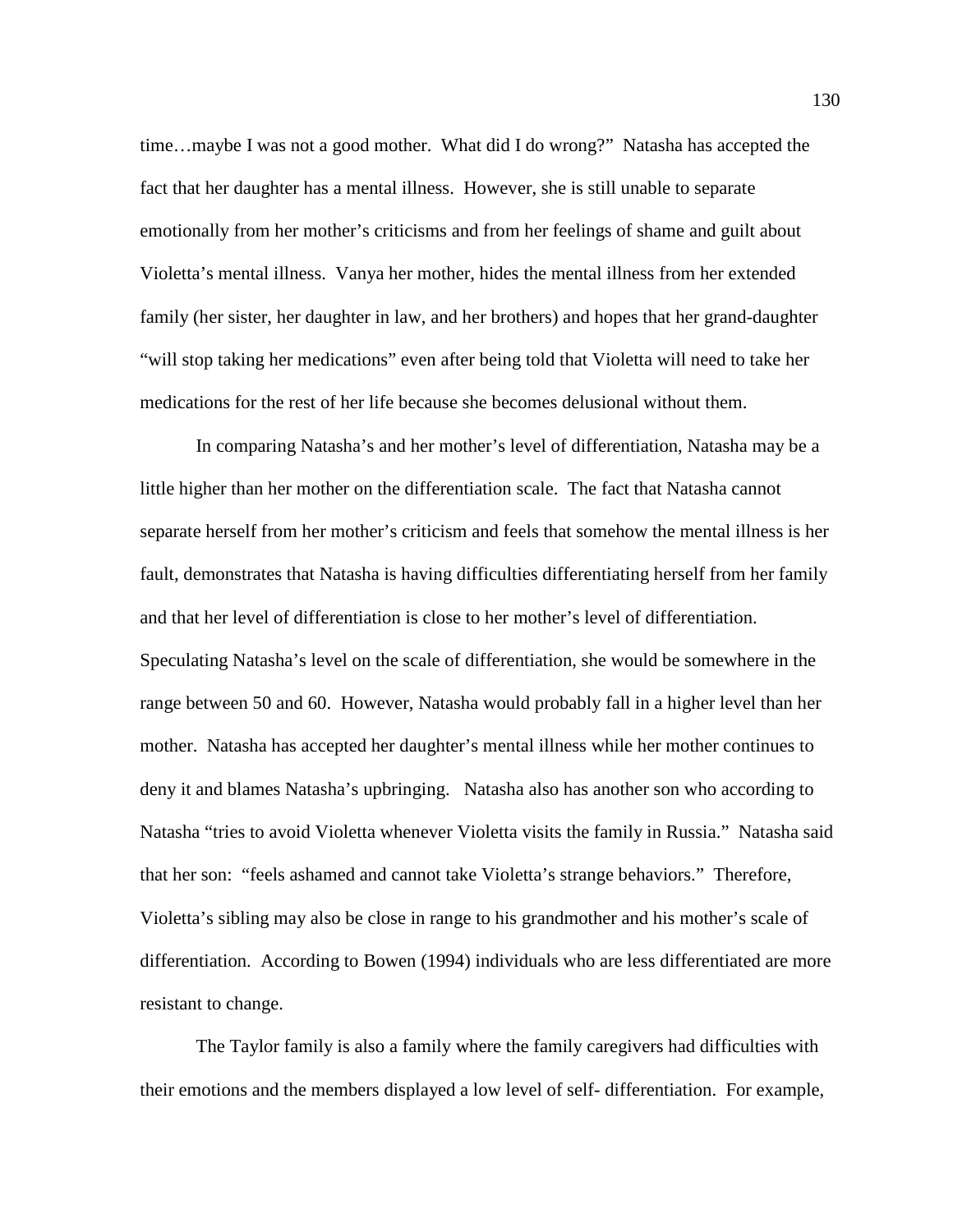time…maybe I was not a good mother. What did I do wrong?" Natasha has accepted the fact that her daughter has a mental illness. However, she is still unable to separate emotionally from her mother's criticisms and from her feelings of shame and guilt about Violetta's mental illness. Vanya her mother, hides the mental illness from her extended family (her sister, her daughter in law, and her brothers) and hopes that her grand-daughter "will stop taking her medications" even after being told that Violetta will need to take her medications for the rest of her life because she becomes delusional without them.

In comparing Natasha's and her mother's level of differentiation, Natasha may be a little higher than her mother on the differentiation scale. The fact that Natasha cannot separate herself from her mother's criticism and feels that somehow the mental illness is her fault, demonstrates that Natasha is having difficulties differentiating herself from her family and that her level of differentiation is close to her mother's level of differentiation. Speculating Natasha's level on the scale of differentiation, she would be somewhere in the range between 50 and 60. However, Natasha would probably fall in a higher level than her mother. Natasha has accepted her daughter's mental illness while her mother continues to deny it and blames Natasha's upbringing. Natasha also has another son who according to Natasha "tries to avoid Violetta whenever Violetta visits the family in Russia." Natasha said that her son: "feels ashamed and cannot take Violetta's strange behaviors." Therefore, Violetta's sibling may also be close in range to his grandmother and his mother's scale of differentiation. According to Bowen (1994) individuals who are less differentiated are more resistant to change.

The Taylor family is also a family where the family caregivers had difficulties with their emotions and the members displayed a low level of self- differentiation. For example,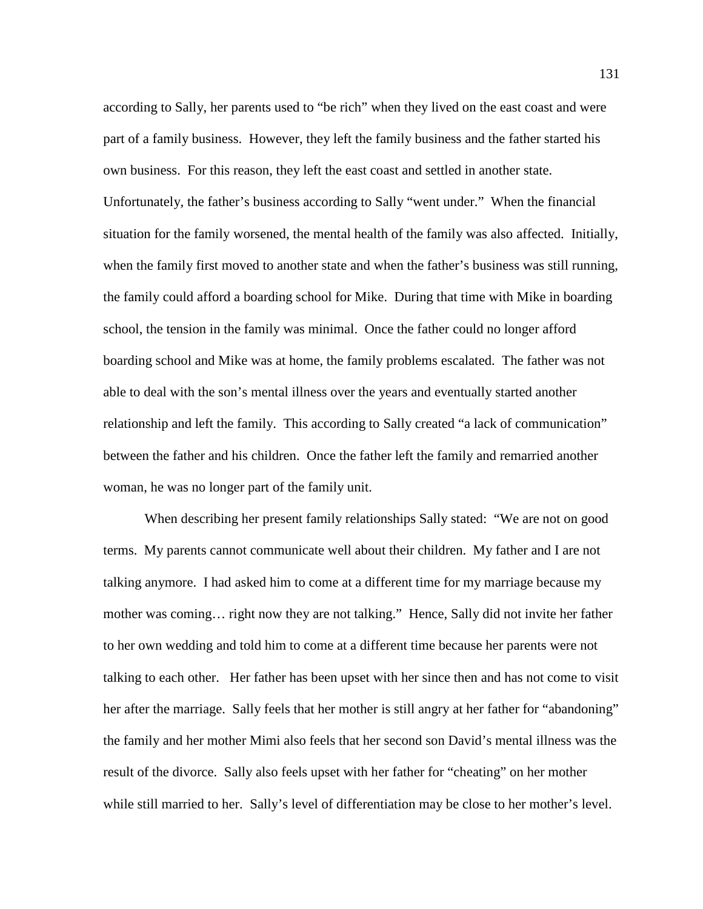according to Sally, her parents used to "be rich" when they lived on the east coast and were part of a family business. However, they left the family business and the father started his own business. For this reason, they left the east coast and settled in another state. Unfortunately, the father's business according to Sally "went under." When the financial situation for the family worsened, the mental health of the family was also affected. Initially, when the family first moved to another state and when the father's business was still running, the family could afford a boarding school for Mike. During that time with Mike in boarding school, the tension in the family was minimal. Once the father could no longer afford boarding school and Mike was at home, the family problems escalated. The father was not able to deal with the son's mental illness over the years and eventually started another relationship and left the family. This according to Sally created "a lack of communication" between the father and his children. Once the father left the family and remarried another woman, he was no longer part of the family unit.

When describing her present family relationships Sally stated: "We are not on good terms. My parents cannot communicate well about their children. My father and I are not talking anymore. I had asked him to come at a different time for my marriage because my mother was coming… right now they are not talking." Hence, Sally did not invite her father to her own wedding and told him to come at a different time because her parents were not talking to each other. Her father has been upset with her since then and has not come to visit her after the marriage. Sally feels that her mother is still angry at her father for "abandoning" the family and her mother Mimi also feels that her second son David's mental illness was the result of the divorce. Sally also feels upset with her father for "cheating" on her mother while still married to her. Sally's level of differentiation may be close to her mother's level.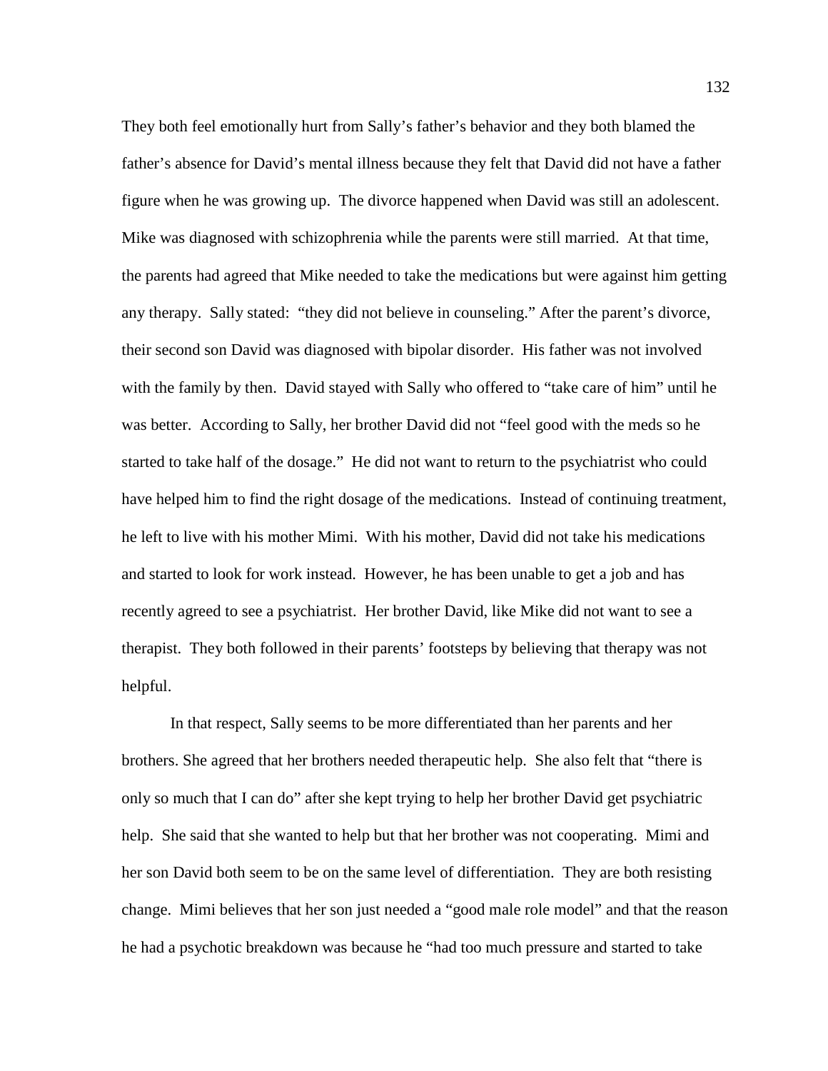They both feel emotionally hurt from Sally's father's behavior and they both blamed the father's absence for David's mental illness because they felt that David did not have a father figure when he was growing up. The divorce happened when David was still an adolescent. Mike was diagnosed with schizophrenia while the parents were still married. At that time, the parents had agreed that Mike needed to take the medications but were against him getting any therapy. Sally stated: "they did not believe in counseling." After the parent's divorce, their second son David was diagnosed with bipolar disorder. His father was not involved with the family by then. David stayed with Sally who offered to "take care of him" until he was better. According to Sally, her brother David did not "feel good with the meds so he started to take half of the dosage." He did not want to return to the psychiatrist who could have helped him to find the right dosage of the medications. Instead of continuing treatment, he left to live with his mother Mimi. With his mother, David did not take his medications and started to look for work instead. However, he has been unable to get a job and has recently agreed to see a psychiatrist. Her brother David, like Mike did not want to see a therapist. They both followed in their parents' footsteps by believing that therapy was not helpful.

In that respect, Sally seems to be more differentiated than her parents and her brothers. She agreed that her brothers needed therapeutic help. She also felt that "there is only so much that I can do" after she kept trying to help her brother David get psychiatric help. She said that she wanted to help but that her brother was not cooperating. Mimi and her son David both seem to be on the same level of differentiation. They are both resisting change. Mimi believes that her son just needed a "good male role model" and that the reason he had a psychotic breakdown was because he "had too much pressure and started to take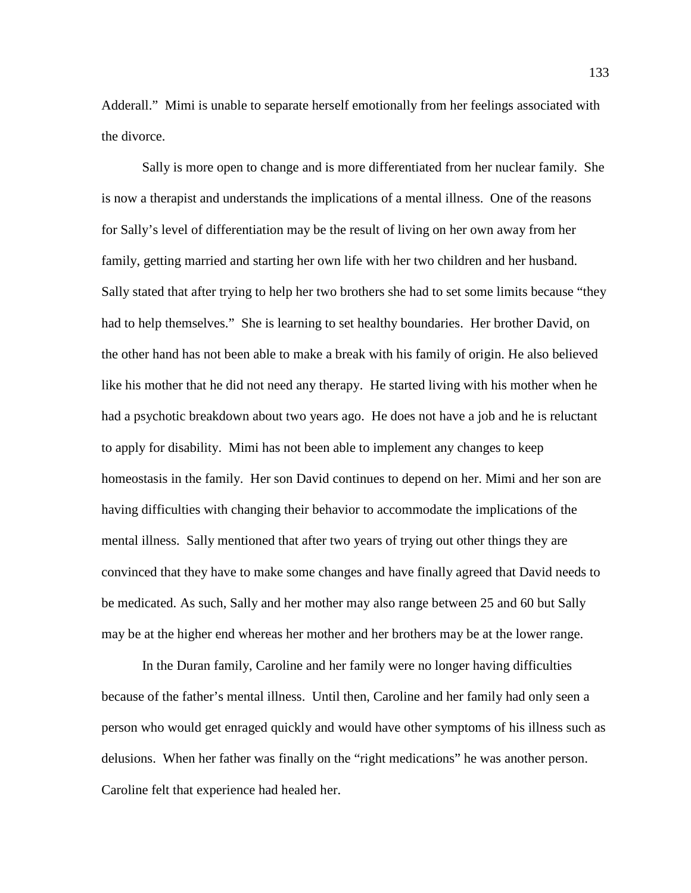Adderall." Mimi is unable to separate herself emotionally from her feelings associated with the divorce.

Sally is more open to change and is more differentiated from her nuclear family. She is now a therapist and understands the implications of a mental illness. One of the reasons for Sally's level of differentiation may be the result of living on her own away from her family, getting married and starting her own life with her two children and her husband. Sally stated that after trying to help her two brothers she had to set some limits because "they had to help themselves." She is learning to set healthy boundaries. Her brother David, on the other hand has not been able to make a break with his family of origin. He also believed like his mother that he did not need any therapy. He started living with his mother when he had a psychotic breakdown about two years ago. He does not have a job and he is reluctant to apply for disability. Mimi has not been able to implement any changes to keep homeostasis in the family. Her son David continues to depend on her. Mimi and her son are having difficulties with changing their behavior to accommodate the implications of the mental illness. Sally mentioned that after two years of trying out other things they are convinced that they have to make some changes and have finally agreed that David needs to be medicated. As such, Sally and her mother may also range between 25 and 60 but Sally may be at the higher end whereas her mother and her brothers may be at the lower range.

In the Duran family, Caroline and her family were no longer having difficulties because of the father's mental illness. Until then, Caroline and her family had only seen a person who would get enraged quickly and would have other symptoms of his illness such as delusions. When her father was finally on the "right medications" he was another person. Caroline felt that experience had healed her.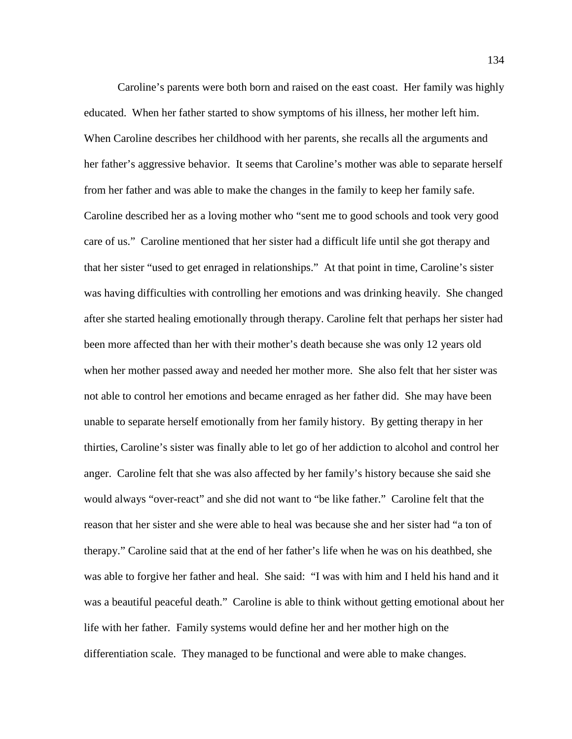Caroline's parents were both born and raised on the east coast. Her family was highly educated. When her father started to show symptoms of his illness, her mother left him. When Caroline describes her childhood with her parents, she recalls all the arguments and her father's aggressive behavior. It seems that Caroline's mother was able to separate herself from her father and was able to make the changes in the family to keep her family safe. Caroline described her as a loving mother who "sent me to good schools and took very good care of us." Caroline mentioned that her sister had a difficult life until she got therapy and that her sister "used to get enraged in relationships." At that point in time, Caroline's sister was having difficulties with controlling her emotions and was drinking heavily. She changed after she started healing emotionally through therapy. Caroline felt that perhaps her sister had been more affected than her with their mother's death because she was only 12 years old when her mother passed away and needed her mother more. She also felt that her sister was not able to control her emotions and became enraged as her father did. She may have been unable to separate herself emotionally from her family history. By getting therapy in her thirties, Caroline's sister was finally able to let go of her addiction to alcohol and control her anger. Caroline felt that she was also affected by her family's history because she said she would always "over-react" and she did not want to "be like father." Caroline felt that the reason that her sister and she were able to heal was because she and her sister had "a ton of therapy." Caroline said that at the end of her father's life when he was on his deathbed, she was able to forgive her father and heal. She said: "I was with him and I held his hand and it was a beautiful peaceful death." Caroline is able to think without getting emotional about her life with her father. Family systems would define her and her mother high on the differentiation scale. They managed to be functional and were able to make changes.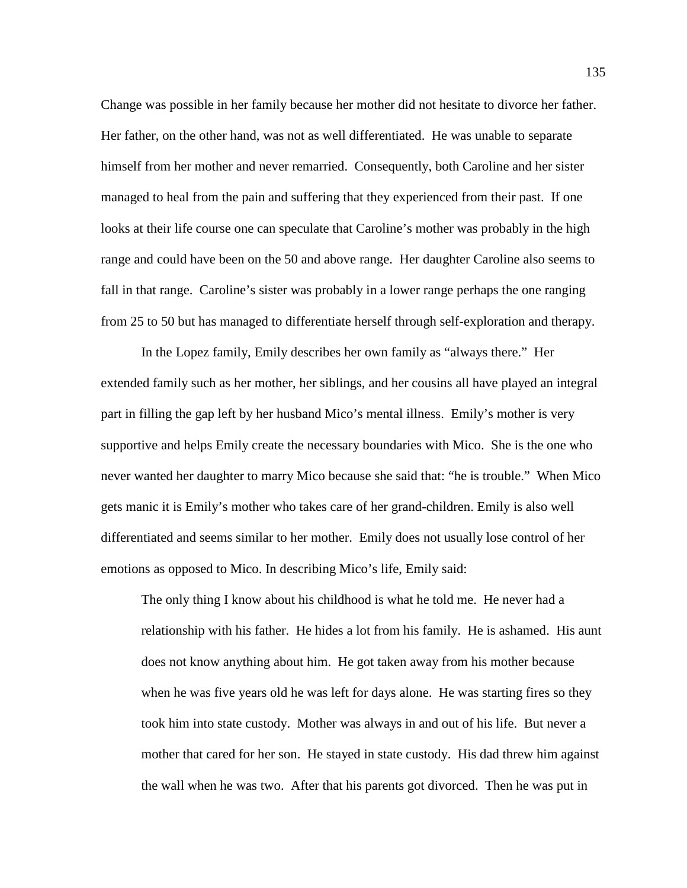Change was possible in her family because her mother did not hesitate to divorce her father. Her father, on the other hand, was not as well differentiated. He was unable to separate himself from her mother and never remarried. Consequently, both Caroline and her sister managed to heal from the pain and suffering that they experienced from their past. If one looks at their life course one can speculate that Caroline's mother was probably in the high range and could have been on the 50 and above range. Her daughter Caroline also seems to fall in that range. Caroline's sister was probably in a lower range perhaps the one ranging from 25 to 50 but has managed to differentiate herself through self-exploration and therapy.

In the Lopez family, Emily describes her own family as "always there." Her extended family such as her mother, her siblings, and her cousins all have played an integral part in filling the gap left by her husband Mico's mental illness. Emily's mother is very supportive and helps Emily create the necessary boundaries with Mico. She is the one who never wanted her daughter to marry Mico because she said that: "he is trouble." When Mico gets manic it is Emily's mother who takes care of her grand-children. Emily is also well differentiated and seems similar to her mother. Emily does not usually lose control of her emotions as opposed to Mico. In describing Mico's life, Emily said:

> The only thing I know about his childhood is what he told me. He never had a relationship with his father. He hides a lot from his family. He is ashamed. His aunt does not know anything about him. He got taken away from his mother because when he was five years old he was left for days alone. He was starting fires so they took him into state custody. Mother was always in and out of his life. But never a mother that cared for her son. He stayed in state custody. His dad threw him against the wall when he was two. After that his parents got divorced. Then he was put in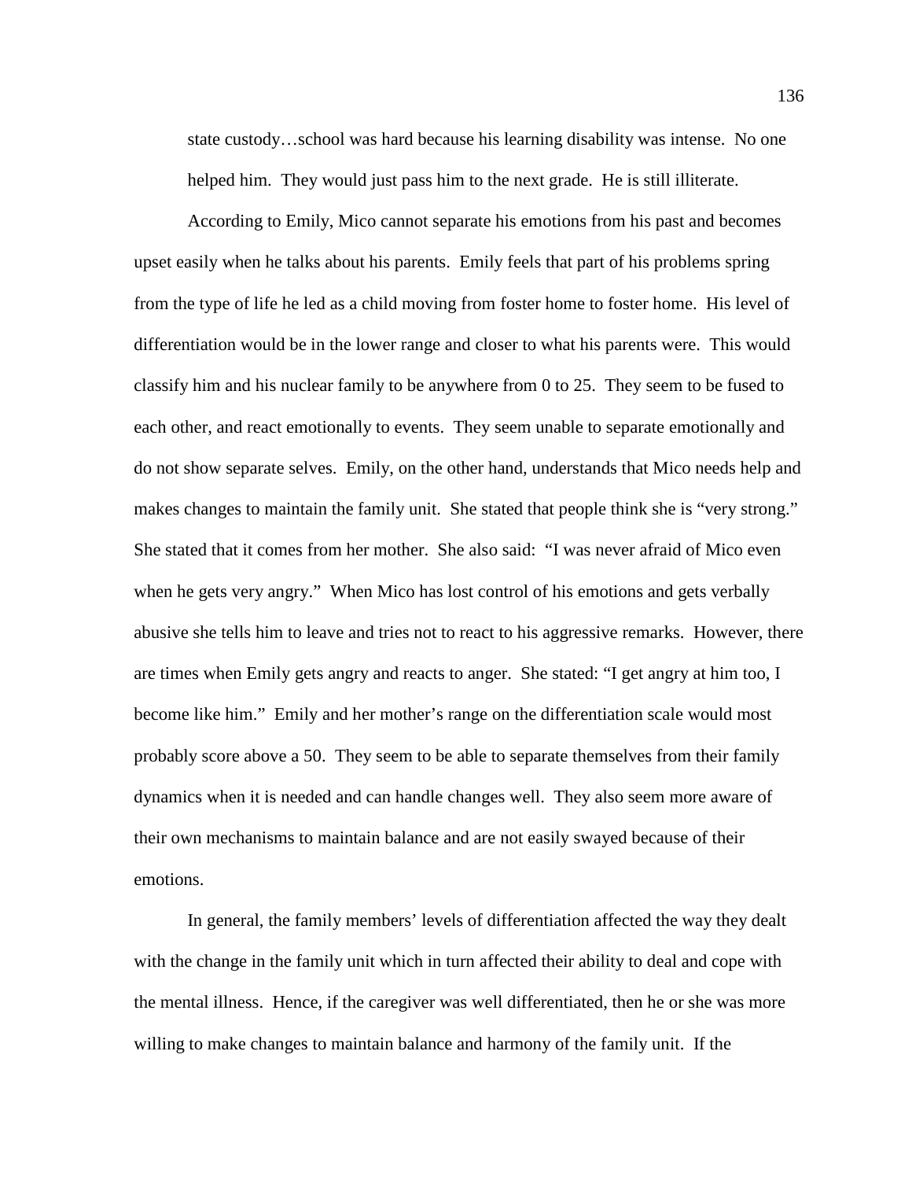state custody…school was hard because his learning disability was intense. No one helped him. They would just pass him to the next grade. He is still illiterate.

According to Emily, Mico cannot separate his emotions from his past and becomes upset easily when he talks about his parents. Emily feels that part of his problems spring from the type of life he led as a child moving from foster home to foster home. His level of differentiation would be in the lower range and closer to what his parents were. This would classify him and his nuclear family to be anywhere from 0 to 25. They seem to be fused to each other, and react emotionally to events. They seem unable to separate emotionally and do not show separate selves. Emily, on the other hand, understands that Mico needs help and makes changes to maintain the family unit. She stated that people think she is "very strong." She stated that it comes from her mother. She also said: "I was never afraid of Mico even when he gets very angry." When Mico has lost control of his emotions and gets verbally abusive she tells him to leave and tries not to react to his aggressive remarks. However, there are times when Emily gets angry and reacts to anger. She stated: "I get angry at him too, I become like him." Emily and her mother's range on the differentiation scale would most probably score above a 50. They seem to be able to separate themselves from their family dynamics when it is needed and can handle changes well. They also seem more aware of their own mechanisms to maintain balance and are not easily swayed because of their emotions.

In general, the family members' levels of differentiation affected the way they dealt with the change in the family unit which in turn affected their ability to deal and cope with the mental illness. Hence, if the caregiver was well differentiated, then he or she was more willing to make changes to maintain balance and harmony of the family unit. If the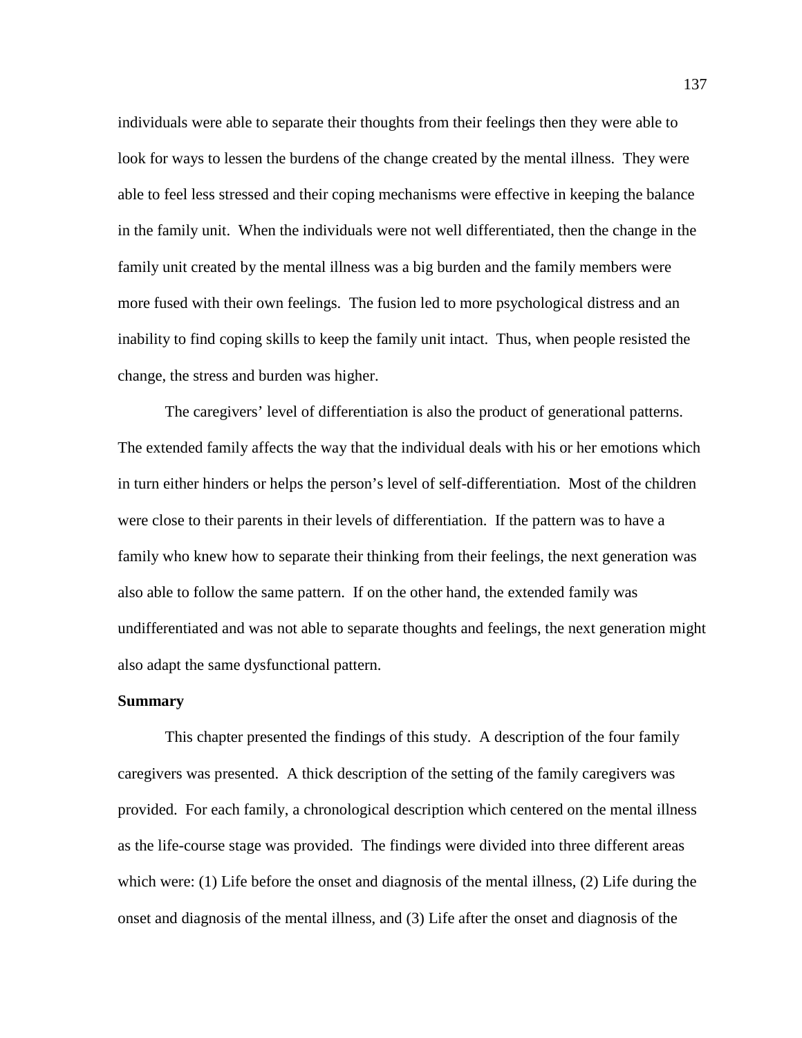individuals were able to separate their thoughts from their feelings then they were able to look for ways to lessen the burdens of the change created by the mental illness. They were able to feel less stressed and their coping mechanisms were effective in keeping the balance in the family unit. When the individuals were not well differentiated, then the change in the family unit created by the mental illness was a big burden and the family members were more fused with their own feelings. The fusion led to more psychological distress and an inability to find coping skills to keep the family unit intact. Thus, when people resisted the change, the stress and burden was higher.

The caregivers' level of differentiation is also the product of generational patterns. The extended family affects the way that the individual deals with his or her emotions which in turn either hinders or helps the person's level of self-differentiation. Most of the children were close to their parents in their levels of differentiation. If the pattern was to have a family who knew how to separate their thinking from their feelings, the next generation was also able to follow the same pattern. If on the other hand, the extended family was undifferentiated and was not able to separate thoughts and feelings, the next generation might also adapt the same dysfunctional pattern.

**Summary**

This chapter presented the findings of this study. A description of the four family caregivers was presented. A thick description of the setting of the family caregivers was provided. For each family, a chronological description which centered on the mental illness as the life-course stage was provided. The findings were divided into three different areas which were: (1) Life before the onset and diagnosis of the mental illness, (2) Life during the onset and diagnosis of the mental illness, and (3) Life after the onset and diagnosis of the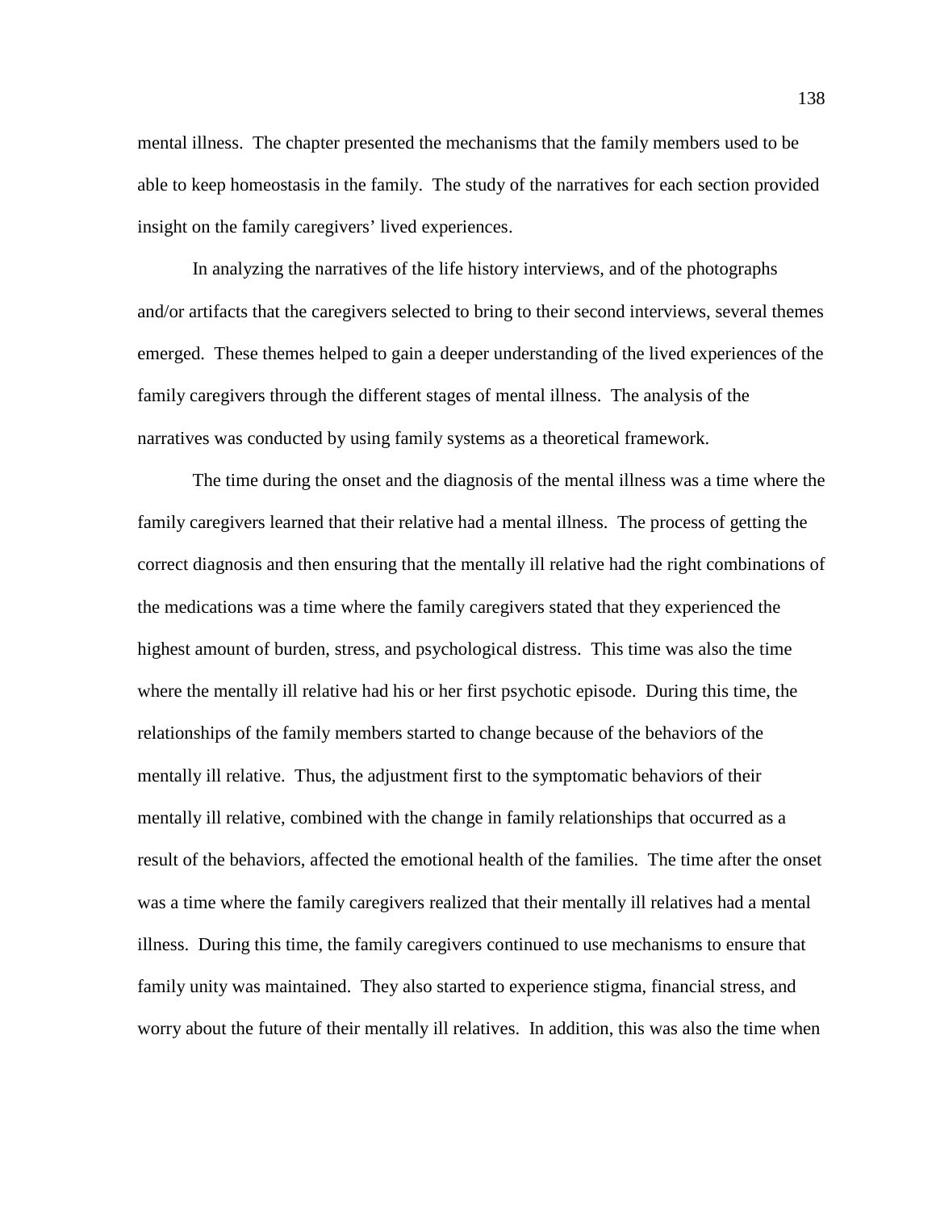mental illness. The chapter presented the mechanisms that the family members used to be able to keep homeostasis in the family. The study of the narratives for each section provided insight on the family caregivers' lived experiences.

In analyzing the narratives of the life history interviews, and of the photographs and/or artifacts that the caregivers selected to bring to their second interviews, several themes emerged. These themes helped to gain a deeper understanding of the lived experiences of the family caregivers through the different stages of mental illness. The analysis of the narratives was conducted by using family systems as a theoretical framework.

The time during the onset and the diagnosis of the mental illness was a time where the family caregivers learned that their relative had a mental illness. The process of getting the correct diagnosis and then ensuring that the mentally ill relative had the right combinations of the medications was a time where the family caregivers stated that they experienced the highest amount of burden, stress, and psychological distress. This time was also the time where the mentally ill relative had his or her first psychotic episode. During this time, the relationships of the family members started to change because of the behaviors of the mentally ill relative. Thus, the adjustment first to the symptomatic behaviors of their mentally ill relative, combined with the change in family relationships that occurred as a result of the behaviors, affected the emotional health of the families. The time after the onset was a time where the family caregivers realized that their mentally ill relatives had a mental illness. During this time, the family caregivers continued to use mechanisms to ensure that family unity was maintained. They also started to experience stigma, financial stress, and worry about the future of their mentally ill relatives. In addition, this was also the time when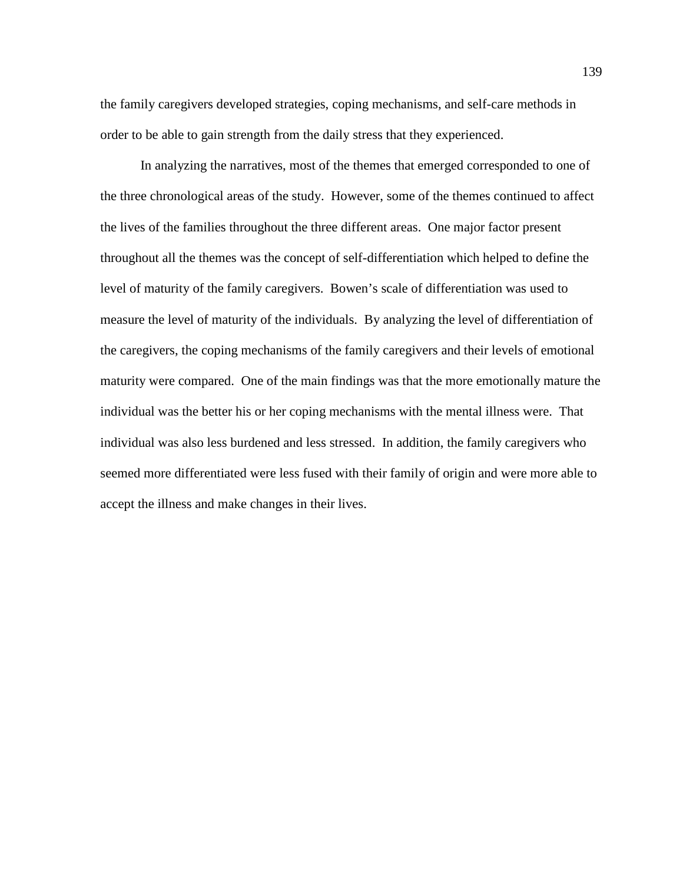the family caregivers developed strategies, coping mechanisms, and self-care methods in order to be able to gain strength from the daily stress that they experienced.

In analyzing the narratives, most of the themes that emerged corresponded to one of the three chronological areas of the study. However, some of the themes continued to affect the lives of the families throughout the three different areas. One major factor present throughout all the themes was the concept of self-differentiation which helped to define the level of maturity of the family caregivers. Bowen's scale of differentiation was used to measure the level of maturity of the individuals. By analyzing the level of differentiation of the caregivers, the coping mechanisms of the family caregivers and their levels of emotional maturity were compared. One of the main findings was that the more emotionally mature the individual was the better his or her coping mechanisms with the mental illness were. That individual was also less burdened and less stressed. In addition, the family caregivers who seemed more differentiated were less fused with their family of origin and were more able to accept the illness and make changes in their lives.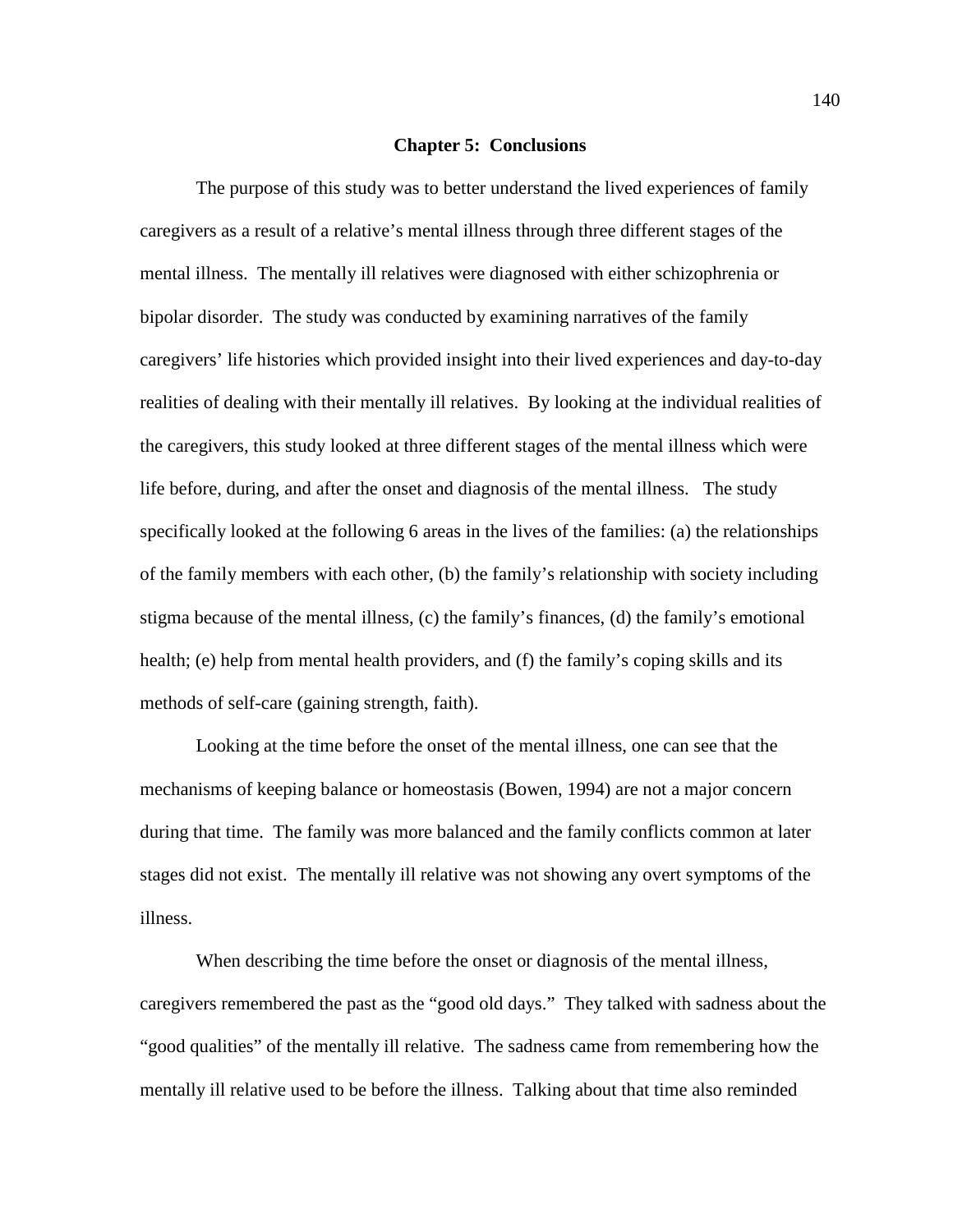# Chapter 5: Conclusions

The purpose of this study was to better understand the lived experiences of family caregivers as a result of a relative's mental illness through three different stages of the mental illness. The mentally ill relatives were diagnosed with either schizophrenia or bipolar disorder. The study was conducted by examining narratives of the family caregivers' life histories which provided insight into their lived experiences and day-to-day realities of dealing with their mentally ill relatives. By looking at the individual realities of the caregivers, this study looked at three different stages of the mental illness which were life before, during, and after the onset and diagnosis of the mental illness. The study specifically looked at the following 6 areas in the lives of the families: (a) the relationships of the family members with each other, (b) the family's relationship with society including stigma because of the mental illness, (c) the family's finances, (d) the family's emotional health; (e) help from mental health providers, and (f) the family's coping skills and its methods of self-care (gaining strength, faith).

Looking at the time before the onset of the mental illness, one can see that the mechanisms of keeping balance or homeostasis (Bowen, 1994) are not a major concern during that time. The family was more balanced and the family conflicts common at later stages did not exist. The mentally ill relative was not showing any overt symptoms of the illness.

When describing the time before the onset or diagnosis of the mental illness, caregivers remembered the past as the "good old days." They talked with sadness about the "good qualities" of the mentally ill relative. The sadness came from remembering how the mentally ill relative used to be before the illness. Talking about that time also reminded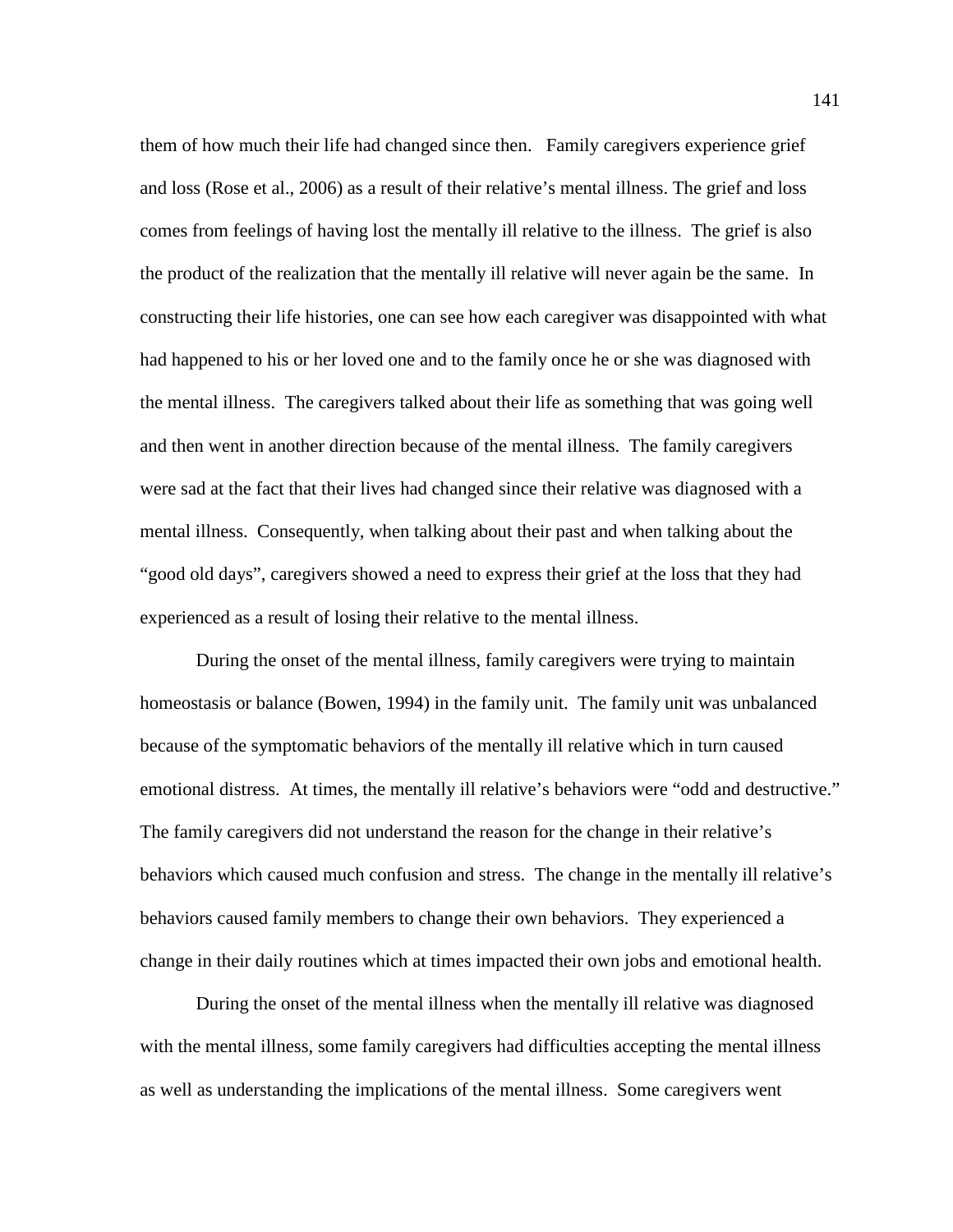them of how much their life had changed since then.  Family caregivers experience grief and loss (Rose et al., 2006) as a result of their relative's mental illness. The grief and loss comes from feelings of having lost the mentally ill relative to the illness.  The grief is also the product of the realization that the mentally ill relative will never again be the same.  In constructing their life histories, one can see how each caregiver was disappointed with what had happened to his or her loved one and to the family once he or she was diagnosed with the mental illness.  The caregivers talked about their life as something that was going well and then went in another direction because of the mental illness.  The family caregivers were sad at the fact that their lives had changed since their relative was diagnosed with a mental illness.  Consequently, when talking about their past and when talking about the "good old days", caregivers showed a need to express their grief at the loss that they had experienced as a result of losing their relative to the mental illness.

During the onset of the mental illness, family caregivers were trying to maintain homeostasis or balance (Bowen, 1994) in the family unit.  The family unit was unbalanced because of the symptomatic behaviors of the mentally ill relative which in turn caused emotional distress.  At times, the mentally ill relative's behaviors were "odd and destructive." The family caregivers did not understand the reason for the change in their relative's behaviors which caused much confusion and stress.  The change in the mentally ill relative's behaviors caused family members to change their own behaviors.  They experienced a change in their daily routines which at times impacted their own jobs and emotional health.

During the onset of the mental illness when the mentally ill relative was diagnosed with the mental illness, some family caregivers had difficulties accepting the mental illness as well as understanding the implications of the mental illness.  Some caregivers went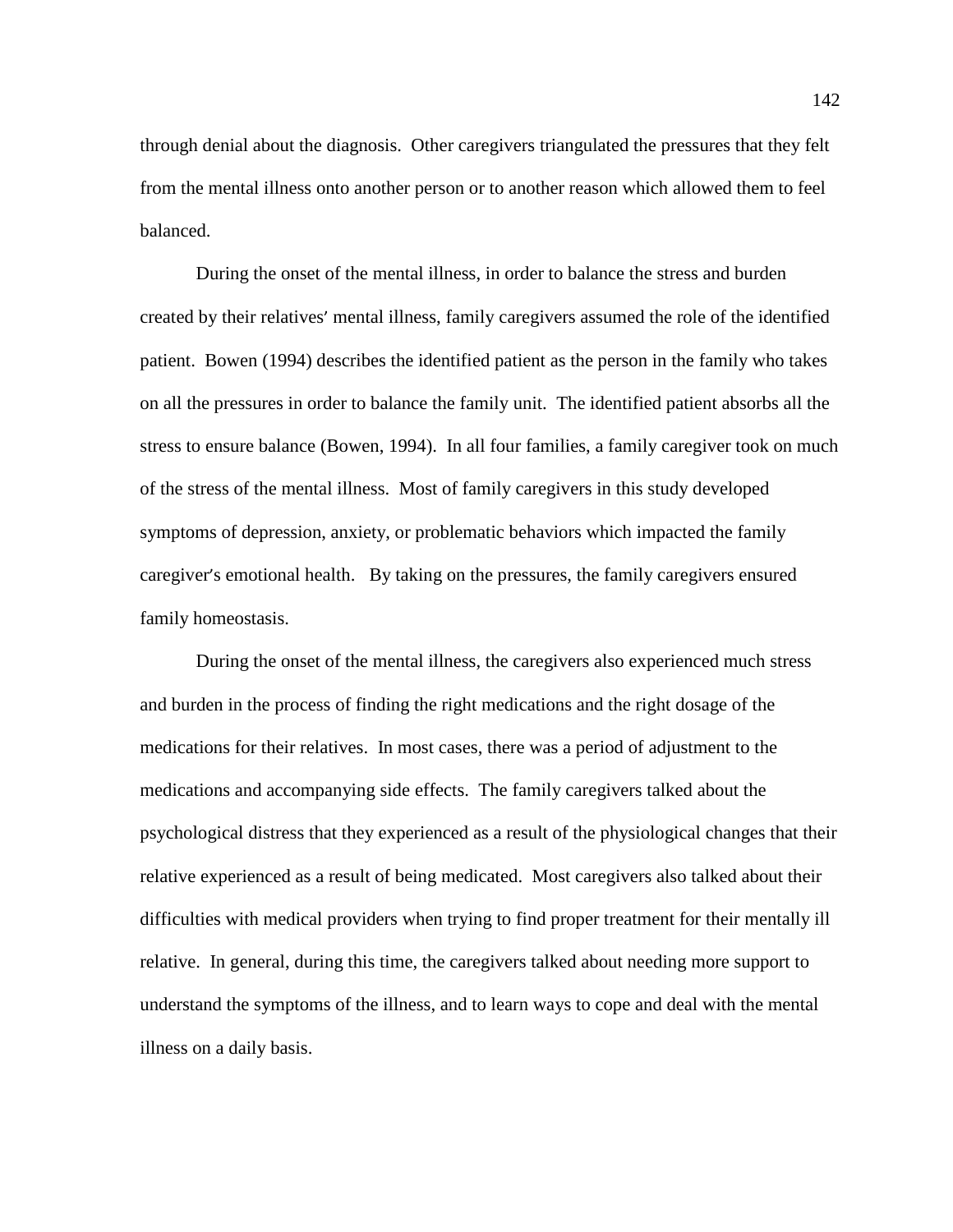through denial about the diagnosis.  Other caregivers triangulated the pressures that they felt from the mental illness onto another person or to another reason which allowed them to feel balanced.

During the onset of the mental illness, in order to balance the stress and burden created by their relatives′ mental illness, family caregivers assumed the role of the identified patient.  Bowen (1994) describes the identified patient as the person in the family who takes on all the pressures in order to balance the family unit.  The identified patient absorbs all the stress to ensure balance (Bowen, 1994).  In all four families, a family caregiver took on much of the stress of the mental illness.  Most of family caregivers in this study developed symptoms of depression, anxiety, or problematic behaviors which impacted the family caregiver′s emotional health.   By taking on the pressures, the family caregivers ensured family homeostasis.

During the onset of the mental illness, the caregivers also experienced much stress and burden in the process of finding the right medications and the right dosage of the medications for their relatives.  In most cases, there was a period of adjustment to the medications and accompanying side effects.  The family caregivers talked about the psychological distress that they experienced as a result of the physiological changes that their relative experienced as a result of being medicated.  Most caregivers also talked about their difficulties with medical providers when trying to find proper treatment for their mentally ill relative.  In general, during this time, the caregivers talked about needing more support to understand the symptoms of the illness, and to learn ways to cope and deal with the mental illness on a daily basis.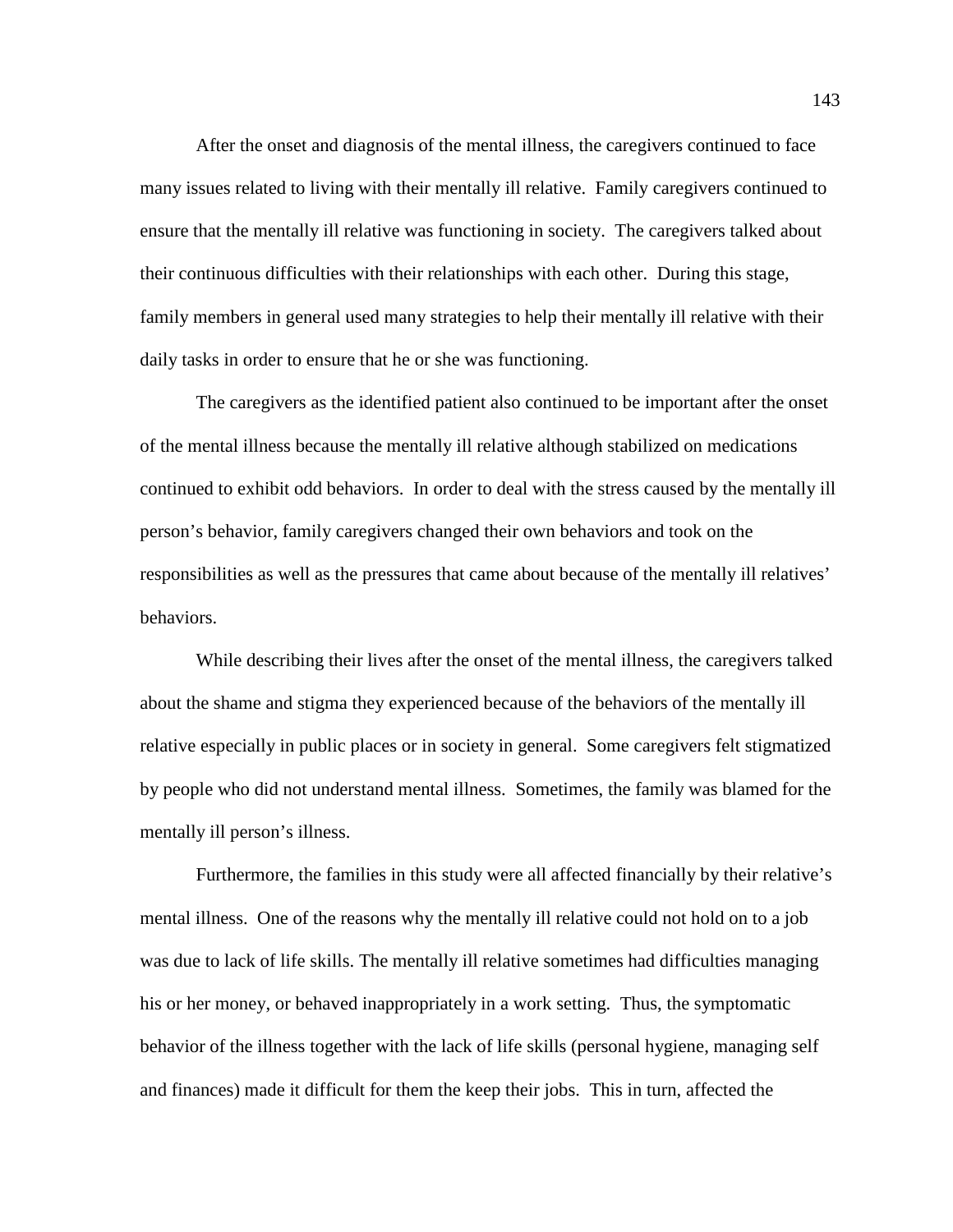After the onset and diagnosis of the mental illness, the caregivers continued to face many issues related to living with their mentally ill relative. Family caregivers continued to ensure that the mentally ill relative was functioning in society. The caregivers talked about their continuous difficulties with their relationships with each other. During this stage, family members in general used many strategies to help their mentally ill relative with their daily tasks in order to ensure that he or she was functioning.

The caregivers as the identified patient also continued to be important after the onset of the mental illness because the mentally ill relative although stabilized on medications continued to exhibit odd behaviors. In order to deal with the stress caused by the mentally ill person's behavior, family caregivers changed their own behaviors and took on the responsibilities as well as the pressures that came about because of the mentally ill relatives' behaviors.

While describing their lives after the onset of the mental illness, the caregivers talked about the shame and stigma they experienced because of the behaviors of the mentally ill relative especially in public places or in society in general. Some caregivers felt stigmatized by people who did not understand mental illness. Sometimes, the family was blamed for the mentally ill person's illness.

Furthermore, the families in this study were all affected financially by their relative's mental illness. One of the reasons why the mentally ill relative could not hold on to a job was due to lack of life skills. The mentally ill relative sometimes had difficulties managing his or her money, or behaved inappropriately in a work setting. Thus, the symptomatic behavior of the illness together with the lack of life skills (personal hygiene, managing self and finances) made it difficult for them the keep their jobs. This in turn, affected the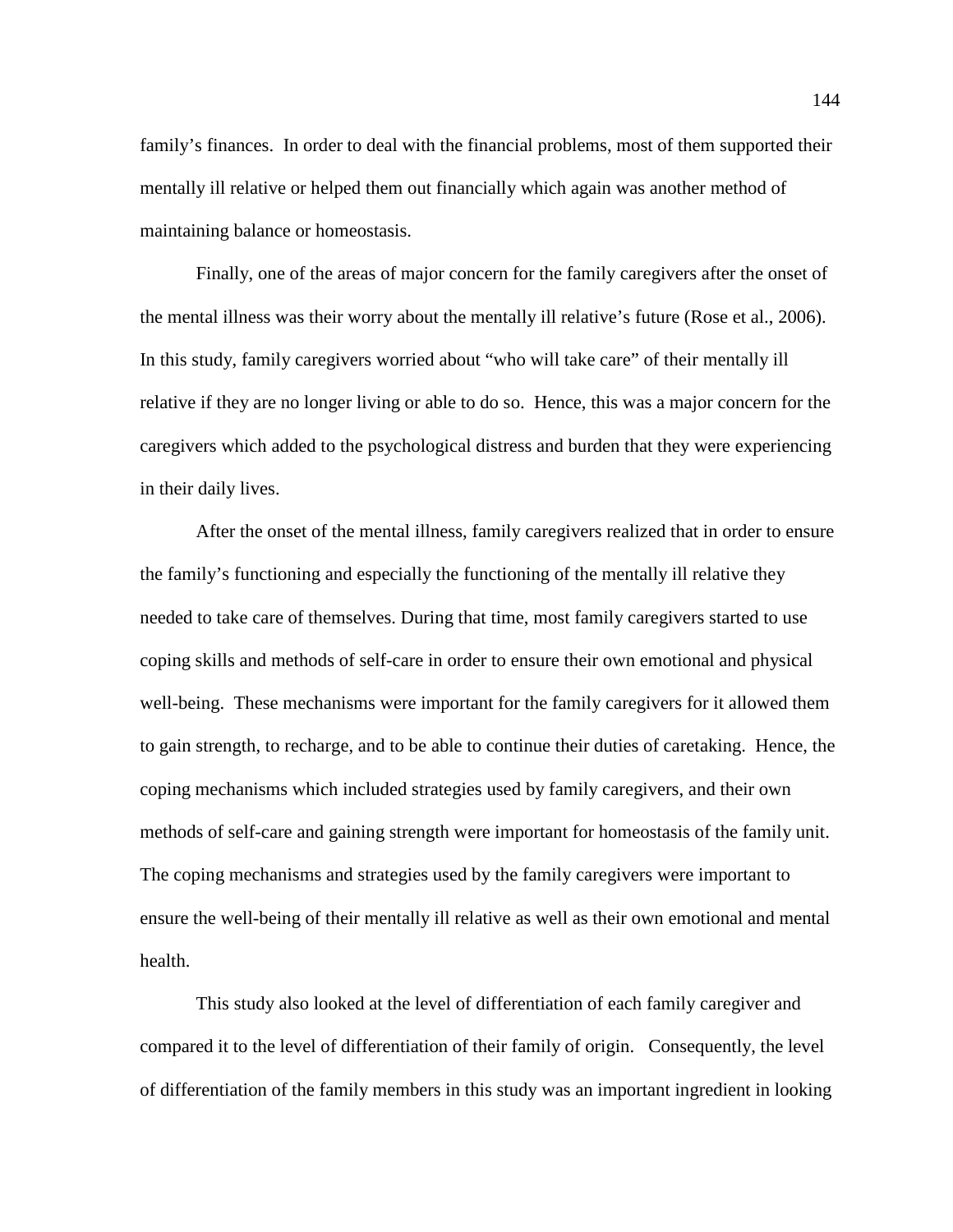family's finances. In order to deal with the financial problems, most of them supported their mentally ill relative or helped them out financially which again was another method of maintaining balance or homeostasis.

Finally, one of the areas of major concern for the family caregivers after the onset of the mental illness was their worry about the mentally ill relative's future (Rose et al., 2006). In this study, family caregivers worried about "who will take care" of their mentally ill relative if they are no longer living or able to do so. Hence, this was a major concern for the caregivers which added to the psychological distress and burden that they were experiencing in their daily lives.

After the onset of the mental illness, family caregivers realized that in order to ensure the family's functioning and especially the functioning of the mentally ill relative they needed to take care of themselves. During that time, most family caregivers started to use coping skills and methods of self-care in order to ensure their own emotional and physical well-being. These mechanisms were important for the family caregivers for it allowed them to gain strength, to recharge, and to be able to continue their duties of caretaking. Hence, the coping mechanisms which included strategies used by family caregivers, and their own methods of self-care and gaining strength were important for homeostasis of the family unit. The coping mechanisms and strategies used by the family caregivers were important to ensure the well-being of their mentally ill relative as well as their own emotional and mental health.

This study also looked at the level of differentiation of each family caregiver and compared it to the level of differentiation of their family of origin. Consequently, the level of differentiation of the family members in this study was an important ingredient in looking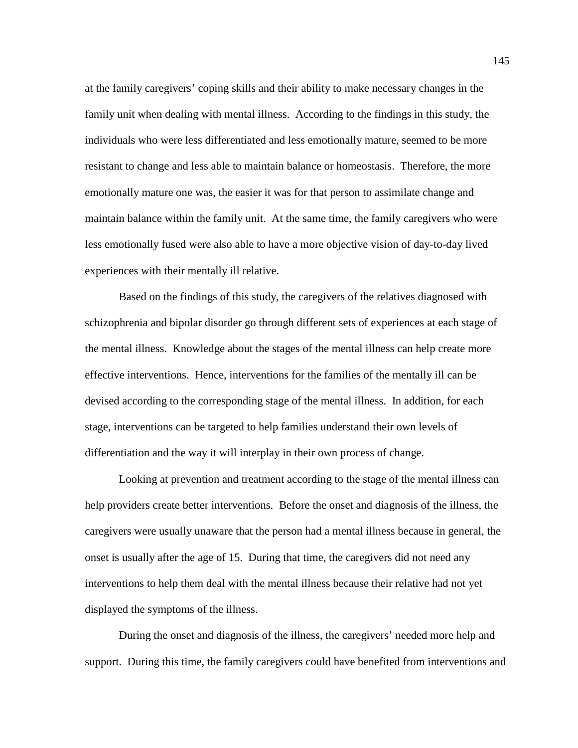at the family caregivers' coping skills and their ability to make necessary changes in the family unit when dealing with mental illness. According to the findings in this study, the individuals who were less differentiated and less emotionally mature, seemed to be more resistant to change and less able to maintain balance or homeostasis. Therefore, the more emotionally mature one was, the easier it was for that person to assimilate change and maintain balance within the family unit. At the same time, the family caregivers who were less emotionally fused were also able to have a more objective vision of day-to-day lived experiences with their mentally ill relative.

Based on the findings of this study, the caregivers of the relatives diagnosed with schizophrenia and bipolar disorder go through different sets of experiences at each stage of the mental illness. Knowledge about the stages of the mental illness can help create more effective interventions. Hence, interventions for the families of the mentally ill can be devised according to the corresponding stage of the mental illness. In addition, for each stage, interventions can be targeted to help families understand their own levels of differentiation and the way it will interplay in their own process of change.

Looking at prevention and treatment according to the stage of the mental illness can help providers create better interventions. Before the onset and diagnosis of the illness, the caregivers were usually unaware that the person had a mental illness because in general, the onset is usually after the age of 15. During that time, the caregivers did not need any interventions to help them deal with the mental illness because their relative had not yet displayed the symptoms of the illness.

During the onset and diagnosis of the illness, the caregivers' needed more help and support. During this time, the family caregivers could have benefited from interventions and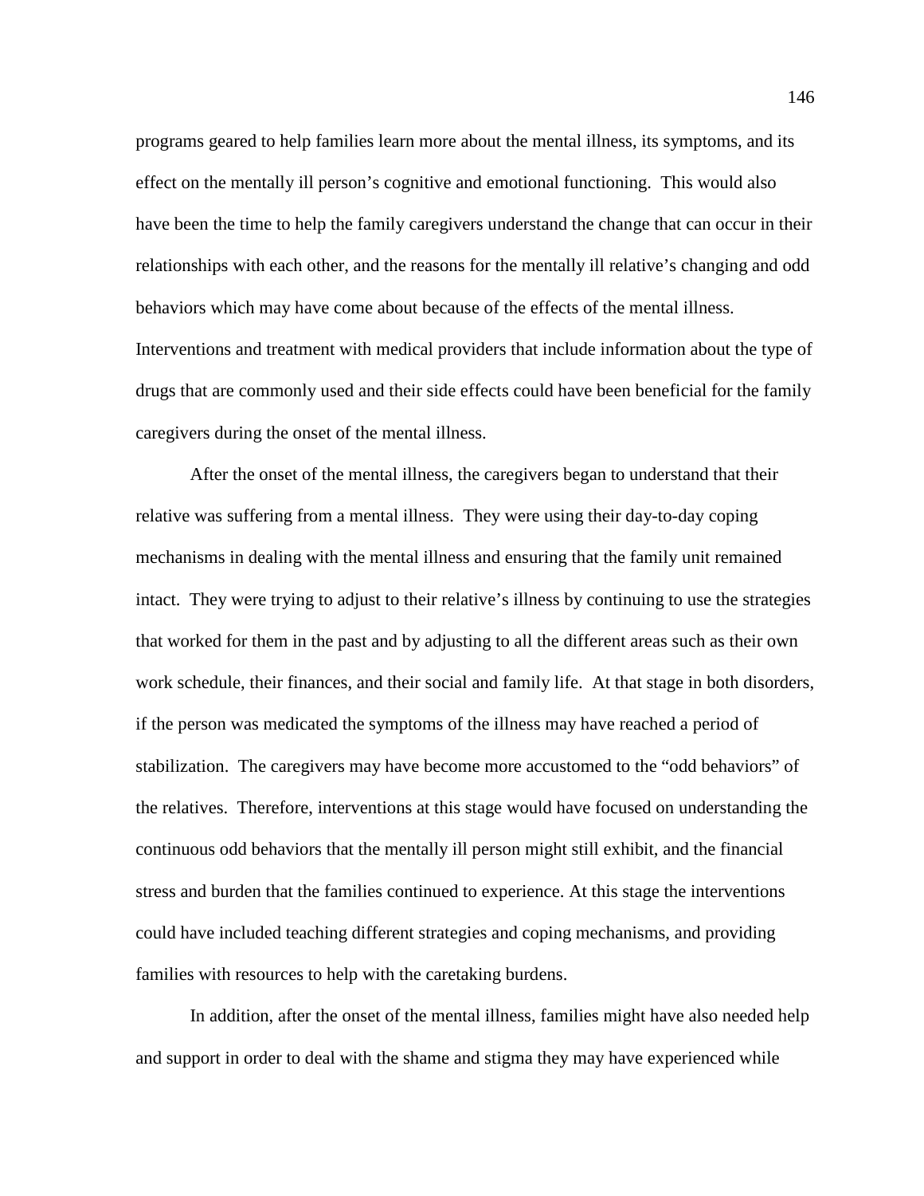programs geared to help families learn more about the mental illness, its symptoms, and its effect on the mentally ill person's cognitive and emotional functioning. This would also have been the time to help the family caregivers understand the change that can occur in their relationships with each other, and the reasons for the mentally ill relative's changing and odd behaviors which may have come about because of the effects of the mental illness. Interventions and treatment with medical providers that include information about the type of drugs that are commonly used and their side effects could have been beneficial for the family caregivers during the onset of the mental illness.

After the onset of the mental illness, the caregivers began to understand that their relative was suffering from a mental illness. They were using their day-to-day coping mechanisms in dealing with the mental illness and ensuring that the family unit remained intact. They were trying to adjust to their relative's illness by continuing to use the strategies that worked for them in the past and by adjusting to all the different areas such as their own work schedule, their finances, and their social and family life. At that stage in both disorders, if the person was medicated the symptoms of the illness may have reached a period of stabilization. The caregivers may have become more accustomed to the "odd behaviors" of the relatives. Therefore, interventions at this stage would have focused on understanding the continuous odd behaviors that the mentally ill person might still exhibit, and the financial stress and burden that the families continued to experience. At this stage the interventions could have included teaching different strategies and coping mechanisms, and providing families with resources to help with the caretaking burdens.

In addition, after the onset of the mental illness, families might have also needed help and support in order to deal with the shame and stigma they may have experienced while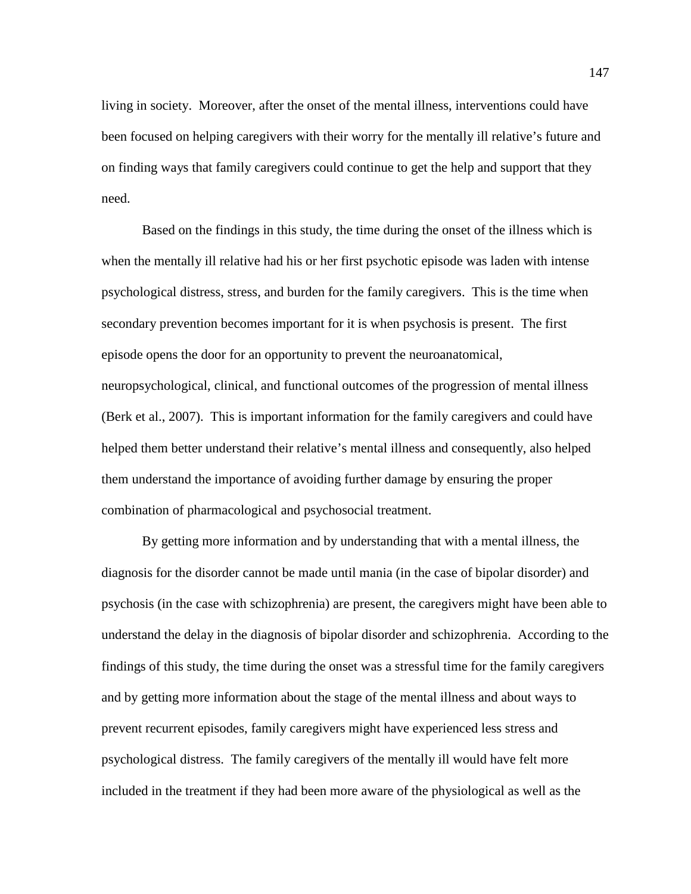living in society. Moreover, after the onset of the mental illness, interventions could have been focused on helping caregivers with their worry for the mentally ill relative's future and on finding ways that family caregivers could continue to get the help and support that they need.

Based on the findings in this study, the time during the onset of the illness which is when the mentally ill relative had his or her first psychotic episode was laden with intense psychological distress, stress, and burden for the family caregivers. This is the time when secondary prevention becomes important for it is when psychosis is present. The first episode opens the door for an opportunity to prevent the neuroanatomical, neuropsychological, clinical, and functional outcomes of the progression of mental illness (Berk et al., 2007). This is important information for the family caregivers and could have helped them better understand their relative's mental illness and consequently, also helped them understand the importance of avoiding further damage by ensuring the proper combination of pharmacological and psychosocial treatment.

By getting more information and by understanding that with a mental illness, the diagnosis for the disorder cannot be made until mania (in the case of bipolar disorder) and psychosis (in the case with schizophrenia) are present, the caregivers might have been able to understand the delay in the diagnosis of bipolar disorder and schizophrenia. According to the findings of this study, the time during the onset was a stressful time for the family caregivers and by getting more information about the stage of the mental illness and about ways to prevent recurrent episodes, family caregivers might have experienced less stress and psychological distress. The family caregivers of the mentally ill would have felt more included in the treatment if they had been more aware of the physiological as well as the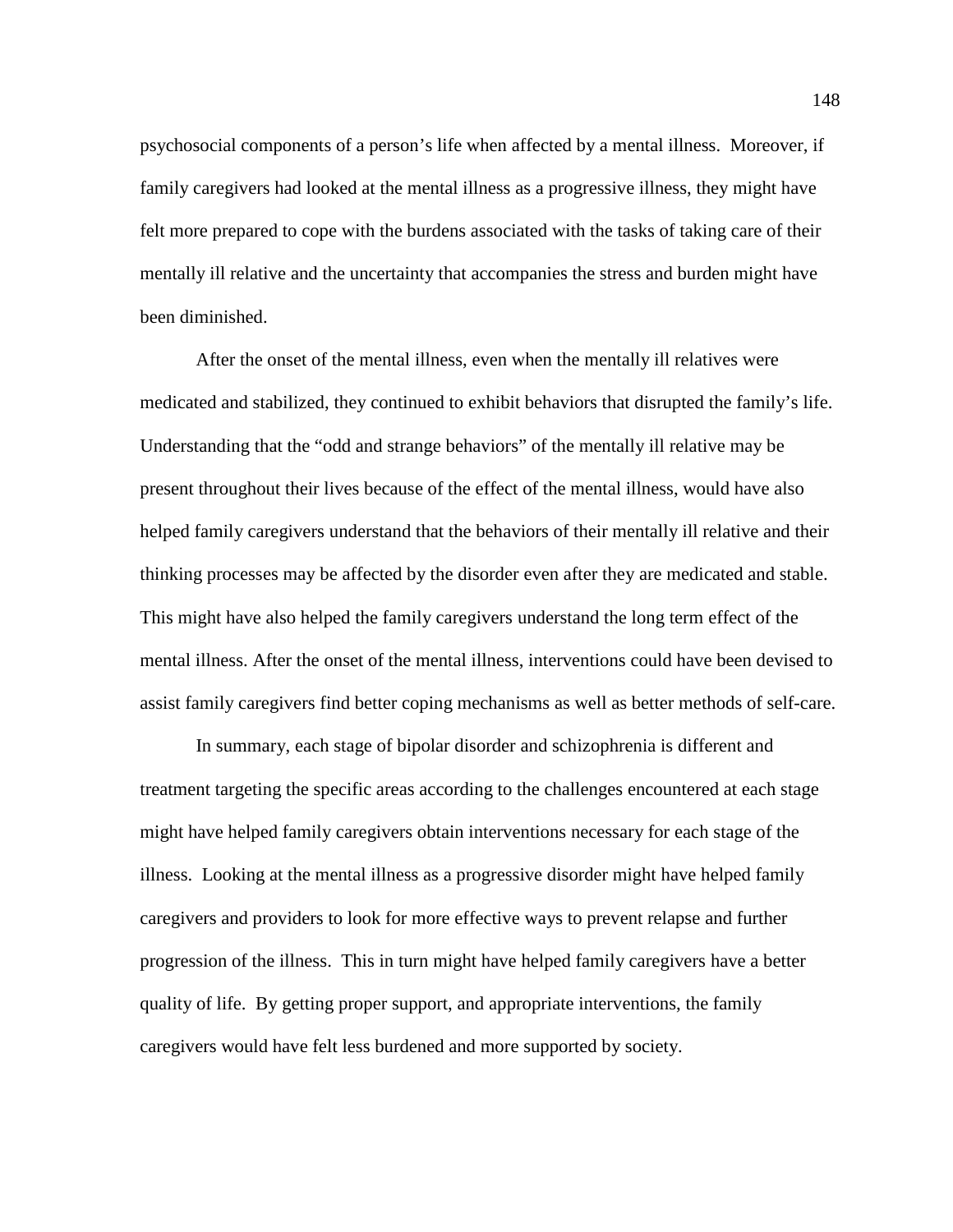psychosocial components of a person's life when affected by a mental illness. Moreover, if family caregivers had looked at the mental illness as a progressive illness, they might have felt more prepared to cope with the burdens associated with the tasks of taking care of their mentally ill relative and the uncertainty that accompanies the stress and burden might have been diminished.

After the onset of the mental illness, even when the mentally ill relatives were medicated and stabilized, they continued to exhibit behaviors that disrupted the family's life. Understanding that the "odd and strange behaviors" of the mentally ill relative may be present throughout their lives because of the effect of the mental illness, would have also helped family caregivers understand that the behaviors of their mentally ill relative and their thinking processes may be affected by the disorder even after they are medicated and stable. This might have also helped the family caregivers understand the long term effect of the mental illness. After the onset of the mental illness, interventions could have been devised to assist family caregivers find better coping mechanisms as well as better methods of self-care.

In summary, each stage of bipolar disorder and schizophrenia is different and treatment targeting the specific areas according to the challenges encountered at each stage might have helped family caregivers obtain interventions necessary for each stage of the illness. Looking at the mental illness as a progressive disorder might have helped family caregivers and providers to look for more effective ways to prevent relapse and further progression of the illness. This in turn might have helped family caregivers have a better quality of life. By getting proper support, and appropriate interventions, the family caregivers would have felt less burdened and more supported by society.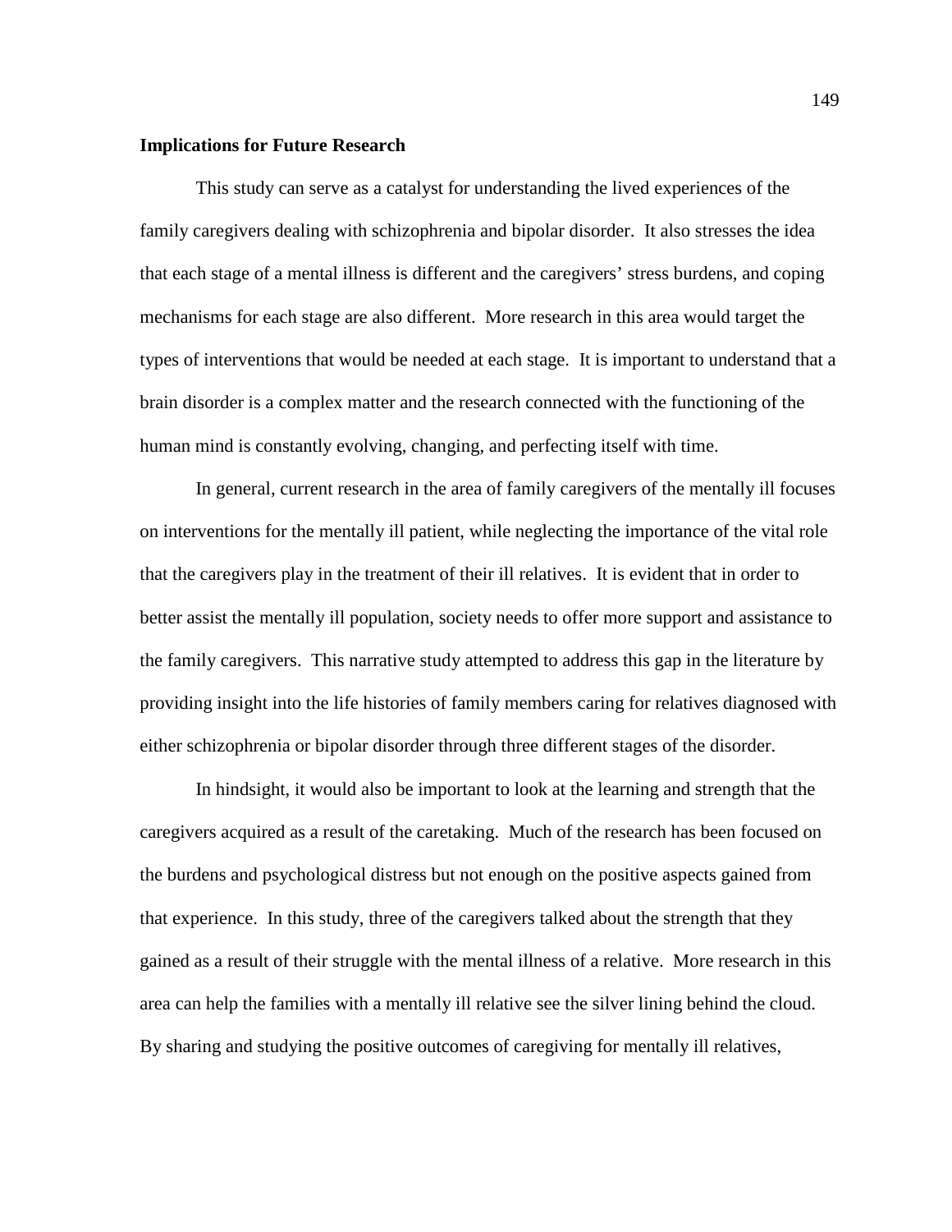**Implications for Future Research**

This study can serve as a catalyst for understanding the lived experiences of the family caregivers dealing with schizophrenia and bipolar disorder. It also stresses the idea that each stage of a mental illness is different and the caregivers' stress burdens, and coping mechanisms for each stage are also different. More research in this area would target the types of interventions that would be needed at each stage. It is important to understand that a brain disorder is a complex matter and the research connected with the functioning of the human mind is constantly evolving, changing, and perfecting itself with time.

In general, current research in the area of family caregivers of the mentally ill focuses on interventions for the mentally ill patient, while neglecting the importance of the vital role that the caregivers play in the treatment of their ill relatives. It is evident that in order to better assist the mentally ill population, society needs to offer more support and assistance to the family caregivers. This narrative study attempted to address this gap in the literature by providing insight into the life histories of family members caring for relatives diagnosed with either schizophrenia or bipolar disorder through three different stages of the disorder.

In hindsight, it would also be important to look at the learning and strength that the caregivers acquired as a result of the caretaking. Much of the research has been focused on the burdens and psychological distress but not enough on the positive aspects gained from that experience. In this study, three of the caregivers talked about the strength that they gained as a result of their struggle with the mental illness of a relative. More research in this area can help the families with a mentally ill relative see the silver lining behind the cloud. By sharing and studying the positive outcomes of caregiving for mentally ill relatives,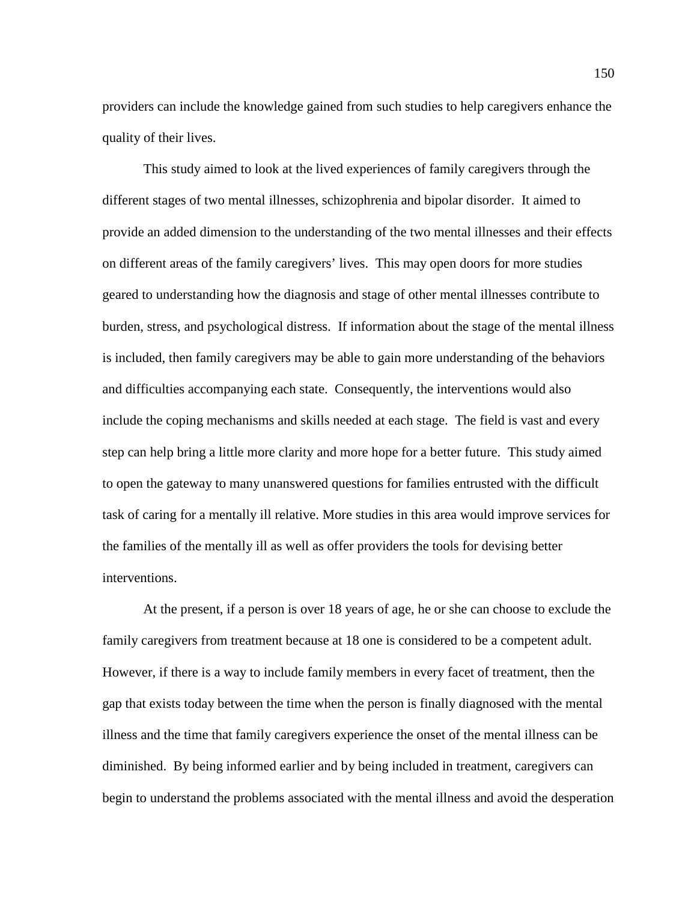providers can include the knowledge gained from such studies to help caregivers enhance the quality of their lives.

This study aimed to look at the lived experiences of family caregivers through the different stages of two mental illnesses, schizophrenia and bipolar disorder. It aimed to provide an added dimension to the understanding of the two mental illnesses and their effects on different areas of the family caregivers' lives. This may open doors for more studies geared to understanding how the diagnosis and stage of other mental illnesses contribute to burden, stress, and psychological distress. If information about the stage of the mental illness is included, then family caregivers may be able to gain more understanding of the behaviors and difficulties accompanying each state. Consequently, the interventions would also include the coping mechanisms and skills needed at each stage. The field is vast and every step can help bring a little more clarity and more hope for a better future. This study aimed to open the gateway to many unanswered questions for families entrusted with the difficult task of caring for a mentally ill relative. More studies in this area would improve services for the families of the mentally ill as well as offer providers the tools for devising better interventions.

At the present, if a person is over 18 years of age, he or she can choose to exclude the family caregivers from treatment because at 18 one is considered to be a competent adult. However, if there is a way to include family members in every facet of treatment, then the gap that exists today between the time when the person is finally diagnosed with the mental illness and the time that family caregivers experience the onset of the mental illness can be diminished. By being informed earlier and by being included in treatment, caregivers can begin to understand the problems associated with the mental illness and avoid the desperation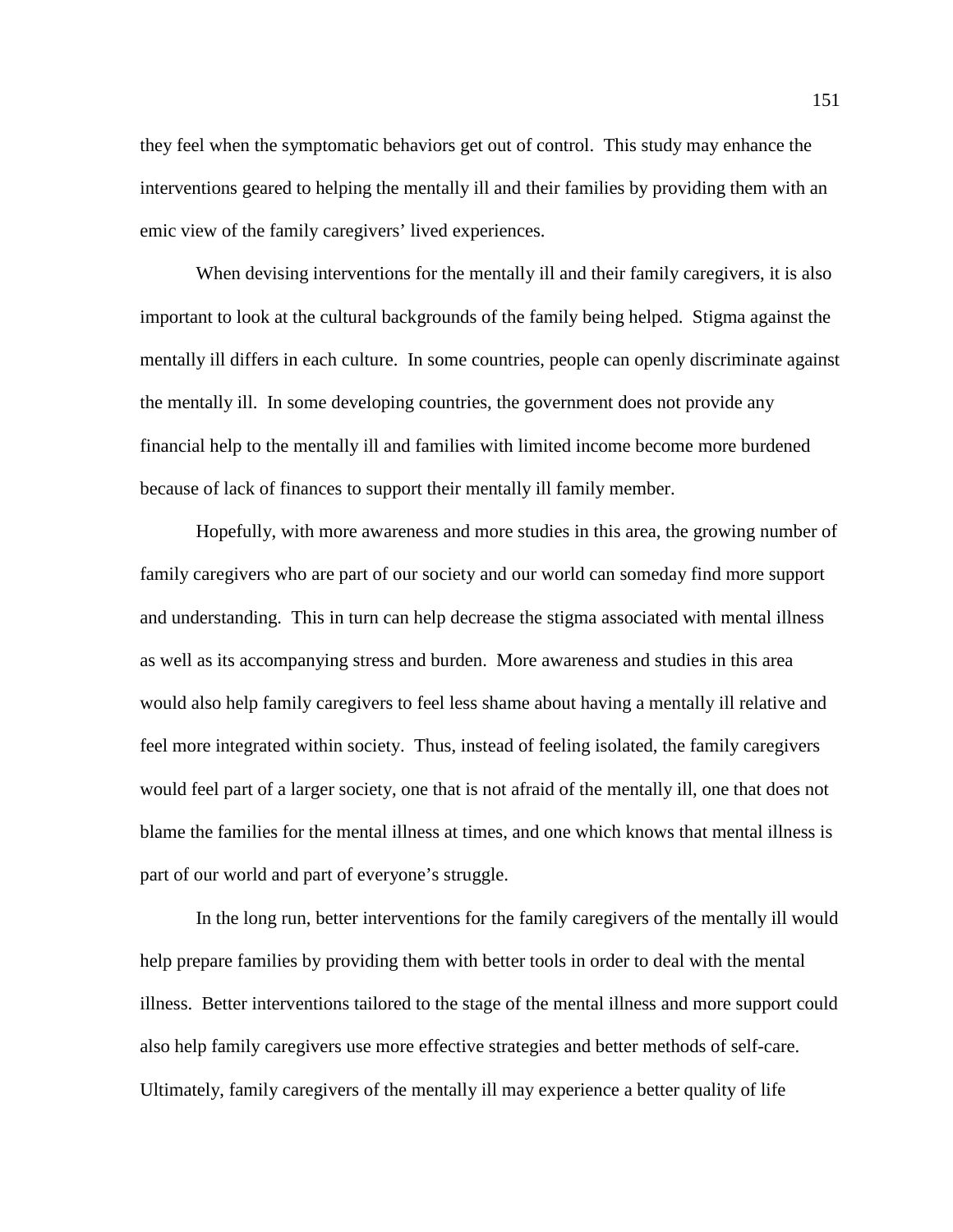they feel when the symptomatic behaviors get out of control. This study may enhance the interventions geared to helping the mentally ill and their families by providing them with an emic view of the family caregivers' lived experiences.

When devising interventions for the mentally ill and their family caregivers, it is also important to look at the cultural backgrounds of the family being helped. Stigma against the mentally ill differs in each culture. In some countries, people can openly discriminate against the mentally ill. In some developing countries, the government does not provide any financial help to the mentally ill and families with limited income become more burdened because of lack of finances to support their mentally ill family member.

Hopefully, with more awareness and more studies in this area, the growing number of family caregivers who are part of our society and our world can someday find more support and understanding. This in turn can help decrease the stigma associated with mental illness as well as its accompanying stress and burden. More awareness and studies in this area would also help family caregivers to feel less shame about having a mentally ill relative and feel more integrated within society. Thus, instead of feeling isolated, the family caregivers would feel part of a larger society, one that is not afraid of the mentally ill, one that does not blame the families for the mental illness at times, and one which knows that mental illness is part of our world and part of everyone's struggle.

In the long run, better interventions for the family caregivers of the mentally ill would help prepare families by providing them with better tools in order to deal with the mental illness. Better interventions tailored to the stage of the mental illness and more support could also help family caregivers use more effective strategies and better methods of self-care. Ultimately, family caregivers of the mentally ill may experience a better quality of life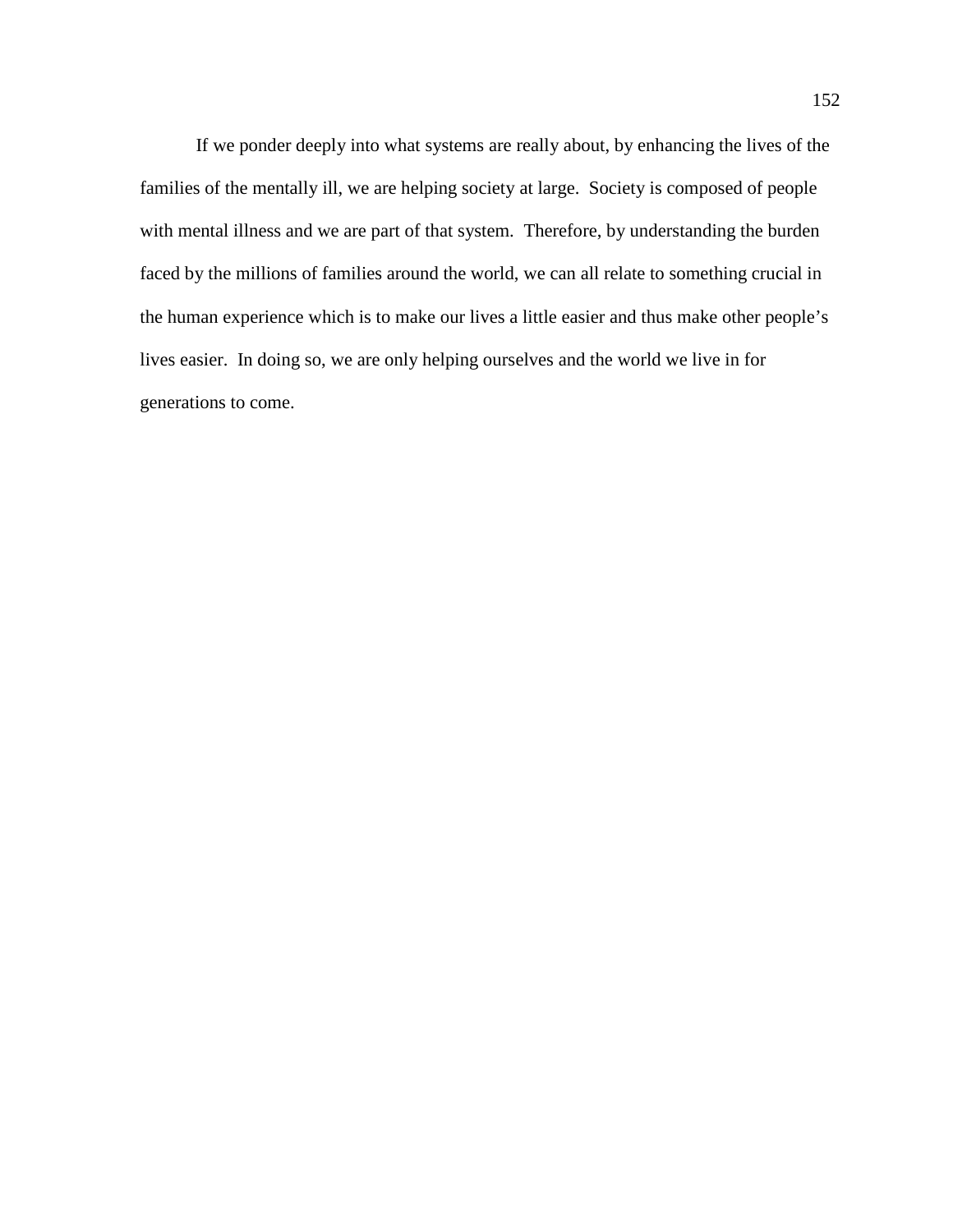If we ponder deeply into what systems are really about, by enhancing the lives of the families of the mentally ill, we are helping society at large. Society is composed of people with mental illness and we are part of that system. Therefore, by understanding the burden faced by the millions of families around the world, we can all relate to something crucial in the human experience which is to make our lives a little easier and thus make other people's lives easier. In doing so, we are only helping ourselves and the world we live in for generations to come.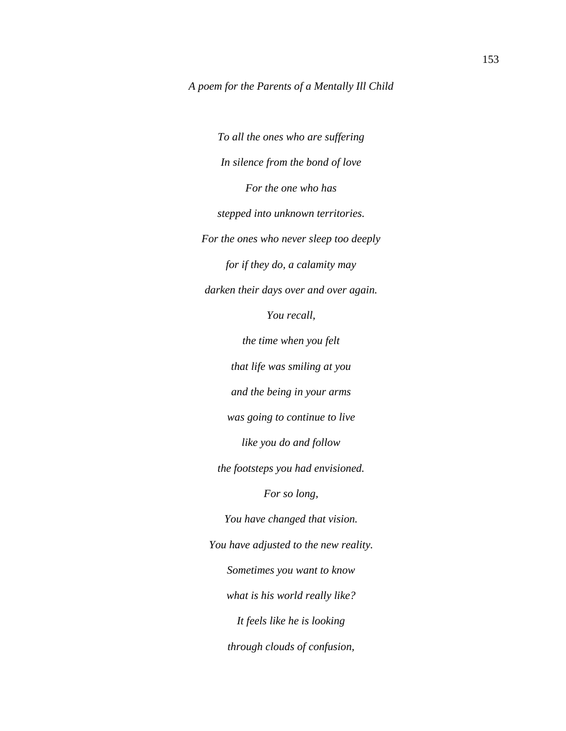*A poem for the Parents of a Mentally Ill Child*

*To all the ones who are suffering*

*In silence from the bond of love*

*For the one who has*

*stepped into unknown territories.*

*For the ones who never sleep too deeply*

*for if they do, a calamity may*

*darken their days over and over again.*

*You recall,*

*the time when you felt*

*that life was smiling at you*

*and the being in your arms*

*was going to continue to live*

*like you do and follow*

*the footsteps you had envisioned.*

*For so long,*

*You have changed that vision.*

*You have adjusted to the new reality.*

*Sometimes you want to know*

*what is his world really like?*

*It feels like he is looking*

*through clouds of confusion,*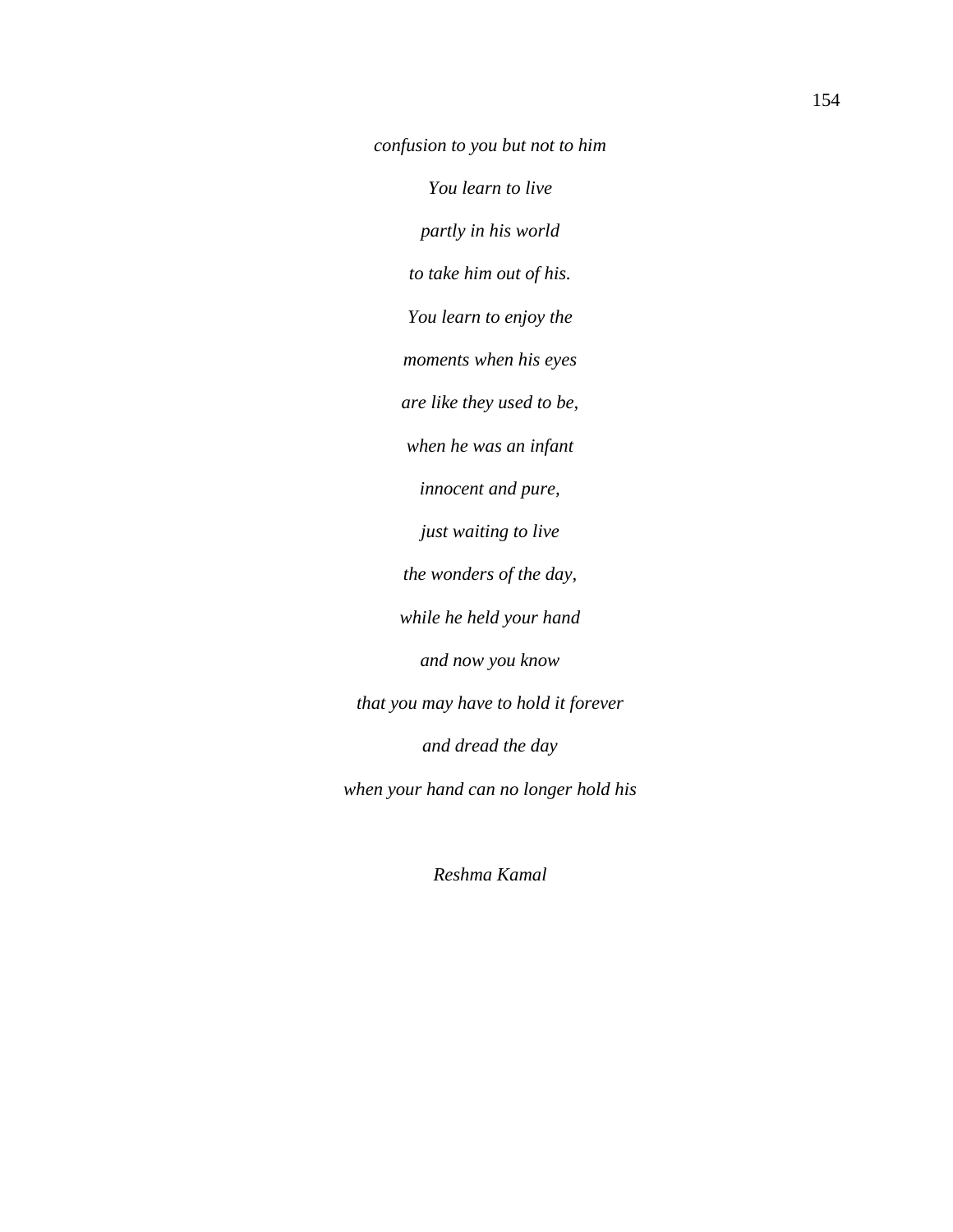*confusion to you but not to him*

*You learn to live*

*partly in his world*

*to take him out of his.*

*You learn to enjoy the*

*moments when his eyes*

*are like they used to be,*

*when he was an infant*

*innocent and pure,*

*just waiting to live*

*the wonders of the day,*

*while he held your hand*

*and now you know*

*that you may have to hold it forever*

*and dread the day*

*when your hand can no longer hold his*

*Reshma Kamal*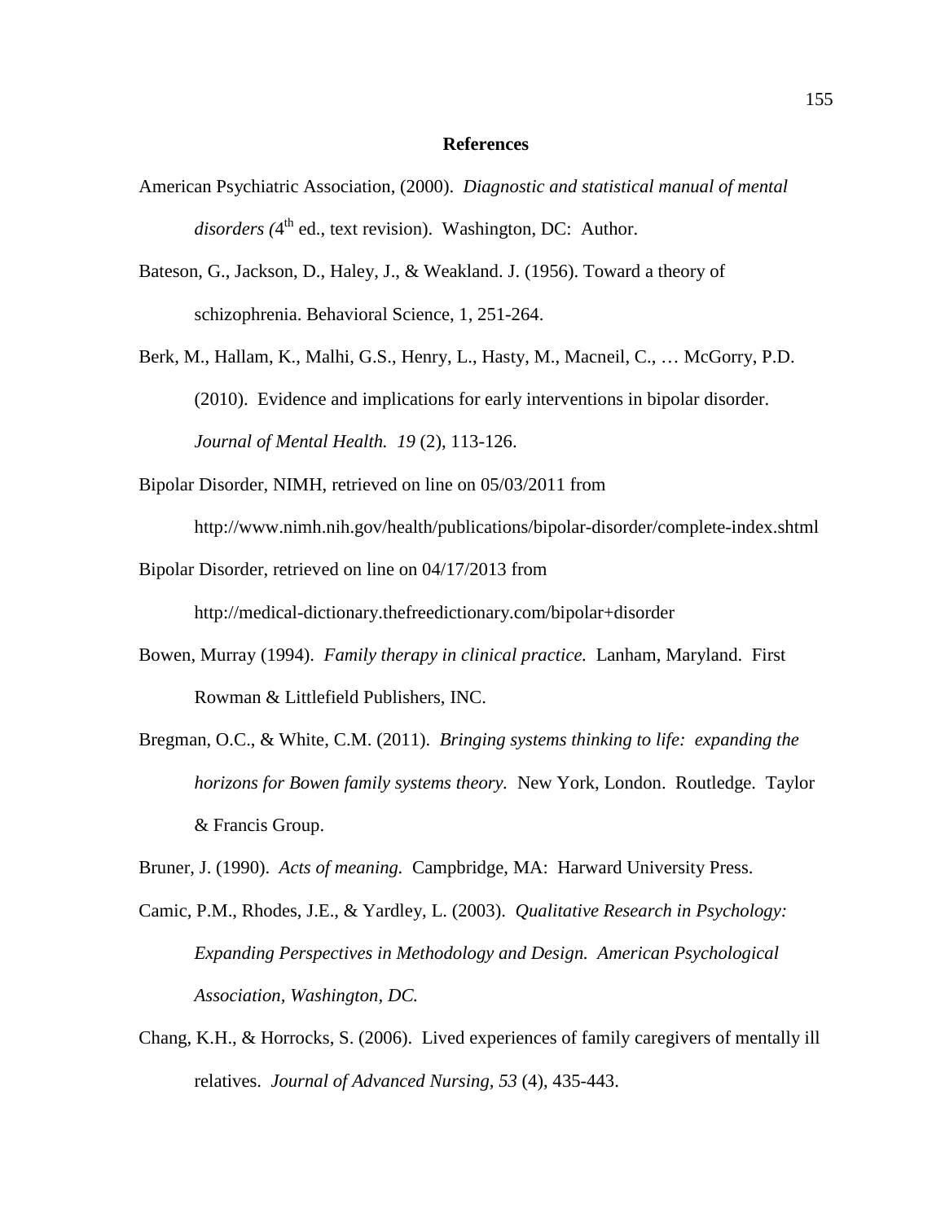# References

American Psychiatric Association, (2000). *Diagnostic and statistical manual of mental disorders (*4th ed., text revision). Washington, DC: Author.

Bateson, G., Jackson, D., Haley, J., & Weakland. J. (1956). Toward a theory of schizophrenia. Behavioral Science, 1, 251-264.

Berk, M., Hallam, K., Malhi, G.S., Henry, L., Hasty, M., Macneil, C., … McGorry, P.D. (2010). Evidence and implications for early interventions in bipolar disorder. *Journal of Mental Health. 19* (2), 113-126.

Bipolar Disorder, NIMH, retrieved on line on 05/03/2011 from http://www.nimh.nih.gov/health/publications/bipolar-disorder/complete-index.shtml

Bipolar Disorder, retrieved on line on 04/17/2013 from http://medical-dictionary.thefreedictionary.com/bipolar+disorder

Bowen, Murray (1994). *Family therapy in clinical practice.* Lanham, Maryland. First Rowman & Littlefield Publishers, INC.

Bregman, O.C., & White, C.M. (2011). *Bringing systems thinking to life: expanding the horizons for Bowen family systems theory.* New York, London. Routledge. Taylor & Francis Group.

Bruner, J. (1990). *Acts of meaning.* Campbridge, MA: Harward University Press.

Camic, P.M., Rhodes, J.E., & Yardley, L. (2003). *Qualitative Research in Psychology: Expanding Perspectives in Methodology and Design. American Psychological Association, Washington, DC.*

Chang, K.H., & Horrocks, S. (2006). Lived experiences of family caregivers of mentally ill relatives. *Journal of Advanced Nursing, 53* (4), 435-443.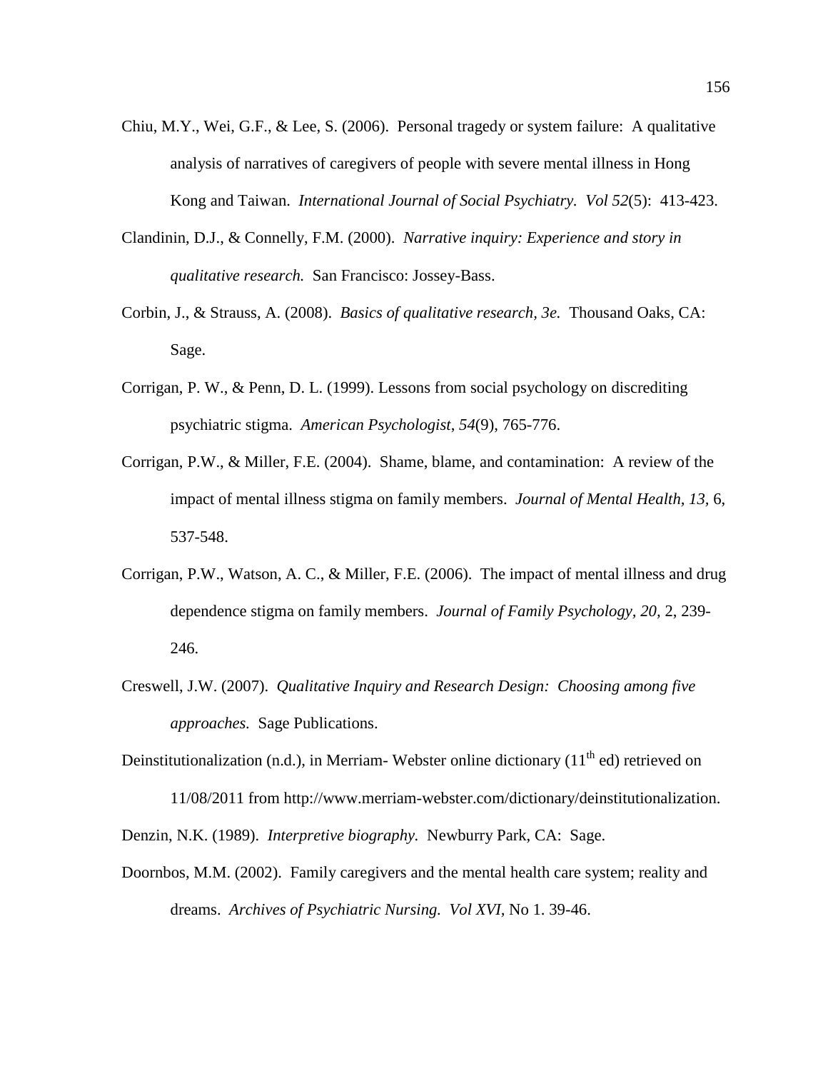Chiu, M.Y., Wei, G.F., & Lee, S. (2006). Personal tragedy or system failure: A qualitative analysis of narratives of caregivers of people with severe mental illness in Hong Kong and Taiwan. *International Journal of Social Psychiatry. Vol 52*(5): 413-423.

Clandinin, D.J., & Connelly, F.M. (2000). *Narrative inquiry: Experience and story in qualitative research.* San Francisco: Jossey-Bass.

Corbin, J., & Strauss, A. (2008). *Basics of qualitative research, 3e.* Thousand Oaks, CA: Sage.

Corrigan, P. W., & Penn, D. L. (1999). Lessons from social psychology on discrediting psychiatric stigma. *American Psychologist, 54*(9), 765-776.

Corrigan, P.W., & Miller, F.E. (2004). Shame, blame, and contamination: A review of the impact of mental illness stigma on family members. *Journal of Mental Health, 13,* 6, 537-548.

Corrigan, P.W., Watson, A. C., & Miller, F.E. (2006). The impact of mental illness and drug dependence stigma on family members. *Journal of Family Psychology, 20,* 2, 239-246.

Creswell, J.W. (2007). *Qualitative Inquiry and Research Design: Choosing among five approaches.* Sage Publications.

Deinstitutionalization (n.d.), in Merriam- Webster online dictionary (11th ed) retrieved on 11/08/2011 from http://www.merriam-webster.com/dictionary/deinstitutionalization.

Denzin, N.K. (1989). *Interpretive biography.* Newburry Park, CA: Sage.

Doornbos, M.M. (2002). Family caregivers and the mental health care system; reality and dreams. *Archives of Psychiatric Nursing. Vol XVI,* No 1. 39-46.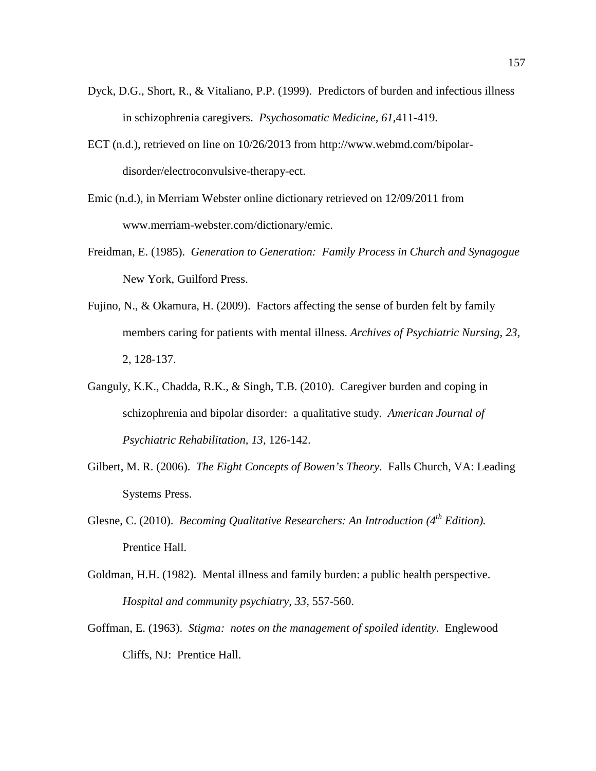Dyck, D.G., Short, R., & Vitaliano, P.P. (1999). Predictors of burden and infectious illness in schizophrenia caregivers. *Psychosomatic Medicine, 61*,411-419.

ECT (n.d.), retrieved on line on 10/26/2013 from http://www.webmd.com/bipolar-disorder/electroconvulsive-therapy-ect.

Emic (n.d.), in Merriam Webster online dictionary retrieved on 12/09/2011 from www.merriam-webster.com/dictionary/emic.

Freidman, E. (1985). *Generation to Generation: Family Process in Church and Synagogue* New York, Guilford Press.

Fujino, N., & Okamura, H. (2009). Factors affecting the sense of burden felt by family members caring for patients with mental illness. *Archives of Psychiatric Nursing, 23*, 2, 128-137.

Ganguly, K.K., Chadda, R.K., & Singh, T.B. (2010). Caregiver burden and coping in schizophrenia and bipolar disorder: a qualitative study. *American Journal of Psychiatric Rehabilitation, 13,* 126-142.

Gilbert, M. R. (2006). *The Eight Concepts of Bowen's Theory.* Falls Church, VA: Leading Systems Press.

Glesne, C. (2010). *Becoming Qualitative Researchers: An Introduction (4th Edition).* Prentice Hall.

Goldman, H.H. (1982). Mental illness and family burden: a public health perspective. *Hospital and community psychiatry, 33,* 557-560.

Goffman, E. (1963). *Stigma: notes on the management of spoiled identity*. Englewood Cliffs, NJ: Prentice Hall.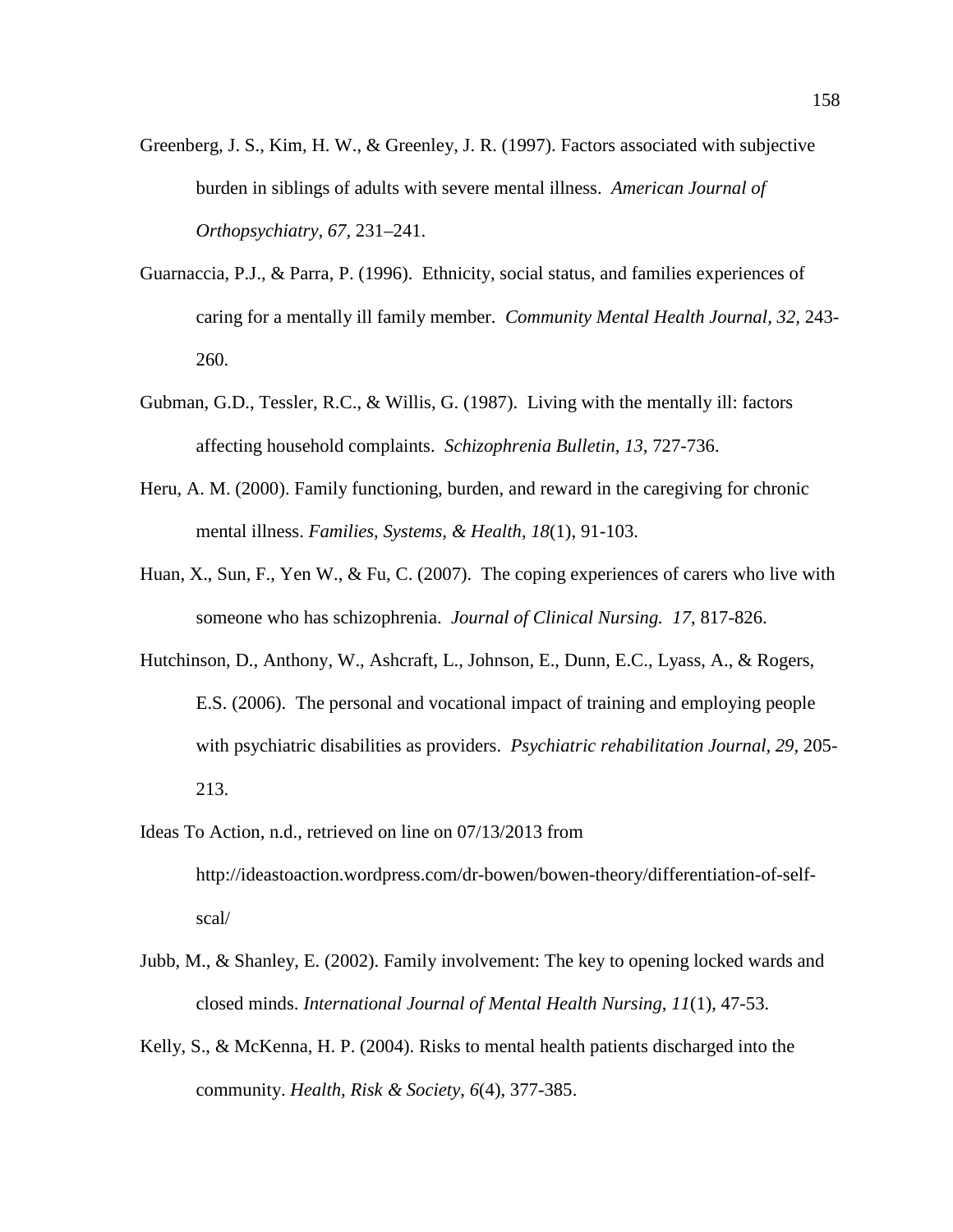Greenberg, J. S., Kim, H. W., & Greenley, J. R. (1997). Factors associated with subjective burden in siblings of adults with severe mental illness. *American Journal of Orthopsychiatry, 67*, 231–241.

Guarnaccia, P.J., & Parra, P. (1996). Ethnicity, social status, and families experiences of caring for a mentally ill family member. *Community Mental Health Journal, 32*, 243-260.

Gubman, G.D., Tessler, R.C., & Willis, G. (1987). Living with the mentally ill: factors affecting household complaints. *Schizophrenia Bulletin, 13*, 727-736.

Heru, A. M. (2000). Family functioning, burden, and reward in the caregiving for chronic mental illness. *Families, Systems, & Health*, *18*(1), 91-103.

Huan, X., Sun, F., Yen W., & Fu, C. (2007). The coping experiences of carers who live with someone who has schizophrenia. *Journal of Clinical Nursing. 17*, 817-826.

Hutchinson, D., Anthony, W., Ashcraft, L., Johnson, E., Dunn, E.C., Lyass, A., & Rogers, E.S. (2006). The personal and vocational impact of training and employing people with psychiatric disabilities as providers. *Psychiatric rehabilitation Journal, 29*, 205-213.

Ideas To Action, n.d., retrieved on line on 07/13/2013 from http://ideastoaction.wordpress.com/dr-bowen/bowen-theory/differentiation-of-self-scal/

Jubb, M., & Shanley, E. (2002). Family involvement: The key to opening locked wards and closed minds. *International Journal of Mental Health Nursing*, *11*(1), 47-53.

Kelly, S., & McKenna, H. P. (2004). Risks to mental health patients discharged into the community. *Health, Risk & Society*, *6*(4), 377-385.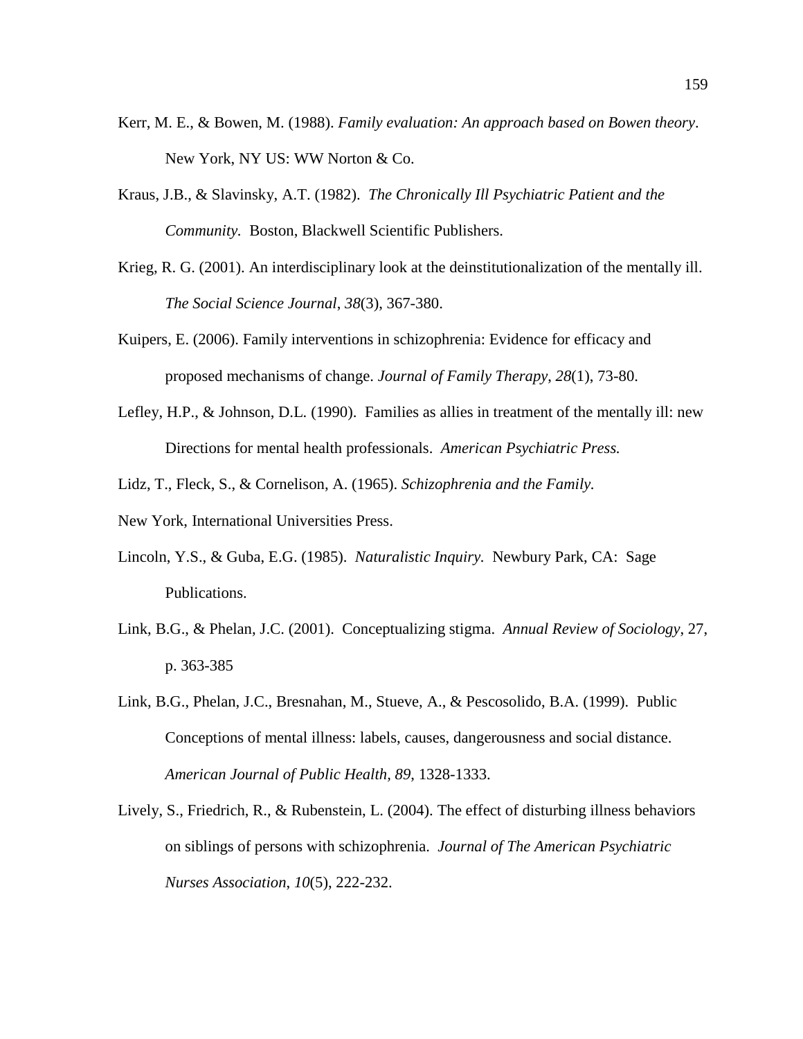Kerr, M. E., & Bowen, M. (1988). *Family evaluation: An approach based on Bowen theory*. New York, NY US: WW Norton & Co.

Kraus, J.B., & Slavinsky, A.T. (1982). *The Chronically Ill Psychiatric Patient and the Community.* Boston, Blackwell Scientific Publishers.

Krieg, R. G. (2001). An interdisciplinary look at the deinstitutionalization of the mentally ill. *The Social Science Journal*, *38*(3), 367-380.

Kuipers, E. (2006). Family interventions in schizophrenia: Evidence for efficacy and proposed mechanisms of change. *Journal of Family Therapy*, *28*(1), 73-80.

Lefley, H.P., & Johnson, D.L. (1990). Families as allies in treatment of the mentally ill: new Directions for mental health professionals. *American Psychiatric Press.*

Lidz, T., Fleck, S., & Cornelison, A. (1965). *Schizophrenia and the Family.*

New York, International Universities Press.

Lincoln, Y.S., & Guba, E.G. (1985). *Naturalistic Inquiry*. Newbury Park, CA: Sage Publications.

Link, B.G., & Phelan, J.C. (2001). Conceptualizing stigma. *Annual Review of Sociology*, 27, p. 363-385

Link, B.G., Phelan, J.C., Bresnahan, M., Stueve, A., & Pescosolido, B.A. (1999). Public Conceptions of mental illness: labels, causes, dangerousness and social distance. *American Journal of Public Health, 89,* 1328-1333.

Lively, S., Friedrich, R., & Rubenstein, L. (2004). The effect of disturbing illness behaviors on siblings of persons with schizophrenia. *Journal of The American Psychiatric Nurses Association*, *10*(5), 222-232.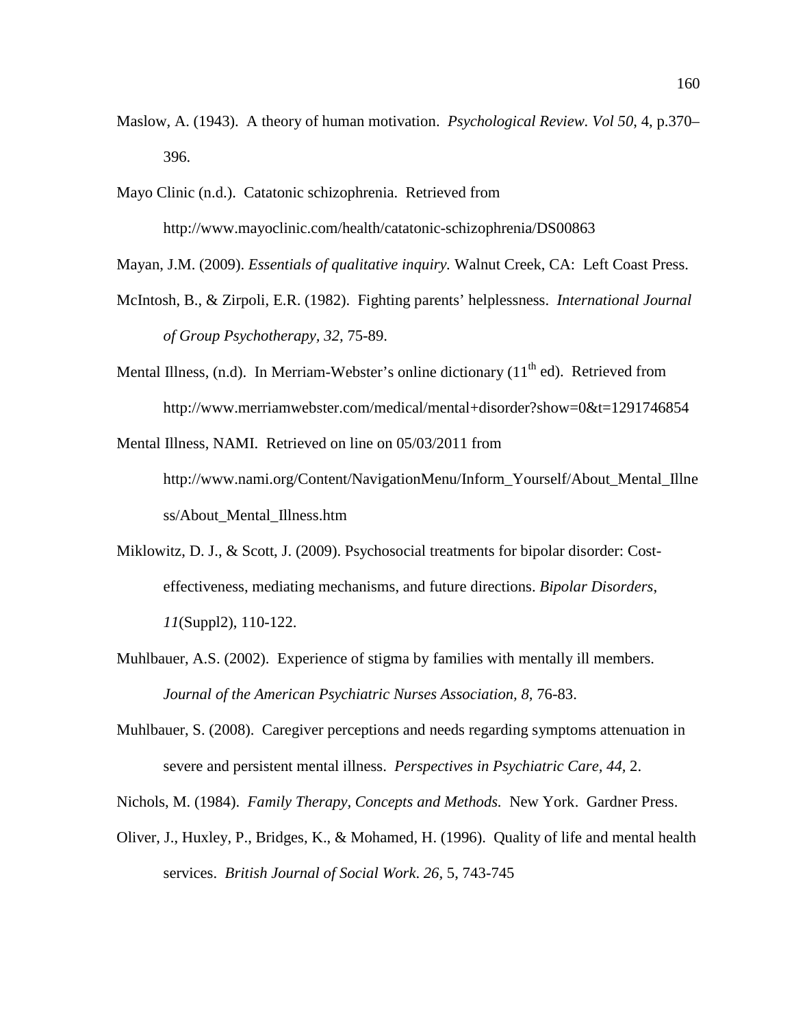Maslow, A. (1943). A theory of human motivation. *Psychological Review. Vol 50*, 4, p.370–396.

Mayo Clinic (n.d.). Catatonic schizophrenia. Retrieved from http://www.mayoclinic.com/health/catatonic-schizophrenia/DS00863

Mayan, J.M. (2009). *Essentials of qualitative inquiry.* Walnut Creek, CA: Left Coast Press.

McIntosh, B., & Zirpoli, E.R. (1982). Fighting parents' helplessness. *International Journal of Group Psychotherapy, 32,* 75-89.

Mental Illness, (n.d). In Merriam-Webster's online dictionary (11th ed). Retrieved from http://www.merriamwebster.com/medical/mental+disorder?show=0&t=1291746854

Mental Illness, NAMI. Retrieved on line on 05/03/2011 from http://www.nami.org/Content/NavigationMenu/Inform_Yourself/About_Mental_Illness/About_Mental_Illness.htm

Miklowitz, D. J., & Scott, J. (2009). Psychosocial treatments for bipolar disorder: Cost-effectiveness, mediating mechanisms, and future directions. *Bipolar Disorders*, *11*(Suppl2), 110-122.

Muhlbauer, A.S. (2002). Experience of stigma by families with mentally ill members. *Journal of the American Psychiatric Nurses Association, 8,* 76-83.

Muhlbauer, S. (2008). Caregiver perceptions and needs regarding symptoms attenuation in severe and persistent mental illness. *Perspectives in Psychiatric Care, 44,* 2.

Nichols, M. (1984). *Family Therapy, Concepts and Methods.* New York. Gardner Press.

Oliver, J., Huxley, P., Bridges, K., & Mohamed, H. (1996). Quality of life and mental health services. *British Journal of Social Work. 26,* 5, 743-745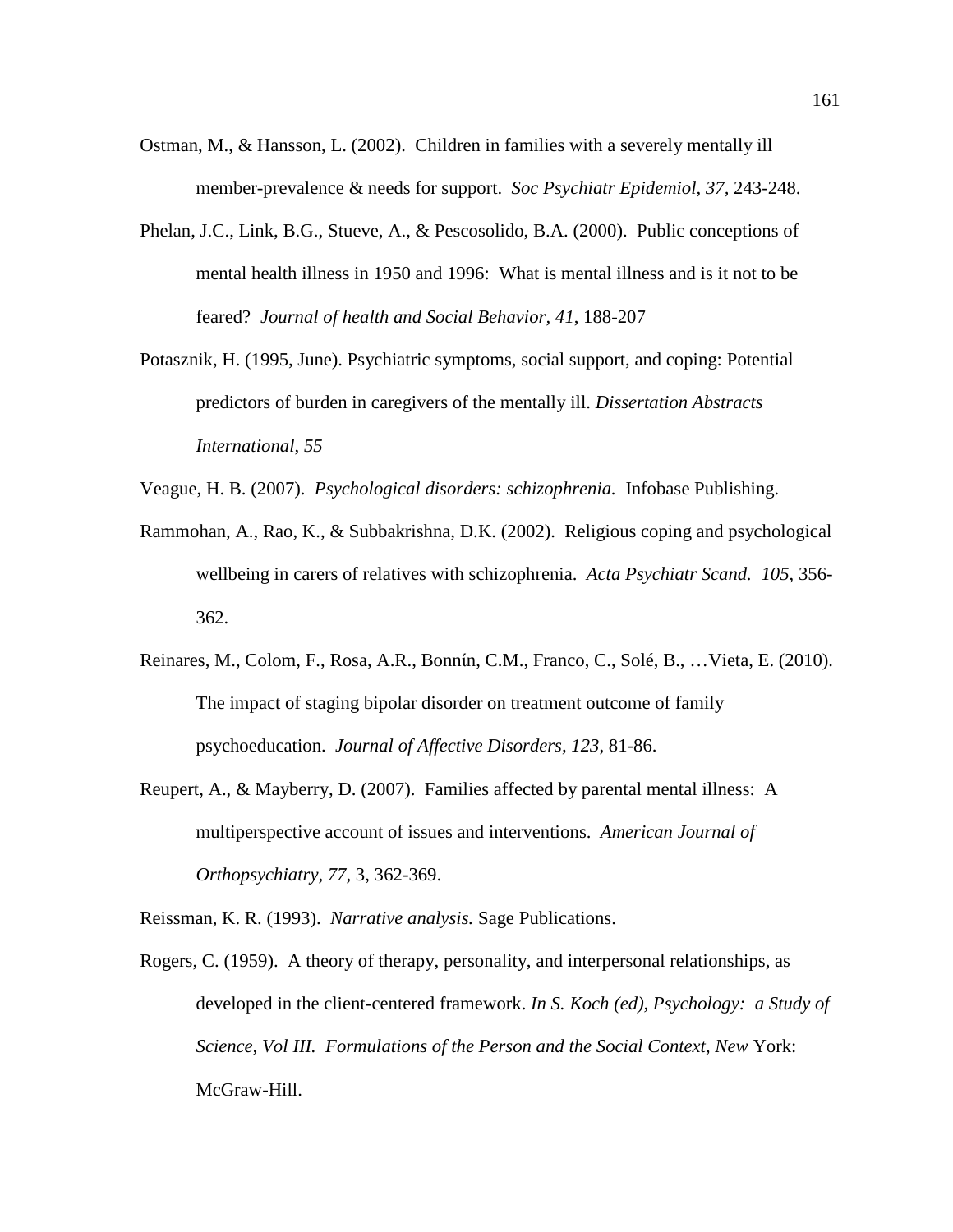Ostman, M., & Hansson, L. (2002). Children in families with a severely mentally ill member-prevalence & needs for support. *Soc Psychiatr Epidemiol, 37*, 243-248.

Phelan, J.C., Link, B.G., Stueve, A., & Pescosolido, B.A. (2000). Public conceptions of mental health illness in 1950 and 1996: What is mental illness and is it not to be feared? *Journal of health and Social Behavior, 41*, 188-207

Potasznik, H. (1995, June). Psychiatric symptoms, social support, and coping: Potential predictors of burden in caregivers of the mentally ill. *Dissertation Abstracts International*, *55*

Veague, H. B. (2007). *Psychological disorders: schizophrenia.* Infobase Publishing.

Rammohan, A., Rao, K., & Subbakrishna, D.K. (2002). Religious coping and psychological wellbeing in carers of relatives with schizophrenia. *Acta Psychiatr Scand. 105*, 356-362.

Reinares, M., Colom, F., Rosa, A.R., Bonnín, C.M., Franco, C., Solé, B., …Vieta, E. (2010). The impact of staging bipolar disorder on treatment outcome of family psychoeducation. *Journal of Affective Disorders, 123*, 81-86.

Reupert, A., & Mayberry, D. (2007). Families affected by parental mental illness: A multiperspective account of issues and interventions. *American Journal of Orthopsychiatry, 77,* 3, 362-369.

Reissman, K. R. (1993). *Narrative analysis.* Sage Publications.

Rogers, C. (1959). A theory of therapy, personality, and interpersonal relationships, as developed in the client-centered framework. *In S. Koch (ed), Psychology: a Study of Science, Vol III. Formulations of the Person and the Social Context, New* York: McGraw-Hill.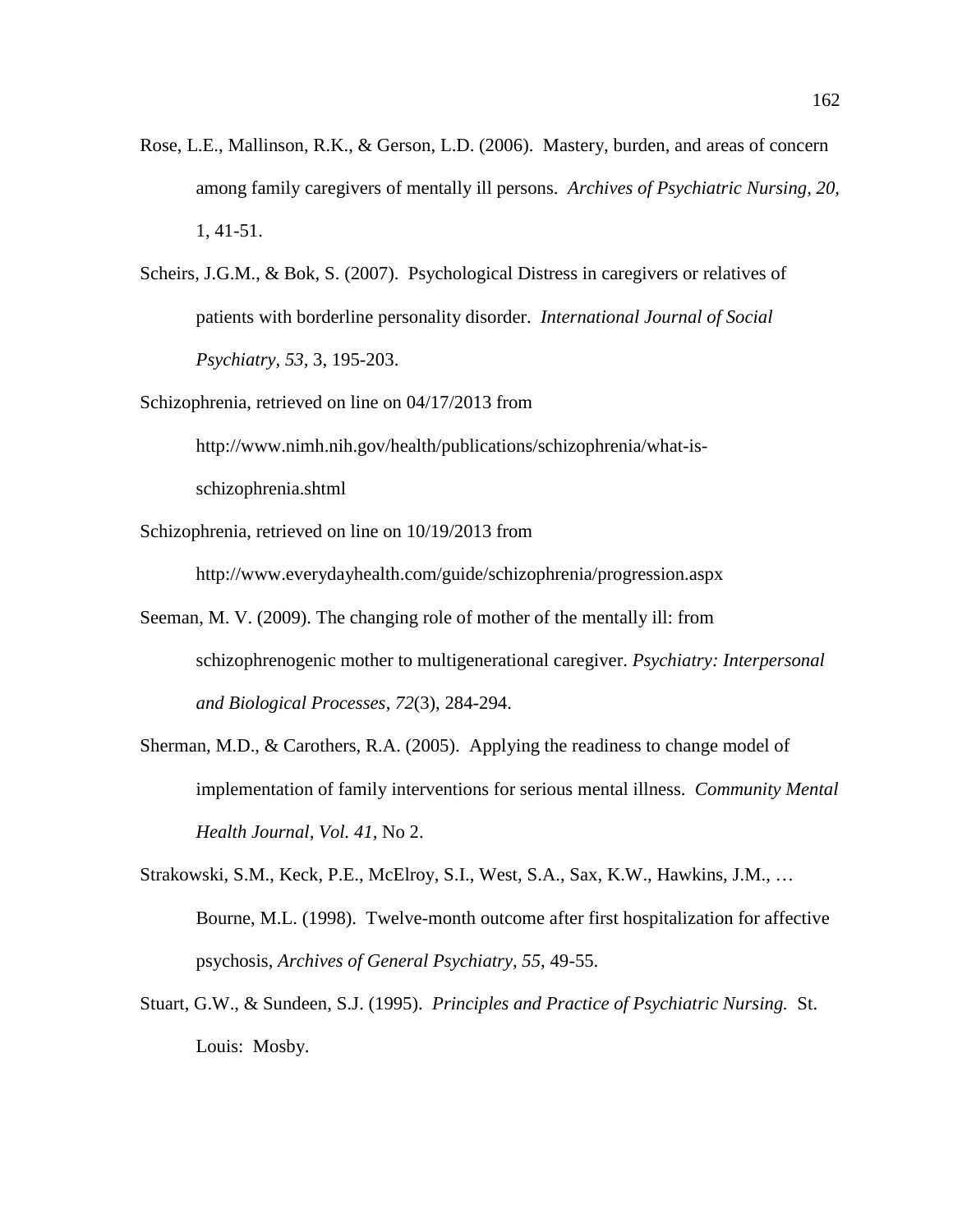Rose, L.E., Mallinson, R.K., & Gerson, L.D. (2006). Mastery, burden, and areas of concern among family caregivers of mentally ill persons. *Archives of Psychiatric Nursing, 20,* 1, 41-51.

Scheirs, J.G.M., & Bok, S. (2007). Psychological Distress in caregivers or relatives of patients with borderline personality disorder. *International Journal of Social Psychiatry, 53,* 3, 195-203.

Schizophrenia, retrieved on line on 04/17/2013 from http://www.nimh.nih.gov/health/publications/schizophrenia/what-is-schizophrenia.shtml

Schizophrenia, retrieved on line on 10/19/2013 from http://www.everydayhealth.com/guide/schizophrenia/progression.aspx

Seeman, M. V. (2009). The changing role of mother of the mentally ill: from schizophrenogenic mother to multigenerational caregiver. *Psychiatry: Interpersonal and Biological Processes*, *72*(3), 284-294.

Sherman, M.D., & Carothers, R.A. (2005). Applying the readiness to change model of implementation of family interventions for serious mental illness. *Community Mental Health Journal, Vol. 41,* No 2.

Strakowski, S.M., Keck, P.E., McElroy, S.I., West, S.A., Sax, K.W., Hawkins, J.M., … Bourne, M.L. (1998). Twelve-month outcome after first hospitalization for affective psychosis, *Archives of General Psychiatry*, *55*, 49-55.

Stuart, G.W., & Sundeen, S.J. (1995). *Principles and Practice of Psychiatric Nursing.* St. Louis: Mosby.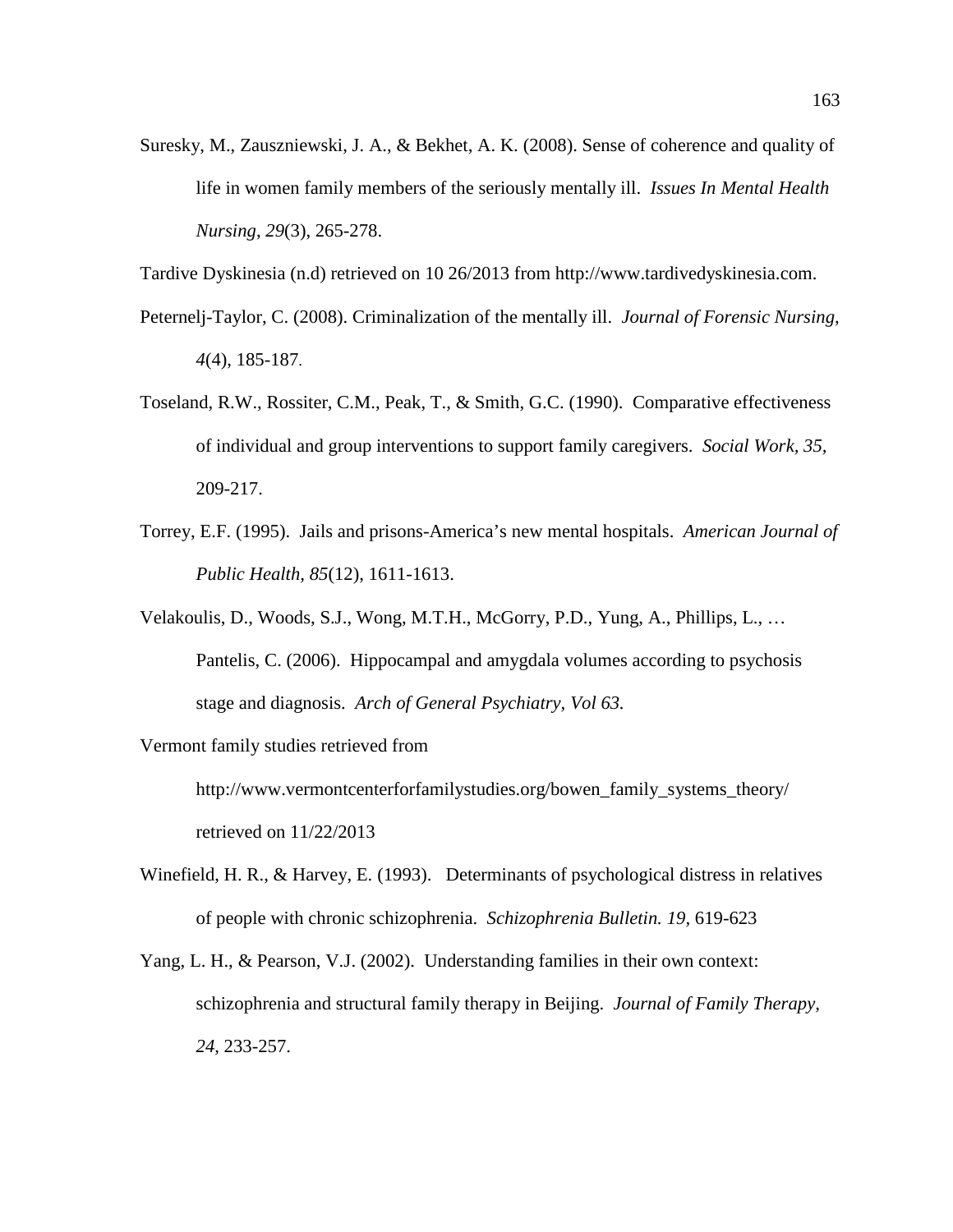Suresky, M., Zauszniewski, J. A., & Bekhet, A. K. (2008). Sense of coherence and quality of life in women family members of the seriously mentally ill. *Issues In Mental Health Nursing*, *29*(3), 265-278.

Tardive Dyskinesia (n.d) retrieved on 10 26/2013 from http://www.tardivedyskinesia.com.

Peternelj-Taylor, C. (2008). Criminalization of the mentally ill. *Journal of Forensic Nursing*, *4*(4), 185-187.

Toseland, R.W., Rossiter, C.M., Peak, T., & Smith, G.C. (1990). Comparative effectiveness of individual and group interventions to support family caregivers. *Social Work, 35,* 209-217.

Torrey, E.F. (1995). Jails and prisons-America's new mental hospitals. *American Journal of Public Health, 85*(12), 1611-1613.

Velakoulis, D., Woods, S.J., Wong, M.T.H., McGorry, P.D., Yung, A., Phillips, L., … Pantelis, C. (2006). Hippocampal and amygdala volumes according to psychosis stage and diagnosis. *Arch of General Psychiatry, Vol 63.*

Vermont family studies retrieved from http://www.vermontcenterforfamilystudies.org/bowen_family_systems_theory/ retrieved on 11/22/2013

Winefield, H. R., & Harvey, E. (1993). Determinants of psychological distress in relatives of people with chronic schizophrenia. *Schizophrenia Bulletin. 19,* 619-623

Yang, L. H., & Pearson, V.J. (2002). Understanding families in their own context: schizophrenia and structural family therapy in Beijing. *Journal of Family Therapy, 24,* 233-257.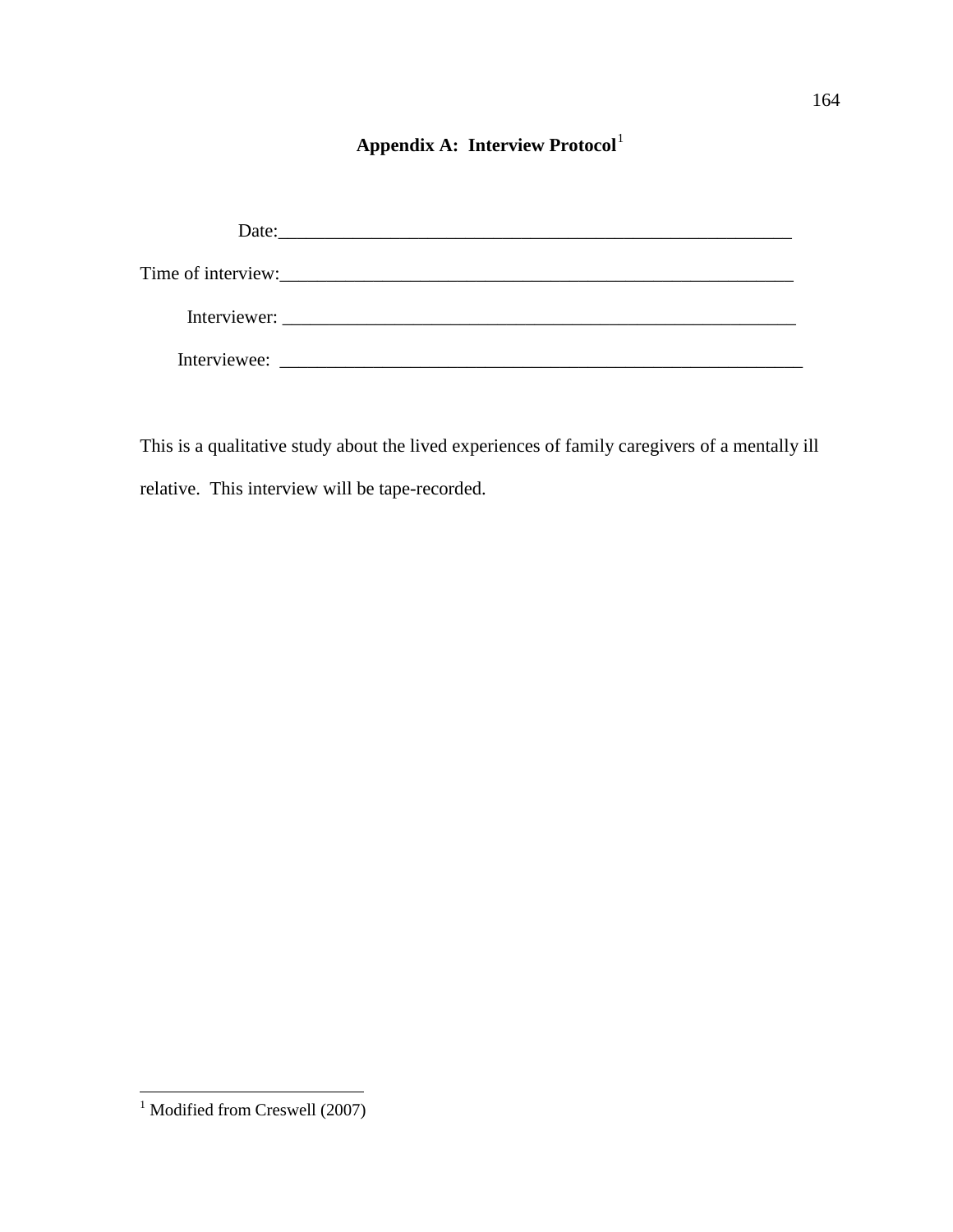# Appendix A: Interview Protocol[1]

Date:_______________________________________________________

Time of interview:_______________________________________________________

Interviewer: _______________________________________________________

Interviewee: _______________________________________________________

This is a qualitative study about the lived experiences of family caregivers of a mentally ill relative. This interview will be tape-recorded.

---

[1] Modified from Creswell (2007)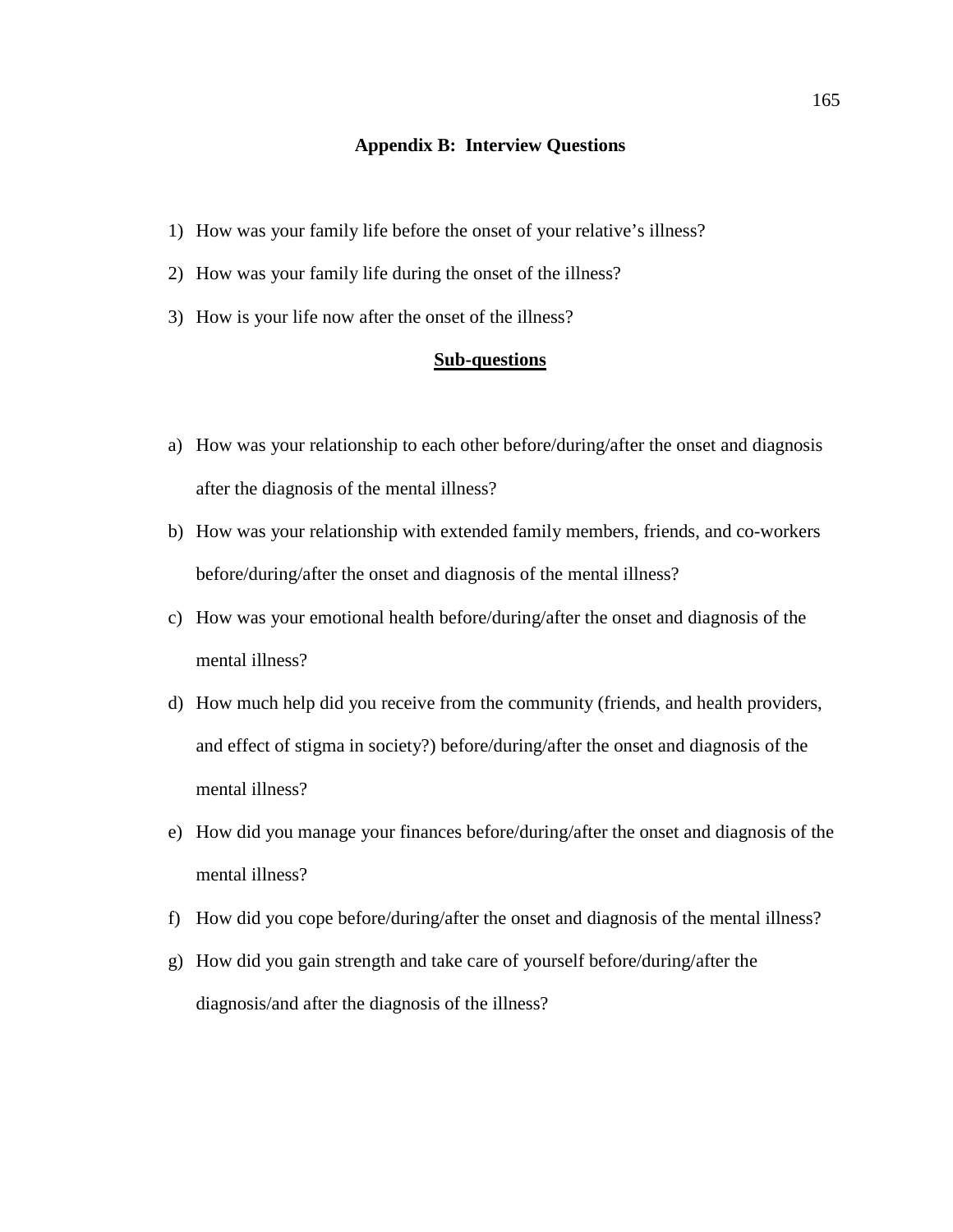## Appendix B: Interview Questions

1) How was your family life before the onset of your relative's illness?
2) How was your family life during the onset of the illness?
3) How is your life now after the onset of the illness?

**Sub-questions**

a) How was your relationship to each other before/during/after the onset and diagnosis after the diagnosis of the mental illness?
b) How was your relationship with extended family members, friends, and co-workers before/during/after the onset and diagnosis of the mental illness?
c) How was your emotional health before/during/after the onset and diagnosis of the mental illness?
d) How much help did you receive from the community (friends, and health providers, and effect of stigma in society?) before/during/after the onset and diagnosis of the mental illness?
e) How did you manage your finances before/during/after the onset and diagnosis of the mental illness?
f) How did you cope before/during/after the onset and diagnosis of the mental illness?
g) How did you gain strength and take care of yourself before/during/after the diagnosis/and after the diagnosis of the illness?